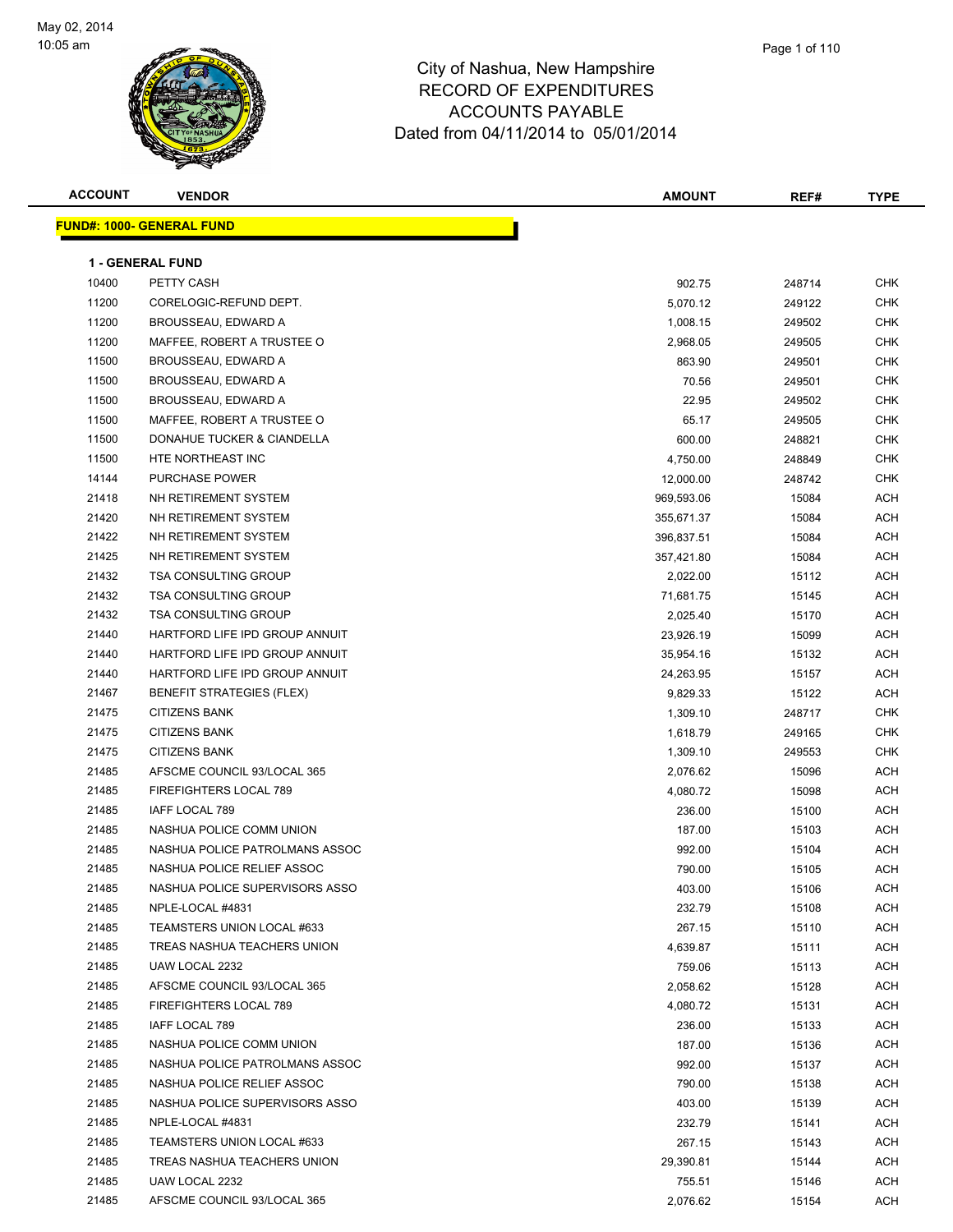# City of Nashua, New Hampshire
## RECORD OF EXPENDITURES
## ACCOUNTS PAYABLE
### Dated from 04/11/2014 to 05/01/2014

May 02, 2014
10:05 am

**FUND#: 1000- GENERAL FUND**

**1 - GENERAL FUND**

| ACCOUNT | VENDOR | AMOUNT | REF# | TYPE |
|---|---|---|---|---|
| 10400 | PETTY CASH | 902.75 | 248714 | CHK |
| 11200 | CORELOGIC-REFUND DEPT. | 5,070.12 | 249122 | CHK |
| 11200 | BROUSSEAU, EDWARD A | 1,008.15 | 249502 | CHK |
| 11200 | MAFFEE, ROBERT A TRUSTEE O | 2,968.05 | 249505 | CHK |
| 11500 | BROUSSEAU, EDWARD A | 863.90 | 249501 | CHK |
| 11500 | BROUSSEAU, EDWARD A | 70.56 | 249501 | CHK |
| 11500 | BROUSSEAU, EDWARD A | 22.95 | 249502 | CHK |
| 11500 | MAFFEE, ROBERT A TRUSTEE O | 65.17 | 249505 | CHK |
| 11500 | DONAHUE TUCKER & CIANDELLA | 600.00 | 248821 | CHK |
| 11500 | HTE NORTHEAST INC | 4,750.00 | 248849 | CHK |
| 14144 | PURCHASE POWER | 12,000.00 | 248742 | CHK |
| 21418 | NH RETIREMENT SYSTEM | 969,593.06 | 15084 | ACH |
| 21420 | NH RETIREMENT SYSTEM | 355,671.37 | 15084 | ACH |
| 21422 | NH RETIREMENT SYSTEM | 396,837.51 | 15084 | ACH |
| 21425 | NH RETIREMENT SYSTEM | 357,421.80 | 15084 | ACH |
| 21432 | TSA CONSULTING GROUP | 2,022.00 | 15112 | ACH |
| 21432 | TSA CONSULTING GROUP | 71,681.75 | 15145 | ACH |
| 21432 | TSA CONSULTING GROUP | 2,025.40 | 15170 | ACH |
| 21440 | HARTFORD LIFE IPD GROUP ANNUIT | 23,926.19 | 15099 | ACH |
| 21440 | HARTFORD LIFE IPD GROUP ANNUIT | 35,954.16 | 15132 | ACH |
| 21440 | HARTFORD LIFE IPD GROUP ANNUIT | 24,263.95 | 15157 | ACH |
| 21467 | BENEFIT STRATEGIES (FLEX) | 9,829.33 | 15122 | ACH |
| 21475 | CITIZENS BANK | 1,309.10 | 248717 | CHK |
| 21475 | CITIZENS BANK | 1,618.79 | 249165 | CHK |
| 21475 | CITIZENS BANK | 1,309.10 | 249553 | CHK |
| 21485 | AFSCME COUNCIL 93/LOCAL 365 | 2,076.62 | 15096 | ACH |
| 21485 | FIREFIGHTERS LOCAL 789 | 4,080.72 | 15098 | ACH |
| 21485 | IAFF LOCAL 789 | 236.00 | 15100 | ACH |
| 21485 | NASHUA POLICE COMM UNION | 187.00 | 15103 | ACH |
| 21485 | NASHUA POLICE PATROLMANS ASSOC | 992.00 | 15104 | ACH |
| 21485 | NASHUA POLICE RELIEF ASSOC | 790.00 | 15105 | ACH |
| 21485 | NASHUA POLICE SUPERVISORS ASSO | 403.00 | 15106 | ACH |
| 21485 | NPLE-LOCAL #4831 | 232.79 | 15108 | ACH |
| 21485 | TEAMSTERS UNION LOCAL #633 | 267.15 | 15110 | ACH |
| 21485 | TREAS NASHUA TEACHERS UNION | 4,639.87 | 15111 | ACH |
| 21485 | UAW LOCAL 2232 | 759.06 | 15113 | ACH |
| 21485 | AFSCME COUNCIL 93/LOCAL 365 | 2,058.62 | 15128 | ACH |
| 21485 | FIREFIGHTERS LOCAL 789 | 4,080.72 | 15131 | ACH |
| 21485 | IAFF LOCAL 789 | 236.00 | 15133 | ACH |
| 21485 | NASHUA POLICE COMM UNION | 187.00 | 15136 | ACH |
| 21485 | NASHUA POLICE PATROLMANS ASSOC | 992.00 | 15137 | ACH |
| 21485 | NASHUA POLICE RELIEF ASSOC | 790.00 | 15138 | ACH |
| 21485 | NASHUA POLICE SUPERVISORS ASSO | 403.00 | 15139 | ACH |
| 21485 | NPLE-LOCAL #4831 | 232.79 | 15141 | ACH |
| 21485 | TEAMSTERS UNION LOCAL #633 | 267.15 | 15143 | ACH |
| 21485 | TREAS NASHUA TEACHERS UNION | 29,390.81 | 15144 | ACH |
| 21485 | UAW LOCAL 2232 | 755.51 | 15146 | ACH |
| 21485 | AFSCME COUNCIL 93/LOCAL 365 | 2,076.62 | 15154 | ACH |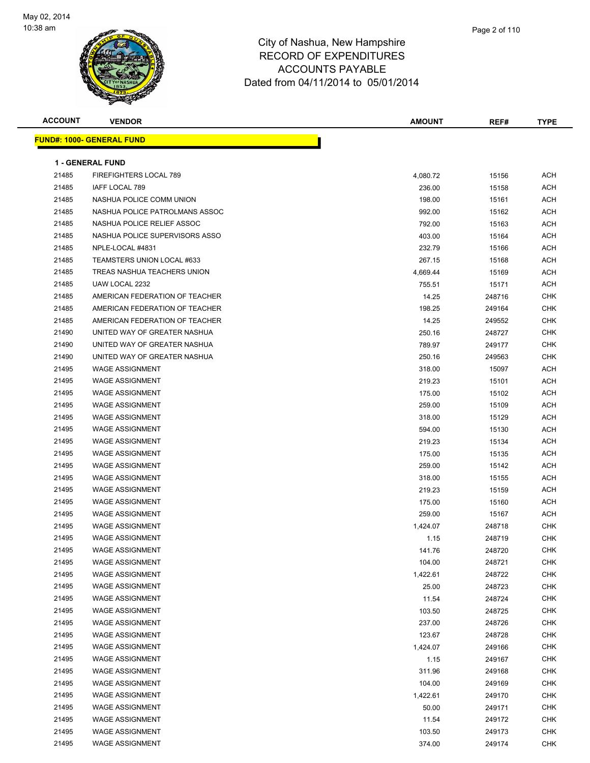City of Nashua, New Hampshire
RECORD OF EXPENDITURES
ACCOUNTS PAYABLE
Dated from 04/11/2014 to 05/01/2014

**FUND#: 1000- GENERAL FUND**

**1 - GENERAL FUND**

| ACCOUNT | VENDOR | AMOUNT | REF# | TYPE |
|---|---|---|---|---|
| 21485 | FIREFIGHTERS LOCAL 789 | 4,080.72 | 15156 | ACH |
| 21485 | IAFF LOCAL 789 | 236.00 | 15158 | ACH |
| 21485 | NASHUA POLICE COMM UNION | 198.00 | 15161 | ACH |
| 21485 | NASHUA POLICE PATROLMANS ASSOC | 992.00 | 15162 | ACH |
| 21485 | NASHUA POLICE RELIEF ASSOC | 792.00 | 15163 | ACH |
| 21485 | NASHUA POLICE SUPERVISORS ASSO | 403.00 | 15164 | ACH |
| 21485 | NPLE-LOCAL #4831 | 232.79 | 15166 | ACH |
| 21485 | TEAMSTERS UNION LOCAL #633 | 267.15 | 15168 | ACH |
| 21485 | TREAS NASHUA TEACHERS UNION | 4,669.44 | 15169 | ACH |
| 21485 | UAW LOCAL 2232 | 755.51 | 15171 | ACH |
| 21485 | AMERICAN FEDERATION OF TEACHER | 14.25 | 248716 | CHK |
| 21485 | AMERICAN FEDERATION OF TEACHER | 198.25 | 249164 | CHK |
| 21485 | AMERICAN FEDERATION OF TEACHER | 14.25 | 249552 | CHK |
| 21490 | UNITED WAY OF GREATER NASHUA | 250.16 | 248727 | CHK |
| 21490 | UNITED WAY OF GREATER NASHUA | 789.97 | 249177 | CHK |
| 21490 | UNITED WAY OF GREATER NASHUA | 250.16 | 249563 | CHK |
| 21495 | WAGE ASSIGNMENT | 318.00 | 15097 | ACH |
| 21495 | WAGE ASSIGNMENT | 219.23 | 15101 | ACH |
| 21495 | WAGE ASSIGNMENT | 175.00 | 15102 | ACH |
| 21495 | WAGE ASSIGNMENT | 259.00 | 15109 | ACH |
| 21495 | WAGE ASSIGNMENT | 318.00 | 15129 | ACH |
| 21495 | WAGE ASSIGNMENT | 594.00 | 15130 | ACH |
| 21495 | WAGE ASSIGNMENT | 219.23 | 15134 | ACH |
| 21495 | WAGE ASSIGNMENT | 175.00 | 15135 | ACH |
| 21495 | WAGE ASSIGNMENT | 259.00 | 15142 | ACH |
| 21495 | WAGE ASSIGNMENT | 318.00 | 15155 | ACH |
| 21495 | WAGE ASSIGNMENT | 219.23 | 15159 | ACH |
| 21495 | WAGE ASSIGNMENT | 175.00 | 15160 | ACH |
| 21495 | WAGE ASSIGNMENT | 259.00 | 15167 | ACH |
| 21495 | WAGE ASSIGNMENT | 1,424.07 | 248718 | CHK |
| 21495 | WAGE ASSIGNMENT | 1.15 | 248719 | CHK |
| 21495 | WAGE ASSIGNMENT | 141.76 | 248720 | CHK |
| 21495 | WAGE ASSIGNMENT | 104.00 | 248721 | CHK |
| 21495 | WAGE ASSIGNMENT | 1,422.61 | 248722 | CHK |
| 21495 | WAGE ASSIGNMENT | 25.00 | 248723 | CHK |
| 21495 | WAGE ASSIGNMENT | 11.54 | 248724 | CHK |
| 21495 | WAGE ASSIGNMENT | 103.50 | 248725 | CHK |
| 21495 | WAGE ASSIGNMENT | 237.00 | 248726 | CHK |
| 21495 | WAGE ASSIGNMENT | 123.67 | 248728 | CHK |
| 21495 | WAGE ASSIGNMENT | 1,424.07 | 249166 | CHK |
| 21495 | WAGE ASSIGNMENT | 1.15 | 249167 | CHK |
| 21495 | WAGE ASSIGNMENT | 311.96 | 249168 | CHK |
| 21495 | WAGE ASSIGNMENT | 104.00 | 249169 | CHK |
| 21495 | WAGE ASSIGNMENT | 1,422.61 | 249170 | CHK |
| 21495 | WAGE ASSIGNMENT | 50.00 | 249171 | CHK |
| 21495 | WAGE ASSIGNMENT | 11.54 | 249172 | CHK |
| 21495 | WAGE ASSIGNMENT | 103.50 | 249173 | CHK |
| 21495 | WAGE ASSIGNMENT | 374.00 | 249174 | CHK |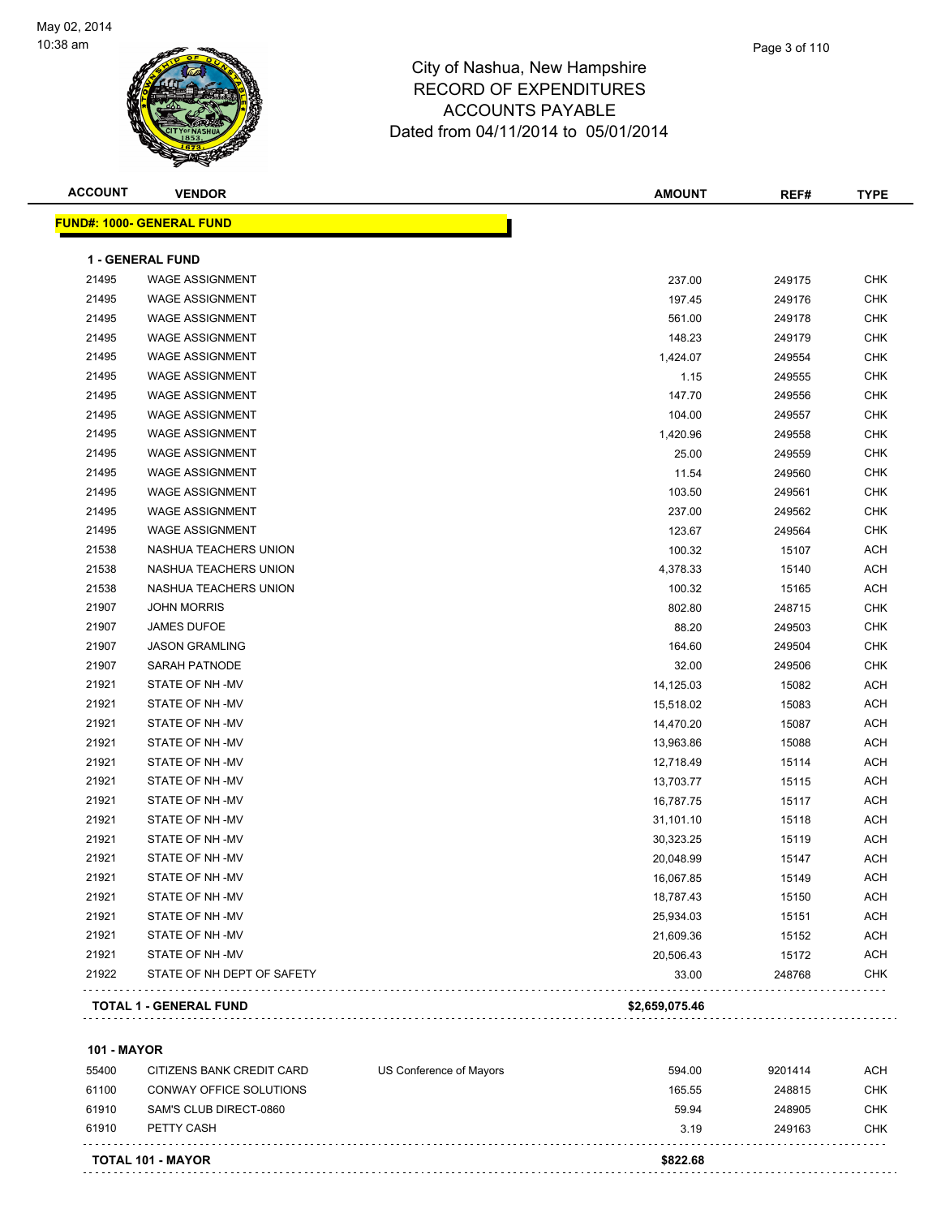City of Nashua, New Hampshire
RECORD OF EXPENDITURES
ACCOUNTS PAYABLE
Dated from 04/11/2014 to 05/01/2014

May 02, 2014
10:38 am

| ACCOUNT | VENDOR | | AMOUNT | REF# | TYPE |
|---|---|---|---|---|---|
| **FUND#: 1000- GENERAL FUND** | | | | | |
| **1 - GENERAL FUND** | | | | | |
| 21495 | WAGE ASSIGNMENT | | 237.00 | 249175 | CHK |
| 21495 | WAGE ASSIGNMENT | | 197.45 | 249176 | CHK |
| 21495 | WAGE ASSIGNMENT | | 561.00 | 249178 | CHK |
| 21495 | WAGE ASSIGNMENT | | 148.23 | 249179 | CHK |
| 21495 | WAGE ASSIGNMENT | | 1,424.07 | 249554 | CHK |
| 21495 | WAGE ASSIGNMENT | | 1.15 | 249555 | CHK |
| 21495 | WAGE ASSIGNMENT | | 147.70 | 249556 | CHK |
| 21495 | WAGE ASSIGNMENT | | 104.00 | 249557 | CHK |
| 21495 | WAGE ASSIGNMENT | | 1,420.96 | 249558 | CHK |
| 21495 | WAGE ASSIGNMENT | | 25.00 | 249559 | CHK |
| 21495 | WAGE ASSIGNMENT | | 11.54 | 249560 | CHK |
| 21495 | WAGE ASSIGNMENT | | 103.50 | 249561 | CHK |
| 21495 | WAGE ASSIGNMENT | | 237.00 | 249562 | CHK |
| 21495 | WAGE ASSIGNMENT | | 123.67 | 249564 | CHK |
| 21538 | NASHUA TEACHERS UNION | | 100.32 | 15107 | ACH |
| 21538 | NASHUA TEACHERS UNION | | 4,378.33 | 15140 | ACH |
| 21538 | NASHUA TEACHERS UNION | | 100.32 | 15165 | ACH |
| 21907 | JOHN MORRIS | | 802.80 | 248715 | CHK |
| 21907 | JAMES DUFOE | | 88.20 | 249503 | CHK |
| 21907 | JASON GRAMLING | | 164.60 | 249504 | CHK |
| 21907 | SARAH PATNODE | | 32.00 | 249506 | CHK |
| 21921 | STATE OF NH -MV | | 14,125.03 | 15082 | ACH |
| 21921 | STATE OF NH -MV | | 15,518.02 | 15083 | ACH |
| 21921 | STATE OF NH -MV | | 14,470.20 | 15087 | ACH |
| 21921 | STATE OF NH -MV | | 13,963.86 | 15088 | ACH |
| 21921 | STATE OF NH -MV | | 12,718.49 | 15114 | ACH |
| 21921 | STATE OF NH -MV | | 13,703.77 | 15115 | ACH |
| 21921 | STATE OF NH -MV | | 16,787.75 | 15117 | ACH |
| 21921 | STATE OF NH -MV | | 31,101.10 | 15118 | ACH |
| 21921 | STATE OF NH -MV | | 30,323.25 | 15119 | ACH |
| 21921 | STATE OF NH -MV | | 20,048.99 | 15147 | ACH |
| 21921 | STATE OF NH -MV | | 16,067.85 | 15149 | ACH |
| 21921 | STATE OF NH -MV | | 18,787.43 | 15150 | ACH |
| 21921 | STATE OF NH -MV | | 25,934.03 | 15151 | ACH |
| 21921 | STATE OF NH -MV | | 21,609.36 | 15152 | ACH |
| 21921 | STATE OF NH -MV | | 20,506.43 | 15172 | ACH |
| 21922 | STATE OF NH DEPT OF SAFETY | | 33.00 | 248768 | CHK |
| **TOTAL 1 - GENERAL FUND** | | | **$2,659,075.46** | | |
| **101 - MAYOR** | | | | | |
| 55400 | CITIZENS BANK CREDIT CARD | US Conference of Mayors | 594.00 | 9201414 | ACH |
| 61100 | CONWAY OFFICE SOLUTIONS | | 165.55 | 248815 | CHK |
| 61910 | SAM'S CLUB DIRECT-0860 | | 59.94 | 248905 | CHK |
| 61910 | PETTY CASH | | 3.19 | 249163 | CHK |
| **TOTAL 101 - MAYOR** | | | **$822.68** | | |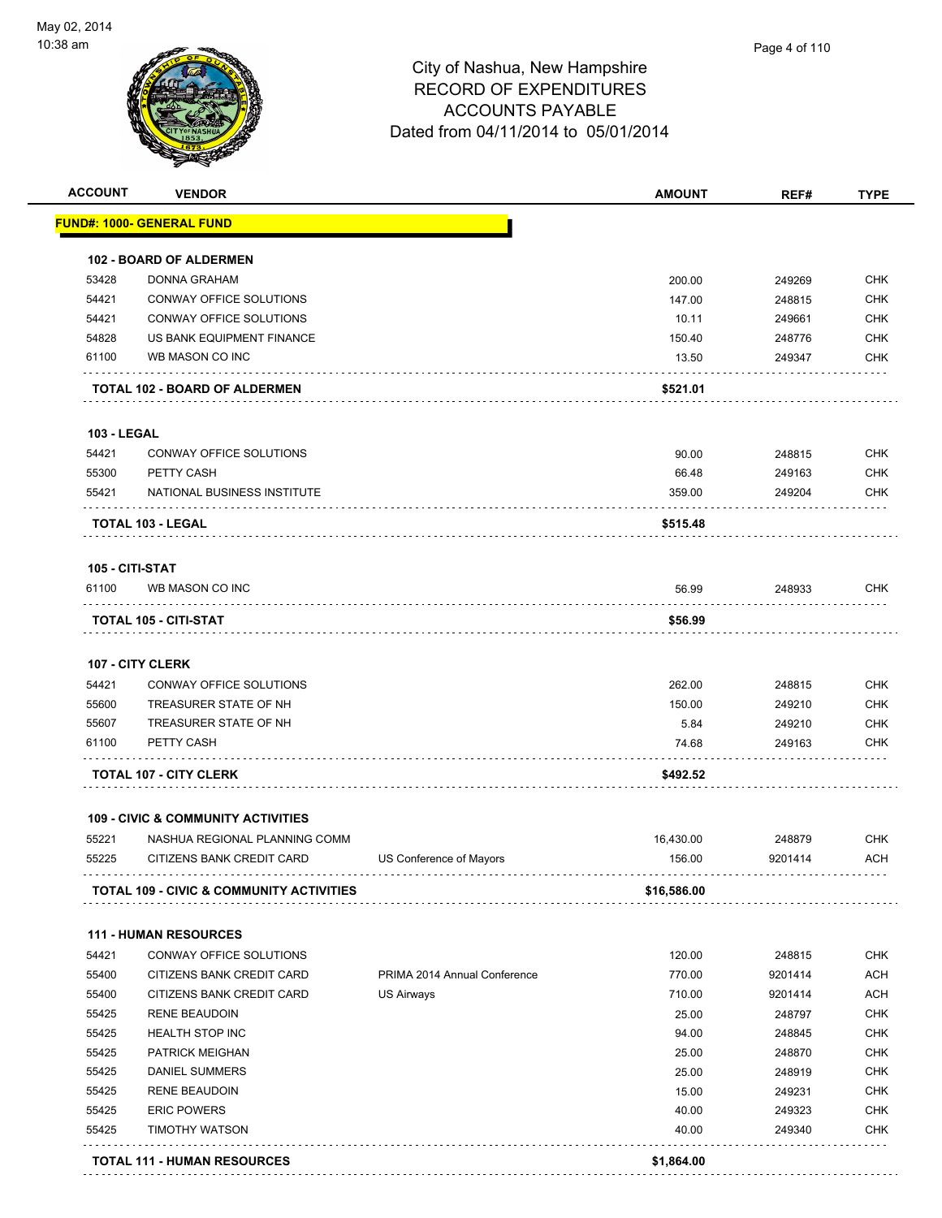# City of Nashua, New Hampshire
## RECORD OF EXPENDITURES
## ACCOUNTS PAYABLE
### Dated from 04/11/2014 to 05/01/2014

| ACCOUNT | VENDOR | | AMOUNT | REF# | TYPE |
|---|---|---|---|---|---|
| **FUND#: 1000- GENERAL FUND** | | | | | |
| **102 - BOARD OF ALDERMEN** | | | | | |
| 53428 | DONNA GRAHAM | | 200.00 | 249269 | CHK |
| 54421 | CONWAY OFFICE SOLUTIONS | | 147.00 | 248815 | CHK |
| 54421 | CONWAY OFFICE SOLUTIONS | | 10.11 | 249661 | CHK |
| 54828 | US BANK EQUIPMENT FINANCE | | 150.40 | 248776 | CHK |
| 61100 | WB MASON CO INC | | 13.50 | 249347 | CHK |
| **TOTAL 102 - BOARD OF ALDERMEN** | | | **$521.01** | | |
| **103 - LEGAL** | | | | | |
| 54421 | CONWAY OFFICE SOLUTIONS | | 90.00 | 248815 | CHK |
| 55300 | PETTY CASH | | 66.48 | 249163 | CHK |
| 55421 | NATIONAL BUSINESS INSTITUTE | | 359.00 | 249204 | CHK |
| **TOTAL 103 - LEGAL** | | | **$515.48** | | |
| **105 - CITI-STAT** | | | | | |
| 61100 | WB MASON CO INC | | 56.99 | 248933 | CHK |
| **TOTAL 105 - CITI-STAT** | | | **$56.99** | | |
| **107 - CITY CLERK** | | | | | |
| 54421 | CONWAY OFFICE SOLUTIONS | | 262.00 | 248815 | CHK |
| 55600 | TREASURER STATE OF NH | | 150.00 | 249210 | CHK |
| 55607 | TREASURER STATE OF NH | | 5.84 | 249210 | CHK |
| 61100 | PETTY CASH | | 74.68 | 249163 | CHK |
| **TOTAL 107 - CITY CLERK** | | | **$492.52** | | |
| **109 - CIVIC & COMMUNITY ACTIVITIES** | | | | | |
| 55221 | NASHUA REGIONAL PLANNING COMM | | 16,430.00 | 248879 | CHK |
| 55225 | CITIZENS BANK CREDIT CARD | US Conference of Mayors | 156.00 | 9201414 | ACH |
| **TOTAL 109 - CIVIC & COMMUNITY ACTIVITIES** | | | **$16,586.00** | | |
| **111 - HUMAN RESOURCES** | | | | | |
| 54421 | CONWAY OFFICE SOLUTIONS | | 120.00 | 248815 | CHK |
| 55400 | CITIZENS BANK CREDIT CARD | PRIMA 2014 Annual Conference | 770.00 | 9201414 | ACH |
| 55400 | CITIZENS BANK CREDIT CARD | US Airways | 710.00 | 9201414 | ACH |
| 55425 | RENE BEAUDOIN | | 25.00 | 248797 | CHK |
| 55425 | HEALTH STOP INC | | 94.00 | 248845 | CHK |
| 55425 | PATRICK MEIGHAN | | 25.00 | 248870 | CHK |
| 55425 | DANIEL SUMMERS | | 25.00 | 248919 | CHK |
| 55425 | RENE BEAUDOIN | | 15.00 | 249231 | CHK |
| 55425 | ERIC POWERS | | 40.00 | 249323 | CHK |
| 55425 | TIMOTHY WATSON | | 40.00 | 249340 | CHK |
| **TOTAL 111 - HUMAN RESOURCES** | | | **$1,864.00** | | |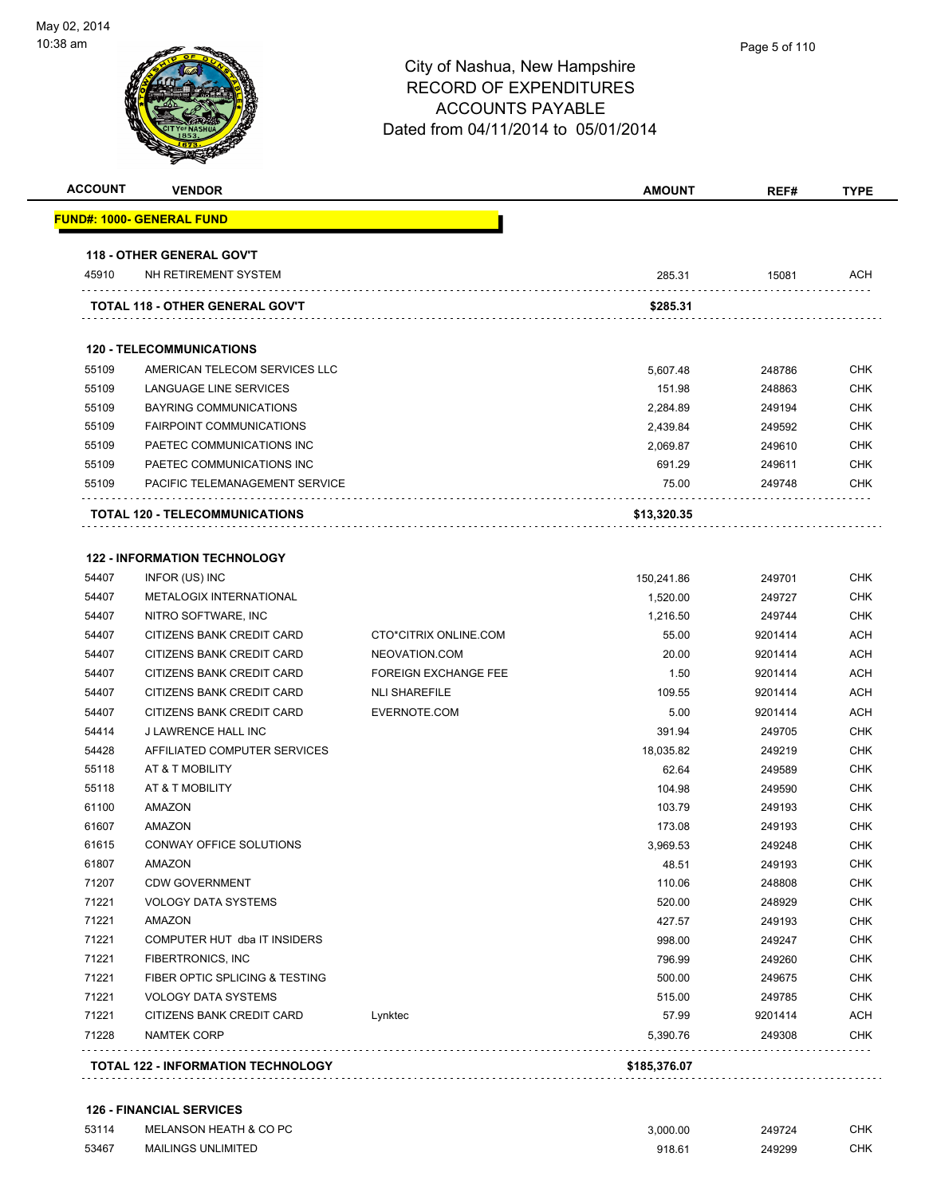May 02, 2014
10:38 am

# City of Nashua, New Hampshire
## RECORD OF EXPENDITURES
## ACCOUNTS PAYABLE
Dated from 04/11/2014 to 05/01/2014

| ACCOUNT | VENDOR | | AMOUNT | REF# | TYPE |
|---|---|---|---|---|---|
| **FUND#: 1000- GENERAL FUND** | | | | | |
| **118 - OTHER GENERAL GOV'T** | | | | | |
| 45910 | NH RETIREMENT SYSTEM | | 285.31 | 15081 | ACH |
| **TOTAL 118 - OTHER GENERAL GOV'T** | | | **$285.31** | | |
| **120 - TELECOMMUNICATIONS** | | | | | |
| 55109 | AMERICAN TELECOM SERVICES LLC | | 5,607.48 | 248786 | CHK |
| 55109 | LANGUAGE LINE SERVICES | | 151.98 | 248863 | CHK |
| 55109 | BAYRING COMMUNICATIONS | | 2,284.89 | 249194 | CHK |
| 55109 | FAIRPOINT COMMUNICATIONS | | 2,439.84 | 249592 | CHK |
| 55109 | PAETEC COMMUNICATIONS INC | | 2,069.87 | 249610 | CHK |
| 55109 | PAETEC COMMUNICATIONS INC | | 691.29 | 249611 | CHK |
| 55109 | PACIFIC TELEMANAGEMENT SERVICE | | 75.00 | 249748 | CHK |
| **TOTAL 120 - TELECOMMUNICATIONS** | | | **$13,320.35** | | |
| **122 - INFORMATION TECHNOLOGY** | | | | | |
| 54407 | INFOR (US) INC | | 150,241.86 | 249701 | CHK |
| 54407 | METALOGIX INTERNATIONAL | | 1,520.00 | 249727 | CHK |
| 54407 | NITRO SOFTWARE, INC | | 1,216.50 | 249744 | CHK |
| 54407 | CITIZENS BANK CREDIT CARD | CTO*CITRIX ONLINE.COM | 55.00 | 9201414 | ACH |
| 54407 | CITIZENS BANK CREDIT CARD | NEOVATION.COM | 20.00 | 9201414 | ACH |
| 54407 | CITIZENS BANK CREDIT CARD | FOREIGN EXCHANGE FEE | 1.50 | 9201414 | ACH |
| 54407 | CITIZENS BANK CREDIT CARD | NLI SHAREFILE | 109.55 | 9201414 | ACH |
| 54407 | CITIZENS BANK CREDIT CARD | EVERNOTE.COM | 5.00 | 9201414 | ACH |
| 54414 | J LAWRENCE HALL INC | | 391.94 | 249705 | CHK |
| 54428 | AFFILIATED COMPUTER SERVICES | | 18,035.82 | 249219 | CHK |
| 55118 | AT & T MOBILITY | | 62.64 | 249589 | CHK |
| 55118 | AT & T MOBILITY | | 104.98 | 249590 | CHK |
| 61100 | AMAZON | | 103.79 | 249193 | CHK |
| 61607 | AMAZON | | 173.08 | 249193 | CHK |
| 61615 | CONWAY OFFICE SOLUTIONS | | 3,969.53 | 249248 | CHK |
| 61807 | AMAZON | | 48.51 | 249193 | CHK |
| 71207 | CDW GOVERNMENT | | 110.06 | 248808 | CHK |
| 71221 | VOLOGY DATA SYSTEMS | | 520.00 | 248929 | CHK |
| 71221 | AMAZON | | 427.57 | 249193 | CHK |
| 71221 | COMPUTER HUT dba IT INSIDERS | | 998.00 | 249247 | CHK |
| 71221 | FIBERTRONICS, INC | | 796.99 | 249260 | CHK |
| 71221 | FIBER OPTIC SPLICING & TESTING | | 500.00 | 249675 | CHK |
| 71221 | VOLOGY DATA SYSTEMS | | 515.00 | 249785 | CHK |
| 71221 | CITIZENS BANK CREDIT CARD | Lynktec | 57.99 | 9201414 | ACH |
| 71228 | NAMTEK CORP | | 5,390.76 | 249308 | CHK |
| **TOTAL 122 - INFORMATION TECHNOLOGY** | | | **$185,376.07** | | |
| **126 - FINANCIAL SERVICES** | | | | | |
| 53114 | MELANSON HEATH & CO PC | | 3,000.00 | 249724 | CHK |
| 53467 | MAILINGS UNLIMITED | | 918.61 | 249299 | CHK |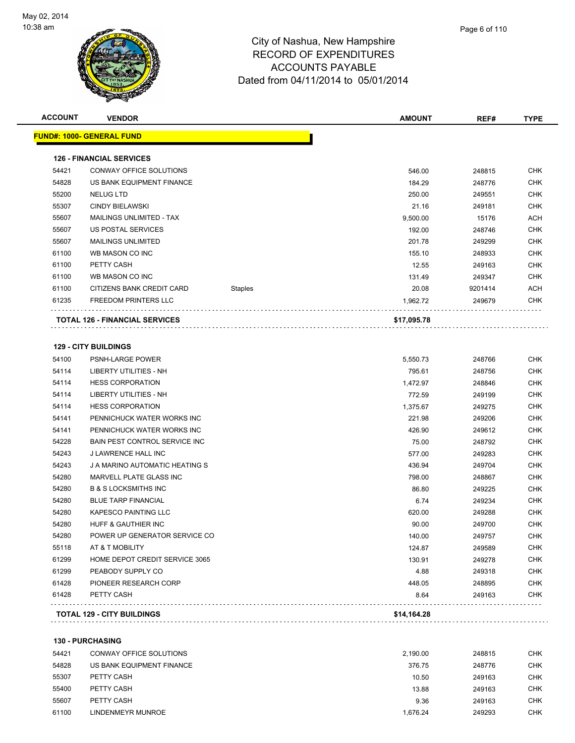# City of Nashua, New Hampshire
## RECORD OF EXPENDITURES
## ACCOUNTS PAYABLE
### Dated from 04/11/2014 to 05/01/2014

| ACCOUNT | VENDOR | | AMOUNT | REF# | TYPE |
|---|---|---|---|---|---|
| **FUND#: 1000- GENERAL FUND** | | | | | |
| **126 - FINANCIAL SERVICES** | | | | | |
| 54421 | CONWAY OFFICE SOLUTIONS | | 546.00 | 248815 | CHK |
| 54828 | US BANK EQUIPMENT FINANCE | | 184.29 | 248776 | CHK |
| 55200 | NELUG LTD | | 250.00 | 249551 | CHK |
| 55307 | CINDY BIELAWSKI | | 21.16 | 249181 | CHK |
| 55607 | MAILINGS UNLIMITED - TAX | | 9,500.00 | 15176 | ACH |
| 55607 | US POSTAL SERVICES | | 192.00 | 248746 | CHK |
| 55607 | MAILINGS UNLIMITED | | 201.78 | 249299 | CHK |
| 61100 | WB MASON CO INC | | 155.10 | 248933 | CHK |
| 61100 | PETTY CASH | | 12.55 | 249163 | CHK |
| 61100 | WB MASON CO INC | | 131.49 | 249347 | CHK |
| 61100 | CITIZENS BANK CREDIT CARD | Staples | 20.08 | 9201414 | ACH |
| 61235 | FREEDOM PRINTERS LLC | | 1,962.72 | 249679 | CHK |
| **TOTAL 126 - FINANCIAL SERVICES** | | | **$17,095.78** | | |
| **129 - CITY BUILDINGS** | | | | | |
| 54100 | PSNH-LARGE POWER | | 5,550.73 | 248766 | CHK |
| 54114 | LIBERTY UTILITIES - NH | | 795.61 | 248756 | CHK |
| 54114 | HESS CORPORATION | | 1,472.97 | 248846 | CHK |
| 54114 | LIBERTY UTILITIES - NH | | 772.59 | 249199 | CHK |
| 54114 | HESS CORPORATION | | 1,375.67 | 249275 | CHK |
| 54141 | PENNICHUCK WATER WORKS INC | | 221.98 | 249206 | CHK |
| 54141 | PENNICHUCK WATER WORKS INC | | 426.90 | 249612 | CHK |
| 54228 | BAIN PEST CONTROL SERVICE INC | | 75.00 | 248792 | CHK |
| 54243 | J LAWRENCE HALL INC | | 577.00 | 249283 | CHK |
| 54243 | J A MARINO AUTOMATIC HEATING S | | 436.94 | 249704 | CHK |
| 54280 | MARVELL PLATE GLASS INC | | 798.00 | 248867 | CHK |
| 54280 | B & S LOCKSMITHS INC | | 86.80 | 249225 | CHK |
| 54280 | BLUE TARP FINANCIAL | | 6.74 | 249234 | CHK |
| 54280 | KAPESCO PAINTING LLC | | 620.00 | 249288 | CHK |
| 54280 | HUFF & GAUTHIER INC | | 90.00 | 249700 | CHK |
| 54280 | POWER UP GENERATOR SERVICE CO | | 140.00 | 249757 | CHK |
| 55118 | AT & T MOBILITY | | 124.87 | 249589 | CHK |
| 61299 | HOME DEPOT CREDIT SERVICE 3065 | | 130.91 | 249278 | CHK |
| 61299 | PEABODY SUPPLY CO | | 4.88 | 249318 | CHK |
| 61428 | PIONEER RESEARCH CORP | | 448.05 | 248895 | CHK |
| 61428 | PETTY CASH | | 8.64 | 249163 | CHK |
| **TOTAL 129 - CITY BUILDINGS** | | | **$14,164.28** | | |
| **130 - PURCHASING** | | | | | |
| 54421 | CONWAY OFFICE SOLUTIONS | | 2,190.00 | 248815 | CHK |
| 54828 | US BANK EQUIPMENT FINANCE | | 376.75 | 248776 | CHK |
| 55307 | PETTY CASH | | 10.50 | 249163 | CHK |
| 55400 | PETTY CASH | | 13.88 | 249163 | CHK |
| 55607 | PETTY CASH | | 9.36 | 249163 | CHK |
| 61100 | LINDENMEYR MUNROE | | 1,676.24 | 249293 | CHK |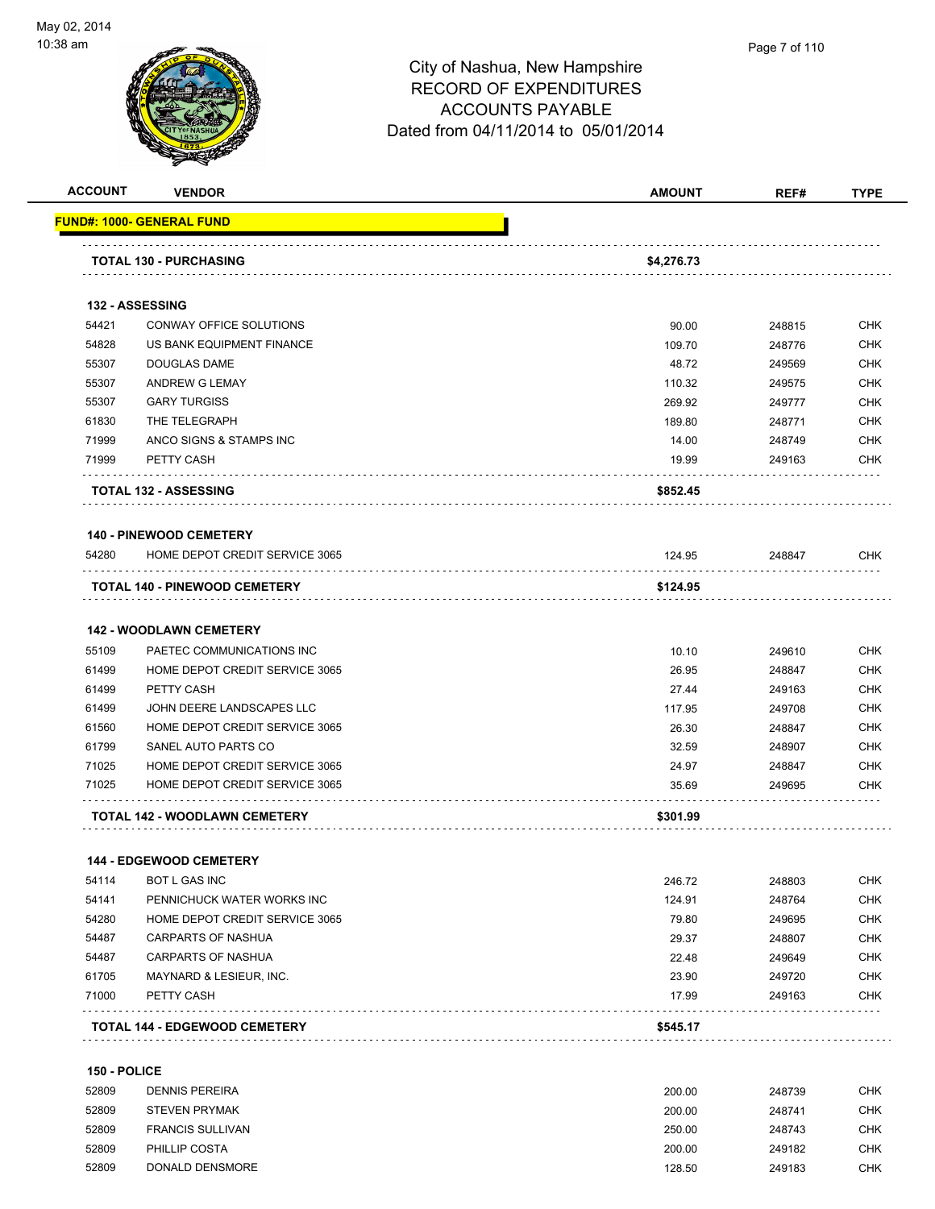City of Nashua, New Hampshire
RECORD OF EXPENDITURES
ACCOUNTS PAYABLE
Dated from 04/11/2014 to 05/01/2014

| ACCOUNT | VENDOR | AMOUNT | REF# | TYPE |
|---|---|---|---|---|
| **FUND#: 1000- GENERAL FUND** | | | | |
| | **TOTAL 130 - PURCHASING** | **$4,276.73** | | |
| **132 - ASSESSING** | | | | |
| 54421 | CONWAY OFFICE SOLUTIONS | 90.00 | 248815 | CHK |
| 54828 | US BANK EQUIPMENT FINANCE | 109.70 | 248776 | CHK |
| 55307 | DOUGLAS DAME | 48.72 | 249569 | CHK |
| 55307 | ANDREW G LEMAY | 110.32 | 249575 | CHK |
| 55307 | GARY TURGISS | 269.92 | 249777 | CHK |
| 61830 | THE TELEGRAPH | 189.80 | 248771 | CHK |
| 71999 | ANCO SIGNS & STAMPS INC | 14.00 | 248749 | CHK |
| 71999 | PETTY CASH | 19.99 | 249163 | CHK |
| | **TOTAL 132 - ASSESSING** | **$852.45** | | |
| **140 - PINEWOOD CEMETERY** | | | | |
| 54280 | HOME DEPOT CREDIT SERVICE 3065 | 124.95 | 248847 | CHK |
| | **TOTAL 140 - PINEWOOD CEMETERY** | **$124.95** | | |
| **142 - WOODLAWN CEMETERY** | | | | |
| 55109 | PAETEC COMMUNICATIONS INC | 10.10 | 249610 | CHK |
| 61499 | HOME DEPOT CREDIT SERVICE 3065 | 26.95 | 248847 | CHK |
| 61499 | PETTY CASH | 27.44 | 249163 | CHK |
| 61499 | JOHN DEERE LANDSCAPES LLC | 117.95 | 249708 | CHK |
| 61560 | HOME DEPOT CREDIT SERVICE 3065 | 26.30 | 248847 | CHK |
| 61799 | SANEL AUTO PARTS CO | 32.59 | 248907 | CHK |
| 71025 | HOME DEPOT CREDIT SERVICE 3065 | 24.97 | 248847 | CHK |
| 71025 | HOME DEPOT CREDIT SERVICE 3065 | 35.69 | 249695 | CHK |
| | **TOTAL 142 - WOODLAWN CEMETERY** | **$301.99** | | |
| **144 - EDGEWOOD CEMETERY** | | | | |
| 54114 | BOT L GAS INC | 246.72 | 248803 | CHK |
| 54141 | PENNICHUCK WATER WORKS INC | 124.91 | 248764 | CHK |
| 54280 | HOME DEPOT CREDIT SERVICE 3065 | 79.80 | 249695 | CHK |
| 54487 | CARPARTS OF NASHUA | 29.37 | 248807 | CHK |
| 54487 | CARPARTS OF NASHUA | 22.48 | 249649 | CHK |
| 61705 | MAYNARD & LESIEUR, INC. | 23.90 | 249720 | CHK |
| 71000 | PETTY CASH | 17.99 | 249163 | CHK |
| | **TOTAL 144 - EDGEWOOD CEMETERY** | **$545.17** | | |
| **150 - POLICE** | | | | |
| 52809 | DENNIS PEREIRA | 200.00 | 248739 | CHK |
| 52809 | STEVEN PRYMAK | 200.00 | 248741 | CHK |
| 52809 | FRANCIS SULLIVAN | 250.00 | 248743 | CHK |
| 52809 | PHILLIP COSTA | 200.00 | 249182 | CHK |
| 52809 | DONALD DENSMORE | 128.50 | 249183 | CHK |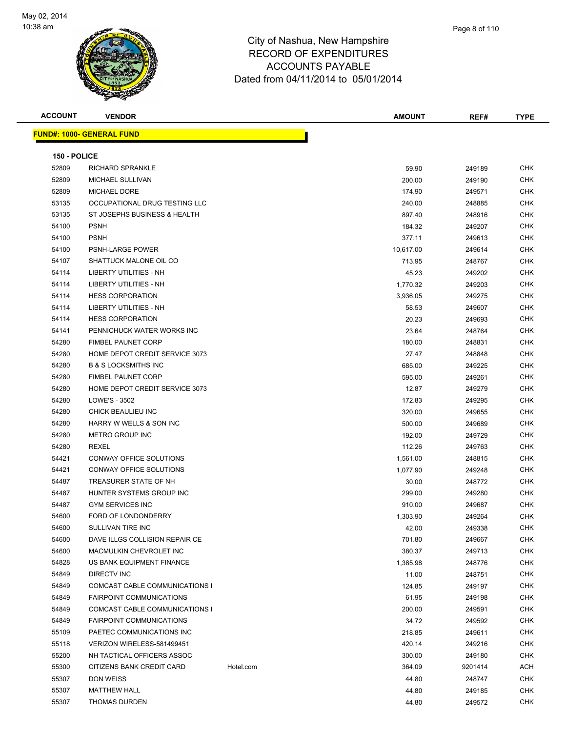# City of Nashua, New Hampshire
## RECORD OF EXPENDITURES
## ACCOUNTS PAYABLE
## Dated from 04/11/2014 to 05/01/2014

May 02, 2014
10:38 am

**FUND#: 1000- GENERAL FUND**

**150 - POLICE**

| ACCOUNT | VENDOR | | AMOUNT | REF# | TYPE |
|---|---|---|---|---|---|
| 52809 | RICHARD SPRANKLE | | 59.90 | 249189 | CHK |
| 52809 | MICHAEL SULLIVAN | | 200.00 | 249190 | CHK |
| 52809 | MICHAEL DORE | | 174.90 | 249571 | CHK |
| 53135 | OCCUPATIONAL DRUG TESTING LLC | | 240.00 | 248885 | CHK |
| 53135 | ST JOSEPHS BUSINESS & HEALTH | | 897.40 | 248916 | CHK |
| 54100 | PSNH | | 184.32 | 249207 | CHK |
| 54100 | PSNH | | 377.11 | 249613 | CHK |
| 54100 | PSNH-LARGE POWER | | 10,617.00 | 249614 | CHK |
| 54107 | SHATTUCK MALONE OIL CO | | 713.95 | 248767 | CHK |
| 54114 | LIBERTY UTILITIES - NH | | 45.23 | 249202 | CHK |
| 54114 | LIBERTY UTILITIES - NH | | 1,770.32 | 249203 | CHK |
| 54114 | HESS CORPORATION | | 3,936.05 | 249275 | CHK |
| 54114 | LIBERTY UTILITIES - NH | | 58.53 | 249607 | CHK |
| 54114 | HESS CORPORATION | | 20.23 | 249693 | CHK |
| 54141 | PENNICHUCK WATER WORKS INC | | 23.64 | 248764 | CHK |
| 54280 | FIMBEL PAUNET CORP | | 180.00 | 248831 | CHK |
| 54280 | HOME DEPOT CREDIT SERVICE 3073 | | 27.47 | 248848 | CHK |
| 54280 | B & S LOCKSMITHS INC | | 685.00 | 249225 | CHK |
| 54280 | FIMBEL PAUNET CORP | | 595.00 | 249261 | CHK |
| 54280 | HOME DEPOT CREDIT SERVICE 3073 | | 12.87 | 249279 | CHK |
| 54280 | LOWE'S - 3502 | | 172.83 | 249295 | CHK |
| 54280 | CHICK BEAULIEU INC | | 320.00 | 249655 | CHK |
| 54280 | HARRY W WELLS & SON INC | | 500.00 | 249689 | CHK |
| 54280 | METRO GROUP INC | | 192.00 | 249729 | CHK |
| 54280 | REXEL | | 112.26 | 249763 | CHK |
| 54421 | CONWAY OFFICE SOLUTIONS | | 1,561.00 | 248815 | CHK |
| 54421 | CONWAY OFFICE SOLUTIONS | | 1,077.90 | 249248 | CHK |
| 54487 | TREASURER STATE OF NH | | 30.00 | 248772 | CHK |
| 54487 | HUNTER SYSTEMS GROUP INC | | 299.00 | 249280 | CHK |
| 54487 | GYM SERVICES INC | | 910.00 | 249687 | CHK |
| 54600 | FORD OF LONDONDERRY | | 1,303.90 | 249264 | CHK |
| 54600 | SULLIVAN TIRE INC | | 42.00 | 249338 | CHK |
| 54600 | DAVE ILLGS COLLISION REPAIR CE | | 701.80 | 249667 | CHK |
| 54600 | MACMULKIN CHEVROLET INC | | 380.37 | 249713 | CHK |
| 54828 | US BANK EQUIPMENT FINANCE | | 1,385.98 | 248776 | CHK |
| 54849 | DIRECTV INC | | 11.00 | 248751 | CHK |
| 54849 | COMCAST CABLE COMMUNICATIONS I | | 124.85 | 249197 | CHK |
| 54849 | FAIRPOINT COMMUNICATIONS | | 61.95 | 249198 | CHK |
| 54849 | COMCAST CABLE COMMUNICATIONS I | | 200.00 | 249591 | CHK |
| 54849 | FAIRPOINT COMMUNICATIONS | | 34.72 | 249592 | CHK |
| 55109 | PAETEC COMMUNICATIONS INC | | 218.85 | 249611 | CHK |
| 55118 | VERIZON WIRELESS-581499451 | | 420.14 | 249216 | CHK |
| 55200 | NH TACTICAL OFFICERS ASSOC | | 300.00 | 249180 | CHK |
| 55300 | CITIZENS BANK CREDIT CARD | Hotel.com | 364.09 | 9201414 | ACH |
| 55307 | DON WEISS | | 44.80 | 248747 | CHK |
| 55307 | MATTHEW HALL | | 44.80 | 249185 | CHK |
| 55307 | THOMAS DURDEN | | 44.80 | 249572 | CHK |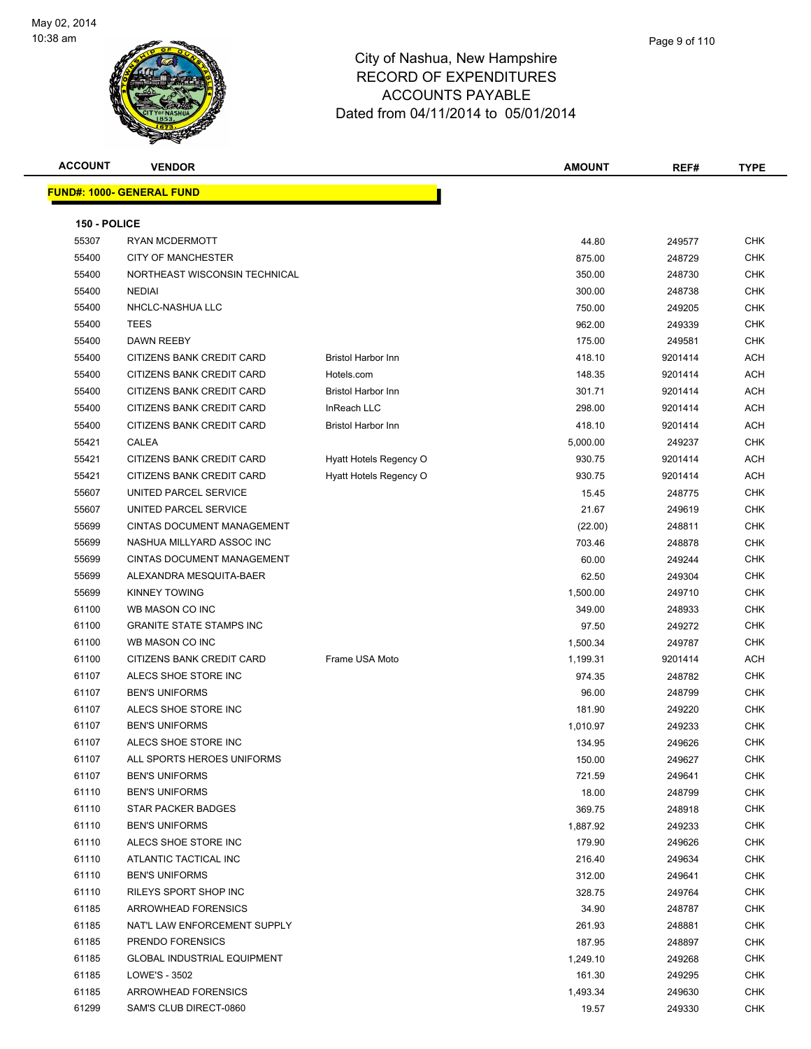City of Nashua, New Hampshire
RECORD OF EXPENDITURES
ACCOUNTS PAYABLE
Dated from 04/11/2014 to 05/01/2014

May 02, 2014
10:38 am

| ACCOUNT | VENDOR | | AMOUNT | REF# | TYPE |
|---|---|---|---|---|---|

**FUND#: 1000- GENERAL FUND**

**150 - POLICE**

| ACCOUNT | VENDOR | | AMOUNT | REF# | TYPE |
|---|---|---|---|---|---|
| 55307 | RYAN MCDERMOTT | | 44.80 | 249577 | CHK |
| 55400 | CITY OF MANCHESTER | | 875.00 | 248729 | CHK |
| 55400 | NORTHEAST WISCONSIN TECHNICAL | | 350.00 | 248730 | CHK |
| 55400 | NEDIAI | | 300.00 | 248738 | CHK |
| 55400 | NHCLC-NASHUA LLC | | 750.00 | 249205 | CHK |
| 55400 | TEES | | 962.00 | 249339 | CHK |
| 55400 | DAWN REEBY | | 175.00 | 249581 | CHK |
| 55400 | CITIZENS BANK CREDIT CARD | Bristol Harbor Inn | 418.10 | 9201414 | ACH |
| 55400 | CITIZENS BANK CREDIT CARD | Hotels.com | 148.35 | 9201414 | ACH |
| 55400 | CITIZENS BANK CREDIT CARD | Bristol Harbor Inn | 301.71 | 9201414 | ACH |
| 55400 | CITIZENS BANK CREDIT CARD | InReach LLC | 298.00 | 9201414 | ACH |
| 55400 | CITIZENS BANK CREDIT CARD | Bristol Harbor Inn | 418.10 | 9201414 | ACH |
| 55421 | CALEA | | 5,000.00 | 249237 | CHK |
| 55421 | CITIZENS BANK CREDIT CARD | Hyatt Hotels Regency O | 930.75 | 9201414 | ACH |
| 55421 | CITIZENS BANK CREDIT CARD | Hyatt Hotels Regency O | 930.75 | 9201414 | ACH |
| 55607 | UNITED PARCEL SERVICE | | 15.45 | 248775 | CHK |
| 55607 | UNITED PARCEL SERVICE | | 21.67 | 249619 | CHK |
| 55699 | CINTAS DOCUMENT MANAGEMENT | | (22.00) | 248811 | CHK |
| 55699 | NASHUA MILLYARD ASSOC INC | | 703.46 | 248878 | CHK |
| 55699 | CINTAS DOCUMENT MANAGEMENT | | 60.00 | 249244 | CHK |
| 55699 | ALEXANDRA MESQUITA-BAER | | 62.50 | 249304 | CHK |
| 55699 | KINNEY TOWING | | 1,500.00 | 249710 | CHK |
| 61100 | WB MASON CO INC | | 349.00 | 248933 | CHK |
| 61100 | GRANITE STATE STAMPS INC | | 97.50 | 249272 | CHK |
| 61100 | WB MASON CO INC | | 1,500.34 | 249787 | CHK |
| 61100 | CITIZENS BANK CREDIT CARD | Frame USA Moto | 1,199.31 | 9201414 | ACH |
| 61107 | ALECS SHOE STORE INC | | 974.35 | 248782 | CHK |
| 61107 | BEN'S UNIFORMS | | 96.00 | 248799 | CHK |
| 61107 | ALECS SHOE STORE INC | | 181.90 | 249220 | CHK |
| 61107 | BEN'S UNIFORMS | | 1,010.97 | 249233 | CHK |
| 61107 | ALECS SHOE STORE INC | | 134.95 | 249626 | CHK |
| 61107 | ALL SPORTS HEROES UNIFORMS | | 150.00 | 249627 | CHK |
| 61107 | BEN'S UNIFORMS | | 721.59 | 249641 | CHK |
| 61110 | BEN'S UNIFORMS | | 18.00 | 248799 | CHK |
| 61110 | STAR PACKER BADGES | | 369.75 | 248918 | CHK |
| 61110 | BEN'S UNIFORMS | | 1,887.92 | 249233 | CHK |
| 61110 | ALECS SHOE STORE INC | | 179.90 | 249626 | CHK |
| 61110 | ATLANTIC TACTICAL INC | | 216.40 | 249634 | CHK |
| 61110 | BEN'S UNIFORMS | | 312.00 | 249641 | CHK |
| 61110 | RILEYS SPORT SHOP INC | | 328.75 | 249764 | CHK |
| 61185 | ARROWHEAD FORENSICS | | 34.90 | 248787 | CHK |
| 61185 | NAT'L LAW ENFORCEMENT SUPPLY | | 261.93 | 248881 | CHK |
| 61185 | PRENDO FORENSICS | | 187.95 | 248897 | CHK |
| 61185 | GLOBAL INDUSTRIAL EQUIPMENT | | 1,249.10 | 249268 | CHK |
| 61185 | LOWE'S - 3502 | | 161.30 | 249295 | CHK |
| 61185 | ARROWHEAD FORENSICS | | 1,493.34 | 249630 | CHK |
| 61299 | SAM'S CLUB DIRECT-0860 | | 19.57 | 249330 | CHK |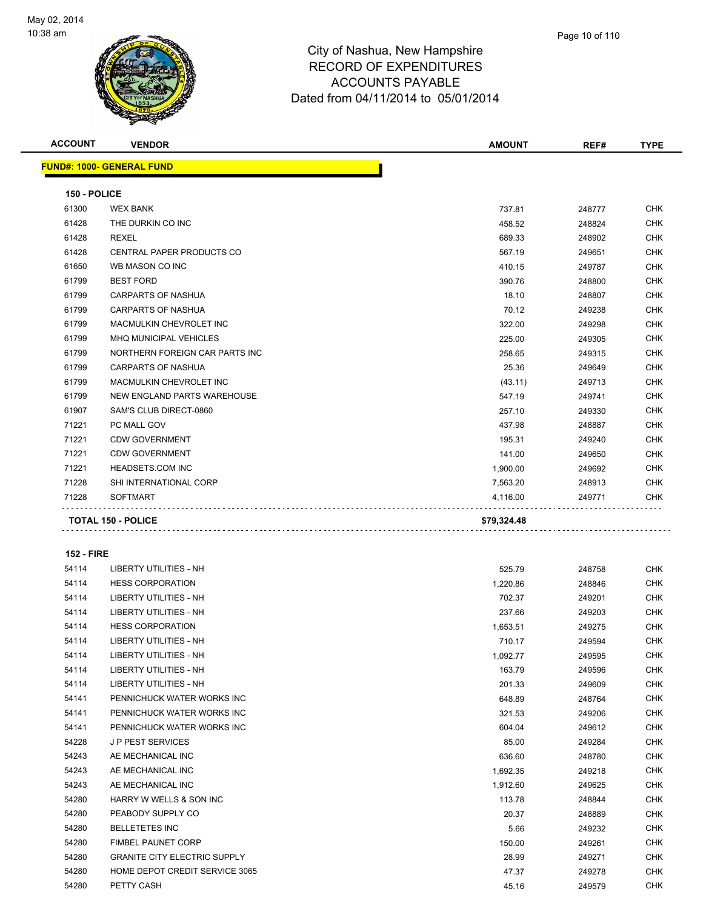City of Nashua, New Hampshire
RECORD OF EXPENDITURES
ACCOUNTS PAYABLE
Dated from 04/11/2014 to 05/01/2014

| ACCOUNT | VENDOR | AMOUNT | REF# | TYPE |
|---|---|---|---|---|
| **FUND#: 1000- GENERAL FUND** | | | | |
| **150 - POLICE** | | | | |
| 61300 | WEX BANK | 737.81 | 248777 | CHK |
| 61428 | THE DURKIN CO INC | 458.52 | 248824 | CHK |
| 61428 | REXEL | 689.33 | 248902 | CHK |
| 61428 | CENTRAL PAPER PRODUCTS CO | 567.19 | 249651 | CHK |
| 61650 | WB MASON CO INC | 410.15 | 249787 | CHK |
| 61799 | BEST FORD | 390.76 | 248800 | CHK |
| 61799 | CARPARTS OF NASHUA | 18.10 | 248807 | CHK |
| 61799 | CARPARTS OF NASHUA | 70.12 | 249238 | CHK |
| 61799 | MACMULKIN CHEVROLET INC | 322.00 | 249298 | CHK |
| 61799 | MHQ MUNICIPAL VEHICLES | 225.00 | 249305 | CHK |
| 61799 | NORTHERN FOREIGN CAR PARTS INC | 258.65 | 249315 | CHK |
| 61799 | CARPARTS OF NASHUA | 25.36 | 249649 | CHK |
| 61799 | MACMULKIN CHEVROLET INC | (43.11) | 249713 | CHK |
| 61799 | NEW ENGLAND PARTS WAREHOUSE | 547.19 | 249741 | CHK |
| 61907 | SAM'S CLUB DIRECT-0860 | 257.10 | 249330 | CHK |
| 71221 | PC MALL GOV | 437.98 | 248887 | CHK |
| 71221 | CDW GOVERNMENT | 195.31 | 249240 | CHK |
| 71221 | CDW GOVERNMENT | 141.00 | 249650 | CHK |
| 71221 | HEADSETS.COM INC | 1,900.00 | 249692 | CHK |
| 71228 | SHI INTERNATIONAL CORP | 7,563.20 | 248913 | CHK |
| 71228 | SOFTMART | 4,116.00 | 249771 | CHK |
| **TOTAL 150 - POLICE** | | **$79,324.48** | | |
| **152 - FIRE** | | | | |
| 54114 | LIBERTY UTILITIES - NH | 525.79 | 248758 | CHK |
| 54114 | HESS CORPORATION | 1,220.86 | 248846 | CHK |
| 54114 | LIBERTY UTILITIES - NH | 702.37 | 249201 | CHK |
| 54114 | LIBERTY UTILITIES - NH | 237.66 | 249203 | CHK |
| 54114 | HESS CORPORATION | 1,653.51 | 249275 | CHK |
| 54114 | LIBERTY UTILITIES - NH | 710.17 | 249594 | CHK |
| 54114 | LIBERTY UTILITIES - NH | 1,092.77 | 249595 | CHK |
| 54114 | LIBERTY UTILITIES - NH | 163.79 | 249596 | CHK |
| 54114 | LIBERTY UTILITIES - NH | 201.33 | 249609 | CHK |
| 54141 | PENNICHUCK WATER WORKS INC | 648.89 | 248764 | CHK |
| 54141 | PENNICHUCK WATER WORKS INC | 321.53 | 249206 | CHK |
| 54141 | PENNICHUCK WATER WORKS INC | 604.04 | 249612 | CHK |
| 54228 | J P PEST SERVICES | 85.00 | 249284 | CHK |
| 54243 | AE MECHANICAL INC | 636.60 | 248780 | CHK |
| 54243 | AE MECHANICAL INC | 1,692.35 | 249218 | CHK |
| 54243 | AE MECHANICAL INC | 1,912.60 | 249625 | CHK |
| 54280 | HARRY W WELLS & SON INC | 113.78 | 248844 | CHK |
| 54280 | PEABODY SUPPLY CO | 20.37 | 248889 | CHK |
| 54280 | BELLETETES INC | 5.66 | 249232 | CHK |
| 54280 | FIMBEL PAUNET CORP | 150.00 | 249261 | CHK |
| 54280 | GRANITE CITY ELECTRIC SUPPLY | 28.99 | 249271 | CHK |
| 54280 | HOME DEPOT CREDIT SERVICE 3065 | 47.37 | 249278 | CHK |
| 54280 | PETTY CASH | 45.16 | 249579 | CHK |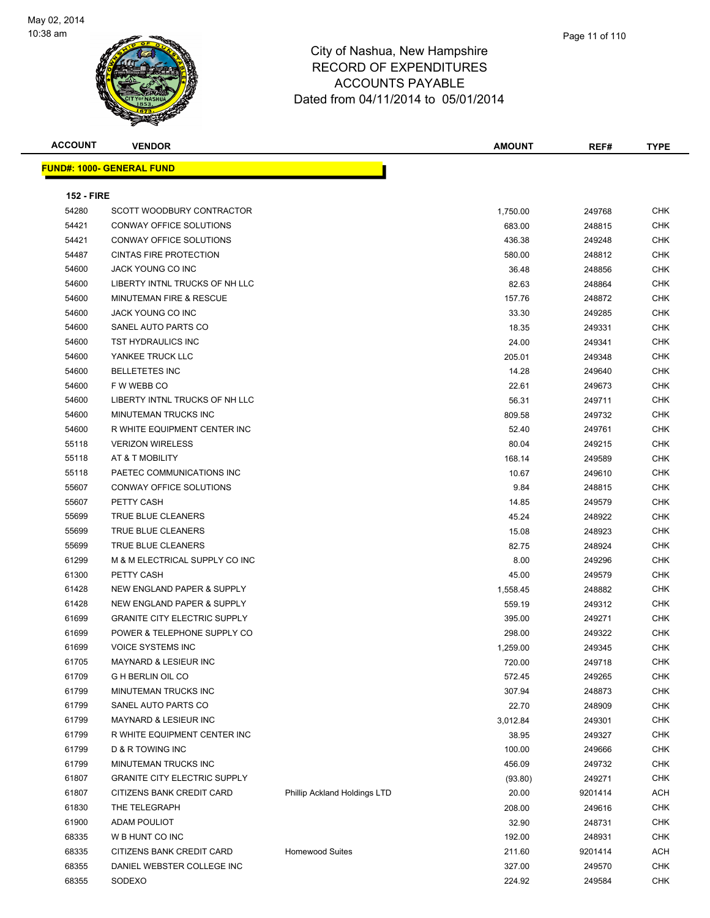City of Nashua, New Hampshire
RECORD OF EXPENDITURES
ACCOUNTS PAYABLE
Dated from 04/11/2014 to 05/01/2014

May 02, 2014
10:38 am

**FUND#: 1000- GENERAL FUND**

**152 - FIRE**

| ACCOUNT | VENDOR | | AMOUNT | REF# | TYPE |
|---|---|---|---|---|---|
| 54280 | SCOTT WOODBURY CONTRACTOR | | 1,750.00 | 249768 | CHK |
| 54421 | CONWAY OFFICE SOLUTIONS | | 683.00 | 248815 | CHK |
| 54421 | CONWAY OFFICE SOLUTIONS | | 436.38 | 249248 | CHK |
| 54487 | CINTAS FIRE PROTECTION | | 580.00 | 248812 | CHK |
| 54600 | JACK YOUNG CO INC | | 36.48 | 248856 | CHK |
| 54600 | LIBERTY INTNL TRUCKS OF NH LLC | | 82.63 | 248864 | CHK |
| 54600 | MINUTEMAN FIRE & RESCUE | | 157.76 | 248872 | CHK |
| 54600 | JACK YOUNG CO INC | | 33.30 | 249285 | CHK |
| 54600 | SANEL AUTO PARTS CO | | 18.35 | 249331 | CHK |
| 54600 | TST HYDRAULICS INC | | 24.00 | 249341 | CHK |
| 54600 | YANKEE TRUCK LLC | | 205.01 | 249348 | CHK |
| 54600 | BELLETETES INC | | 14.28 | 249640 | CHK |
| 54600 | F W WEBB CO | | 22.61 | 249673 | CHK |
| 54600 | LIBERTY INTNL TRUCKS OF NH LLC | | 56.31 | 249711 | CHK |
| 54600 | MINUTEMAN TRUCKS INC | | 809.58 | 249732 | CHK |
| 54600 | R WHITE EQUIPMENT CENTER INC | | 52.40 | 249761 | CHK |
| 55118 | VERIZON WIRELESS | | 80.04 | 249215 | CHK |
| 55118 | AT & T MOBILITY | | 168.14 | 249589 | CHK |
| 55118 | PAETEC COMMUNICATIONS INC | | 10.67 | 249610 | CHK |
| 55607 | CONWAY OFFICE SOLUTIONS | | 9.84 | 248815 | CHK |
| 55607 | PETTY CASH | | 14.85 | 249579 | CHK |
| 55699 | TRUE BLUE CLEANERS | | 45.24 | 248922 | CHK |
| 55699 | TRUE BLUE CLEANERS | | 15.08 | 248923 | CHK |
| 55699 | TRUE BLUE CLEANERS | | 82.75 | 248924 | CHK |
| 61299 | M & M ELECTRICAL SUPPLY CO INC | | 8.00 | 249296 | CHK |
| 61300 | PETTY CASH | | 45.00 | 249579 | CHK |
| 61428 | NEW ENGLAND PAPER & SUPPLY | | 1,558.45 | 248882 | CHK |
| 61428 | NEW ENGLAND PAPER & SUPPLY | | 559.19 | 249312 | CHK |
| 61699 | GRANITE CITY ELECTRIC SUPPLY | | 395.00 | 249271 | CHK |
| 61699 | POWER & TELEPHONE SUPPLY CO | | 298.00 | 249322 | CHK |
| 61699 | VOICE SYSTEMS INC | | 1,259.00 | 249345 | CHK |
| 61705 | MAYNARD & LESIEUR INC | | 720.00 | 249718 | CHK |
| 61709 | G H BERLIN OIL CO | | 572.45 | 249265 | CHK |
| 61799 | MINUTEMAN TRUCKS INC | | 307.94 | 248873 | CHK |
| 61799 | SANEL AUTO PARTS CO | | 22.70 | 248909 | CHK |
| 61799 | MAYNARD & LESIEUR INC | | 3,012.84 | 249301 | CHK |
| 61799 | R WHITE EQUIPMENT CENTER INC | | 38.95 | 249327 | CHK |
| 61799 | D & R TOWING INC | | 100.00 | 249666 | CHK |
| 61799 | MINUTEMAN TRUCKS INC | | 456.09 | 249732 | CHK |
| 61807 | GRANITE CITY ELECTRIC SUPPLY | | (93.80) | 249271 | CHK |
| 61807 | CITIZENS BANK CREDIT CARD | Phillip Ackland Holdings LTD | 20.00 | 9201414 | ACH |
| 61830 | THE TELEGRAPH | | 208.00 | 249616 | CHK |
| 61900 | ADAM POULIOT | | 32.90 | 248731 | CHK |
| 68335 | W B HUNT CO INC | | 192.00 | 248931 | CHK |
| 68335 | CITIZENS BANK CREDIT CARD | Homewood Suites | 211.60 | 9201414 | ACH |
| 68355 | DANIEL WEBSTER COLLEGE INC | | 327.00 | 249570 | CHK |
| 68355 | SODEXO | | 224.92 | 249584 | CHK |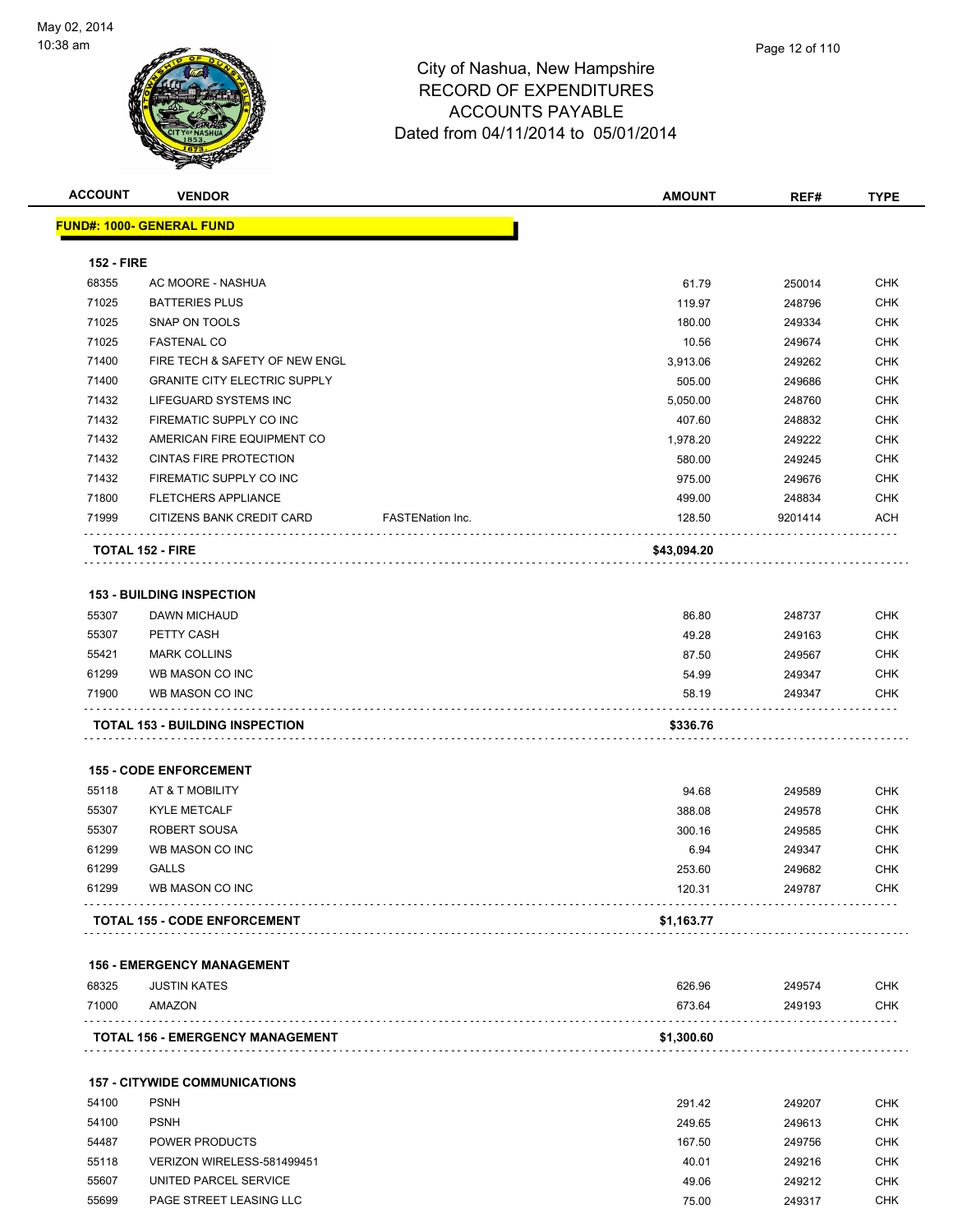# City of Nashua, New Hampshire
## RECORD OF EXPENDITURES
## ACCOUNTS PAYABLE
## Dated from 04/11/2014 to 05/01/2014

| ACCOUNT | VENDOR | | AMOUNT | REF# | TYPE |
|---|---|---|---|---|---|
| **FUND#: 1000- GENERAL FUND** | | | | | |
| **152 - FIRE** | | | | | |
| 68355 | AC MOORE - NASHUA | | 61.79 | 250014 | CHK |
| 71025 | BATTERIES PLUS | | 119.97 | 248796 | CHK |
| 71025 | SNAP ON TOOLS | | 180.00 | 249334 | CHK |
| 71025 | FASTENAL CO | | 10.56 | 249674 | CHK |
| 71400 | FIRE TECH & SAFETY OF NEW ENGL | | 3,913.06 | 249262 | CHK |
| 71400 | GRANITE CITY ELECTRIC SUPPLY | | 505.00 | 249686 | CHK |
| 71432 | LIFEGUARD SYSTEMS INC | | 5,050.00 | 248760 | CHK |
| 71432 | FIREMATIC SUPPLY CO INC | | 407.60 | 248832 | CHK |
| 71432 | AMERICAN FIRE EQUIPMENT CO | | 1,978.20 | 249222 | CHK |
| 71432 | CINTAS FIRE PROTECTION | | 580.00 | 249245 | CHK |
| 71432 | FIREMATIC SUPPLY CO INC | | 975.00 | 249676 | CHK |
| 71800 | FLETCHERS APPLIANCE | | 499.00 | 248834 | CHK |
| 71999 | CITIZENS BANK CREDIT CARD | FASTENation Inc. | 128.50 | 9201414 | ACH |
| **TOTAL 152 - FIRE** | | | **$43,094.20** | | |
| **153 - BUILDING INSPECTION** | | | | | |
| 55307 | DAWN MICHAUD | | 86.80 | 248737 | CHK |
| 55307 | PETTY CASH | | 49.28 | 249163 | CHK |
| 55421 | MARK COLLINS | | 87.50 | 249567 | CHK |
| 61299 | WB MASON CO INC | | 54.99 | 249347 | CHK |
| 71900 | WB MASON CO INC | | 58.19 | 249347 | CHK |
| **TOTAL 153 - BUILDING INSPECTION** | | | **$336.76** | | |
| **155 - CODE ENFORCEMENT** | | | | | |
| 55118 | AT & T MOBILITY | | 94.68 | 249589 | CHK |
| 55307 | KYLE METCALF | | 388.08 | 249578 | CHK |
| 55307 | ROBERT SOUSA | | 300.16 | 249585 | CHK |
| 61299 | WB MASON CO INC | | 6.94 | 249347 | CHK |
| 61299 | GALLS | | 253.60 | 249682 | CHK |
| 61299 | WB MASON CO INC | | 120.31 | 249787 | CHK |
| **TOTAL 155 - CODE ENFORCEMENT** | | | **$1,163.77** | | |
| **156 - EMERGENCY MANAGEMENT** | | | | | |
| 68325 | JUSTIN KATES | | 626.96 | 249574 | CHK |
| 71000 | AMAZON | | 673.64 | 249193 | CHK |
| **TOTAL 156 - EMERGENCY MANAGEMENT** | | | **$1,300.60** | | |
| **157 - CITYWIDE COMMUNICATIONS** | | | | | |
| 54100 | PSNH | | 291.42 | 249207 | CHK |
| 54100 | PSNH | | 249.65 | 249613 | CHK |
| 54487 | POWER PRODUCTS | | 167.50 | 249756 | CHK |
| 55118 | VERIZON WIRELESS-581499451 | | 40.01 | 249216 | CHK |
| 55607 | UNITED PARCEL SERVICE | | 49.06 | 249212 | CHK |
| 55699 | PAGE STREET LEASING LLC | | 75.00 | 249317 | CHK |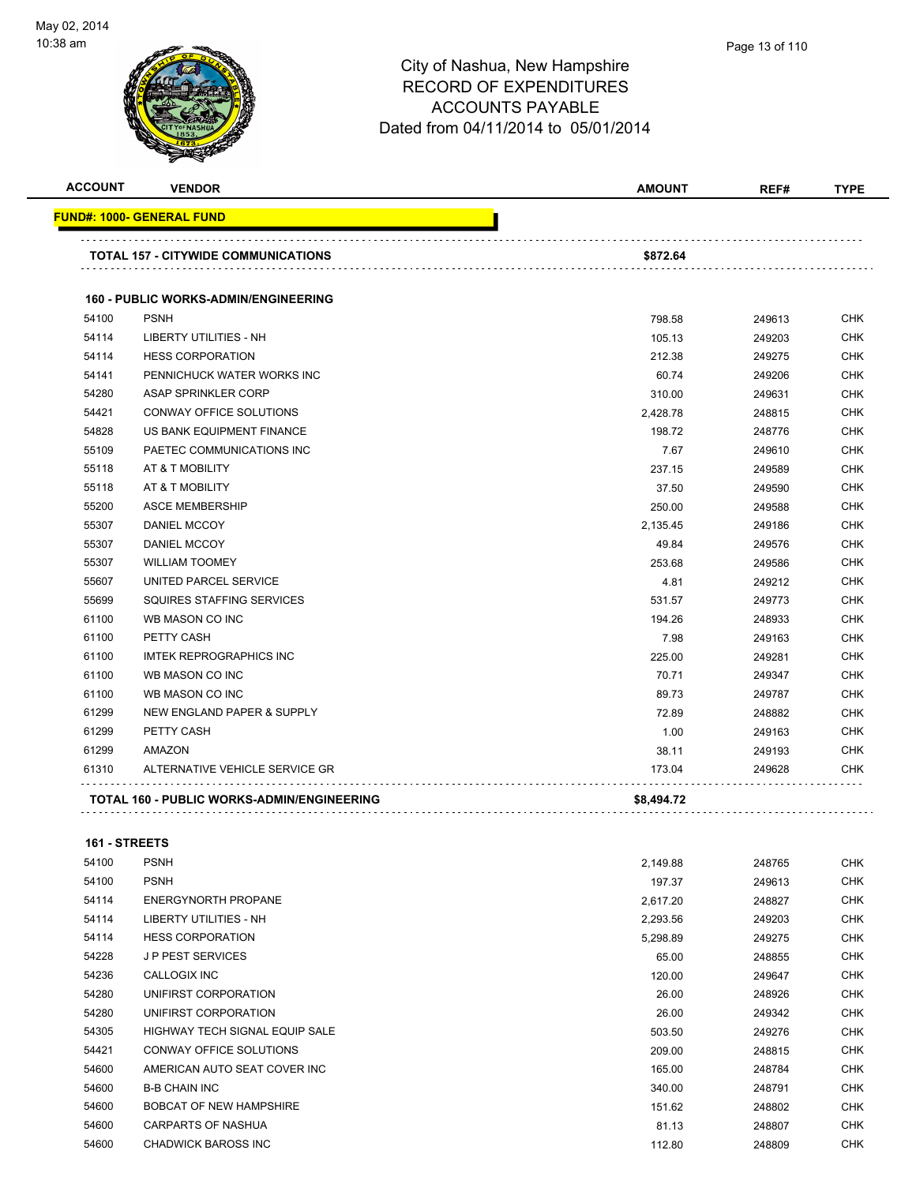# City of Nashua, New Hampshire
## RECORD OF EXPENDITURES
## ACCOUNTS PAYABLE
## Dated from 04/11/2014 to 05/01/2014

| ACCOUNT | VENDOR | AMOUNT | REF# | TYPE |
|---|---|---|---|---|
| **FUND#: 1000- GENERAL FUND** | | | | |
| | **TOTAL 157 - CITYWIDE COMMUNICATIONS** | **$872.64** | | |
| | **160 - PUBLIC WORKS-ADMIN/ENGINEERING** | | | |
| 54100 | PSNH | 798.58 | 249613 | CHK |
| 54114 | LIBERTY UTILITIES - NH | 105.13 | 249203 | CHK |
| 54114 | HESS CORPORATION | 212.38 | 249275 | CHK |
| 54141 | PENNICHUCK WATER WORKS INC | 60.74 | 249206 | CHK |
| 54280 | ASAP SPRINKLER CORP | 310.00 | 249631 | CHK |
| 54421 | CONWAY OFFICE SOLUTIONS | 2,428.78 | 248815 | CHK |
| 54828 | US BANK EQUIPMENT FINANCE | 198.72 | 248776 | CHK |
| 55109 | PAETEC COMMUNICATIONS INC | 7.67 | 249610 | CHK |
| 55118 | AT & T MOBILITY | 237.15 | 249589 | CHK |
| 55118 | AT & T MOBILITY | 37.50 | 249590 | CHK |
| 55200 | ASCE MEMBERSHIP | 250.00 | 249588 | CHK |
| 55307 | DANIEL MCCOY | 2,135.45 | 249186 | CHK |
| 55307 | DANIEL MCCOY | 49.84 | 249576 | CHK |
| 55307 | WILLIAM TOOMEY | 253.68 | 249586 | CHK |
| 55607 | UNITED PARCEL SERVICE | 4.81 | 249212 | CHK |
| 55699 | SQUIRES STAFFING SERVICES | 531.57 | 249773 | CHK |
| 61100 | WB MASON CO INC | 194.26 | 248933 | CHK |
| 61100 | PETTY CASH | 7.98 | 249163 | CHK |
| 61100 | IMTEK REPROGRAPHICS INC | 225.00 | 249281 | CHK |
| 61100 | WB MASON CO INC | 70.71 | 249347 | CHK |
| 61100 | WB MASON CO INC | 89.73 | 249787 | CHK |
| 61299 | NEW ENGLAND PAPER & SUPPLY | 72.89 | 248882 | CHK |
| 61299 | PETTY CASH | 1.00 | 249163 | CHK |
| 61299 | AMAZON | 38.11 | 249193 | CHK |
| 61310 | ALTERNATIVE VEHICLE SERVICE GR | 173.04 | 249628 | CHK |
| | **TOTAL 160 - PUBLIC WORKS-ADMIN/ENGINEERING** | **$8,494.72** | | |
| | **161 - STREETS** | | | |
| 54100 | PSNH | 2,149.88 | 248765 | CHK |
| 54100 | PSNH | 197.37 | 249613 | CHK |
| 54114 | ENERGYNORTH PROPANE | 2,617.20 | 248827 | CHK |
| 54114 | LIBERTY UTILITIES - NH | 2,293.56 | 249203 | CHK |
| 54114 | HESS CORPORATION | 5,298.89 | 249275 | CHK |
| 54228 | J P PEST SERVICES | 65.00 | 248855 | CHK |
| 54236 | CALLOGIX INC | 120.00 | 249647 | CHK |
| 54280 | UNIFIRST CORPORATION | 26.00 | 248926 | CHK |
| 54280 | UNIFIRST CORPORATION | 26.00 | 249342 | CHK |
| 54305 | HIGHWAY TECH SIGNAL EQUIP SALE | 503.50 | 249276 | CHK |
| 54421 | CONWAY OFFICE SOLUTIONS | 209.00 | 248815 | CHK |
| 54600 | AMERICAN AUTO SEAT COVER INC | 165.00 | 248784 | CHK |
| 54600 | B-B CHAIN INC | 340.00 | 248791 | CHK |
| 54600 | BOBCAT OF NEW HAMPSHIRE | 151.62 | 248802 | CHK |
| 54600 | CARPARTS OF NASHUA | 81.13 | 248807 | CHK |
| 54600 | CHADWICK BAROSS INC | 112.80 | 248809 | CHK |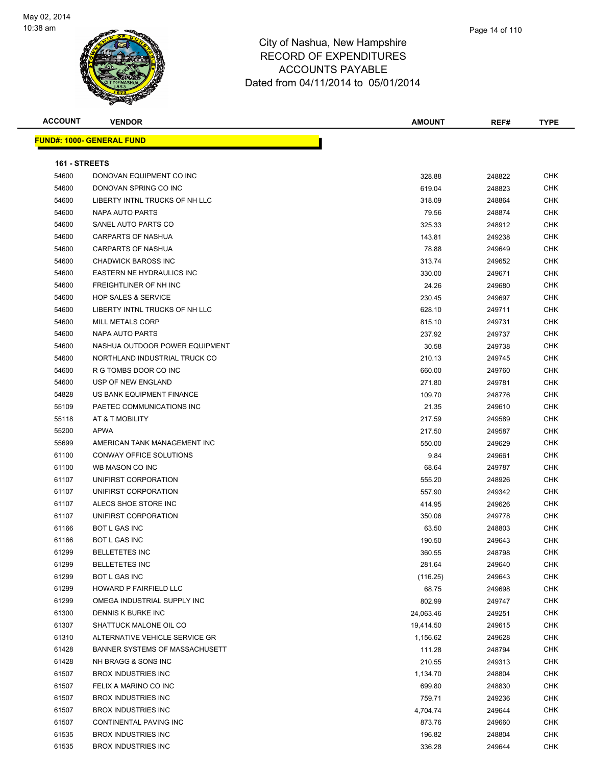# City of Nashua, New Hampshire
## RECORD OF EXPENDITURES
## ACCOUNTS PAYABLE
## Dated from 04/11/2014 to 05/01/2014

May 02, 2014
10:38 am

**FUND#: 1000- GENERAL FUND**

**161 - STREETS**

| ACCOUNT | VENDOR | AMOUNT | REF# | TYPE |
|---|---|---|---|---|
| 54600 | DONOVAN EQUIPMENT CO INC | 328.88 | 248822 | CHK |
| 54600 | DONOVAN SPRING CO INC | 619.04 | 248823 | CHK |
| 54600 | LIBERTY INTNL TRUCKS OF NH LLC | 318.09 | 248864 | CHK |
| 54600 | NAPA AUTO PARTS | 79.56 | 248874 | CHK |
| 54600 | SANEL AUTO PARTS CO | 325.33 | 248912 | CHK |
| 54600 | CARPARTS OF NASHUA | 143.81 | 249238 | CHK |
| 54600 | CARPARTS OF NASHUA | 78.88 | 249649 | CHK |
| 54600 | CHADWICK BAROSS INC | 313.74 | 249652 | CHK |
| 54600 | EASTERN NE HYDRAULICS INC | 330.00 | 249671 | CHK |
| 54600 | FREIGHTLINER OF NH INC | 24.26 | 249680 | CHK |
| 54600 | HOP SALES & SERVICE | 230.45 | 249697 | CHK |
| 54600 | LIBERTY INTNL TRUCKS OF NH LLC | 628.10 | 249711 | CHK |
| 54600 | MILL METALS CORP | 815.10 | 249731 | CHK |
| 54600 | NAPA AUTO PARTS | 237.92 | 249737 | CHK |
| 54600 | NASHUA OUTDOOR POWER EQUIPMENT | 30.58 | 249738 | CHK |
| 54600 | NORTHLAND INDUSTRIAL TRUCK CO | 210.13 | 249745 | CHK |
| 54600 | R G TOMBS DOOR CO INC | 660.00 | 249760 | CHK |
| 54600 | USP OF NEW ENGLAND | 271.80 | 249781 | CHK |
| 54828 | US BANK EQUIPMENT FINANCE | 109.70 | 248776 | CHK |
| 55109 | PAETEC COMMUNICATIONS INC | 21.35 | 249610 | CHK |
| 55118 | AT & T MOBILITY | 217.59 | 249589 | CHK |
| 55200 | APWA | 217.50 | 249587 | CHK |
| 55699 | AMERICAN TANK MANAGEMENT INC | 550.00 | 249629 | CHK |
| 61100 | CONWAY OFFICE SOLUTIONS | 9.84 | 249661 | CHK |
| 61100 | WB MASON CO INC | 68.64 | 249787 | CHK |
| 61107 | UNIFIRST CORPORATION | 555.20 | 248926 | CHK |
| 61107 | UNIFIRST CORPORATION | 557.90 | 249342 | CHK |
| 61107 | ALECS SHOE STORE INC | 414.95 | 249626 | CHK |
| 61107 | UNIFIRST CORPORATION | 350.06 | 249778 | CHK |
| 61166 | BOT L GAS INC | 63.50 | 248803 | CHK |
| 61166 | BOT L GAS INC | 190.50 | 249643 | CHK |
| 61299 | BELLETETES INC | 360.55 | 248798 | CHK |
| 61299 | BELLETETES INC | 281.64 | 249640 | CHK |
| 61299 | BOT L GAS INC | (116.25) | 249643 | CHK |
| 61299 | HOWARD P FAIRFIELD LLC | 68.75 | 249698 | CHK |
| 61299 | OMEGA INDUSTRIAL SUPPLY INC | 802.99 | 249747 | CHK |
| 61300 | DENNIS K BURKE INC | 24,063.46 | 249251 | CHK |
| 61307 | SHATTUCK MALONE OIL CO | 19,414.50 | 249615 | CHK |
| 61310 | ALTERNATIVE VEHICLE SERVICE GR | 1,156.62 | 249628 | CHK |
| 61428 | BANNER SYSTEMS OF MASSACHUSETT | 111.28 | 248794 | CHK |
| 61428 | NH BRAGG & SONS INC | 210.55 | 249313 | CHK |
| 61507 | BROX INDUSTRIES INC | 1,134.70 | 248804 | CHK |
| 61507 | FELIX A MARINO CO INC | 699.80 | 248830 | CHK |
| 61507 | BROX INDUSTRIES INC | 759.71 | 249236 | CHK |
| 61507 | BROX INDUSTRIES INC | 4,704.74 | 249644 | CHK |
| 61507 | CONTINENTAL PAVING INC | 873.76 | 249660 | CHK |
| 61535 | BROX INDUSTRIES INC | 196.82 | 248804 | CHK |
| 61535 | BROX INDUSTRIES INC | 336.28 | 249644 | CHK |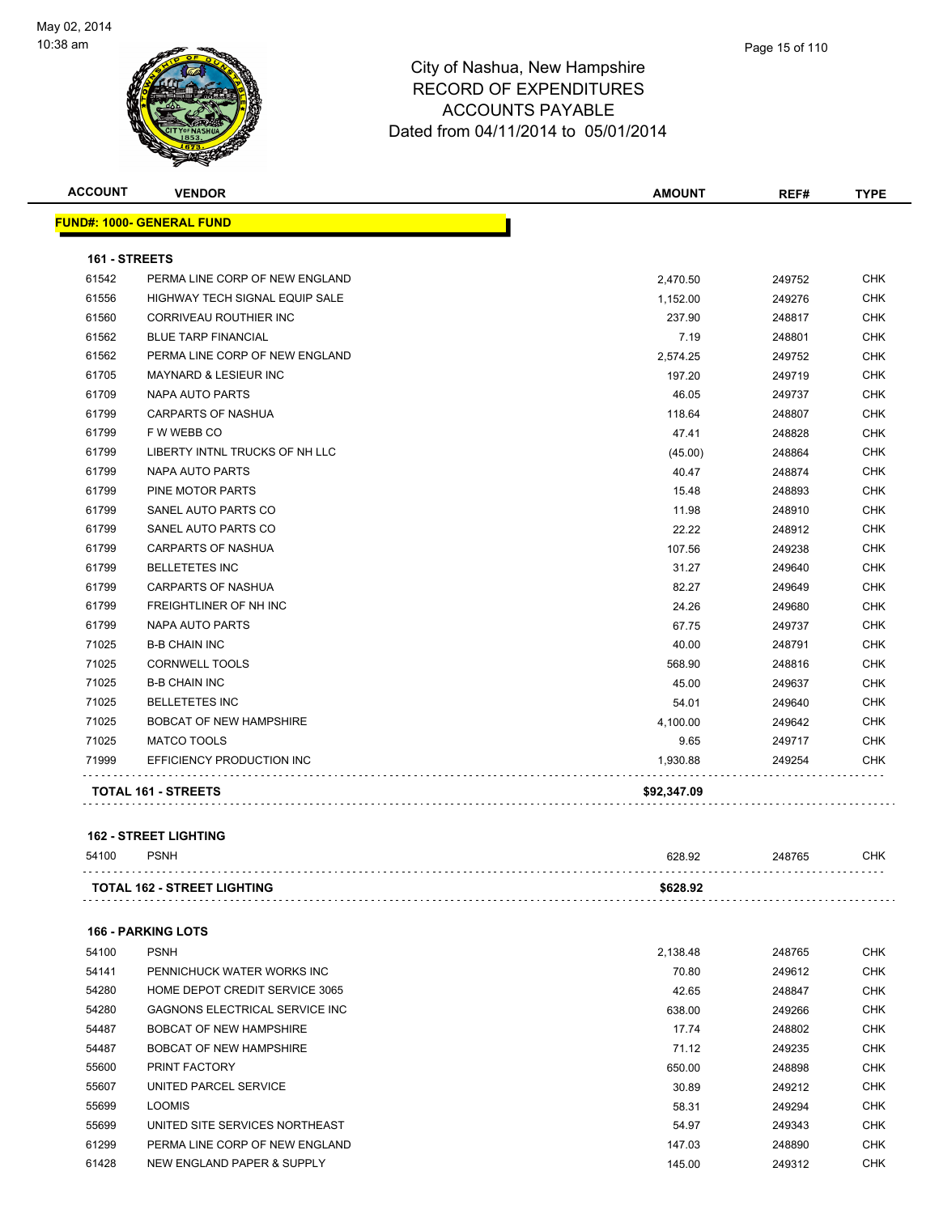# City of Nashua, New Hampshire
## RECORD OF EXPENDITURES
## ACCOUNTS PAYABLE
### Dated from 04/11/2014 to 05/01/2014

| ACCOUNT | VENDOR | AMOUNT | REF# | TYPE |
|---|---|---|---|---|
| **FUND#: 1000- GENERAL FUND** | | | | |
| **161 - STREETS** | | | | |
| 61542 | PERMA LINE CORP OF NEW ENGLAND | 2,470.50 | 249752 | CHK |
| 61556 | HIGHWAY TECH SIGNAL EQUIP SALE | 1,152.00 | 249276 | CHK |
| 61560 | CORRIVEAU ROUTHIER INC | 237.90 | 248817 | CHK |
| 61562 | BLUE TARP FINANCIAL | 7.19 | 248801 | CHK |
| 61562 | PERMA LINE CORP OF NEW ENGLAND | 2,574.25 | 249752 | CHK |
| 61705 | MAYNARD & LESIEUR INC | 197.20 | 249719 | CHK |
| 61709 | NAPA AUTO PARTS | 46.05 | 249737 | CHK |
| 61799 | CARPARTS OF NASHUA | 118.64 | 248807 | CHK |
| 61799 | F W WEBB CO | 47.41 | 248828 | CHK |
| 61799 | LIBERTY INTNL TRUCKS OF NH LLC | (45.00) | 248864 | CHK |
| 61799 | NAPA AUTO PARTS | 40.47 | 248874 | CHK |
| 61799 | PINE MOTOR PARTS | 15.48 | 248893 | CHK |
| 61799 | SANEL AUTO PARTS CO | 11.98 | 248910 | CHK |
| 61799 | SANEL AUTO PARTS CO | 22.22 | 248912 | CHK |
| 61799 | CARPARTS OF NASHUA | 107.56 | 249238 | CHK |
| 61799 | BELLETETES INC | 31.27 | 249640 | CHK |
| 61799 | CARPARTS OF NASHUA | 82.27 | 249649 | CHK |
| 61799 | FREIGHTLINER OF NH INC | 24.26 | 249680 | CHK |
| 61799 | NAPA AUTO PARTS | 67.75 | 249737 | CHK |
| 71025 | B-B CHAIN INC | 40.00 | 248791 | CHK |
| 71025 | CORNWELL TOOLS | 568.90 | 248816 | CHK |
| 71025 | B-B CHAIN INC | 45.00 | 249637 | CHK |
| 71025 | BELLETETES INC | 54.01 | 249640 | CHK |
| 71025 | BOBCAT OF NEW HAMPSHIRE | 4,100.00 | 249642 | CHK |
| 71025 | MATCO TOOLS | 9.65 | 249717 | CHK |
| 71999 | EFFICIENCY PRODUCTION INC | 1,930.88 | 249254 | CHK |
| **TOTAL 161 - STREETS** | | **$92,347.09** | | |
| **162 - STREET LIGHTING** | | | | |
| 54100 | PSNH | 628.92 | 248765 | CHK |
| **TOTAL 162 - STREET LIGHTING** | | **$628.92** | | |
| **166 - PARKING LOTS** | | | | |
| 54100 | PSNH | 2,138.48 | 248765 | CHK |
| 54141 | PENNICHUCK WATER WORKS INC | 70.80 | 249612 | CHK |
| 54280 | HOME DEPOT CREDIT SERVICE 3065 | 42.65 | 248847 | CHK |
| 54280 | GAGNONS ELECTRICAL SERVICE INC | 638.00 | 249266 | CHK |
| 54487 | BOBCAT OF NEW HAMPSHIRE | 17.74 | 248802 | CHK |
| 54487 | BOBCAT OF NEW HAMPSHIRE | 71.12 | 249235 | CHK |
| 55600 | PRINT FACTORY | 650.00 | 248898 | CHK |
| 55607 | UNITED PARCEL SERVICE | 30.89 | 249212 | CHK |
| 55699 | LOOMIS | 58.31 | 249294 | CHK |
| 55699 | UNITED SITE SERVICES NORTHEAST | 54.97 | 249343 | CHK |
| 61299 | PERMA LINE CORP OF NEW ENGLAND | 147.03 | 248890 | CHK |
| 61428 | NEW ENGLAND PAPER & SUPPLY | 145.00 | 249312 | CHK |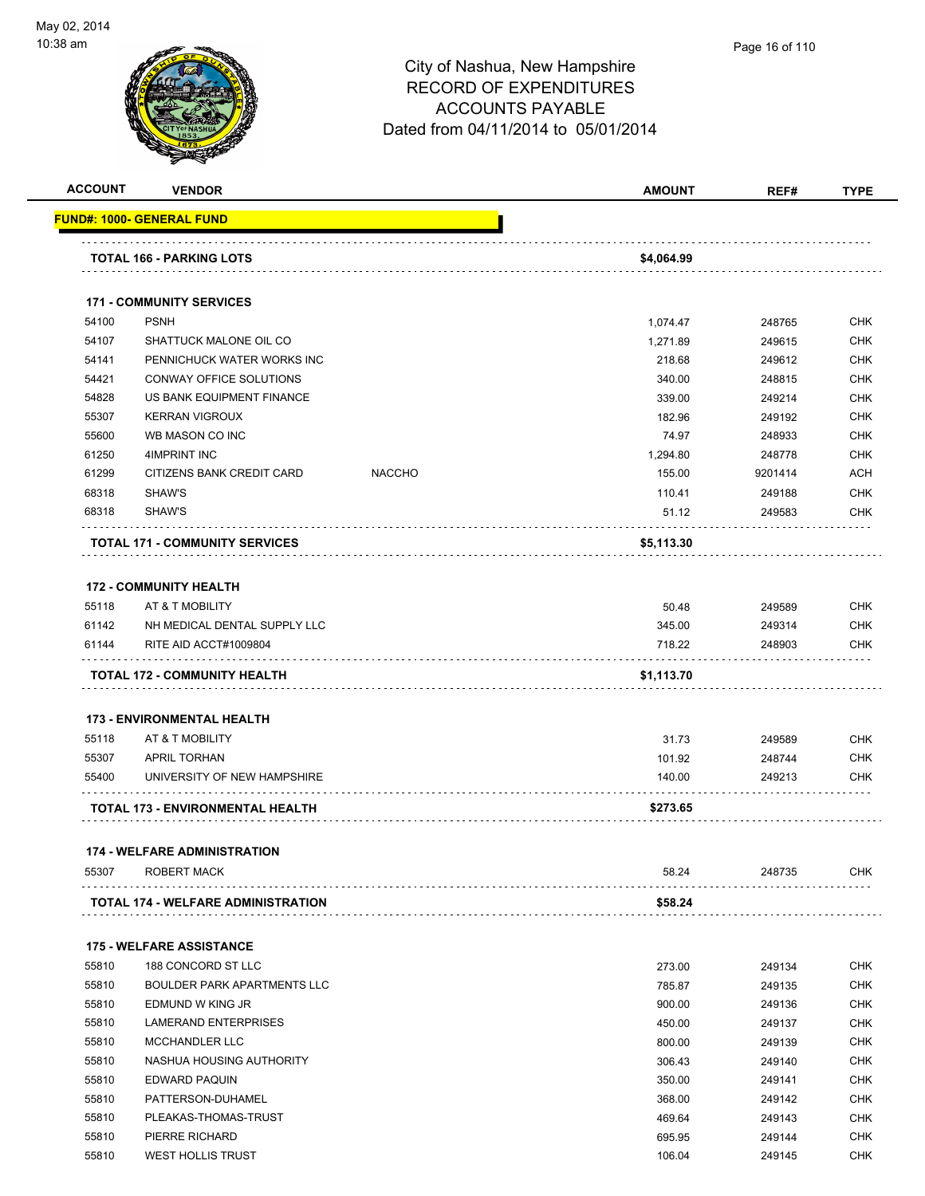City of Nashua, New Hampshire
RECORD OF EXPENDITURES
ACCOUNTS PAYABLE
Dated from 04/11/2014 to 05/01/2014

| ACCOUNT | VENDOR | | AMOUNT | REF# | TYPE |
|---|---|---|---|---|---|
| **FUND#: 1000- GENERAL FUND** | | | | | |
| **TOTAL 166 - PARKING LOTS** | | | **$4,064.99** | | |
| **171 - COMMUNITY SERVICES** | | | | | |
| 54100 | PSNH | | 1,074.47 | 248765 | CHK |
| 54107 | SHATTUCK MALONE OIL CO | | 1,271.89 | 249615 | CHK |
| 54141 | PENNICHUCK WATER WORKS INC | | 218.68 | 249612 | CHK |
| 54421 | CONWAY OFFICE SOLUTIONS | | 340.00 | 248815 | CHK |
| 54828 | US BANK EQUIPMENT FINANCE | | 339.00 | 249214 | CHK |
| 55307 | KERRAN VIGROUX | | 182.96 | 249192 | CHK |
| 55600 | WB MASON CO INC | | 74.97 | 248933 | CHK |
| 61250 | 4IMPRINT INC | | 1,294.80 | 248778 | CHK |
| 61299 | CITIZENS BANK CREDIT CARD | NACCHO | 155.00 | 9201414 | ACH |
| 68318 | SHAW'S | | 110.41 | 249188 | CHK |
| 68318 | SHAW'S | | 51.12 | 249583 | CHK |
| **TOTAL 171 - COMMUNITY SERVICES** | | | **$5,113.30** | | |
| **172 - COMMUNITY HEALTH** | | | | | |
| 55118 | AT & T MOBILITY | | 50.48 | 249589 | CHK |
| 61142 | NH MEDICAL DENTAL SUPPLY LLC | | 345.00 | 249314 | CHK |
| 61144 | RITE AID ACCT#1009804 | | 718.22 | 248903 | CHK |
| **TOTAL 172 - COMMUNITY HEALTH** | | | **$1,113.70** | | |
| **173 - ENVIRONMENTAL HEALTH** | | | | | |
| 55118 | AT & T MOBILITY | | 31.73 | 249589 | CHK |
| 55307 | APRIL TORHAN | | 101.92 | 248744 | CHK |
| 55400 | UNIVERSITY OF NEW HAMPSHIRE | | 140.00 | 249213 | CHK |
| **TOTAL 173 - ENVIRONMENTAL HEALTH** | | | **$273.65** | | |
| **174 - WELFARE ADMINISTRATION** | | | | | |
| 55307 | ROBERT MACK | | 58.24 | 248735 | CHK |
| **TOTAL 174 - WELFARE ADMINISTRATION** | | | **$58.24** | | |
| **175 - WELFARE ASSISTANCE** | | | | | |
| 55810 | 188 CONCORD ST LLC | | 273.00 | 249134 | CHK |
| 55810 | BOULDER PARK APARTMENTS LLC | | 785.87 | 249135 | CHK |
| 55810 | EDMUND W KING JR | | 900.00 | 249136 | CHK |
| 55810 | LAMERAND ENTERPRISES | | 450.00 | 249137 | CHK |
| 55810 | MCCHANDLER LLC | | 800.00 | 249139 | CHK |
| 55810 | NASHUA HOUSING AUTHORITY | | 306.43 | 249140 | CHK |
| 55810 | EDWARD PAQUIN | | 350.00 | 249141 | CHK |
| 55810 | PATTERSON-DUHAMEL | | 368.00 | 249142 | CHK |
| 55810 | PLEAKAS-THOMAS-TRUST | | 469.64 | 249143 | CHK |
| 55810 | PIERRE RICHARD | | 695.95 | 249144 | CHK |
| 55810 | WEST HOLLIS TRUST | | 106.04 | 249145 | CHK |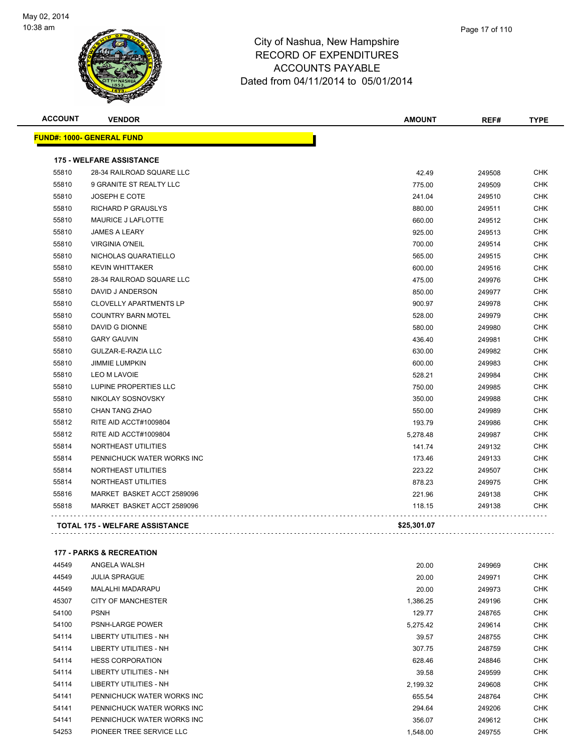# City of Nashua, New Hampshire
## RECORD OF EXPENDITURES
## ACCOUNTS PAYABLE
## Dated from 04/11/2014 to 05/01/2014

| ACCOUNT | VENDOR | AMOUNT | REF# | TYPE |
|---|---|---|---|---|
| **FUND#: 1000- GENERAL FUND** | | | | |
| **175 - WELFARE ASSISTANCE** | | | | |
| 55810 | 28-34 RAILROAD SQUARE LLC | 42.49 | 249508 | CHK |
| 55810 | 9 GRANITE ST REALTY LLC | 775.00 | 249509 | CHK |
| 55810 | JOSEPH E COTE | 241.04 | 249510 | CHK |
| 55810 | RICHARD P GRAUSLYS | 880.00 | 249511 | CHK |
| 55810 | MAURICE J LAFLOTTE | 660.00 | 249512 | CHK |
| 55810 | JAMES A LEARY | 925.00 | 249513 | CHK |
| 55810 | VIRGINIA O'NEIL | 700.00 | 249514 | CHK |
| 55810 | NICHOLAS QUARATIELLO | 565.00 | 249515 | CHK |
| 55810 | KEVIN WHITTAKER | 600.00 | 249516 | CHK |
| 55810 | 28-34 RAILROAD SQUARE LLC | 475.00 | 249976 | CHK |
| 55810 | DAVID J ANDERSON | 850.00 | 249977 | CHK |
| 55810 | CLOVELLY APARTMENTS LP | 900.97 | 249978 | CHK |
| 55810 | COUNTRY BARN MOTEL | 528.00 | 249979 | CHK |
| 55810 | DAVID G DIONNE | 580.00 | 249980 | CHK |
| 55810 | GARY GAUVIN | 436.40 | 249981 | CHK |
| 55810 | GULZAR-E-RAZIA LLC | 630.00 | 249982 | CHK |
| 55810 | JIMMIE LUMPKIN | 600.00 | 249983 | CHK |
| 55810 | LEO M LAVOIE | 528.21 | 249984 | CHK |
| 55810 | LUPINE PROPERTIES LLC | 750.00 | 249985 | CHK |
| 55810 | NIKOLAY SOSNOVSKY | 350.00 | 249988 | CHK |
| 55810 | CHAN TANG ZHAO | 550.00 | 249989 | CHK |
| 55812 | RITE AID ACCT#1009804 | 193.79 | 249986 | CHK |
| 55812 | RITE AID ACCT#1009804 | 5,278.48 | 249987 | CHK |
| 55814 | NORTHEAST UTILITIES | 141.74 | 249132 | CHK |
| 55814 | PENNICHUCK WATER WORKS INC | 173.46 | 249133 | CHK |
| 55814 | NORTHEAST UTILITIES | 223.22 | 249507 | CHK |
| 55814 | NORTHEAST UTILITIES | 878.23 | 249975 | CHK |
| 55816 | MARKET BASKET ACCT 2589096 | 221.96 | 249138 | CHK |
| 55818 | MARKET BASKET ACCT 2589096 | 118.15 | 249138 | CHK |
| **TOTAL 175 - WELFARE ASSISTANCE** | | **$25,301.07** | | |
| **177 - PARKS & RECREATION** | | | | |
| 44549 | ANGELA WALSH | 20.00 | 249969 | CHK |
| 44549 | JULIA SPRAGUE | 20.00 | 249971 | CHK |
| 44549 | MALALHI MADARAPU | 20.00 | 249973 | CHK |
| 45307 | CITY OF MANCHESTER | 1,386.25 | 249196 | CHK |
| 54100 | PSNH | 129.77 | 248765 | CHK |
| 54100 | PSNH-LARGE POWER | 5,275.42 | 249614 | CHK |
| 54114 | LIBERTY UTILITIES - NH | 39.57 | 248755 | CHK |
| 54114 | LIBERTY UTILITIES - NH | 307.75 | 248759 | CHK |
| 54114 | HESS CORPORATION | 628.46 | 248846 | CHK |
| 54114 | LIBERTY UTILITIES - NH | 39.58 | 249599 | CHK |
| 54114 | LIBERTY UTILITIES - NH | 2,199.32 | 249608 | CHK |
| 54141 | PENNICHUCK WATER WORKS INC | 655.54 | 248764 | CHK |
| 54141 | PENNICHUCK WATER WORKS INC | 294.64 | 249206 | CHK |
| 54141 | PENNICHUCK WATER WORKS INC | 356.07 | 249612 | CHK |
| 54253 | PIONEER TREE SERVICE LLC | 1,548.00 | 249755 | CHK |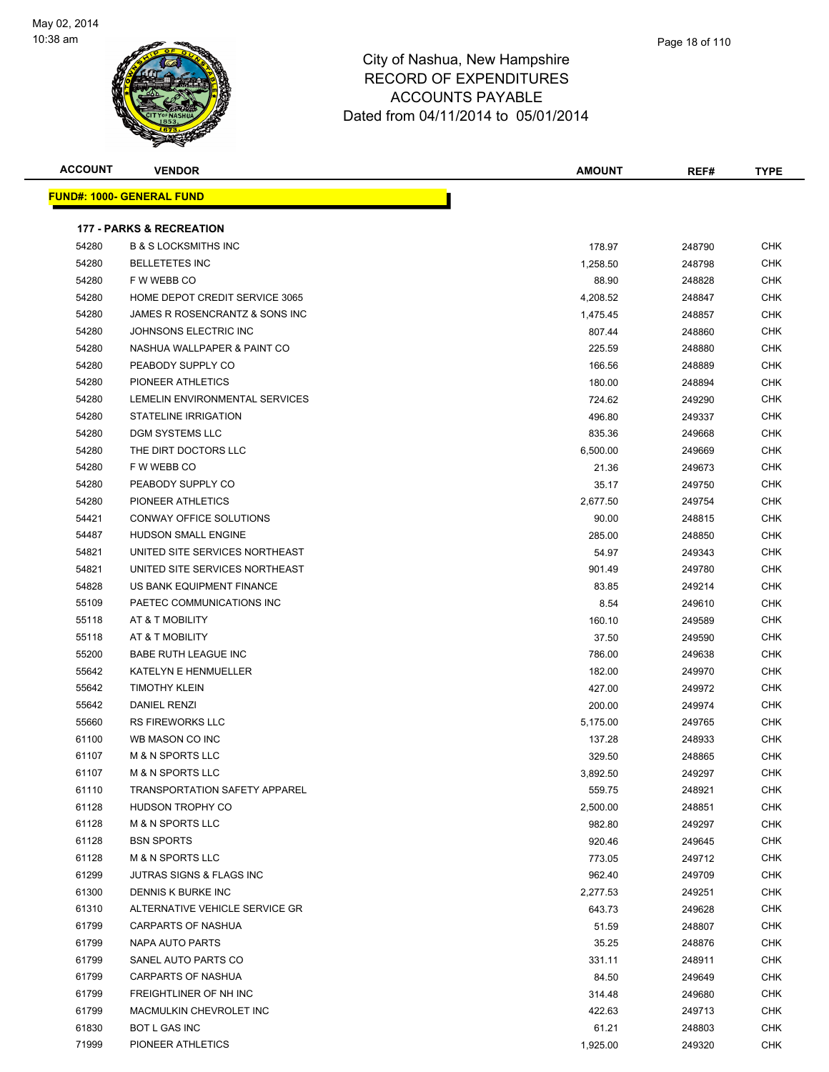# City of Nashua, New Hampshire
## RECORD OF EXPENDITURES
## ACCOUNTS PAYABLE
### Dated from 04/11/2014 to 05/01/2014

May 02, 2014
10:38 am

| ACCOUNT | VENDOR | AMOUNT | REF# | TYPE |
|---|---|---|---|---|

**FUND#: 1000- GENERAL FUND**

**177 - PARKS & RECREATION**

| ACCOUNT | VENDOR | AMOUNT | REF# | TYPE |
|---|---|---|---|---|
| 54280 | B & S LOCKSMITHS INC | 178.97 | 248790 | CHK |
| 54280 | BELLETETES INC | 1,258.50 | 248798 | CHK |
| 54280 | F W WEBB CO | 88.90 | 248828 | CHK |
| 54280 | HOME DEPOT CREDIT SERVICE 3065 | 4,208.52 | 248847 | CHK |
| 54280 | JAMES R ROSENCRANTZ & SONS INC | 1,475.45 | 248857 | CHK |
| 54280 | JOHNSONS ELECTRIC INC | 807.44 | 248860 | CHK |
| 54280 | NASHUA WALLPAPER & PAINT CO | 225.59 | 248880 | CHK |
| 54280 | PEABODY SUPPLY CO | 166.56 | 248889 | CHK |
| 54280 | PIONEER ATHLETICS | 180.00 | 248894 | CHK |
| 54280 | LEMELIN ENVIRONMENTAL SERVICES | 724.62 | 249290 | CHK |
| 54280 | STATELINE IRRIGATION | 496.80 | 249337 | CHK |
| 54280 | DGM SYSTEMS LLC | 835.36 | 249668 | CHK |
| 54280 | THE DIRT DOCTORS LLC | 6,500.00 | 249669 | CHK |
| 54280 | F W WEBB CO | 21.36 | 249673 | CHK |
| 54280 | PEABODY SUPPLY CO | 35.17 | 249750 | CHK |
| 54280 | PIONEER ATHLETICS | 2,677.50 | 249754 | CHK |
| 54421 | CONWAY OFFICE SOLUTIONS | 90.00 | 248815 | CHK |
| 54487 | HUDSON SMALL ENGINE | 285.00 | 248850 | CHK |
| 54821 | UNITED SITE SERVICES NORTHEAST | 54.97 | 249343 | CHK |
| 54821 | UNITED SITE SERVICES NORTHEAST | 901.49 | 249780 | CHK |
| 54828 | US BANK EQUIPMENT FINANCE | 83.85 | 249214 | CHK |
| 55109 | PAETEC COMMUNICATIONS INC | 8.54 | 249610 | CHK |
| 55118 | AT & T MOBILITY | 160.10 | 249589 | CHK |
| 55118 | AT & T MOBILITY | 37.50 | 249590 | CHK |
| 55200 | BABE RUTH LEAGUE INC | 786.00 | 249638 | CHK |
| 55642 | KATELYN E HENMUELLER | 182.00 | 249970 | CHK |
| 55642 | TIMOTHY KLEIN | 427.00 | 249972 | CHK |
| 55642 | DANIEL RENZI | 200.00 | 249974 | CHK |
| 55660 | RS FIREWORKS LLC | 5,175.00 | 249765 | CHK |
| 61100 | WB MASON CO INC | 137.28 | 248933 | CHK |
| 61107 | M & N SPORTS LLC | 329.50 | 248865 | CHK |
| 61107 | M & N SPORTS LLC | 3,892.50 | 249297 | CHK |
| 61110 | TRANSPORTATION SAFETY APPAREL | 559.75 | 248921 | CHK |
| 61128 | HUDSON TROPHY CO | 2,500.00 | 248851 | CHK |
| 61128 | M & N SPORTS LLC | 982.80 | 249297 | CHK |
| 61128 | BSN SPORTS | 920.46 | 249645 | CHK |
| 61128 | M & N SPORTS LLC | 773.05 | 249712 | CHK |
| 61299 | JUTRAS SIGNS & FLAGS INC | 962.40 | 249709 | CHK |
| 61300 | DENNIS K BURKE INC | 2,277.53 | 249251 | CHK |
| 61310 | ALTERNATIVE VEHICLE SERVICE GR | 643.73 | 249628 | CHK |
| 61799 | CARPARTS OF NASHUA | 51.59 | 248807 | CHK |
| 61799 | NAPA AUTO PARTS | 35.25 | 248876 | CHK |
| 61799 | SANEL AUTO PARTS CO | 331.11 | 248911 | CHK |
| 61799 | CARPARTS OF NASHUA | 84.50 | 249649 | CHK |
| 61799 | FREIGHTLINER OF NH INC | 314.48 | 249680 | CHK |
| 61799 | MACMULKIN CHEVROLET INC | 422.63 | 249713 | CHK |
| 61830 | BOT L GAS INC | 61.21 | 248803 | CHK |
| 71999 | PIONEER ATHLETICS | 1,925.00 | 249320 | CHK |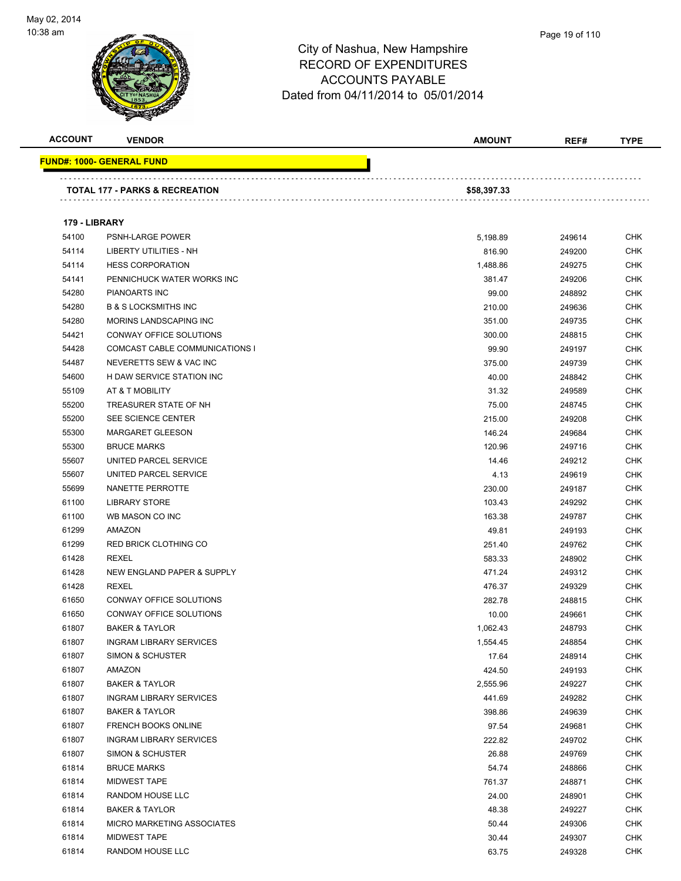City of Nashua, New Hampshire
RECORD OF EXPENDITURES
ACCOUNTS PAYABLE
Dated from 04/11/2014 to 05/01/2014

| ACCOUNT | VENDOR | AMOUNT | REF# | TYPE |
|---|---|---|---|---|
| **FUND#: 1000- GENERAL FUND** | | | | |
| **TOTAL 177 - PARKS & RECREATION** | | **$58,397.33** | | |
| **179 - LIBRARY** | | | | |
| 54100 | PSNH-LARGE POWER | 5,198.89 | 249614 | CHK |
| 54114 | LIBERTY UTILITIES - NH | 816.90 | 249200 | CHK |
| 54114 | HESS CORPORATION | 1,488.86 | 249275 | CHK |
| 54141 | PENNICHUCK WATER WORKS INC | 381.47 | 249206 | CHK |
| 54280 | PIANOARTS INC | 99.00 | 248892 | CHK |
| 54280 | B & S LOCKSMITHS INC | 210.00 | 249636 | CHK |
| 54280 | MORINS LANDSCAPING INC | 351.00 | 249735 | CHK |
| 54421 | CONWAY OFFICE SOLUTIONS | 300.00 | 248815 | CHK |
| 54428 | COMCAST CABLE COMMUNICATIONS I | 99.90 | 249197 | CHK |
| 54487 | NEVERETTS SEW & VAC INC | 375.00 | 249739 | CHK |
| 54600 | H DAW SERVICE STATION INC | 40.00 | 248842 | CHK |
| 55109 | AT & T MOBILITY | 31.32 | 249589 | CHK |
| 55200 | TREASURER STATE OF NH | 75.00 | 248745 | CHK |
| 55200 | SEE SCIENCE CENTER | 215.00 | 249208 | CHK |
| 55300 | MARGARET GLEESON | 146.24 | 249684 | CHK |
| 55300 | BRUCE MARKS | 120.96 | 249716 | CHK |
| 55607 | UNITED PARCEL SERVICE | 14.46 | 249212 | CHK |
| 55607 | UNITED PARCEL SERVICE | 4.13 | 249619 | CHK |
| 55699 | NANETTE PERROTTE | 230.00 | 249187 | CHK |
| 61100 | LIBRARY STORE | 103.43 | 249292 | CHK |
| 61100 | WB MASON CO INC | 163.38 | 249787 | CHK |
| 61299 | AMAZON | 49.81 | 249193 | CHK |
| 61299 | RED BRICK CLOTHING CO | 251.40 | 249762 | CHK |
| 61428 | REXEL | 583.33 | 248902 | CHK |
| 61428 | NEW ENGLAND PAPER & SUPPLY | 471.24 | 249312 | CHK |
| 61428 | REXEL | 476.37 | 249329 | CHK |
| 61650 | CONWAY OFFICE SOLUTIONS | 282.78 | 248815 | CHK |
| 61650 | CONWAY OFFICE SOLUTIONS | 10.00 | 249661 | CHK |
| 61807 | BAKER & TAYLOR | 1,062.43 | 248793 | CHK |
| 61807 | INGRAM LIBRARY SERVICES | 1,554.45 | 248854 | CHK |
| 61807 | SIMON & SCHUSTER | 17.64 | 248914 | CHK |
| 61807 | AMAZON | 424.50 | 249193 | CHK |
| 61807 | BAKER & TAYLOR | 2,555.96 | 249227 | CHK |
| 61807 | INGRAM LIBRARY SERVICES | 441.69 | 249282 | CHK |
| 61807 | BAKER & TAYLOR | 398.86 | 249639 | CHK |
| 61807 | FRENCH BOOKS ONLINE | 97.54 | 249681 | CHK |
| 61807 | INGRAM LIBRARY SERVICES | 222.82 | 249702 | CHK |
| 61807 | SIMON & SCHUSTER | 26.88 | 249769 | CHK |
| 61814 | BRUCE MARKS | 54.74 | 248866 | CHK |
| 61814 | MIDWEST TAPE | 761.37 | 248871 | CHK |
| 61814 | RANDOM HOUSE LLC | 24.00 | 248901 | CHK |
| 61814 | BAKER & TAYLOR | 48.38 | 249227 | CHK |
| 61814 | MICRO MARKETING ASSOCIATES | 50.44 | 249306 | CHK |
| 61814 | MIDWEST TAPE | 30.44 | 249307 | CHK |
| 61814 | RANDOM HOUSE LLC | 63.75 | 249328 | CHK |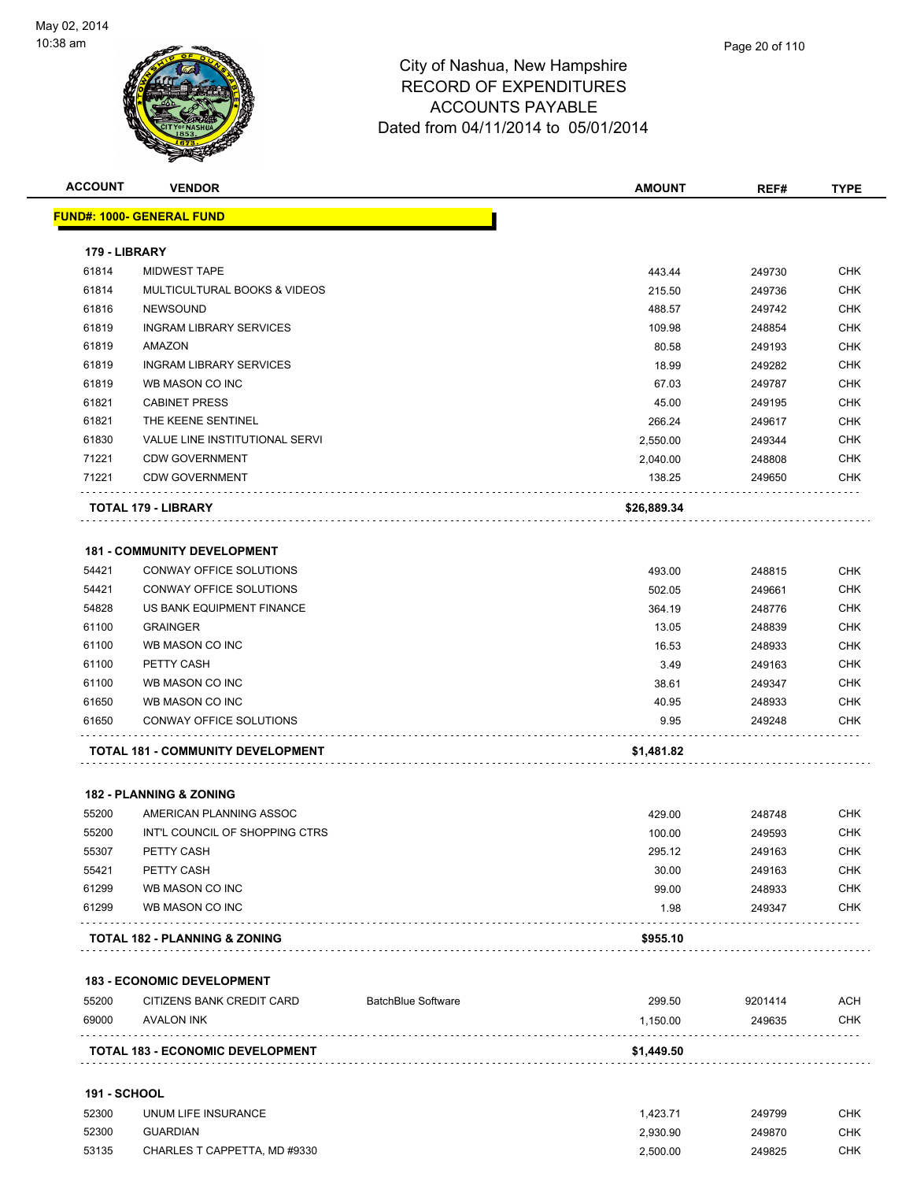# City of Nashua, New Hampshire
# RECORD OF EXPENDITURES
# ACCOUNTS PAYABLE
# Dated from 04/11/2014 to 05/01/2014

| ACCOUNT | VENDOR | | AMOUNT | REF# | TYPE |
|---|---|---|---|---|---|
| **FUND#: 1000- GENERAL FUND** | | | | | |
| **179 - LIBRARY** | | | | | |
| 61814 | MIDWEST TAPE | | 443.44 | 249730 | CHK |
| 61814 | MULTICULTURAL BOOKS & VIDEOS | | 215.50 | 249736 | CHK |
| 61816 | NEWSOUND | | 488.57 | 249742 | CHK |
| 61819 | INGRAM LIBRARY SERVICES | | 109.98 | 248854 | CHK |
| 61819 | AMAZON | | 80.58 | 249193 | CHK |
| 61819 | INGRAM LIBRARY SERVICES | | 18.99 | 249282 | CHK |
| 61819 | WB MASON CO INC | | 67.03 | 249787 | CHK |
| 61821 | CABINET PRESS | | 45.00 | 249195 | CHK |
| 61821 | THE KEENE SENTINEL | | 266.24 | 249617 | CHK |
| 61830 | VALUE LINE INSTITUTIONAL SERVI | | 2,550.00 | 249344 | CHK |
| 71221 | CDW GOVERNMENT | | 2,040.00 | 248808 | CHK |
| 71221 | CDW GOVERNMENT | | 138.25 | 249650 | CHK |
| **TOTAL 179 - LIBRARY** | | | **$26,889.34** | | |
| **181 - COMMUNITY DEVELOPMENT** | | | | | |
| 54421 | CONWAY OFFICE SOLUTIONS | | 493.00 | 248815 | CHK |
| 54421 | CONWAY OFFICE SOLUTIONS | | 502.05 | 249661 | CHK |
| 54828 | US BANK EQUIPMENT FINANCE | | 364.19 | 248776 | CHK |
| 61100 | GRAINGER | | 13.05 | 248839 | CHK |
| 61100 | WB MASON CO INC | | 16.53 | 248933 | CHK |
| 61100 | PETTY CASH | | 3.49 | 249163 | CHK |
| 61100 | WB MASON CO INC | | 38.61 | 249347 | CHK |
| 61650 | WB MASON CO INC | | 40.95 | 248933 | CHK |
| 61650 | CONWAY OFFICE SOLUTIONS | | 9.95 | 249248 | CHK |
| **TOTAL 181 - COMMUNITY DEVELOPMENT** | | | **$1,481.82** | | |
| **182 - PLANNING & ZONING** | | | | | |
| 55200 | AMERICAN PLANNING ASSOC | | 429.00 | 248748 | CHK |
| 55200 | INT'L COUNCIL OF SHOPPING CTRS | | 100.00 | 249593 | CHK |
| 55307 | PETTY CASH | | 295.12 | 249163 | CHK |
| 55421 | PETTY CASH | | 30.00 | 249163 | CHK |
| 61299 | WB MASON CO INC | | 99.00 | 248933 | CHK |
| 61299 | WB MASON CO INC | | 1.98 | 249347 | CHK |
| **TOTAL 182 - PLANNING & ZONING** | | | **$955.10** | | |
| **183 - ECONOMIC DEVELOPMENT** | | | | | |
| 55200 | CITIZENS BANK CREDIT CARD | BatchBlue Software | 299.50 | 9201414 | ACH |
| 69000 | AVALON INK | | 1,150.00 | 249635 | CHK |
| **TOTAL 183 - ECONOMIC DEVELOPMENT** | | | **$1,449.50** | | |
| **191 - SCHOOL** | | | | | |
| 52300 | UNUM LIFE INSURANCE | | 1,423.71 | 249799 | CHK |
| 52300 | GUARDIAN | | 2,930.90 | 249870 | CHK |
| 53135 | CHARLES T CAPPETTA, MD #9330 | | 2,500.00 | 249825 | CHK |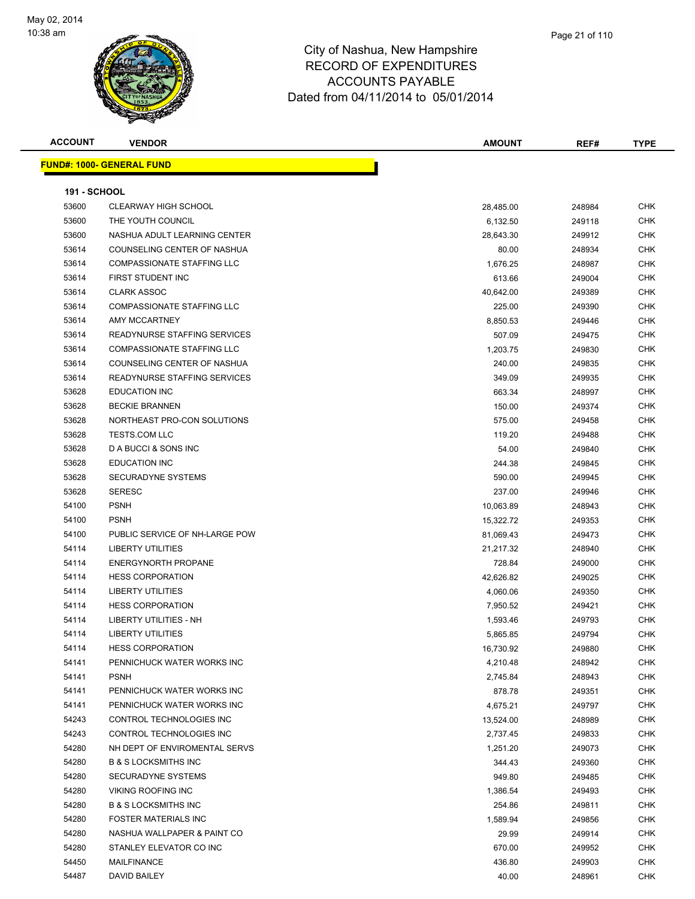# City of Nashua, New Hampshire
## RECORD OF EXPENDITURES
## ACCOUNTS PAYABLE
### Dated from 04/11/2014 to 05/01/2014

May 02, 2014
10:38 am

| ACCOUNT | VENDOR | AMOUNT | REF# | TYPE |
|---|---|---|---|---|

**FUND#: 1000- GENERAL FUND**

**191 - SCHOOL**

| ACCOUNT | VENDOR | AMOUNT | REF# | TYPE |
|---|---|---|---|---|
| 53600 | CLEARWAY HIGH SCHOOL | 28,485.00 | 248984 | CHK |
| 53600 | THE YOUTH COUNCIL | 6,132.50 | 249118 | CHK |
| 53600 | NASHUA ADULT LEARNING CENTER | 28,643.30 | 249912 | CHK |
| 53614 | COUNSELING CENTER OF NASHUA | 80.00 | 248934 | CHK |
| 53614 | COMPASSIONATE STAFFING LLC | 1,676.25 | 248987 | CHK |
| 53614 | FIRST STUDENT INC | 613.66 | 249004 | CHK |
| 53614 | CLARK ASSOC | 40,642.00 | 249389 | CHK |
| 53614 | COMPASSIONATE STAFFING LLC | 225.00 | 249390 | CHK |
| 53614 | AMY MCCARTNEY | 8,850.53 | 249446 | CHK |
| 53614 | READYNURSE STAFFING SERVICES | 507.09 | 249475 | CHK |
| 53614 | COMPASSIONATE STAFFING LLC | 1,203.75 | 249830 | CHK |
| 53614 | COUNSELING CENTER OF NASHUA | 240.00 | 249835 | CHK |
| 53614 | READYNURSE STAFFING SERVICES | 349.09 | 249935 | CHK |
| 53628 | EDUCATION INC | 663.34 | 248997 | CHK |
| 53628 | BECKIE BRANNEN | 150.00 | 249374 | CHK |
| 53628 | NORTHEAST PRO-CON SOLUTIONS | 575.00 | 249458 | CHK |
| 53628 | TESTS.COM LLC | 119.20 | 249488 | CHK |
| 53628 | D A BUCCI & SONS INC | 54.00 | 249840 | CHK |
| 53628 | EDUCATION INC | 244.38 | 249845 | CHK |
| 53628 | SECURADYNE SYSTEMS | 590.00 | 249945 | CHK |
| 53628 | SERESC | 237.00 | 249946 | CHK |
| 54100 | PSNH | 10,063.89 | 248943 | CHK |
| 54100 | PSNH | 15,322.72 | 249353 | CHK |
| 54100 | PUBLIC SERVICE OF NH-LARGE POW | 81,069.43 | 249473 | CHK |
| 54114 | LIBERTY UTILITIES | 21,217.32 | 248940 | CHK |
| 54114 | ENERGYNORTH PROPANE | 728.84 | 249000 | CHK |
| 54114 | HESS CORPORATION | 42,626.82 | 249025 | CHK |
| 54114 | LIBERTY UTILITIES | 4,060.06 | 249350 | CHK |
| 54114 | HESS CORPORATION | 7,950.52 | 249421 | CHK |
| 54114 | LIBERTY UTILITIES - NH | 1,593.46 | 249793 | CHK |
| 54114 | LIBERTY UTILITIES | 5,865.85 | 249794 | CHK |
| 54114 | HESS CORPORATION | 16,730.92 | 249880 | CHK |
| 54141 | PENNICHUCK WATER WORKS INC | 4,210.48 | 248942 | CHK |
| 54141 | PSNH | 2,745.84 | 248943 | CHK |
| 54141 | PENNICHUCK WATER WORKS INC | 878.78 | 249351 | CHK |
| 54141 | PENNICHUCK WATER WORKS INC | 4,675.21 | 249797 | CHK |
| 54243 | CONTROL TECHNOLOGIES INC | 13,524.00 | 248989 | CHK |
| 54243 | CONTROL TECHNOLOGIES INC | 2,737.45 | 249833 | CHK |
| 54280 | NH DEPT OF ENVIROMENTAL SERVS | 1,251.20 | 249073 | CHK |
| 54280 | B & S LOCKSMITHS INC | 344.43 | 249360 | CHK |
| 54280 | SECURADYNE SYSTEMS | 949.80 | 249485 | CHK |
| 54280 | VIKING ROOFING INC | 1,386.54 | 249493 | CHK |
| 54280 | B & S LOCKSMITHS INC | 254.86 | 249811 | CHK |
| 54280 | FOSTER MATERIALS INC | 1,589.94 | 249856 | CHK |
| 54280 | NASHUA WALLPAPER & PAINT CO | 29.99 | 249914 | CHK |
| 54280 | STANLEY ELEVATOR CO INC | 670.00 | 249952 | CHK |
| 54450 | MAILFINANCE | 436.80 | 249903 | CHK |
| 54487 | DAVID BAILEY | 40.00 | 248961 | CHK |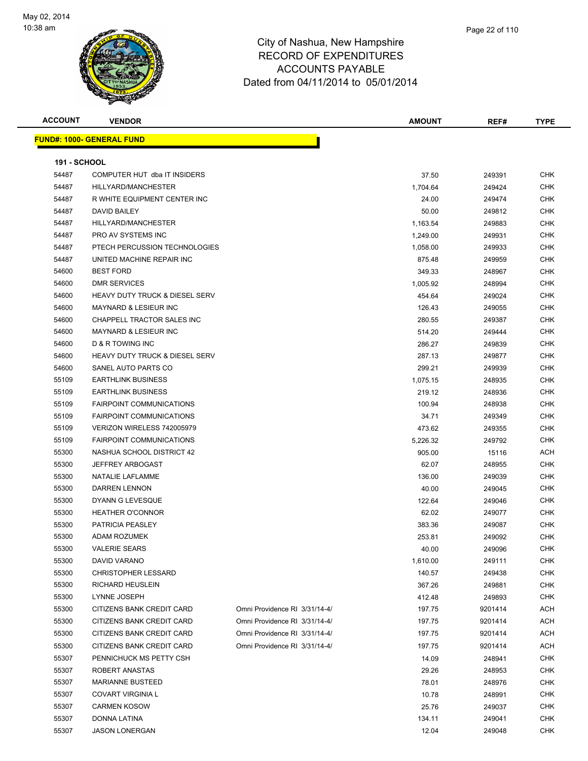# City of Nashua, New Hampshire
## RECORD OF EXPENDITURES
## ACCOUNTS PAYABLE
### Dated from 04/11/2014 to 05/01/2014

May 02, 2014
10:38 am

**FUND#: 1000- GENERAL FUND**

**191 - SCHOOL**

| ACCOUNT | VENDOR | | AMOUNT | REF# | TYPE |
|---|---|---|---|---|---|
| 54487 | COMPUTER HUT dba IT INSIDERS | | 37.50 | 249391 | CHK |
| 54487 | HILLYARD/MANCHESTER | | 1,704.64 | 249424 | CHK |
| 54487 | R WHITE EQUIPMENT CENTER INC | | 24.00 | 249474 | CHK |
| 54487 | DAVID BAILEY | | 50.00 | 249812 | CHK |
| 54487 | HILLYARD/MANCHESTER | | 1,163.54 | 249883 | CHK |
| 54487 | PRO AV SYSTEMS INC | | 1,249.00 | 249931 | CHK |
| 54487 | PTECH PERCUSSION TECHNOLOGIES | | 1,058.00 | 249933 | CHK |
| 54487 | UNITED MACHINE REPAIR INC | | 875.48 | 249959 | CHK |
| 54600 | BEST FORD | | 349.33 | 248967 | CHK |
| 54600 | DMR SERVICES | | 1,005.92 | 248994 | CHK |
| 54600 | HEAVY DUTY TRUCK & DIESEL SERV | | 454.64 | 249024 | CHK |
| 54600 | MAYNARD & LESIEUR INC | | 126.43 | 249055 | CHK |
| 54600 | CHAPPELL TRACTOR SALES INC | | 280.55 | 249387 | CHK |
| 54600 | MAYNARD & LESIEUR INC | | 514.20 | 249444 | CHK |
| 54600 | D & R TOWING INC | | 286.27 | 249839 | CHK |
| 54600 | HEAVY DUTY TRUCK & DIESEL SERV | | 287.13 | 249877 | CHK |
| 54600 | SANEL AUTO PARTS CO | | 299.21 | 249939 | CHK |
| 55109 | EARTHLINK BUSINESS | | 1,075.15 | 248935 | CHK |
| 55109 | EARTHLINK BUSINESS | | 219.12 | 248936 | CHK |
| 55109 | FAIRPOINT COMMUNICATIONS | | 100.94 | 248938 | CHK |
| 55109 | FAIRPOINT COMMUNICATIONS | | 34.71 | 249349 | CHK |
| 55109 | VERIZON WIRELESS 742005979 | | 473.62 | 249355 | CHK |
| 55109 | FAIRPOINT COMMUNICATIONS | | 5,226.32 | 249792 | CHK |
| 55300 | NASHUA SCHOOL DISTRICT 42 | | 905.00 | 15116 | ACH |
| 55300 | JEFFREY ARBOGAST | | 62.07 | 248955 | CHK |
| 55300 | NATALIE LAFLAMME | | 136.00 | 249039 | CHK |
| 55300 | DARREN LENNON | | 40.00 | 249045 | CHK |
| 55300 | DYANN G LEVESQUE | | 122.64 | 249046 | CHK |
| 55300 | HEATHER O'CONNOR | | 62.02 | 249077 | CHK |
| 55300 | PATRICIA PEASLEY | | 383.36 | 249087 | CHK |
| 55300 | ADAM ROZUMEK | | 253.81 | 249092 | CHK |
| 55300 | VALERIE SEARS | | 40.00 | 249096 | CHK |
| 55300 | DAVID VARANO | | 1,610.00 | 249111 | CHK |
| 55300 | CHRISTOPHER LESSARD | | 140.57 | 249438 | CHK |
| 55300 | RICHARD HEUSLEIN | | 367.26 | 249881 | CHK |
| 55300 | LYNNE JOSEPH | | 412.48 | 249893 | CHK |
| 55300 | CITIZENS BANK CREDIT CARD | Omni Providence RI 3/31/14-4/ | 197.75 | 9201414 | ACH |
| 55300 | CITIZENS BANK CREDIT CARD | Omni Providence RI 3/31/14-4/ | 197.75 | 9201414 | ACH |
| 55300 | CITIZENS BANK CREDIT CARD | Omni Providence RI 3/31/14-4/ | 197.75 | 9201414 | ACH |
| 55300 | CITIZENS BANK CREDIT CARD | Omni Providence RI 3/31/14-4/ | 197.75 | 9201414 | ACH |
| 55307 | PENNICHUCK MS PETTY CSH | | 14.09 | 248941 | CHK |
| 55307 | ROBERT ANASTAS | | 29.26 | 248953 | CHK |
| 55307 | MARIANNE BUSTEED | | 78.01 | 248976 | CHK |
| 55307 | COVART VIRGINIA L | | 10.78 | 248991 | CHK |
| 55307 | CARMEN KOSOW | | 25.76 | 249037 | CHK |
| 55307 | DONNA LATINA | | 134.11 | 249041 | CHK |
| 55307 | JASON LONERGAN | | 12.04 | 249048 | CHK |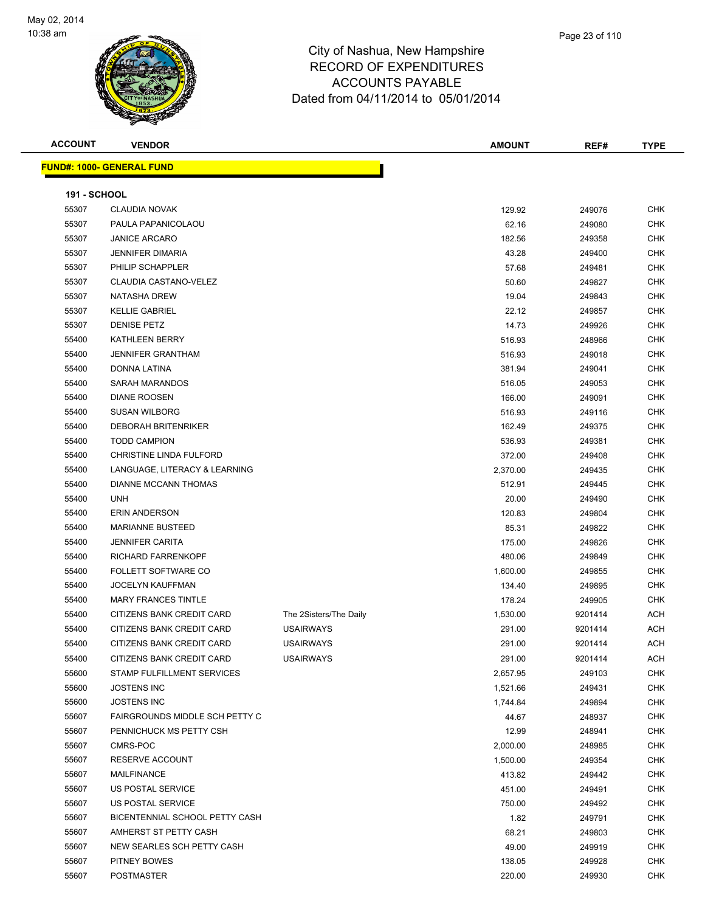# City of Nashua, New Hampshire
## RECORD OF EXPENDITURES
## ACCOUNTS PAYABLE
### Dated from 04/11/2014 to 05/01/2014

| ACCOUNT | VENDOR | | AMOUNT | REF# | TYPE |
|---|---|---|---|---|---|
| **FUND#: 1000- GENERAL FUND** | | | | | |
| **191 - SCHOOL** | | | | | |
| 55307 | CLAUDIA NOVAK | | 129.92 | 249076 | CHK |
| 55307 | PAULA PAPANICOLAOU | | 62.16 | 249080 | CHK |
| 55307 | JANICE ARCARO | | 182.56 | 249358 | CHK |
| 55307 | JENNIFER DIMARIA | | 43.28 | 249400 | CHK |
| 55307 | PHILIP SCHAPPLER | | 57.68 | 249481 | CHK |
| 55307 | CLAUDIA CASTANO-VELEZ | | 50.60 | 249827 | CHK |
| 55307 | NATASHA DREW | | 19.04 | 249843 | CHK |
| 55307 | KELLIE GABRIEL | | 22.12 | 249857 | CHK |
| 55307 | DENISE PETZ | | 14.73 | 249926 | CHK |
| 55400 | KATHLEEN BERRY | | 516.93 | 248966 | CHK |
| 55400 | JENNIFER GRANTHAM | | 516.93 | 249018 | CHK |
| 55400 | DONNA LATINA | | 381.94 | 249041 | CHK |
| 55400 | SARAH MARANDOS | | 516.05 | 249053 | CHK |
| 55400 | DIANE ROOSEN | | 166.00 | 249091 | CHK |
| 55400 | SUSAN WILBORG | | 516.93 | 249116 | CHK |
| 55400 | DEBORAH BRITENRIKER | | 162.49 | 249375 | CHK |
| 55400 | TODD CAMPION | | 536.93 | 249381 | CHK |
| 55400 | CHRISTINE LINDA FULFORD | | 372.00 | 249408 | CHK |
| 55400 | LANGUAGE, LITERACY & LEARNING | | 2,370.00 | 249435 | CHK |
| 55400 | DIANNE MCCANN THOMAS | | 512.91 | 249445 | CHK |
| 55400 | UNH | | 20.00 | 249490 | CHK |
| 55400 | ERIN ANDERSON | | 120.83 | 249804 | CHK |
| 55400 | MARIANNE BUSTEED | | 85.31 | 249822 | CHK |
| 55400 | JENNIFER CARITA | | 175.00 | 249826 | CHK |
| 55400 | RICHARD FARRENKOPF | | 480.06 | 249849 | CHK |
| 55400 | FOLLETT SOFTWARE CO | | 1,600.00 | 249855 | CHK |
| 55400 | JOCELYN KAUFFMAN | | 134.40 | 249895 | CHK |
| 55400 | MARY FRANCES TINTLE | | 178.24 | 249905 | CHK |
| 55400 | CITIZENS BANK CREDIT CARD | The 2Sisters/The Daily | 1,530.00 | 9201414 | ACH |
| 55400 | CITIZENS BANK CREDIT CARD | USAIRWAYS | 291.00 | 9201414 | ACH |
| 55400 | CITIZENS BANK CREDIT CARD | USAIRWAYS | 291.00 | 9201414 | ACH |
| 55400 | CITIZENS BANK CREDIT CARD | USAIRWAYS | 291.00 | 9201414 | ACH |
| 55600 | STAMP FULFILLMENT SERVICES | | 2,657.95 | 249103 | CHK |
| 55600 | JOSTENS INC | | 1,521.66 | 249431 | CHK |
| 55600 | JOSTENS INC | | 1,744.84 | 249894 | CHK |
| 55607 | FAIRGROUNDS MIDDLE SCH PETTY C | | 44.67 | 248937 | CHK |
| 55607 | PENNICHUCK MS PETTY CSH | | 12.99 | 248941 | CHK |
| 55607 | CMRS-POC | | 2,000.00 | 248985 | CHK |
| 55607 | RESERVE ACCOUNT | | 1,500.00 | 249354 | CHK |
| 55607 | MAILFINANCE | | 413.82 | 249442 | CHK |
| 55607 | US POSTAL SERVICE | | 451.00 | 249491 | CHK |
| 55607 | US POSTAL SERVICE | | 750.00 | 249492 | CHK |
| 55607 | BICENTENNIAL SCHOOL PETTY CASH | | 1.82 | 249791 | CHK |
| 55607 | AMHERST ST PETTY CASH | | 68.21 | 249803 | CHK |
| 55607 | NEW SEARLES SCH PETTY CASH | | 49.00 | 249919 | CHK |
| 55607 | PITNEY BOWES | | 138.05 | 249928 | CHK |
| 55607 | POSTMASTER | | 220.00 | 249930 | CHK |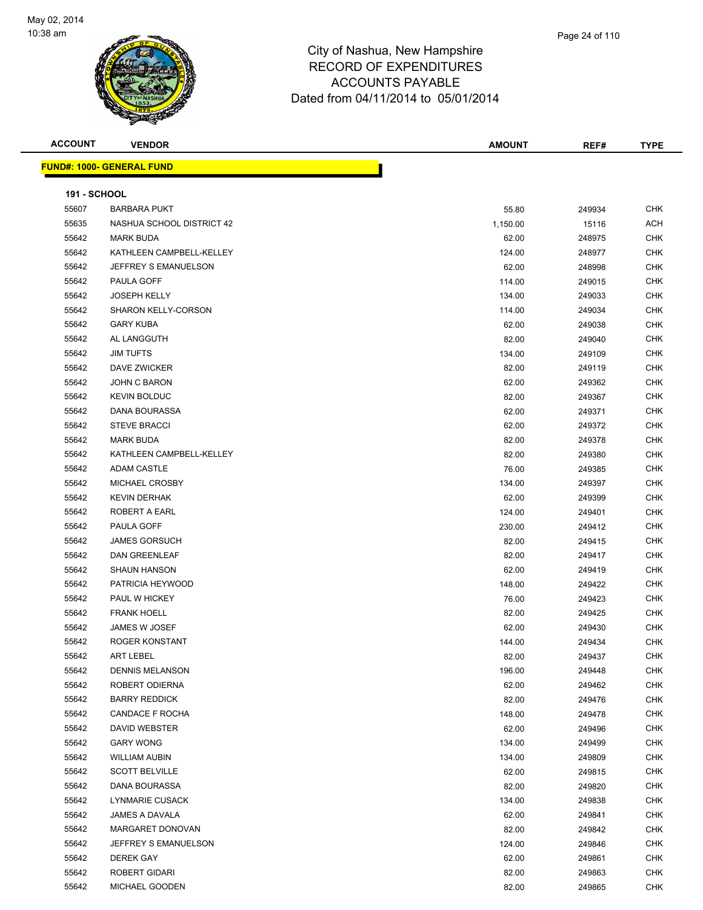City of Nashua, New Hampshire
RECORD OF EXPENDITURES
ACCOUNTS PAYABLE
Dated from 04/11/2014 to 05/01/2014

May 02, 2014
10:38 am

| ACCOUNT | VENDOR | AMOUNT | REF# | TYPE |
|---|---|---|---|---|

**FUND#: 1000- GENERAL FUND**

**191 - SCHOOL**

| ACCOUNT | VENDOR | AMOUNT | REF# | TYPE |
|---|---|---|---|---|
| 55607 | BARBARA PUKT | 55.80 | 249934 | CHK |
| 55635 | NASHUA SCHOOL DISTRICT 42 | 1,150.00 | 15116 | ACH |
| 55642 | MARK BUDA | 62.00 | 248975 | CHK |
| 55642 | KATHLEEN CAMPBELL-KELLEY | 124.00 | 248977 | CHK |
| 55642 | JEFFREY S EMANUELSON | 62.00 | 248998 | CHK |
| 55642 | PAULA GOFF | 114.00 | 249015 | CHK |
| 55642 | JOSEPH KELLY | 134.00 | 249033 | CHK |
| 55642 | SHARON KELLY-CORSON | 114.00 | 249034 | CHK |
| 55642 | GARY KUBA | 62.00 | 249038 | CHK |
| 55642 | AL LANGGUTH | 82.00 | 249040 | CHK |
| 55642 | JIM TUFTS | 134.00 | 249109 | CHK |
| 55642 | DAVE ZWICKER | 82.00 | 249119 | CHK |
| 55642 | JOHN C BARON | 62.00 | 249362 | CHK |
| 55642 | KEVIN BOLDUC | 82.00 | 249367 | CHK |
| 55642 | DANA BOURASSA | 62.00 | 249371 | CHK |
| 55642 | STEVE BRACCI | 62.00 | 249372 | CHK |
| 55642 | MARK BUDA | 82.00 | 249378 | CHK |
| 55642 | KATHLEEN CAMPBELL-KELLEY | 82.00 | 249380 | CHK |
| 55642 | ADAM CASTLE | 76.00 | 249385 | CHK |
| 55642 | MICHAEL CROSBY | 134.00 | 249397 | CHK |
| 55642 | KEVIN DERHAK | 62.00 | 249399 | CHK |
| 55642 | ROBERT A EARL | 124.00 | 249401 | CHK |
| 55642 | PAULA GOFF | 230.00 | 249412 | CHK |
| 55642 | JAMES GORSUCH | 82.00 | 249415 | CHK |
| 55642 | DAN GREENLEAF | 82.00 | 249417 | CHK |
| 55642 | SHAUN HANSON | 62.00 | 249419 | CHK |
| 55642 | PATRICIA HEYWOOD | 148.00 | 249422 | CHK |
| 55642 | PAUL W HICKEY | 76.00 | 249423 | CHK |
| 55642 | FRANK HOELL | 82.00 | 249425 | CHK |
| 55642 | JAMES W JOSEF | 62.00 | 249430 | CHK |
| 55642 | ROGER KONSTANT | 144.00 | 249434 | CHK |
| 55642 | ART LEBEL | 82.00 | 249437 | CHK |
| 55642 | DENNIS MELANSON | 196.00 | 249448 | CHK |
| 55642 | ROBERT ODIERNA | 62.00 | 249462 | CHK |
| 55642 | BARRY REDDICK | 82.00 | 249476 | CHK |
| 55642 | CANDACE F ROCHA | 148.00 | 249478 | CHK |
| 55642 | DAVID WEBSTER | 62.00 | 249496 | CHK |
| 55642 | GARY WONG | 134.00 | 249499 | CHK |
| 55642 | WILLIAM AUBIN | 134.00 | 249809 | CHK |
| 55642 | SCOTT BELVILLE | 62.00 | 249815 | CHK |
| 55642 | DANA BOURASSA | 82.00 | 249820 | CHK |
| 55642 | LYNMARIE CUSACK | 134.00 | 249838 | CHK |
| 55642 | JAMES A DAVALA | 62.00 | 249841 | CHK |
| 55642 | MARGARET DONOVAN | 82.00 | 249842 | CHK |
| 55642 | JEFFREY S EMANUELSON | 124.00 | 249846 | CHK |
| 55642 | DEREK GAY | 62.00 | 249861 | CHK |
| 55642 | ROBERT GIDARI | 82.00 | 249863 | CHK |
| 55642 | MICHAEL GOODEN | 82.00 | 249865 | CHK |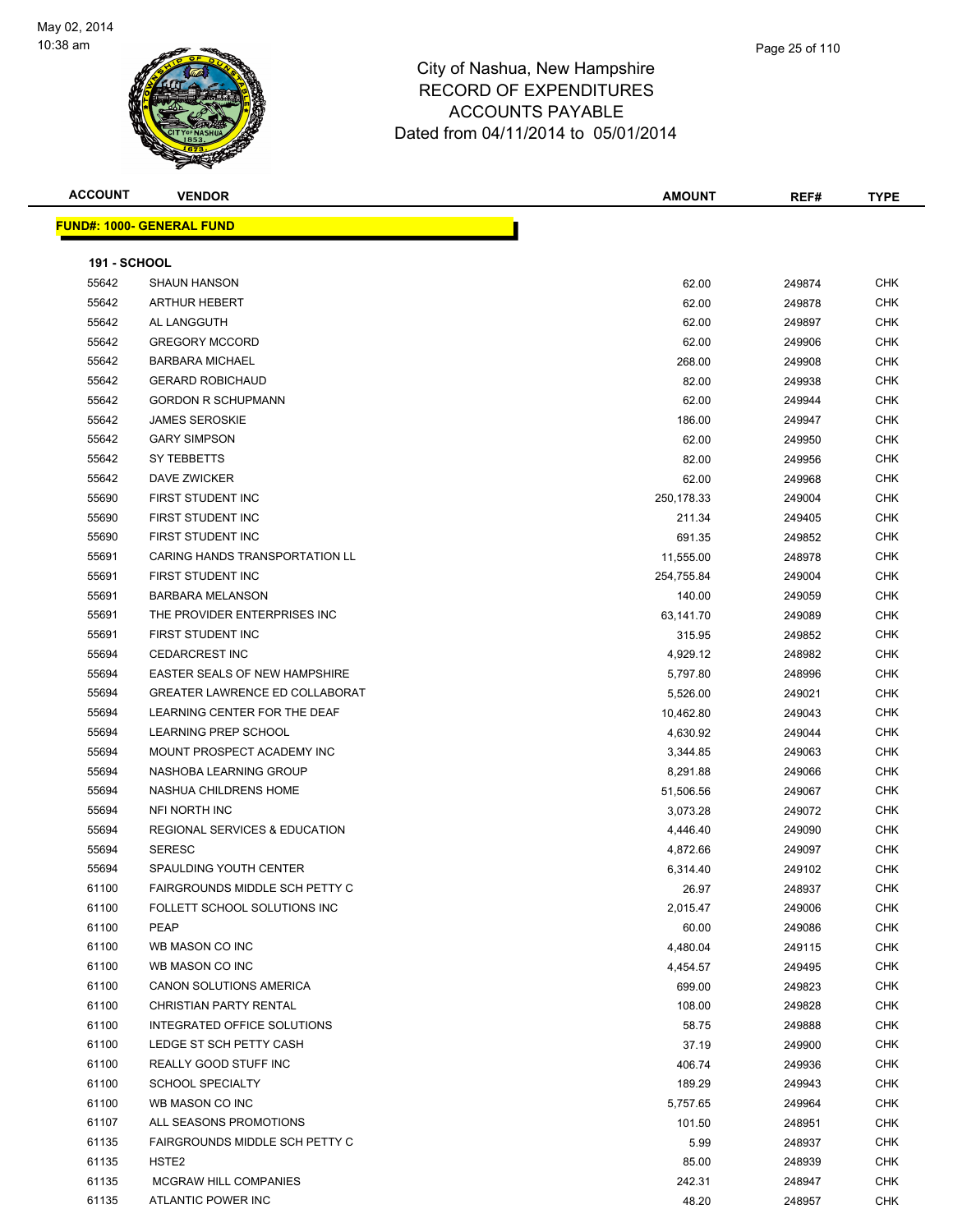# City of Nashua, New Hampshire
## RECORD OF EXPENDITURES
## ACCOUNTS PAYABLE
## Dated from 04/11/2014 to 05/01/2014

| ACCOUNT | VENDOR | AMOUNT | REF# | TYPE |
|---|---|---|---|---|

**FUND#: 1000- GENERAL FUND**

**191 - SCHOOL**

| ACCOUNT | VENDOR | AMOUNT | REF# | TYPE |
|---|---|---|---|---|
| 55642 | SHAUN HANSON | 62.00 | 249874 | CHK |
| 55642 | ARTHUR HEBERT | 62.00 | 249878 | CHK |
| 55642 | AL LANGGUTH | 62.00 | 249897 | CHK |
| 55642 | GREGORY MCCORD | 62.00 | 249906 | CHK |
| 55642 | BARBARA MICHAEL | 268.00 | 249908 | CHK |
| 55642 | GERARD ROBICHAUD | 82.00 | 249938 | CHK |
| 55642 | GORDON R SCHUPMANN | 62.00 | 249944 | CHK |
| 55642 | JAMES SEROSKIE | 186.00 | 249947 | CHK |
| 55642 | GARY SIMPSON | 62.00 | 249950 | CHK |
| 55642 | SY TEBBETTS | 82.00 | 249956 | CHK |
| 55642 | DAVE ZWICKER | 62.00 | 249968 | CHK |
| 55690 | FIRST STUDENT INC | 250,178.33 | 249004 | CHK |
| 55690 | FIRST STUDENT INC | 211.34 | 249405 | CHK |
| 55690 | FIRST STUDENT INC | 691.35 | 249852 | CHK |
| 55691 | CARING HANDS TRANSPORTATION LL | 11,555.00 | 248978 | CHK |
| 55691 | FIRST STUDENT INC | 254,755.84 | 249004 | CHK |
| 55691 | BARBARA MELANSON | 140.00 | 249059 | CHK |
| 55691 | THE PROVIDER ENTERPRISES INC | 63,141.70 | 249089 | CHK |
| 55691 | FIRST STUDENT INC | 315.95 | 249852 | CHK |
| 55694 | CEDARCREST INC | 4,929.12 | 248982 | CHK |
| 55694 | EASTER SEALS OF NEW HAMPSHIRE | 5,797.80 | 248996 | CHK |
| 55694 | GREATER LAWRENCE ED COLLABORAT | 5,526.00 | 249021 | CHK |
| 55694 | LEARNING CENTER FOR THE DEAF | 10,462.80 | 249043 | CHK |
| 55694 | LEARNING PREP SCHOOL | 4,630.92 | 249044 | CHK |
| 55694 | MOUNT PROSPECT ACADEMY INC | 3,344.85 | 249063 | CHK |
| 55694 | NASHOBA LEARNING GROUP | 8,291.88 | 249066 | CHK |
| 55694 | NASHUA CHILDRENS HOME | 51,506.56 | 249067 | CHK |
| 55694 | NFI NORTH INC | 3,073.28 | 249072 | CHK |
| 55694 | REGIONAL SERVICES & EDUCATION | 4,446.40 | 249090 | CHK |
| 55694 | SERESC | 4,872.66 | 249097 | CHK |
| 55694 | SPAULDING YOUTH CENTER | 6,314.40 | 249102 | CHK |
| 61100 | FAIRGROUNDS MIDDLE SCH PETTY C | 26.97 | 248937 | CHK |
| 61100 | FOLLETT SCHOOL SOLUTIONS INC | 2,015.47 | 249006 | CHK |
| 61100 | PEAP | 60.00 | 249086 | CHK |
| 61100 | WB MASON CO INC | 4,480.04 | 249115 | CHK |
| 61100 | WB MASON CO INC | 4,454.57 | 249495 | CHK |
| 61100 | CANON SOLUTIONS AMERICA | 699.00 | 249823 | CHK |
| 61100 | CHRISTIAN PARTY RENTAL | 108.00 | 249828 | CHK |
| 61100 | INTEGRATED OFFICE SOLUTIONS | 58.75 | 249888 | CHK |
| 61100 | LEDGE ST SCH PETTY CASH | 37.19 | 249900 | CHK |
| 61100 | REALLY GOOD STUFF INC | 406.74 | 249936 | CHK |
| 61100 | SCHOOL SPECIALTY | 189.29 | 249943 | CHK |
| 61100 | WB MASON CO INC | 5,757.65 | 249964 | CHK |
| 61107 | ALL SEASONS PROMOTIONS | 101.50 | 248951 | CHK |
| 61135 | FAIRGROUNDS MIDDLE SCH PETTY C | 5.99 | 248937 | CHK |
| 61135 | HSTE2 | 85.00 | 248939 | CHK |
| 61135 | MCGRAW HILL COMPANIES | 242.31 | 248947 | CHK |
| 61135 | ATLANTIC POWER INC | 48.20 | 248957 | CHK |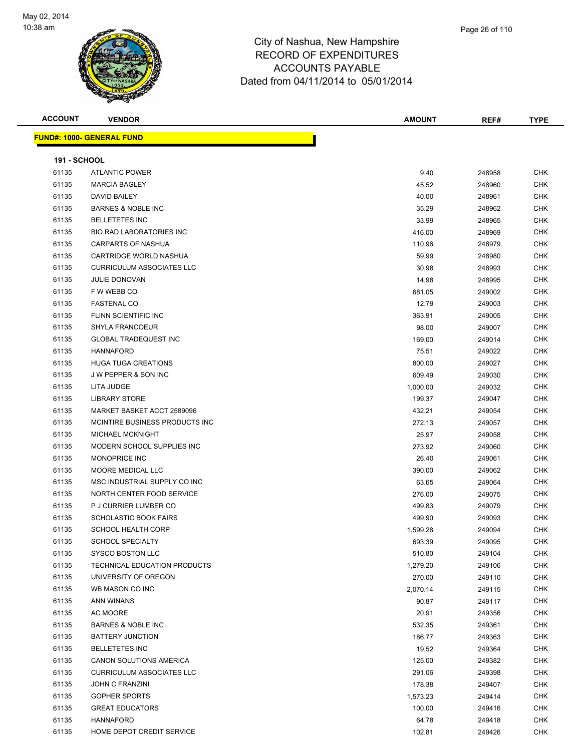City of Nashua, New Hampshire
RECORD OF EXPENDITURES
ACCOUNTS PAYABLE
Dated from 04/11/2014 to 05/01/2014

| ACCOUNT | VENDOR | AMOUNT | REF# | TYPE |
|---|---|---|---|---|

**FUND#: 1000- GENERAL FUND**

**191 - SCHOOL**

| ACCOUNT | VENDOR | AMOUNT | REF# | TYPE |
|---|---|---|---|---|
| 61135 | ATLANTIC POWER | 9.40 | 248958 | CHK |
| 61135 | MARCIA BAGLEY | 45.52 | 248960 | CHK |
| 61135 | DAVID BAILEY | 40.00 | 248961 | CHK |
| 61135 | BARNES & NOBLE INC | 35.29 | 248962 | CHK |
| 61135 | BELLETETES INC | 33.99 | 248965 | CHK |
| 61135 | BIO RAD LABORATORIES INC | 416.00 | 248969 | CHK |
| 61135 | CARPARTS OF NASHUA | 110.96 | 248979 | CHK |
| 61135 | CARTRIDGE WORLD NASHUA | 59.99 | 248980 | CHK |
| 61135 | CURRICULUM ASSOCIATES LLC | 30.98 | 248993 | CHK |
| 61135 | JULIE DONOVAN | 14.98 | 248995 | CHK |
| 61135 | F W WEBB CO | 681.05 | 249002 | CHK |
| 61135 | FASTENAL CO | 12.79 | 249003 | CHK |
| 61135 | FLINN SCIENTIFIC INC | 363.91 | 249005 | CHK |
| 61135 | SHYLA FRANCOEUR | 98.00 | 249007 | CHK |
| 61135 | GLOBAL TRADEQUEST INC | 169.00 | 249014 | CHK |
| 61135 | HANNAFORD | 75.51 | 249022 | CHK |
| 61135 | HUGA TUGA CREATIONS | 800.00 | 249027 | CHK |
| 61135 | J W PEPPER & SON INC | 609.49 | 249030 | CHK |
| 61135 | LITA JUDGE | 1,000.00 | 249032 | CHK |
| 61135 | LIBRARY STORE | 199.37 | 249047 | CHK |
| 61135 | MARKET BASKET ACCT 2589096 | 432.21 | 249054 | CHK |
| 61135 | MCINTIRE BUSINESS PRODUCTS INC | 272.13 | 249057 | CHK |
| 61135 | MICHAEL MCKNIGHT | 25.97 | 249058 | CHK |
| 61135 | MODERN SCHOOL SUPPLIES INC | 273.92 | 249060 | CHK |
| 61135 | MONOPRICE INC | 26.40 | 249061 | CHK |
| 61135 | MOORE MEDICAL LLC | 390.00 | 249062 | CHK |
| 61135 | MSC INDUSTRIAL SUPPLY CO INC | 63.65 | 249064 | CHK |
| 61135 | NORTH CENTER FOOD SERVICE | 276.00 | 249075 | CHK |
| 61135 | P J CURRIER LUMBER CO | 499.83 | 249079 | CHK |
| 61135 | SCHOLASTIC BOOK FAIRS | 499.90 | 249093 | CHK |
| 61135 | SCHOOL HEALTH CORP | 1,599.28 | 249094 | CHK |
| 61135 | SCHOOL SPECIALTY | 693.39 | 249095 | CHK |
| 61135 | SYSCO BOSTON LLC | 510.80 | 249104 | CHK |
| 61135 | TECHNICAL EDUCATION PRODUCTS | 1,279.20 | 249106 | CHK |
| 61135 | UNIVERSITY OF OREGON | 270.00 | 249110 | CHK |
| 61135 | WB MASON CO INC | 2,070.14 | 249115 | CHK |
| 61135 | ANN WINANS | 90.87 | 249117 | CHK |
| 61135 | AC MOORE | 20.91 | 249356 | CHK |
| 61135 | BARNES & NOBLE INC | 532.35 | 249361 | CHK |
| 61135 | BATTERY JUNCTION | 186.77 | 249363 | CHK |
| 61135 | BELLETETES INC | 19.52 | 249364 | CHK |
| 61135 | CANON SOLUTIONS AMERICA | 125.00 | 249382 | CHK |
| 61135 | CURRICULUM ASSOCIATES LLC | 291.06 | 249398 | CHK |
| 61135 | JOHN C FRANZINI | 178.38 | 249407 | CHK |
| 61135 | GOPHER SPORTS | 1,573.23 | 249414 | CHK |
| 61135 | GREAT EDUCATORS | 100.00 | 249416 | CHK |
| 61135 | HANNAFORD | 64.78 | 249418 | CHK |
| 61135 | HOME DEPOT CREDIT SERVICE | 102.81 | 249426 | CHK |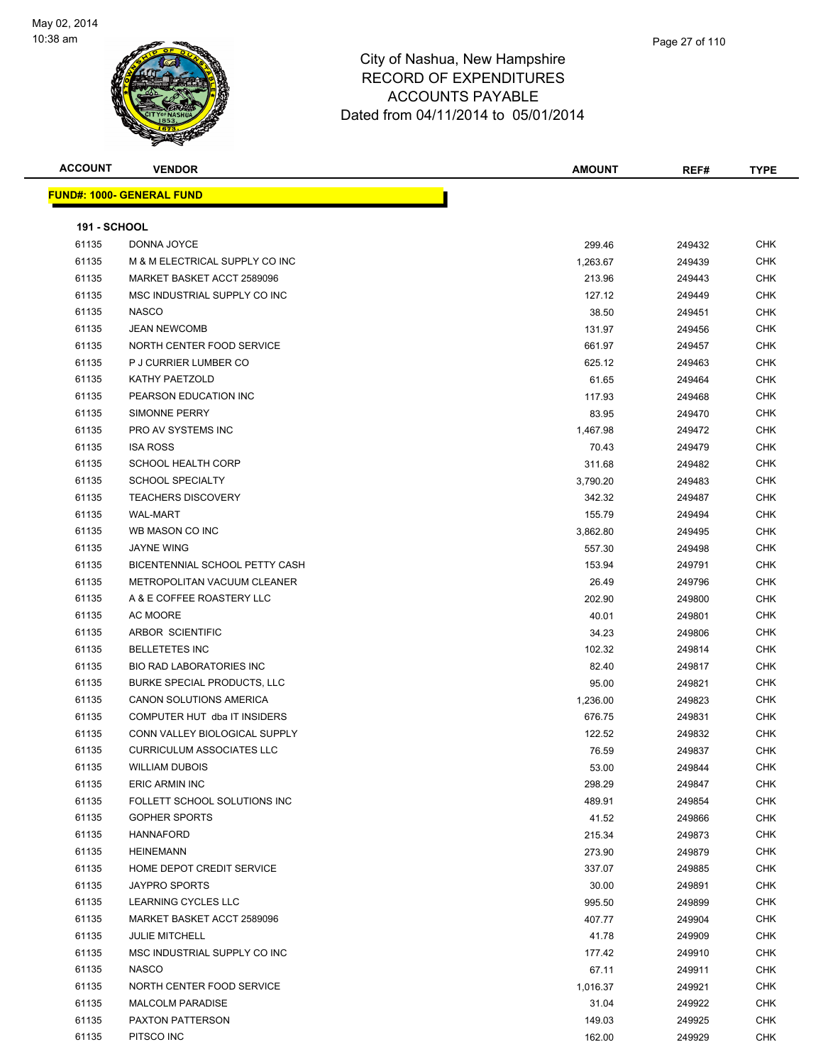City of Nashua, New Hampshire
RECORD OF EXPENDITURES
ACCOUNTS PAYABLE
Dated from 04/11/2014 to 05/01/2014

**FUND#: 1000- GENERAL FUND**

**191 - SCHOOL**

| ACCOUNT | VENDOR | AMOUNT | REF# | TYPE |
|---|---|---|---|---|
| 61135 | DONNA JOYCE | 299.46 | 249432 | CHK |
| 61135 | M & M ELECTRICAL SUPPLY CO INC | 1,263.67 | 249439 | CHK |
| 61135 | MARKET BASKET ACCT 2589096 | 213.96 | 249443 | CHK |
| 61135 | MSC INDUSTRIAL SUPPLY CO INC | 127.12 | 249449 | CHK |
| 61135 | NASCO | 38.50 | 249451 | CHK |
| 61135 | JEAN NEWCOMB | 131.97 | 249456 | CHK |
| 61135 | NORTH CENTER FOOD SERVICE | 661.97 | 249457 | CHK |
| 61135 | P J CURRIER LUMBER CO | 625.12 | 249463 | CHK |
| 61135 | KATHY PAETZOLD | 61.65 | 249464 | CHK |
| 61135 | PEARSON EDUCATION INC | 117.93 | 249468 | CHK |
| 61135 | SIMONNE PERRY | 83.95 | 249470 | CHK |
| 61135 | PRO AV SYSTEMS INC | 1,467.98 | 249472 | CHK |
| 61135 | ISA ROSS | 70.43 | 249479 | CHK |
| 61135 | SCHOOL HEALTH CORP | 311.68 | 249482 | CHK |
| 61135 | SCHOOL SPECIALTY | 3,790.20 | 249483 | CHK |
| 61135 | TEACHERS DISCOVERY | 342.32 | 249487 | CHK |
| 61135 | WAL-MART | 155.79 | 249494 | CHK |
| 61135 | WB MASON CO INC | 3,862.80 | 249495 | CHK |
| 61135 | JAYNE WING | 557.30 | 249498 | CHK |
| 61135 | BICENTENNIAL SCHOOL PETTY CASH | 153.94 | 249791 | CHK |
| 61135 | METROPOLITAN VACUUM CLEANER | 26.49 | 249796 | CHK |
| 61135 | A & E COFFEE ROASTERY LLC | 202.90 | 249800 | CHK |
| 61135 | AC MOORE | 40.01 | 249801 | CHK |
| 61135 | ARBOR SCIENTIFIC | 34.23 | 249806 | CHK |
| 61135 | BELLETETES INC | 102.32 | 249814 | CHK |
| 61135 | BIO RAD LABORATORIES INC | 82.40 | 249817 | CHK |
| 61135 | BURKE SPECIAL PRODUCTS, LLC | 95.00 | 249821 | CHK |
| 61135 | CANON SOLUTIONS AMERICA | 1,236.00 | 249823 | CHK |
| 61135 | COMPUTER HUT dba IT INSIDERS | 676.75 | 249831 | CHK |
| 61135 | CONN VALLEY BIOLOGICAL SUPPLY | 122.52 | 249832 | CHK |
| 61135 | CURRICULUM ASSOCIATES LLC | 76.59 | 249837 | CHK |
| 61135 | WILLIAM DUBOIS | 53.00 | 249844 | CHK |
| 61135 | ERIC ARMIN INC | 298.29 | 249847 | CHK |
| 61135 | FOLLETT SCHOOL SOLUTIONS INC | 489.91 | 249854 | CHK |
| 61135 | GOPHER SPORTS | 41.52 | 249866 | CHK |
| 61135 | HANNAFORD | 215.34 | 249873 | CHK |
| 61135 | HEINEMANN | 273.90 | 249879 | CHK |
| 61135 | HOME DEPOT CREDIT SERVICE | 337.07 | 249885 | CHK |
| 61135 | JAYPRO SPORTS | 30.00 | 249891 | CHK |
| 61135 | LEARNING CYCLES LLC | 995.50 | 249899 | CHK |
| 61135 | MARKET BASKET ACCT 2589096 | 407.77 | 249904 | CHK |
| 61135 | JULIE MITCHELL | 41.78 | 249909 | CHK |
| 61135 | MSC INDUSTRIAL SUPPLY CO INC | 177.42 | 249910 | CHK |
| 61135 | NASCO | 67.11 | 249911 | CHK |
| 61135 | NORTH CENTER FOOD SERVICE | 1,016.37 | 249921 | CHK |
| 61135 | MALCOLM PARADISE | 31.04 | 249922 | CHK |
| 61135 | PAXTON PATTERSON | 149.03 | 249925 | CHK |
| 61135 | PITSCO INC | 162.00 | 249929 | CHK |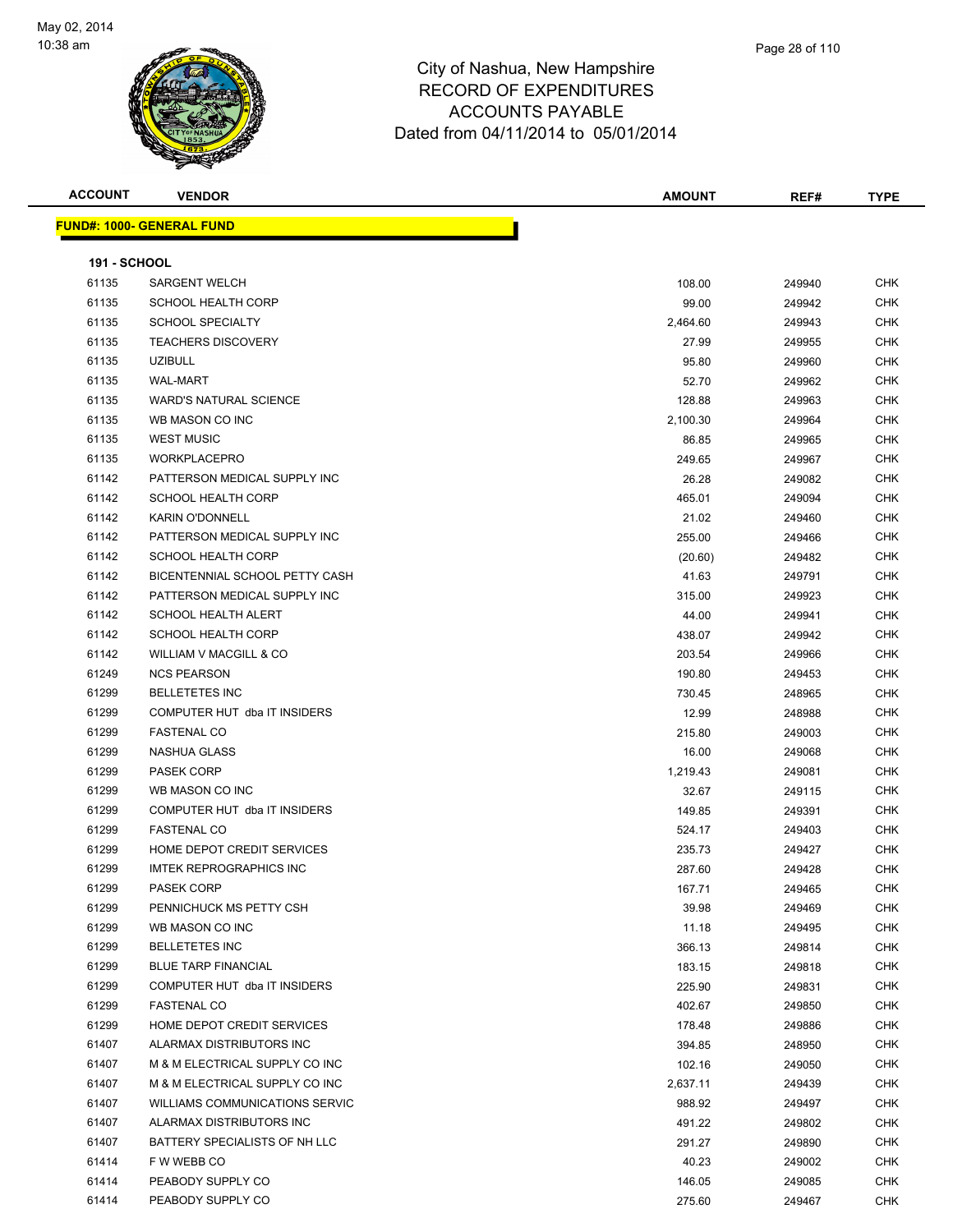# City of Nashua, New Hampshire
## RECORD OF EXPENDITURES
## ACCOUNTS PAYABLE
### Dated from 04/11/2014 to 05/01/2014

May 02, 2014
10:38 am

| ACCOUNT | VENDOR | AMOUNT | REF# | TYPE |
|---|---|---|---|---|

**FUND#: 1000- GENERAL FUND**

**191 - SCHOOL**

| ACCOUNT | VENDOR | AMOUNT | REF# | TYPE |
|---|---|---|---|---|
| 61135 | SARGENT WELCH | 108.00 | 249940 | CHK |
| 61135 | SCHOOL HEALTH CORP | 99.00 | 249942 | CHK |
| 61135 | SCHOOL SPECIALTY | 2,464.60 | 249943 | CHK |
| 61135 | TEACHERS DISCOVERY | 27.99 | 249955 | CHK |
| 61135 | UZIBULL | 95.80 | 249960 | CHK |
| 61135 | WAL-MART | 52.70 | 249962 | CHK |
| 61135 | WARD'S NATURAL SCIENCE | 128.88 | 249963 | CHK |
| 61135 | WB MASON CO INC | 2,100.30 | 249964 | CHK |
| 61135 | WEST MUSIC | 86.85 | 249965 | CHK |
| 61135 | WORKPLACEPRO | 249.65 | 249967 | CHK |
| 61142 | PATTERSON MEDICAL SUPPLY INC | 26.28 | 249082 | CHK |
| 61142 | SCHOOL HEALTH CORP | 465.01 | 249094 | CHK |
| 61142 | KARIN O'DONNELL | 21.02 | 249460 | CHK |
| 61142 | PATTERSON MEDICAL SUPPLY INC | 255.00 | 249466 | CHK |
| 61142 | SCHOOL HEALTH CORP | (20.60) | 249482 | CHK |
| 61142 | BICENTENNIAL SCHOOL PETTY CASH | 41.63 | 249791 | CHK |
| 61142 | PATTERSON MEDICAL SUPPLY INC | 315.00 | 249923 | CHK |
| 61142 | SCHOOL HEALTH ALERT | 44.00 | 249941 | CHK |
| 61142 | SCHOOL HEALTH CORP | 438.07 | 249942 | CHK |
| 61142 | WILLIAM V MACGILL & CO | 203.54 | 249966 | CHK |
| 61249 | NCS PEARSON | 190.80 | 249453 | CHK |
| 61299 | BELLETETES INC | 730.45 | 248965 | CHK |
| 61299 | COMPUTER HUT dba IT INSIDERS | 12.99 | 248988 | CHK |
| 61299 | FASTENAL CO | 215.80 | 249003 | CHK |
| 61299 | NASHUA GLASS | 16.00 | 249068 | CHK |
| 61299 | PASEK CORP | 1,219.43 | 249081 | CHK |
| 61299 | WB MASON CO INC | 32.67 | 249115 | CHK |
| 61299 | COMPUTER HUT dba IT INSIDERS | 149.85 | 249391 | CHK |
| 61299 | FASTENAL CO | 524.17 | 249403 | CHK |
| 61299 | HOME DEPOT CREDIT SERVICES | 235.73 | 249427 | CHK |
| 61299 | IMTEK REPROGRAPHICS INC | 287.60 | 249428 | CHK |
| 61299 | PASEK CORP | 167.71 | 249465 | CHK |
| 61299 | PENNICHUCK MS PETTY CSH | 39.98 | 249469 | CHK |
| 61299 | WB MASON CO INC | 11.18 | 249495 | CHK |
| 61299 | BELLETETES INC | 366.13 | 249814 | CHK |
| 61299 | BLUE TARP FINANCIAL | 183.15 | 249818 | CHK |
| 61299 | COMPUTER HUT dba IT INSIDERS | 225.90 | 249831 | CHK |
| 61299 | FASTENAL CO | 402.67 | 249850 | CHK |
| 61299 | HOME DEPOT CREDIT SERVICES | 178.48 | 249886 | CHK |
| 61407 | ALARMAX DISTRIBUTORS INC | 394.85 | 248950 | CHK |
| 61407 | M & M ELECTRICAL SUPPLY CO INC | 102.16 | 249050 | CHK |
| 61407 | M & M ELECTRICAL SUPPLY CO INC | 2,637.11 | 249439 | CHK |
| 61407 | WILLIAMS COMMUNICATIONS SERVIC | 988.92 | 249497 | CHK |
| 61407 | ALARMAX DISTRIBUTORS INC | 491.22 | 249802 | CHK |
| 61407 | BATTERY SPECIALISTS OF NH LLC | 291.27 | 249890 | CHK |
| 61414 | F W WEBB CO | 40.23 | 249002 | CHK |
| 61414 | PEABODY SUPPLY CO | 146.05 | 249085 | CHK |
| 61414 | PEABODY SUPPLY CO | 275.60 | 249467 | CHK |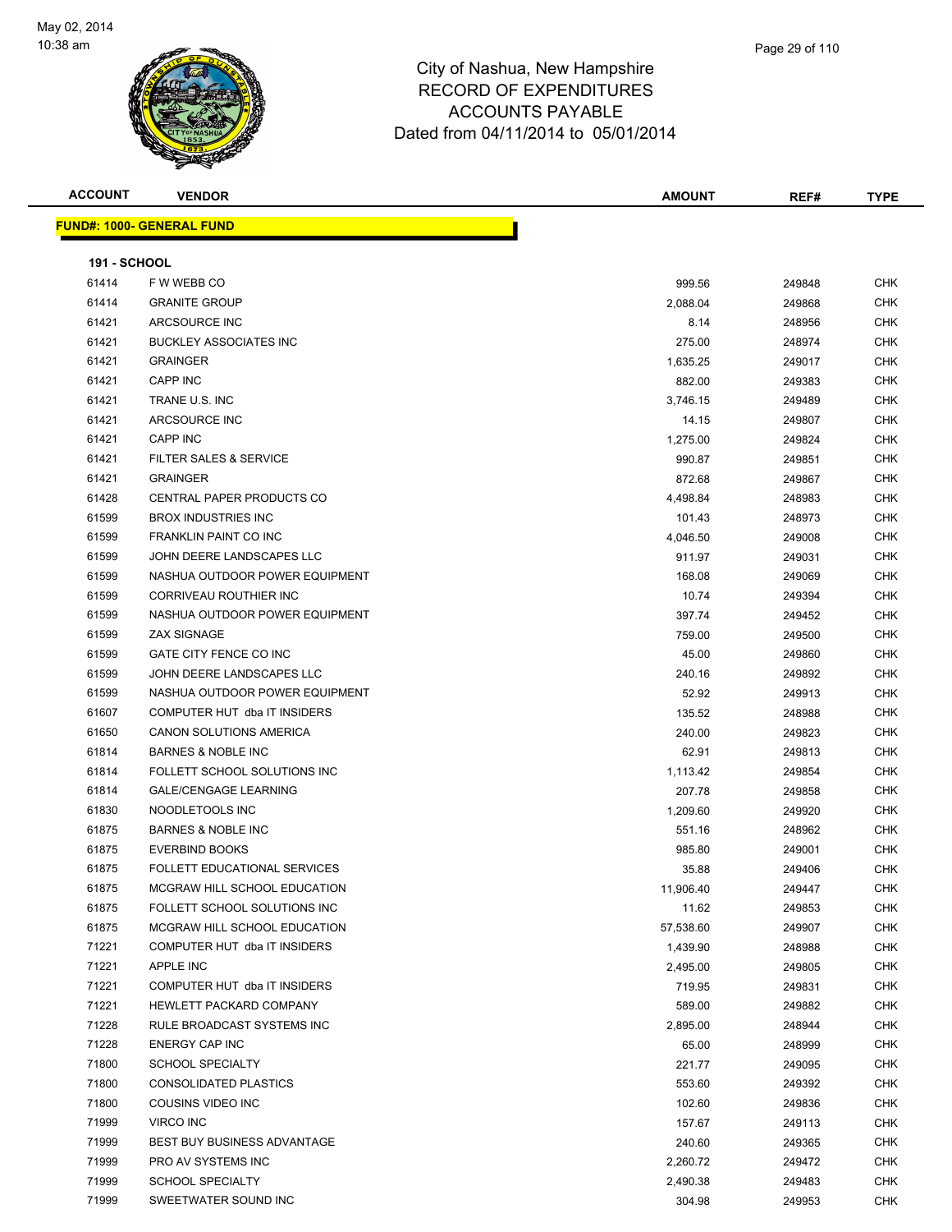# City of Nashua, New Hampshire
## RECORD OF EXPENDITURES
## ACCOUNTS PAYABLE
## Dated from 04/11/2014 to 05/01/2014

| ACCOUNT | VENDOR | AMOUNT | REF# | TYPE |
|---|---|---|---|---|

**FUND#: 1000- GENERAL FUND**

**191 - SCHOOL**

| ACCOUNT | VENDOR | AMOUNT | REF# | TYPE |
|---|---|---|---|---|
| 61414 | F W WEBB CO | 999.56 | 249848 | CHK |
| 61414 | GRANITE GROUP | 2,088.04 | 249868 | CHK |
| 61421 | ARCSOURCE INC | 8.14 | 248956 | CHK |
| 61421 | BUCKLEY ASSOCIATES INC | 275.00 | 248974 | CHK |
| 61421 | GRAINGER | 1,635.25 | 249017 | CHK |
| 61421 | CAPP INC | 882.00 | 249383 | CHK |
| 61421 | TRANE U.S. INC | 3,746.15 | 249489 | CHK |
| 61421 | ARCSOURCE INC | 14.15 | 249807 | CHK |
| 61421 | CAPP INC | 1,275.00 | 249824 | CHK |
| 61421 | FILTER SALES & SERVICE | 990.87 | 249851 | CHK |
| 61421 | GRAINGER | 872.68 | 249867 | CHK |
| 61428 | CENTRAL PAPER PRODUCTS CO | 4,498.84 | 248983 | CHK |
| 61599 | BROX INDUSTRIES INC | 101.43 | 248973 | CHK |
| 61599 | FRANKLIN PAINT CO INC | 4,046.50 | 249008 | CHK |
| 61599 | JOHN DEERE LANDSCAPES LLC | 911.97 | 249031 | CHK |
| 61599 | NASHUA OUTDOOR POWER EQUIPMENT | 168.08 | 249069 | CHK |
| 61599 | CORRIVEAU ROUTHIER INC | 10.74 | 249394 | CHK |
| 61599 | NASHUA OUTDOOR POWER EQUIPMENT | 397.74 | 249452 | CHK |
| 61599 | ZAX SIGNAGE | 759.00 | 249500 | CHK |
| 61599 | GATE CITY FENCE CO INC | 45.00 | 249860 | CHK |
| 61599 | JOHN DEERE LANDSCAPES LLC | 240.16 | 249892 | CHK |
| 61599 | NASHUA OUTDOOR POWER EQUIPMENT | 52.92 | 249913 | CHK |
| 61607 | COMPUTER HUT dba IT INSIDERS | 135.52 | 248988 | CHK |
| 61650 | CANON SOLUTIONS AMERICA | 240.00 | 249823 | CHK |
| 61814 | BARNES & NOBLE INC | 62.91 | 249813 | CHK |
| 61814 | FOLLETT SCHOOL SOLUTIONS INC | 1,113.42 | 249854 | CHK |
| 61814 | GALE/CENGAGE LEARNING | 207.78 | 249858 | CHK |
| 61830 | NOODLETOOLS INC | 1,209.60 | 249920 | CHK |
| 61875 | BARNES & NOBLE INC | 551.16 | 248962 | CHK |
| 61875 | EVERBIND BOOKS | 985.80 | 249001 | CHK |
| 61875 | FOLLETT EDUCATIONAL SERVICES | 35.88 | 249406 | CHK |
| 61875 | MCGRAW HILL SCHOOL EDUCATION | 11,906.40 | 249447 | CHK |
| 61875 | FOLLETT SCHOOL SOLUTIONS INC | 11.62 | 249853 | CHK |
| 61875 | MCGRAW HILL SCHOOL EDUCATION | 57,538.60 | 249907 | CHK |
| 71221 | COMPUTER HUT dba IT INSIDERS | 1,439.90 | 248988 | CHK |
| 71221 | APPLE INC | 2,495.00 | 249805 | CHK |
| 71221 | COMPUTER HUT dba IT INSIDERS | 719.95 | 249831 | CHK |
| 71221 | HEWLETT PACKARD COMPANY | 589.00 | 249882 | CHK |
| 71228 | RULE BROADCAST SYSTEMS INC | 2,895.00 | 248944 | CHK |
| 71228 | ENERGY CAP INC | 65.00 | 248999 | CHK |
| 71800 | SCHOOL SPECIALTY | 221.77 | 249095 | CHK |
| 71800 | CONSOLIDATED PLASTICS | 553.60 | 249392 | CHK |
| 71800 | COUSINS VIDEO INC | 102.60 | 249836 | CHK |
| 71999 | VIRCO INC | 157.67 | 249113 | CHK |
| 71999 | BEST BUY BUSINESS ADVANTAGE | 240.60 | 249365 | CHK |
| 71999 | PRO AV SYSTEMS INC | 2,260.72 | 249472 | CHK |
| 71999 | SCHOOL SPECIALTY | 2,490.38 | 249483 | CHK |
| 71999 | SWEETWATER SOUND INC | 304.98 | 249953 | CHK |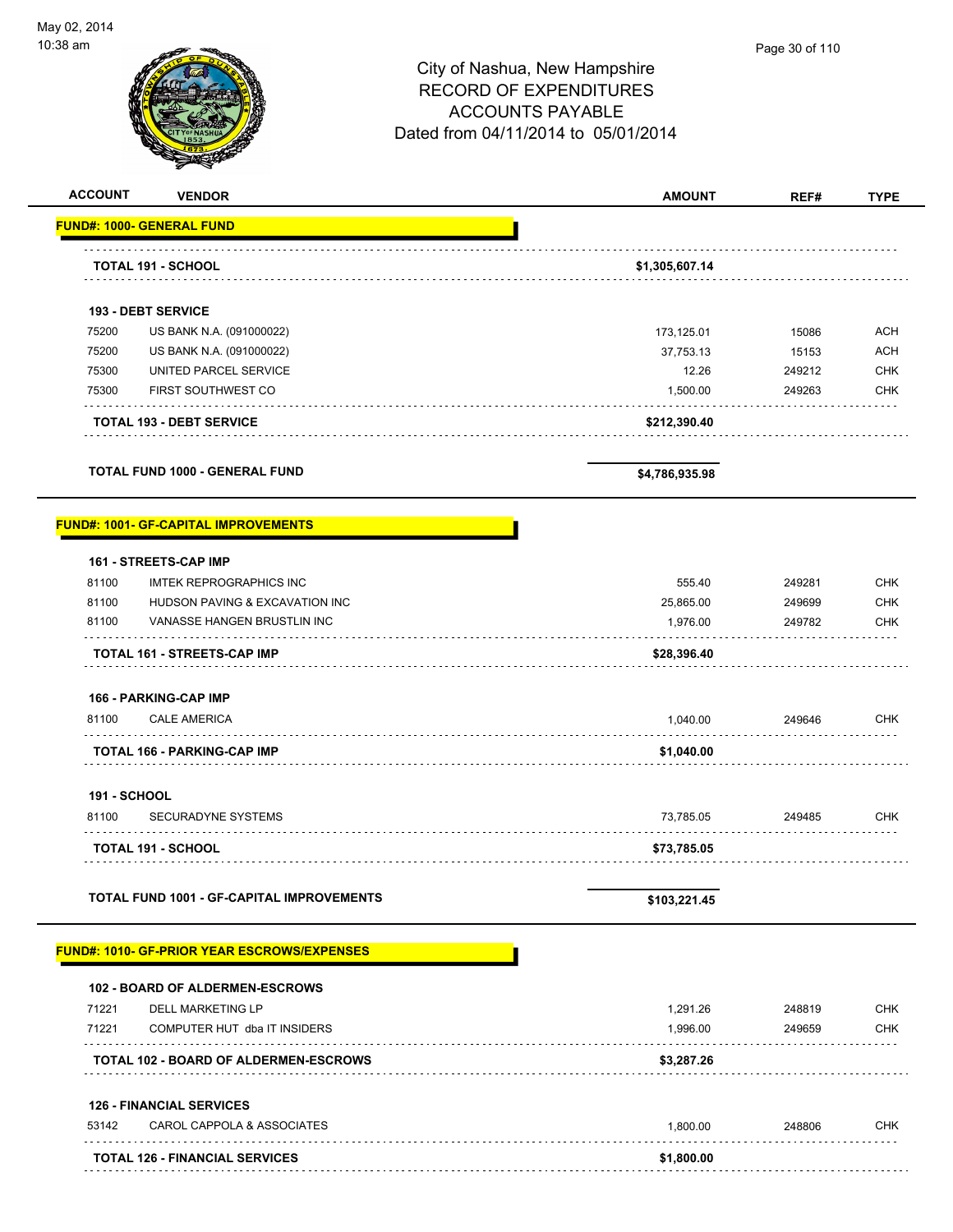City of Nashua, New Hampshire
RECORD OF EXPENDITURES
ACCOUNTS PAYABLE
Dated from 04/11/2014 to 05/01/2014

May 02, 2014
10:38 am

| ACCOUNT | VENDOR | AMOUNT | REF# | TYPE |
|---|---|---|---|---|
| **FUND#: 1000- GENERAL FUND** | | | | |
| | **TOTAL 191 - SCHOOL** | **$1,305,607.14** | | |
| **193 - DEBT SERVICE** | | | | |
| 75200 | US BANK N.A. (091000022) | 173,125.01 | 15086 | ACH |
| 75200 | US BANK N.A. (091000022) | 37,753.13 | 15153 | ACH |
| 75300 | UNITED PARCEL SERVICE | 12.26 | 249212 | CHK |
| 75300 | FIRST SOUTHWEST CO | 1,500.00 | 249263 | CHK |
| | **TOTAL 193 - DEBT SERVICE** | **$212,390.40** | | |
| | **TOTAL FUND 1000 - GENERAL FUND** | **$4,786,935.98** | | |
| **FUND#: 1001- GF-CAPITAL IMPROVEMENTS** | | | | |
| **161 - STREETS-CAP IMP** | | | | |
| 81100 | IMTEK REPROGRAPHICS INC | 555.40 | 249281 | CHK |
| 81100 | HUDSON PAVING & EXCAVATION INC | 25,865.00 | 249699 | CHK |
| 81100 | VANASSE HANGEN BRUSTLIN INC | 1,976.00 | 249782 | CHK |
| | **TOTAL 161 - STREETS-CAP IMP** | **$28,396.40** | | |
| **166 - PARKING-CAP IMP** | | | | |
| 81100 | CALE AMERICA | 1,040.00 | 249646 | CHK |
| | **TOTAL 166 - PARKING-CAP IMP** | **$1,040.00** | | |
| **191 - SCHOOL** | | | | |
| 81100 | SECURADYNE SYSTEMS | 73,785.05 | 249485 | CHK |
| | **TOTAL 191 - SCHOOL** | **$73,785.05** | | |
| | **TOTAL FUND 1001 - GF-CAPITAL IMPROVEMENTS** | **$103,221.45** | | |
| **FUND#: 1010- GF-PRIOR YEAR ESCROWS/EXPENSES** | | | | |
| **102 - BOARD OF ALDERMEN-ESCROWS** | | | | |
| 71221 | DELL MARKETING LP | 1,291.26 | 248819 | CHK |
| 71221 | COMPUTER HUT dba IT INSIDERS | 1,996.00 | 249659 | CHK |
| | **TOTAL 102 - BOARD OF ALDERMEN-ESCROWS** | **$3,287.26** | | |
| **126 - FINANCIAL SERVICES** | | | | |
| 53142 | CAROL CAPPOLA & ASSOCIATES | 1,800.00 | 248806 | CHK |
| | **TOTAL 126 - FINANCIAL SERVICES** | **$1,800.00** | | |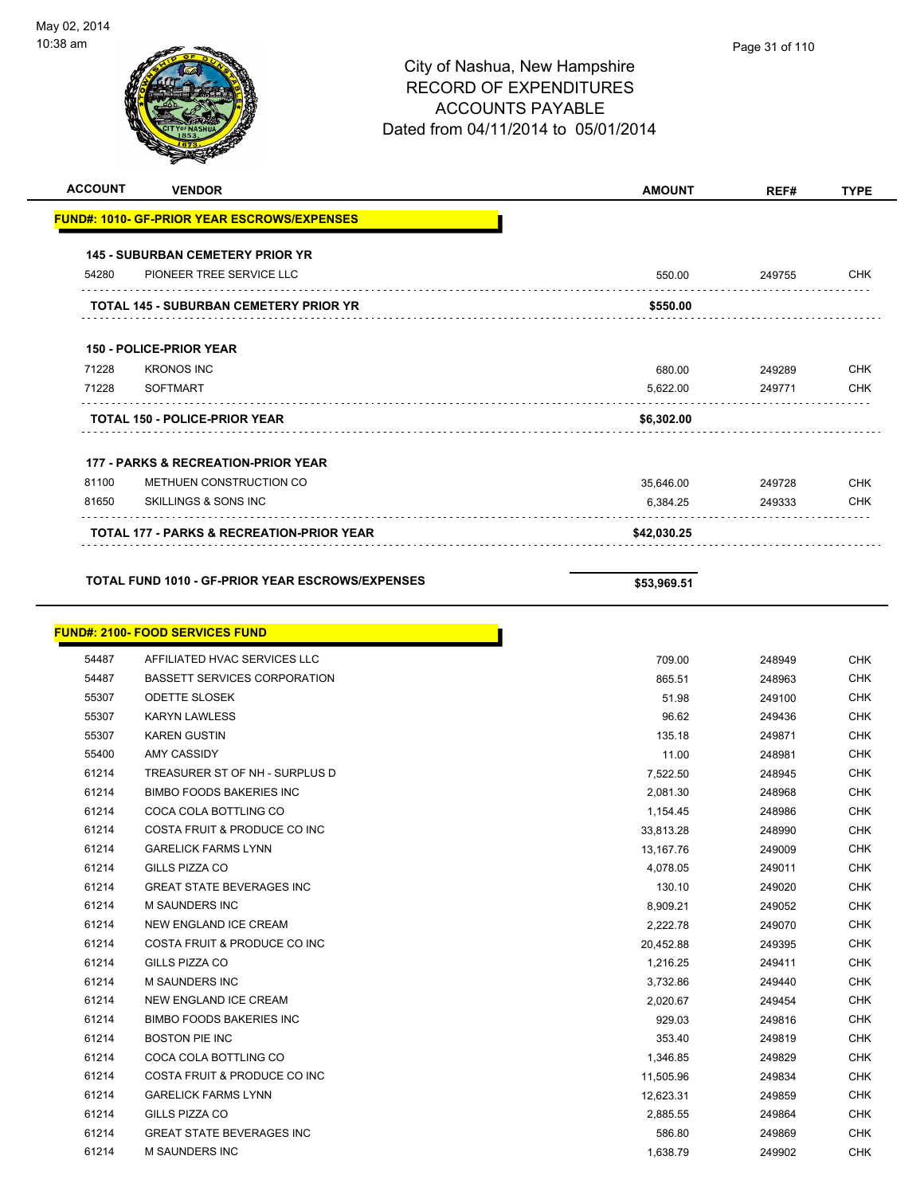City of Nashua, New Hampshire
RECORD OF EXPENDITURES
ACCOUNTS PAYABLE
Dated from 04/11/2014 to 05/01/2014

| ACCOUNT | VENDOR | AMOUNT | REF# | TYPE |
|---|---|---|---|---|
| **FUND#: 1010- GF-PRIOR YEAR ESCROWS/EXPENSES** | | | | |
| **145 - SUBURBAN CEMETERY PRIOR YR** | | | | |
| 54280 | PIONEER TREE SERVICE LLC | 550.00 | 249755 | CHK |
| **TOTAL 145 - SUBURBAN CEMETERY PRIOR YR** | | **$550.00** | | |
| **150 - POLICE-PRIOR YEAR** | | | | |
| 71228 | KRONOS INC | 680.00 | 249289 | CHK |
| 71228 | SOFTMART | 5,622.00 | 249771 | CHK |
| **TOTAL 150 - POLICE-PRIOR YEAR** | | **$6,302.00** | | |
| **177 - PARKS & RECREATION-PRIOR YEAR** | | | | |
| 81100 | METHUEN CONSTRUCTION CO | 35,646.00 | 249728 | CHK |
| 81650 | SKILLINGS & SONS INC | 6,384.25 | 249333 | CHK |
| **TOTAL 177 - PARKS & RECREATION-PRIOR YEAR** | | **$42,030.25** | | |
| **TOTAL FUND 1010 - GF-PRIOR YEAR ESCROWS/EXPENSES** | | **$53,969.51** | | |
| **FUND#: 2100- FOOD SERVICES FUND** | | | | |
| 54487 | AFFILIATED HVAC SERVICES LLC | 709.00 | 248949 | CHK |
| 54487 | BASSETT SERVICES CORPORATION | 865.51 | 248963 | CHK |
| 55307 | ODETTE SLOSEK | 51.98 | 249100 | CHK |
| 55307 | KARYN LAWLESS | 96.62 | 249436 | CHK |
| 55307 | KAREN GUSTIN | 135.18 | 249871 | CHK |
| 55400 | AMY CASSIDY | 11.00 | 248981 | CHK |
| 61214 | TREASURER ST OF NH - SURPLUS D | 7,522.50 | 248945 | CHK |
| 61214 | BIMBO FOODS BAKERIES INC | 2,081.30 | 248968 | CHK |
| 61214 | COCA COLA BOTTLING CO | 1,154.45 | 248986 | CHK |
| 61214 | COSTA FRUIT & PRODUCE CO INC | 33,813.28 | 248990 | CHK |
| 61214 | GARELICK FARMS LYNN | 13,167.76 | 249009 | CHK |
| 61214 | GILLS PIZZA CO | 4,078.05 | 249011 | CHK |
| 61214 | GREAT STATE BEVERAGES INC | 130.10 | 249020 | CHK |
| 61214 | M SAUNDERS INC | 8,909.21 | 249052 | CHK |
| 61214 | NEW ENGLAND ICE CREAM | 2,222.78 | 249070 | CHK |
| 61214 | COSTA FRUIT & PRODUCE CO INC | 20,452.88 | 249395 | CHK |
| 61214 | GILLS PIZZA CO | 1,216.25 | 249411 | CHK |
| 61214 | M SAUNDERS INC | 3,732.86 | 249440 | CHK |
| 61214 | NEW ENGLAND ICE CREAM | 2,020.67 | 249454 | CHK |
| 61214 | BIMBO FOODS BAKERIES INC | 929.03 | 249816 | CHK |
| 61214 | BOSTON PIE INC | 353.40 | 249819 | CHK |
| 61214 | COCA COLA BOTTLING CO | 1,346.85 | 249829 | CHK |
| 61214 | COSTA FRUIT & PRODUCE CO INC | 11,505.96 | 249834 | CHK |
| 61214 | GARELICK FARMS LYNN | 12,623.31 | 249859 | CHK |
| 61214 | GILLS PIZZA CO | 2,885.55 | 249864 | CHK |
| 61214 | GREAT STATE BEVERAGES INC | 586.80 | 249869 | CHK |
| 61214 | M SAUNDERS INC | 1,638.79 | 249902 | CHK |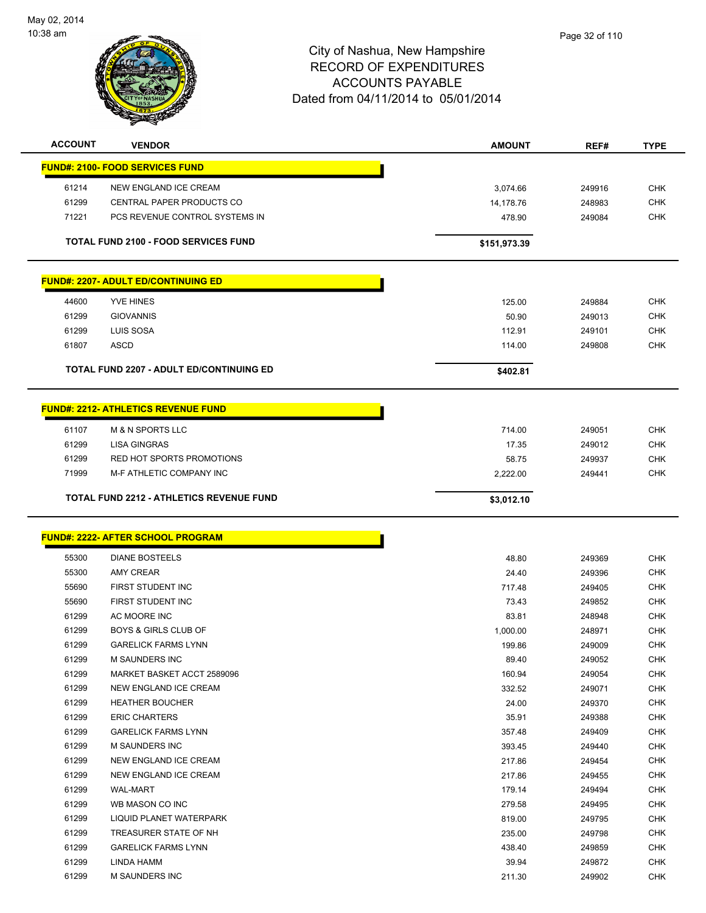City of Nashua, New Hampshire
RECORD OF EXPENDITURES
ACCOUNTS PAYABLE
Dated from 04/11/2014 to 05/01/2014

May 02, 2014
10:38 am

| ACCOUNT | VENDOR | AMOUNT | REF# | TYPE |
|---|---|---|---|---|
| **FUND#: 2100- FOOD SERVICES FUND** | | | | |
| 61214 | NEW ENGLAND ICE CREAM | 3,074.66 | 249916 | CHK |
| 61299 | CENTRAL PAPER PRODUCTS CO | 14,178.76 | 248983 | CHK |
| 71221 | PCS REVENUE CONTROL SYSTEMS IN | 478.90 | 249084 | CHK |
| | **TOTAL FUND 2100 - FOOD SERVICES FUND** | **$151,973.39** | | |
| **FUND#: 2207- ADULT ED/CONTINUING ED** | | | | |
| 44600 | YVE HINES | 125.00 | 249884 | CHK |
| 61299 | GIOVANNIS | 50.90 | 249013 | CHK |
| 61299 | LUIS SOSA | 112.91 | 249101 | CHK |
| 61807 | ASCD | 114.00 | 249808 | CHK |
| | **TOTAL FUND 2207 - ADULT ED/CONTINUING ED** | **$402.81** | | |
| **FUND#: 2212- ATHLETICS REVENUE FUND** | | | | |
| 61107 | M & N SPORTS LLC | 714.00 | 249051 | CHK |
| 61299 | LISA GINGRAS | 17.35 | 249012 | CHK |
| 61299 | RED HOT SPORTS PROMOTIONS | 58.75 | 249937 | CHK |
| 71999 | M-F ATHLETIC COMPANY INC | 2,222.00 | 249441 | CHK |
| | **TOTAL FUND 2212 - ATHLETICS REVENUE FUND** | **$3,012.10** | | |
| **FUND#: 2222- AFTER SCHOOL PROGRAM** | | | | |
| 55300 | DIANE BOSTEELS | 48.80 | 249369 | CHK |
| 55300 | AMY CREAR | 24.40 | 249396 | CHK |
| 55690 | FIRST STUDENT INC | 717.48 | 249405 | CHK |
| 55690 | FIRST STUDENT INC | 73.43 | 249852 | CHK |
| 61299 | AC MOORE INC | 83.81 | 248948 | CHK |
| 61299 | BOYS & GIRLS CLUB OF | 1,000.00 | 248971 | CHK |
| 61299 | GARELICK FARMS LYNN | 199.86 | 249009 | CHK |
| 61299 | M SAUNDERS INC | 89.40 | 249052 | CHK |
| 61299 | MARKET BASKET ACCT 2589096 | 160.94 | 249054 | CHK |
| 61299 | NEW ENGLAND ICE CREAM | 332.52 | 249071 | CHK |
| 61299 | HEATHER BOUCHER | 24.00 | 249370 | CHK |
| 61299 | ERIC CHARTERS | 35.91 | 249388 | CHK |
| 61299 | GARELICK FARMS LYNN | 357.48 | 249409 | CHK |
| 61299 | M SAUNDERS INC | 393.45 | 249440 | CHK |
| 61299 | NEW ENGLAND ICE CREAM | 217.86 | 249454 | CHK |
| 61299 | NEW ENGLAND ICE CREAM | 217.86 | 249455 | CHK |
| 61299 | WAL-MART | 179.14 | 249494 | CHK |
| 61299 | WB MASON CO INC | 279.58 | 249495 | CHK |
| 61299 | LIQUID PLANET WATERPARK | 819.00 | 249795 | CHK |
| 61299 | TREASURER STATE OF NH | 235.00 | 249798 | CHK |
| 61299 | GARELICK FARMS LYNN | 438.40 | 249859 | CHK |
| 61299 | LINDA HAMM | 39.94 | 249872 | CHK |
| 61299 | M SAUNDERS INC | 211.30 | 249902 | CHK |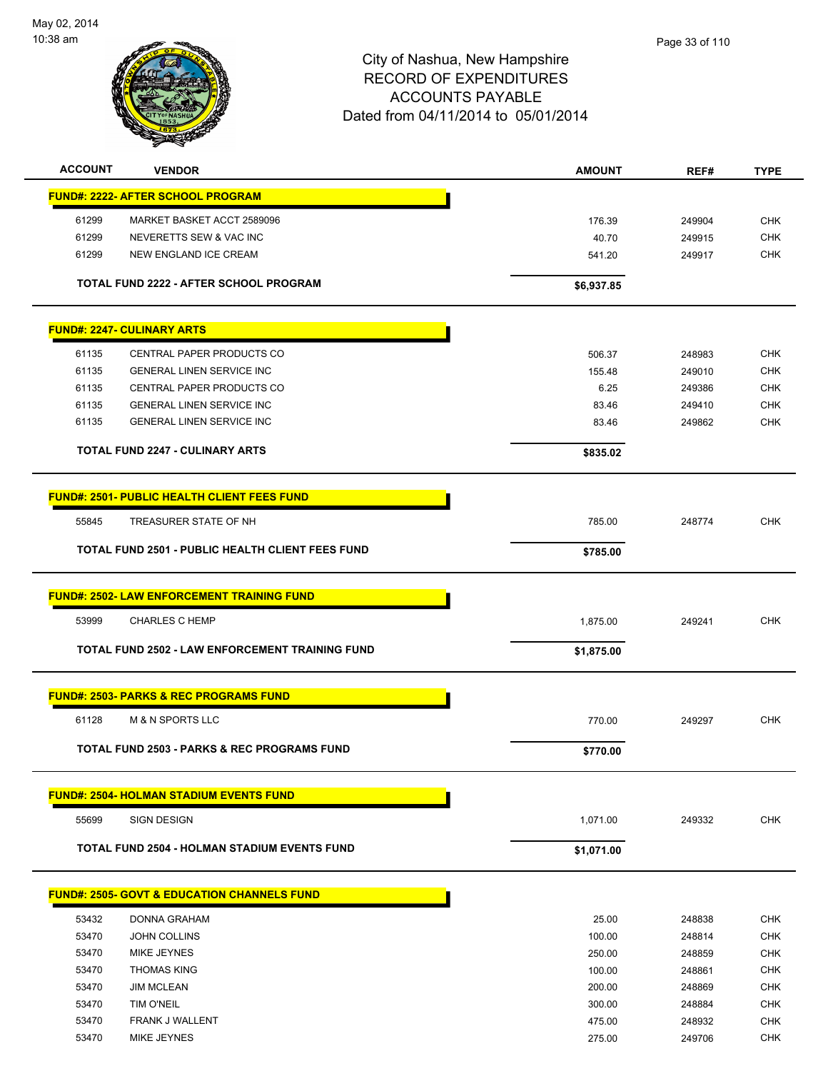City of Nashua, New Hampshire
RECORD OF EXPENDITURES
ACCOUNTS PAYABLE
Dated from 04/11/2014 to 05/01/2014

| ACCOUNT | VENDOR | AMOUNT | REF# | TYPE |
|---|---|---|---|---|
| **FUND#: 2222- AFTER SCHOOL PROGRAM** | | | | |
| 61299 | MARKET BASKET ACCT 2589096 | 176.39 | 249904 | CHK |
| 61299 | NEVERETTS SEW & VAC INC | 40.70 | 249915 | CHK |
| 61299 | NEW ENGLAND ICE CREAM | 541.20 | 249917 | CHK |
| | **TOTAL FUND 2222 - AFTER SCHOOL PROGRAM** | **$6,937.85** | | |
| **FUND#: 2247- CULINARY ARTS** | | | | |
| 61135 | CENTRAL PAPER PRODUCTS CO | 506.37 | 248983 | CHK |
| 61135 | GENERAL LINEN SERVICE INC | 155.48 | 249010 | CHK |
| 61135 | CENTRAL PAPER PRODUCTS CO | 6.25 | 249386 | CHK |
| 61135 | GENERAL LINEN SERVICE INC | 83.46 | 249410 | CHK |
| 61135 | GENERAL LINEN SERVICE INC | 83.46 | 249862 | CHK |
| | **TOTAL FUND 2247 - CULINARY ARTS** | **$835.02** | | |
| **FUND#: 2501- PUBLIC HEALTH CLIENT FEES FUND** | | | | |
| 55845 | TREASURER STATE OF NH | 785.00 | 248774 | CHK |
| | **TOTAL FUND 2501 - PUBLIC HEALTH CLIENT FEES FUND** | **$785.00** | | |
| **FUND#: 2502- LAW ENFORCEMENT TRAINING FUND** | | | | |
| 53999 | CHARLES C HEMP | 1,875.00 | 249241 | CHK |
| | **TOTAL FUND 2502 - LAW ENFORCEMENT TRAINING FUND** | **$1,875.00** | | |
| **FUND#: 2503- PARKS & REC PROGRAMS FUND** | | | | |
| 61128 | M & N SPORTS LLC | 770.00 | 249297 | CHK |
| | **TOTAL FUND 2503 - PARKS & REC PROGRAMS FUND** | **$770.00** | | |
| **FUND#: 2504- HOLMAN STADIUM EVENTS FUND** | | | | |
| 55699 | SIGN DESIGN | 1,071.00 | 249332 | CHK |
| | **TOTAL FUND 2504 - HOLMAN STADIUM EVENTS FUND** | **$1,071.00** | | |
| **FUND#: 2505- GOVT & EDUCATION CHANNELS FUND** | | | | |
| 53432 | DONNA GRAHAM | 25.00 | 248838 | CHK |
| 53470 | JOHN COLLINS | 100.00 | 248814 | CHK |
| 53470 | MIKE JEYNES | 250.00 | 248859 | CHK |
| 53470 | THOMAS KING | 100.00 | 248861 | CHK |
| 53470 | JIM MCLEAN | 200.00 | 248869 | CHK |
| 53470 | TIM O'NEIL | 300.00 | 248884 | CHK |
| 53470 | FRANK J WALLENT | 475.00 | 248932 | CHK |
| 53470 | MIKE JEYNES | 275.00 | 249706 | CHK |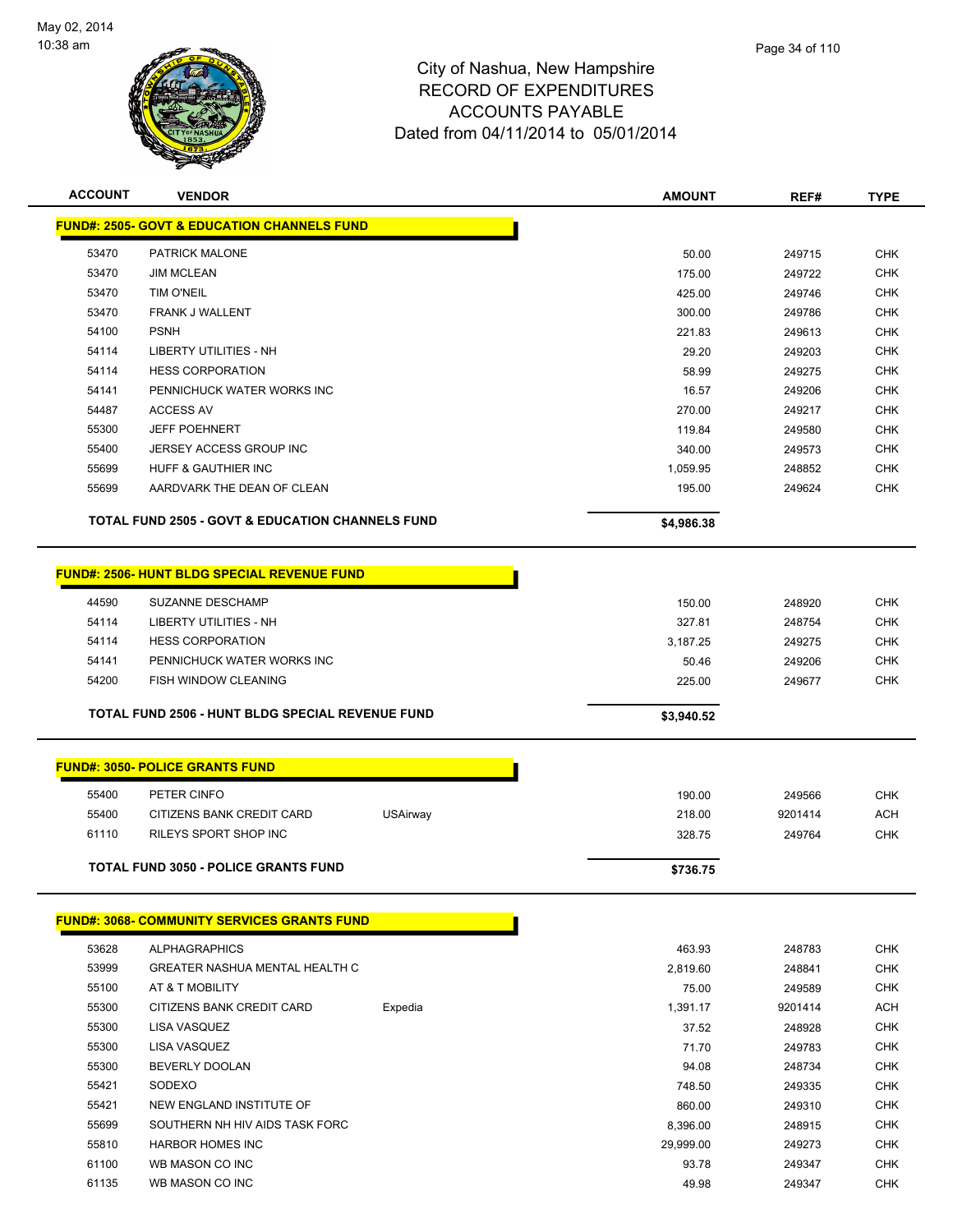# City of Nashua, New Hampshire
## RECORD OF EXPENDITURES
## ACCOUNTS PAYABLE
### Dated from 04/11/2014 to 05/01/2014

May 02, 2014
10:38 am

| ACCOUNT | VENDOR | | AMOUNT | REF# | TYPE |
|---|---|---|---|---|---|
| **FUND#: 2505- GOVT & EDUCATION CHANNELS FUND** | | | | | |
| 53470 | PATRICK MALONE | | 50.00 | 249715 | CHK |
| 53470 | JIM MCLEAN | | 175.00 | 249722 | CHK |
| 53470 | TIM O'NEIL | | 425.00 | 249746 | CHK |
| 53470 | FRANK J WALLENT | | 300.00 | 249786 | CHK |
| 54100 | PSNH | | 221.83 | 249613 | CHK |
| 54114 | LIBERTY UTILITIES - NH | | 29.20 | 249203 | CHK |
| 54114 | HESS CORPORATION | | 58.99 | 249275 | CHK |
| 54141 | PENNICHUCK WATER WORKS INC | | 16.57 | 249206 | CHK |
| 54487 | ACCESS AV | | 270.00 | 249217 | CHK |
| 55300 | JEFF POEHNERT | | 119.84 | 249580 | CHK |
| 55400 | JERSEY ACCESS GROUP INC | | 340.00 | 249573 | CHK |
| 55699 | HUFF & GAUTHIER INC | | 1,059.95 | 248852 | CHK |
| 55699 | AARDVARK THE DEAN OF CLEAN | | 195.00 | 249624 | CHK |
| **TOTAL FUND 2505 - GOVT & EDUCATION CHANNELS FUND** | | | **$4,986.38** | | |
| **FUND#: 2506- HUNT BLDG SPECIAL REVENUE FUND** | | | | | |
| 44590 | SUZANNE DESCHAMP | | 150.00 | 248920 | CHK |
| 54114 | LIBERTY UTILITIES - NH | | 327.81 | 248754 | CHK |
| 54114 | HESS CORPORATION | | 3,187.25 | 249275 | CHK |
| 54141 | PENNICHUCK WATER WORKS INC | | 50.46 | 249206 | CHK |
| 54200 | FISH WINDOW CLEANING | | 225.00 | 249677 | CHK |
| **TOTAL FUND 2506 - HUNT BLDG SPECIAL REVENUE FUND** | | | **$3,940.52** | | |
| **FUND#: 3050- POLICE GRANTS FUND** | | | | | |
| 55400 | PETER CINFO | | 190.00 | 249566 | CHK |
| 55400 | CITIZENS BANK CREDIT CARD | USAirway | 218.00 | 9201414 | ACH |
| 61110 | RILEYS SPORT SHOP INC | | 328.75 | 249764 | CHK |
| **TOTAL FUND 3050 - POLICE GRANTS FUND** | | | **$736.75** | | |
| **FUND#: 3068- COMMUNITY SERVICES GRANTS FUND** | | | | | |
| 53628 | ALPHAGRAPHICS | | 463.93 | 248783 | CHK |
| 53999 | GREATER NASHUA MENTAL HEALTH C | | 2,819.60 | 248841 | CHK |
| 55100 | AT & T MOBILITY | | 75.00 | 249589 | CHK |
| 55300 | CITIZENS BANK CREDIT CARD | Expedia | 1,391.17 | 9201414 | ACH |
| 55300 | LISA VASQUEZ | | 37.52 | 248928 | CHK |
| 55300 | LISA VASQUEZ | | 71.70 | 249783 | CHK |
| 55300 | BEVERLY DOOLAN | | 94.08 | 248734 | CHK |
| 55421 | SODEXO | | 748.50 | 249335 | CHK |
| 55421 | NEW ENGLAND INSTITUTE OF | | 860.00 | 249310 | CHK |
| 55699 | SOUTHERN NH HIV AIDS TASK FORC | | 8,396.00 | 248915 | CHK |
| 55810 | HARBOR HOMES INC | | 29,999.00 | 249273 | CHK |
| 61100 | WB MASON CO INC | | 93.78 | 249347 | CHK |
| 61135 | WB MASON CO INC | | 49.98 | 249347 | CHK |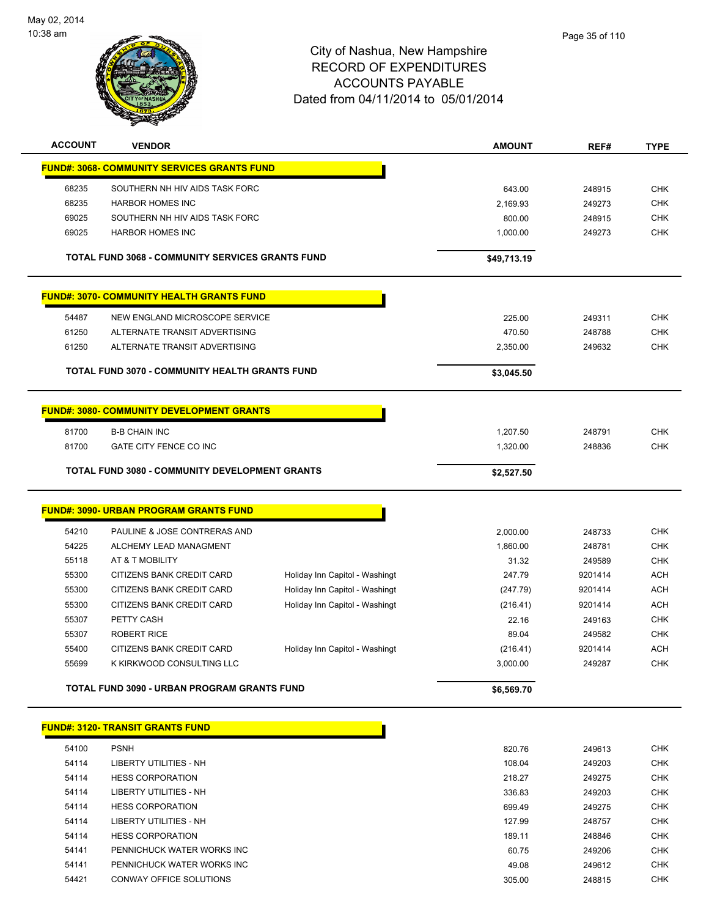May 02, 2014
10:38 am

# City of Nashua, New Hampshire
## RECORD OF EXPENDITURES
## ACCOUNTS PAYABLE
## Dated from 04/11/2014 to 05/01/2014

| ACCOUNT | VENDOR | | AMOUNT | REF# | TYPE |
|---|---|---|---|---|---|
| **FUND#: 3068- COMMUNITY SERVICES GRANTS FUND** | | | | | |
| 68235 | SOUTHERN NH HIV AIDS TASK FORC | | 643.00 | 248915 | CHK |
| 68235 | HARBOR HOMES INC | | 2,169.93 | 249273 | CHK |
| 69025 | SOUTHERN NH HIV AIDS TASK FORC | | 800.00 | 248915 | CHK |
| 69025 | HARBOR HOMES INC | | 1,000.00 | 249273 | CHK |
| **TOTAL FUND 3068 - COMMUNITY SERVICES GRANTS FUND** | | | **$49,713.19** | | |
| **FUND#: 3070- COMMUNITY HEALTH GRANTS FUND** | | | | | |
| 54487 | NEW ENGLAND MICROSCOPE SERVICE | | 225.00 | 249311 | CHK |
| 61250 | ALTERNATE TRANSIT ADVERTISING | | 470.50 | 248788 | CHK |
| 61250 | ALTERNATE TRANSIT ADVERTISING | | 2,350.00 | 249632 | CHK |
| **TOTAL FUND 3070 - COMMUNITY HEALTH GRANTS FUND** | | | **$3,045.50** | | |
| **FUND#: 3080- COMMUNITY DEVELOPMENT GRANTS** | | | | | |
| 81700 | B-B CHAIN INC | | 1,207.50 | 248791 | CHK |
| 81700 | GATE CITY FENCE CO INC | | 1,320.00 | 248836 | CHK |
| **TOTAL FUND 3080 - COMMUNITY DEVELOPMENT GRANTS** | | | **$2,527.50** | | |
| **FUND#: 3090- URBAN PROGRAM GRANTS FUND** | | | | | |
| 54210 | PAULINE & JOSE CONTRERAS AND | | 2,000.00 | 248733 | CHK |
| 54225 | ALCHEMY LEAD MANAGMENT | | 1,860.00 | 248781 | CHK |
| 55118 | AT & T MOBILITY | | 31.32 | 249589 | CHK |
| 55300 | CITIZENS BANK CREDIT CARD | Holiday Inn Capitol - Washingt | 247.79 | 9201414 | ACH |
| 55300 | CITIZENS BANK CREDIT CARD | Holiday Inn Capitol - Washingt | (247.79) | 9201414 | ACH |
| 55300 | CITIZENS BANK CREDIT CARD | Holiday Inn Capitol - Washingt | (216.41) | 9201414 | ACH |
| 55307 | PETTY CASH | | 22.16 | 249163 | CHK |
| 55307 | ROBERT RICE | | 89.04 | 249582 | CHK |
| 55400 | CITIZENS BANK CREDIT CARD | Holiday Inn Capitol - Washingt | (216.41) | 9201414 | ACH |
| 55699 | K KIRKWOOD CONSULTING LLC | | 3,000.00 | 249287 | CHK |
| **TOTAL FUND 3090 - URBAN PROGRAM GRANTS FUND** | | | **$6,569.70** | | |
| **FUND#: 3120- TRANSIT GRANTS FUND** | | | | | |
| 54100 | PSNH | | 820.76 | 249613 | CHK |
| 54114 | LIBERTY UTILITIES - NH | | 108.04 | 249203 | CHK |
| 54114 | HESS CORPORATION | | 218.27 | 249275 | CHK |
| 54114 | LIBERTY UTILITIES - NH | | 336.83 | 249203 | CHK |
| 54114 | HESS CORPORATION | | 699.49 | 249275 | CHK |
| 54114 | LIBERTY UTILITIES - NH | | 127.99 | 248757 | CHK |
| 54114 | HESS CORPORATION | | 189.11 | 248846 | CHK |
| 54141 | PENNICHUCK WATER WORKS INC | | 60.75 | 249206 | CHK |
| 54141 | PENNICHUCK WATER WORKS INC | | 49.08 | 249612 | CHK |
| 54421 | CONWAY OFFICE SOLUTIONS | | 305.00 | 248815 | CHK |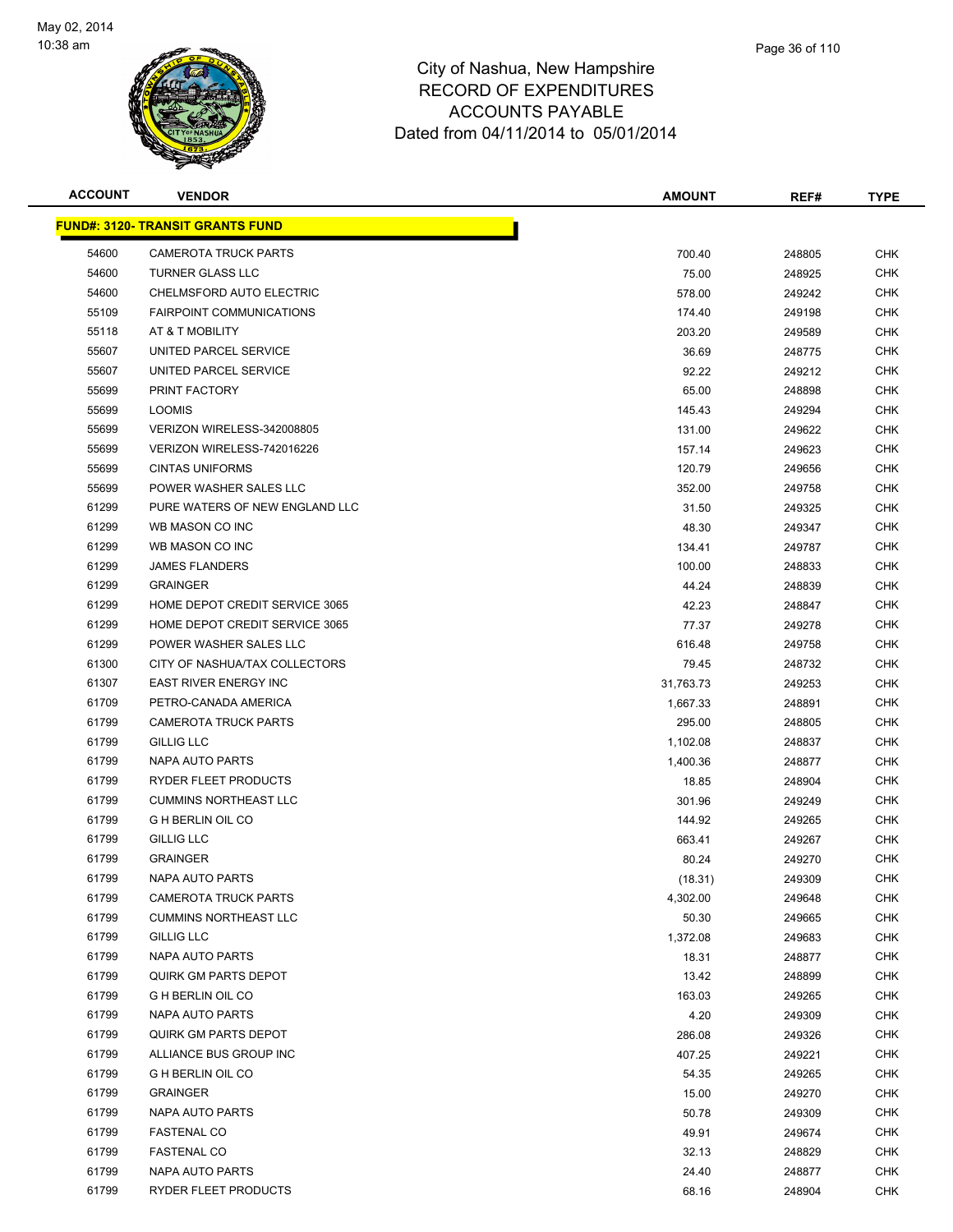# City of Nashua, New Hampshire
## RECORD OF EXPENDITURES
## ACCOUNTS PAYABLE
## Dated from 04/11/2014 to 05/01/2014

May 02, 2014
10:38 am

| ACCOUNT | VENDOR | AMOUNT | REF# | TYPE |
|---|---|---|---|---|
| **FUND#: 3120- TRANSIT GRANTS FUND** | | | | |
| 54600 | CAMEROTA TRUCK PARTS | 700.40 | 248805 | CHK |
| 54600 | TURNER GLASS LLC | 75.00 | 248925 | CHK |
| 54600 | CHELMSFORD AUTO ELECTRIC | 578.00 | 249242 | CHK |
| 55109 | FAIRPOINT COMMUNICATIONS | 174.40 | 249198 | CHK |
| 55118 | AT & T MOBILITY | 203.20 | 249589 | CHK |
| 55607 | UNITED PARCEL SERVICE | 36.69 | 248775 | CHK |
| 55607 | UNITED PARCEL SERVICE | 92.22 | 249212 | CHK |
| 55699 | PRINT FACTORY | 65.00 | 248898 | CHK |
| 55699 | LOOMIS | 145.43 | 249294 | CHK |
| 55699 | VERIZON WIRELESS-342008805 | 131.00 | 249622 | CHK |
| 55699 | VERIZON WIRELESS-742016226 | 157.14 | 249623 | CHK |
| 55699 | CINTAS UNIFORMS | 120.79 | 249656 | CHK |
| 55699 | POWER WASHER SALES LLC | 352.00 | 249758 | CHK |
| 61299 | PURE WATERS OF NEW ENGLAND LLC | 31.50 | 249325 | CHK |
| 61299 | WB MASON CO INC | 48.30 | 249347 | CHK |
| 61299 | WB MASON CO INC | 134.41 | 249787 | CHK |
| 61299 | JAMES FLANDERS | 100.00 | 248833 | CHK |
| 61299 | GRAINGER | 44.24 | 248839 | CHK |
| 61299 | HOME DEPOT CREDIT SERVICE 3065 | 42.23 | 248847 | CHK |
| 61299 | HOME DEPOT CREDIT SERVICE 3065 | 77.37 | 249278 | CHK |
| 61299 | POWER WASHER SALES LLC | 616.48 | 249758 | CHK |
| 61300 | CITY OF NASHUA/TAX COLLECTORS | 79.45 | 248732 | CHK |
| 61307 | EAST RIVER ENERGY INC | 31,763.73 | 249253 | CHK |
| 61709 | PETRO-CANADA AMERICA | 1,667.33 | 248891 | CHK |
| 61799 | CAMEROTA TRUCK PARTS | 295.00 | 248805 | CHK |
| 61799 | GILLIG LLC | 1,102.08 | 248837 | CHK |
| 61799 | NAPA AUTO PARTS | 1,400.36 | 248877 | CHK |
| 61799 | RYDER FLEET PRODUCTS | 18.85 | 248904 | CHK |
| 61799 | CUMMINS NORTHEAST LLC | 301.96 | 249249 | CHK |
| 61799 | G H BERLIN OIL CO | 144.92 | 249265 | CHK |
| 61799 | GILLIG LLC | 663.41 | 249267 | CHK |
| 61799 | GRAINGER | 80.24 | 249270 | CHK |
| 61799 | NAPA AUTO PARTS | (18.31) | 249309 | CHK |
| 61799 | CAMEROTA TRUCK PARTS | 4,302.00 | 249648 | CHK |
| 61799 | CUMMINS NORTHEAST LLC | 50.30 | 249665 | CHK |
| 61799 | GILLIG LLC | 1,372.08 | 249683 | CHK |
| 61799 | NAPA AUTO PARTS | 18.31 | 248877 | CHK |
| 61799 | QUIRK GM PARTS DEPOT | 13.42 | 248899 | CHK |
| 61799 | G H BERLIN OIL CO | 163.03 | 249265 | CHK |
| 61799 | NAPA AUTO PARTS | 4.20 | 249309 | CHK |
| 61799 | QUIRK GM PARTS DEPOT | 286.08 | 249326 | CHK |
| 61799 | ALLIANCE BUS GROUP INC | 407.25 | 249221 | CHK |
| 61799 | G H BERLIN OIL CO | 54.35 | 249265 | CHK |
| 61799 | GRAINGER | 15.00 | 249270 | CHK |
| 61799 | NAPA AUTO PARTS | 50.78 | 249309 | CHK |
| 61799 | FASTENAL CO | 49.91 | 249674 | CHK |
| 61799 | FASTENAL CO | 32.13 | 248829 | CHK |
| 61799 | NAPA AUTO PARTS | 24.40 | 248877 | CHK |
| 61799 | RYDER FLEET PRODUCTS | 68.16 | 248904 | CHK |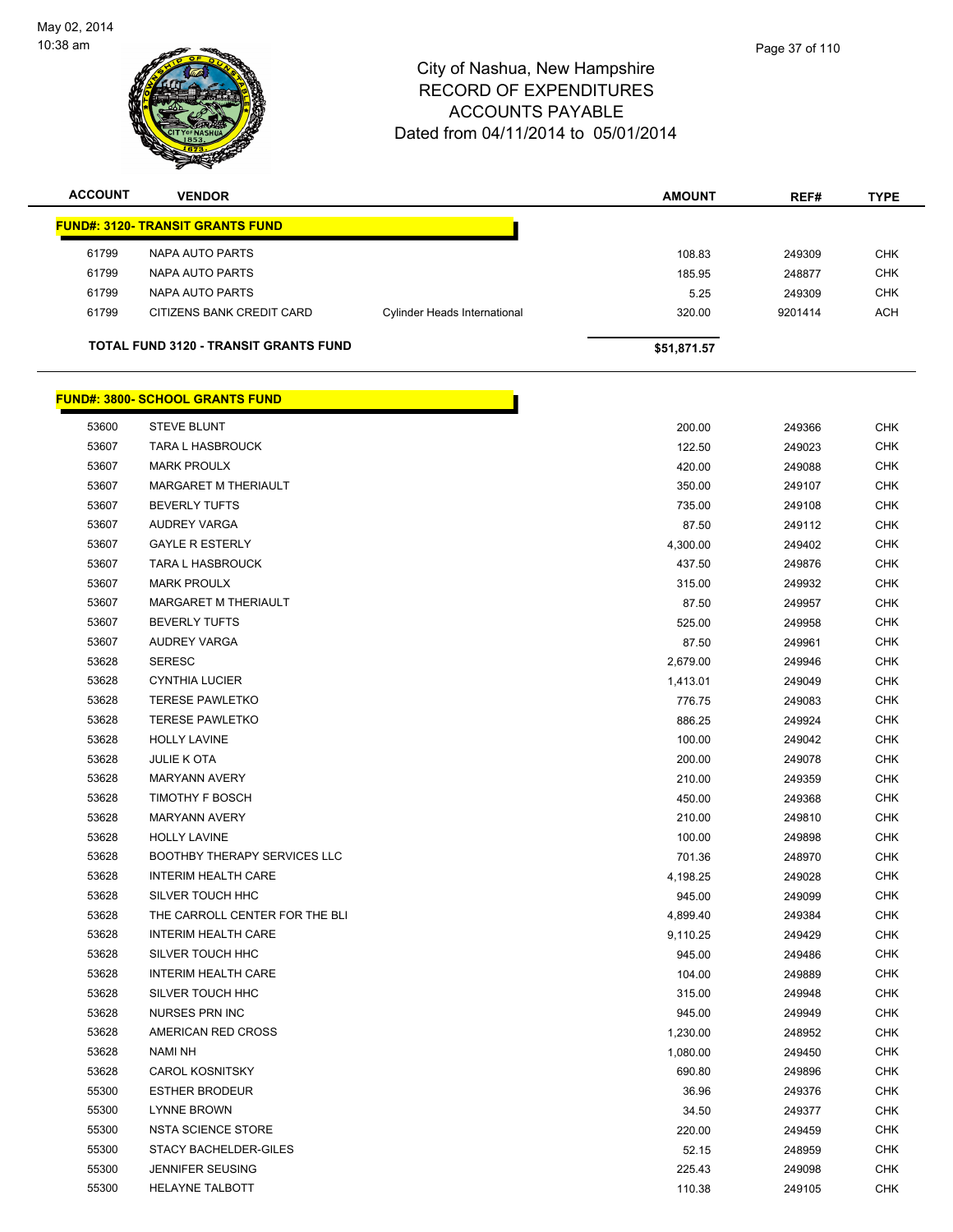City of Nashua, New Hampshire
RECORD OF EXPENDITURES
ACCOUNTS PAYABLE
Dated from 04/11/2014 to 05/01/2014

| ACCOUNT | VENDOR | | AMOUNT | REF# | TYPE |
|---|---|---|---|---|---|
| **FUND#: 3120- TRANSIT GRANTS FUND** | | | | | |
| 61799 | NAPA AUTO PARTS | | 108.83 | 249309 | CHK |
| 61799 | NAPA AUTO PARTS | | 185.95 | 248877 | CHK |
| 61799 | NAPA AUTO PARTS | | 5.25 | 249309 | CHK |
| 61799 | CITIZENS BANK CREDIT CARD | Cylinder Heads International | 320.00 | 9201414 | ACH |
| **TOTAL FUND 3120 - TRANSIT GRANTS FUND** | | | **$51,871.57** | | |
| **FUND#: 3800- SCHOOL GRANTS FUND** | | | | | |
| 53600 | STEVE BLUNT | | 200.00 | 249366 | CHK |
| 53607 | TARA L HASBROUCK | | 122.50 | 249023 | CHK |
| 53607 | MARK PROULX | | 420.00 | 249088 | CHK |
| 53607 | MARGARET M THERIAULT | | 350.00 | 249107 | CHK |
| 53607 | BEVERLY TUFTS | | 735.00 | 249108 | CHK |
| 53607 | AUDREY VARGA | | 87.50 | 249112 | CHK |
| 53607 | GAYLE R ESTERLY | | 4,300.00 | 249402 | CHK |
| 53607 | TARA L HASBROUCK | | 437.50 | 249876 | CHK |
| 53607 | MARK PROULX | | 315.00 | 249932 | CHK |
| 53607 | MARGARET M THERIAULT | | 87.50 | 249957 | CHK |
| 53607 | BEVERLY TUFTS | | 525.00 | 249958 | CHK |
| 53607 | AUDREY VARGA | | 87.50 | 249961 | CHK |
| 53628 | SERESC | | 2,679.00 | 249946 | CHK |
| 53628 | CYNTHIA LUCIER | | 1,413.01 | 249049 | CHK |
| 53628 | TERESE PAWLETKO | | 776.75 | 249083 | CHK |
| 53628 | TERESE PAWLETKO | | 886.25 | 249924 | CHK |
| 53628 | HOLLY LAVINE | | 100.00 | 249042 | CHK |
| 53628 | JULIE K OTA | | 200.00 | 249078 | CHK |
| 53628 | MARYANN AVERY | | 210.00 | 249359 | CHK |
| 53628 | TIMOTHY F BOSCH | | 450.00 | 249368 | CHK |
| 53628 | MARYANN AVERY | | 210.00 | 249810 | CHK |
| 53628 | HOLLY LAVINE | | 100.00 | 249898 | CHK |
| 53628 | BOOTHBY THERAPY SERVICES LLC | | 701.36 | 248970 | CHK |
| 53628 | INTERIM HEALTH CARE | | 4,198.25 | 249028 | CHK |
| 53628 | SILVER TOUCH HHC | | 945.00 | 249099 | CHK |
| 53628 | THE CARROLL CENTER FOR THE BLI | | 4,899.40 | 249384 | CHK |
| 53628 | INTERIM HEALTH CARE | | 9,110.25 | 249429 | CHK |
| 53628 | SILVER TOUCH HHC | | 945.00 | 249486 | CHK |
| 53628 | INTERIM HEALTH CARE | | 104.00 | 249889 | CHK |
| 53628 | SILVER TOUCH HHC | | 315.00 | 249948 | CHK |
| 53628 | NURSES PRN INC | | 945.00 | 249949 | CHK |
| 53628 | AMERICAN RED CROSS | | 1,230.00 | 248952 | CHK |
| 53628 | NAMI NH | | 1,080.00 | 249450 | CHK |
| 53628 | CAROL KOSNITSKY | | 690.80 | 249896 | CHK |
| 55300 | ESTHER BRODEUR | | 36.96 | 249376 | CHK |
| 55300 | LYNNE BROWN | | 34.50 | 249377 | CHK |
| 55300 | NSTA SCIENCE STORE | | 220.00 | 249459 | CHK |
| 55300 | STACY BACHELDER-GILES | | 52.15 | 248959 | CHK |
| 55300 | JENNIFER SEUSING | | 225.43 | 249098 | CHK |
| 55300 | HELAYNE TALBOTT | | 110.38 | 249105 | CHK |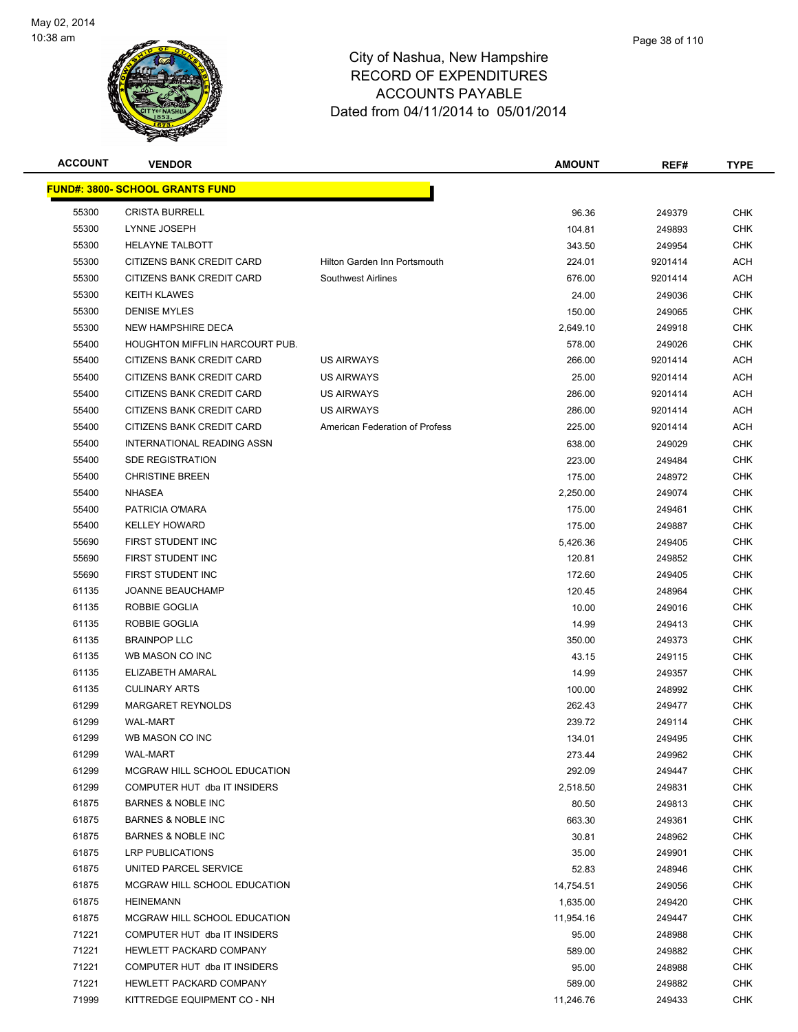# City of Nashua, New Hampshire
## RECORD OF EXPENDITURES
## ACCOUNTS PAYABLE
### Dated from 04/11/2014 to 05/01/2014

May 02, 2014
10:38 am

| ACCOUNT | VENDOR | | AMOUNT | REF# | TYPE |
|---|---|---|---|---|---|
| **FUND#: 3800- SCHOOL GRANTS FUND** | | | | | |
| 55300 | CRISTA BURRELL | | 96.36 | 249379 | CHK |
| 55300 | LYNNE JOSEPH | | 104.81 | 249893 | CHK |
| 55300 | HELAYNE TALBOTT | | 343.50 | 249954 | CHK |
| 55300 | CITIZENS BANK CREDIT CARD | Hilton Garden Inn Portsmouth | 224.01 | 9201414 | ACH |
| 55300 | CITIZENS BANK CREDIT CARD | Southwest Airlines | 676.00 | 9201414 | ACH |
| 55300 | KEITH KLAWES | | 24.00 | 249036 | CHK |
| 55300 | DENISE MYLES | | 150.00 | 249065 | CHK |
| 55300 | NEW HAMPSHIRE DECA | | 2,649.10 | 249918 | CHK |
| 55400 | HOUGHTON MIFFLIN HARCOURT PUB. | | 578.00 | 249026 | CHK |
| 55400 | CITIZENS BANK CREDIT CARD | US AIRWAYS | 266.00 | 9201414 | ACH |
| 55400 | CITIZENS BANK CREDIT CARD | US AIRWAYS | 25.00 | 9201414 | ACH |
| 55400 | CITIZENS BANK CREDIT CARD | US AIRWAYS | 286.00 | 9201414 | ACH |
| 55400 | CITIZENS BANK CREDIT CARD | US AIRWAYS | 286.00 | 9201414 | ACH |
| 55400 | CITIZENS BANK CREDIT CARD | American Federation of Profess | 225.00 | 9201414 | ACH |
| 55400 | INTERNATIONAL READING ASSN | | 638.00 | 249029 | CHK |
| 55400 | SDE REGISTRATION | | 223.00 | 249484 | CHK |
| 55400 | CHRISTINE BREEN | | 175.00 | 248972 | CHK |
| 55400 | NHASEA | | 2,250.00 | 249074 | CHK |
| 55400 | PATRICIA O'MARA | | 175.00 | 249461 | CHK |
| 55400 | KELLEY HOWARD | | 175.00 | 249887 | CHK |
| 55690 | FIRST STUDENT INC | | 5,426.36 | 249405 | CHK |
| 55690 | FIRST STUDENT INC | | 120.81 | 249852 | CHK |
| 55690 | FIRST STUDENT INC | | 172.60 | 249405 | CHK |
| 61135 | JOANNE BEAUCHAMP | | 120.45 | 248964 | CHK |
| 61135 | ROBBIE GOGLIA | | 10.00 | 249016 | CHK |
| 61135 | ROBBIE GOGLIA | | 14.99 | 249413 | CHK |
| 61135 | BRAINPOP LLC | | 350.00 | 249373 | CHK |
| 61135 | WB MASON CO INC | | 43.15 | 249115 | CHK |
| 61135 | ELIZABETH AMARAL | | 14.99 | 249357 | CHK |
| 61135 | CULINARY ARTS | | 100.00 | 248992 | CHK |
| 61299 | MARGARET REYNOLDS | | 262.43 | 249477 | CHK |
| 61299 | WAL-MART | | 239.72 | 249114 | CHK |
| 61299 | WB MASON CO INC | | 134.01 | 249495 | CHK |
| 61299 | WAL-MART | | 273.44 | 249962 | CHK |
| 61299 | MCGRAW HILL SCHOOL EDUCATION | | 292.09 | 249447 | CHK |
| 61299 | COMPUTER HUT dba IT INSIDERS | | 2,518.50 | 249831 | CHK |
| 61875 | BARNES & NOBLE INC | | 80.50 | 249813 | CHK |
| 61875 | BARNES & NOBLE INC | | 663.30 | 249361 | CHK |
| 61875 | BARNES & NOBLE INC | | 30.81 | 248962 | CHK |
| 61875 | LRP PUBLICATIONS | | 35.00 | 249901 | CHK |
| 61875 | UNITED PARCEL SERVICE | | 52.83 | 248946 | CHK |
| 61875 | MCGRAW HILL SCHOOL EDUCATION | | 14,754.51 | 249056 | CHK |
| 61875 | HEINEMANN | | 1,635.00 | 249420 | CHK |
| 61875 | MCGRAW HILL SCHOOL EDUCATION | | 11,954.16 | 249447 | CHK |
| 71221 | COMPUTER HUT dba IT INSIDERS | | 95.00 | 248988 | CHK |
| 71221 | HEWLETT PACKARD COMPANY | | 589.00 | 249882 | CHK |
| 71221 | COMPUTER HUT dba IT INSIDERS | | 95.00 | 248988 | CHK |
| 71221 | HEWLETT PACKARD COMPANY | | 589.00 | 249882 | CHK |
| 71999 | KITTREDGE EQUIPMENT CO - NH | | 11,246.76 | 249433 | CHK |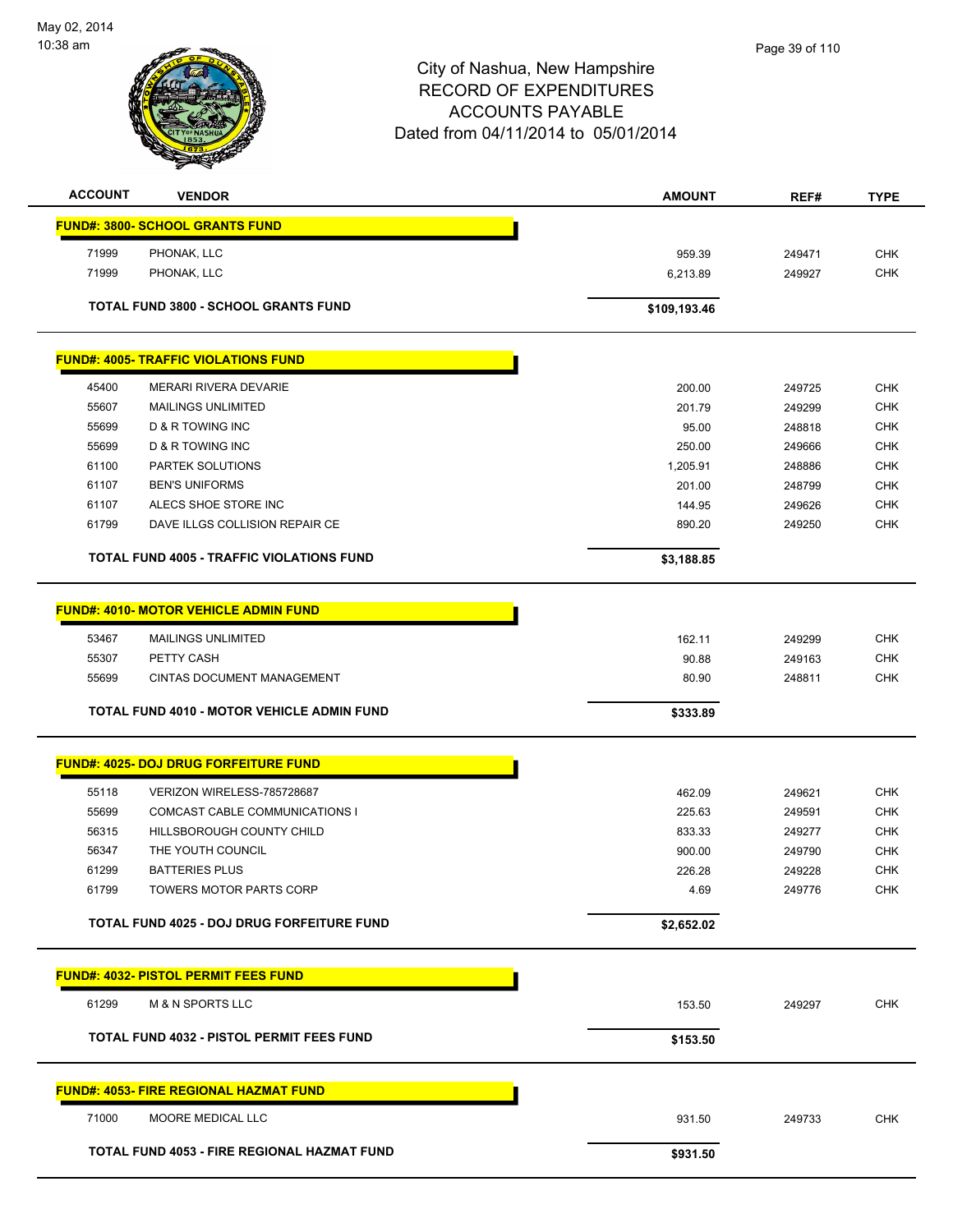# City of Nashua, New Hampshire
## RECORD OF EXPENDITURES
## ACCOUNTS PAYABLE
## Dated from 04/11/2014 to 05/01/2014

| ACCOUNT | VENDOR | AMOUNT | REF# | TYPE |
|---|---|---|---|---|
| **FUND#: 3800- SCHOOL GRANTS FUND** | | | | |
| 71999 | PHONAK, LLC | 959.39 | 249471 | CHK |
| 71999 | PHONAK, LLC | 6,213.89 | 249927 | CHK |
| | **TOTAL FUND 3800 - SCHOOL GRANTS FUND** | **$109,193.46** | | |
| **FUND#: 4005- TRAFFIC VIOLATIONS FUND** | | | | |
| 45400 | MERARI RIVERA DEVARIE | 200.00 | 249725 | CHK |
| 55607 | MAILINGS UNLIMITED | 201.79 | 249299 | CHK |
| 55699 | D & R TOWING INC | 95.00 | 248818 | CHK |
| 55699 | D & R TOWING INC | 250.00 | 249666 | CHK |
| 61100 | PARTEK SOLUTIONS | 1,205.91 | 248886 | CHK |
| 61107 | BEN'S UNIFORMS | 201.00 | 248799 | CHK |
| 61107 | ALECS SHOE STORE INC | 144.95 | 249626 | CHK |
| 61799 | DAVE ILLGS COLLISION REPAIR CE | 890.20 | 249250 | CHK |
| | **TOTAL FUND 4005 - TRAFFIC VIOLATIONS FUND** | **$3,188.85** | | |
| **FUND#: 4010- MOTOR VEHICLE ADMIN FUND** | | | | |
| 53467 | MAILINGS UNLIMITED | 162.11 | 249299 | CHK |
| 55307 | PETTY CASH | 90.88 | 249163 | CHK |
| 55699 | CINTAS DOCUMENT MANAGEMENT | 80.90 | 248811 | CHK |
| | **TOTAL FUND 4010 - MOTOR VEHICLE ADMIN FUND** | **$333.89** | | |
| **FUND#: 4025- DOJ DRUG FORFEITURE FUND** | | | | |
| 55118 | VERIZON WIRELESS-785728687 | 462.09 | 249621 | CHK |
| 55699 | COMCAST CABLE COMMUNICATIONS I | 225.63 | 249591 | CHK |
| 56315 | HILLSBOROUGH COUNTY CHILD | 833.33 | 249277 | CHK |
| 56347 | THE YOUTH COUNCIL | 900.00 | 249790 | CHK |
| 61299 | BATTERIES PLUS | 226.28 | 249228 | CHK |
| 61799 | TOWERS MOTOR PARTS CORP | 4.69 | 249776 | CHK |
| | **TOTAL FUND 4025 - DOJ DRUG FORFEITURE FUND** | **$2,652.02** | | |
| **FUND#: 4032- PISTOL PERMIT FEES FUND** | | | | |
| 61299 | M & N SPORTS LLC | 153.50 | 249297 | CHK |
| | **TOTAL FUND 4032 - PISTOL PERMIT FEES FUND** | **$153.50** | | |
| **FUND#: 4053- FIRE REGIONAL HAZMAT FUND** | | | | |
| 71000 | MOORE MEDICAL LLC | 931.50 | 249733 | CHK |
| | **TOTAL FUND 4053 - FIRE REGIONAL HAZMAT FUND** | **$931.50** | | |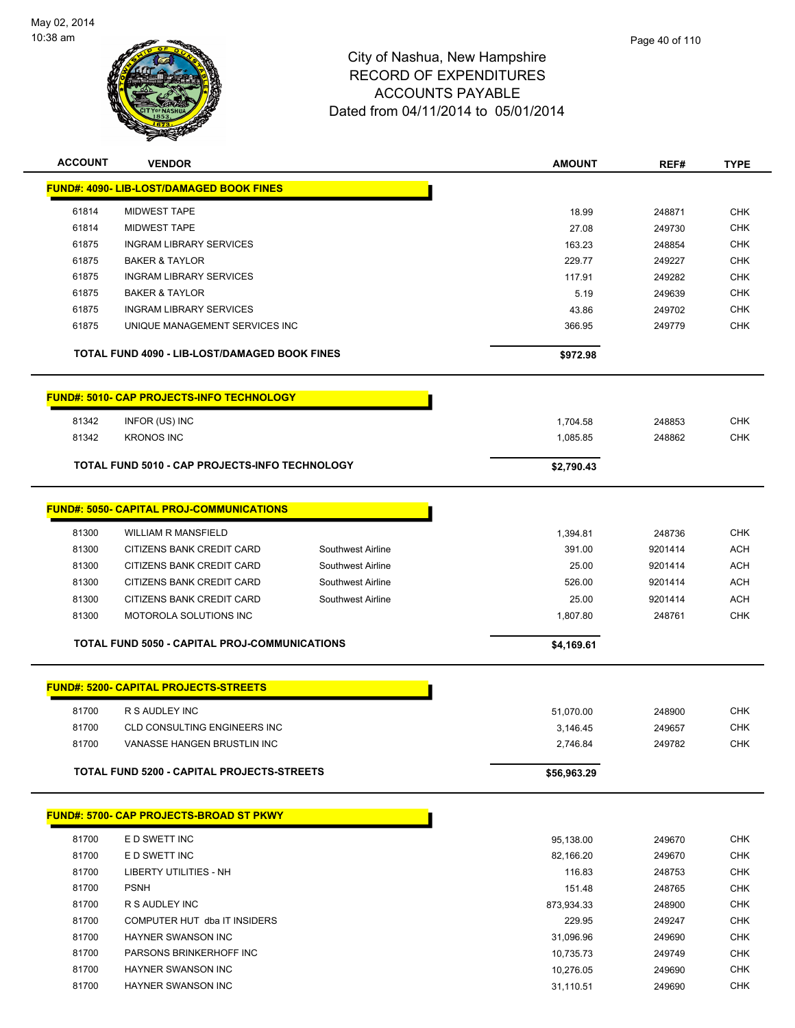# City of Nashua, New Hampshire
## RECORD OF EXPENDITURES
## ACCOUNTS PAYABLE
### Dated from 04/11/2014 to 05/01/2014

May 02, 2014
10:38 am

| ACCOUNT | VENDOR | | AMOUNT | REF# | TYPE |
|---|---|---|---|---|---|
| **FUND#: 4090- LIB-LOST/DAMAGED BOOK FINES** | | | | | |
| 61814 | MIDWEST TAPE | | 18.99 | 248871 | CHK |
| 61814 | MIDWEST TAPE | | 27.08 | 249730 | CHK |
| 61875 | INGRAM LIBRARY SERVICES | | 163.23 | 248854 | CHK |
| 61875 | BAKER & TAYLOR | | 229.77 | 249227 | CHK |
| 61875 | INGRAM LIBRARY SERVICES | | 117.91 | 249282 | CHK |
| 61875 | BAKER & TAYLOR | | 5.19 | 249639 | CHK |
| 61875 | INGRAM LIBRARY SERVICES | | 43.86 | 249702 | CHK |
| 61875 | UNIQUE MANAGEMENT SERVICES INC | | 366.95 | 249779 | CHK |
| **TOTAL FUND 4090 - LIB-LOST/DAMAGED BOOK FINES** | | | **$972.98** | | |
| **FUND#: 5010- CAP PROJECTS-INFO TECHNOLOGY** | | | | | |
| 81342 | INFOR (US) INC | | 1,704.58 | 248853 | CHK |
| 81342 | KRONOS INC | | 1,085.85 | 248862 | CHK |
| **TOTAL FUND 5010 - CAP PROJECTS-INFO TECHNOLOGY** | | | **$2,790.43** | | |
| **FUND#: 5050- CAPITAL PROJ-COMMUNICATIONS** | | | | | |
| 81300 | WILLIAM R MANSFIELD | | 1,394.81 | 248736 | CHK |
| 81300 | CITIZENS BANK CREDIT CARD | Southwest Airline | 391.00 | 9201414 | ACH |
| 81300 | CITIZENS BANK CREDIT CARD | Southwest Airline | 25.00 | 9201414 | ACH |
| 81300 | CITIZENS BANK CREDIT CARD | Southwest Airline | 526.00 | 9201414 | ACH |
| 81300 | CITIZENS BANK CREDIT CARD | Southwest Airline | 25.00 | 9201414 | ACH |
| 81300 | MOTOROLA SOLUTIONS INC | | 1,807.80 | 248761 | CHK |
| **TOTAL FUND 5050 - CAPITAL PROJ-COMMUNICATIONS** | | | **$4,169.61** | | |
| **FUND#: 5200- CAPITAL PROJECTS-STREETS** | | | | | |
| 81700 | R S AUDLEY INC | | 51,070.00 | 248900 | CHK |
| 81700 | CLD CONSULTING ENGINEERS INC | | 3,146.45 | 249657 | CHK |
| 81700 | VANASSE HANGEN BRUSTLIN INC | | 2,746.84 | 249782 | CHK |
| **TOTAL FUND 5200 - CAPITAL PROJECTS-STREETS** | | | **$56,963.29** | | |
| **FUND#: 5700- CAP PROJECTS-BROAD ST PKWY** | | | | | |
| 81700 | E D SWETT INC | | 95,138.00 | 249670 | CHK |
| 81700 | E D SWETT INC | | 82,166.20 | 249670 | CHK |
| 81700 | LIBERTY UTILITIES - NH | | 116.83 | 248753 | CHK |
| 81700 | PSNH | | 151.48 | 248765 | CHK |
| 81700 | R S AUDLEY INC | | 873,934.33 | 248900 | CHK |
| 81700 | COMPUTER HUT dba IT INSIDERS | | 229.95 | 249247 | CHK |
| 81700 | HAYNER SWANSON INC | | 31,096.96 | 249690 | CHK |
| 81700 | PARSONS BRINKERHOFF INC | | 10,735.73 | 249749 | CHK |
| 81700 | HAYNER SWANSON INC | | 10,276.05 | 249690 | CHK |
| 81700 | HAYNER SWANSON INC | | 31,110.51 | 249690 | CHK |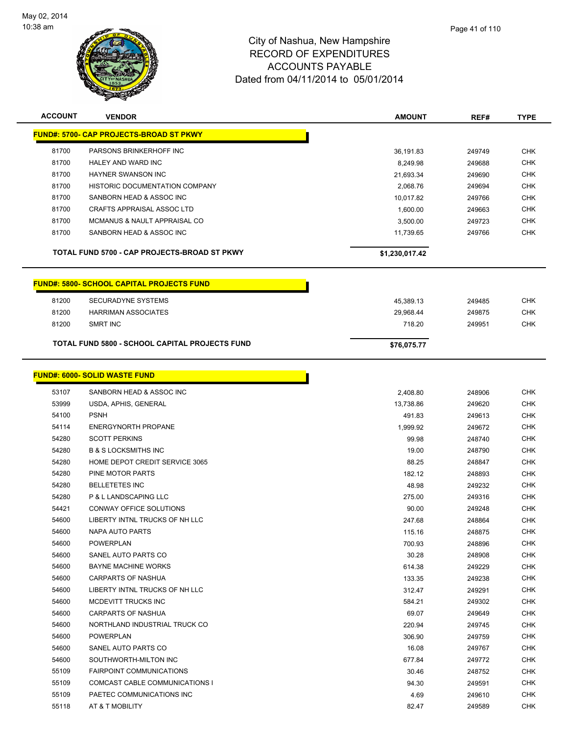# City of Nashua, New Hampshire
## RECORD OF EXPENDITURES
## ACCOUNTS PAYABLE
## Dated from 04/11/2014 to 05/01/2014

| ACCOUNT | VENDOR | AMOUNT | REF# | TYPE |
|---|---|---|---|---|
| **FUND#: 5700- CAP PROJECTS-BROAD ST PKWY** | | | | |
| 81700 | PARSONS BRINKERHOFF INC | 36,191.83 | 249749 | CHK |
| 81700 | HALEY AND WARD INC | 8,249.98 | 249688 | CHK |
| 81700 | HAYNER SWANSON INC | 21,693.34 | 249690 | CHK |
| 81700 | HISTORIC DOCUMENTATION COMPANY | 2,068.76 | 249694 | CHK |
| 81700 | SANBORN HEAD & ASSOC INC | 10,017.82 | 249766 | CHK |
| 81700 | CRAFTS APPRAISAL ASSOC LTD | 1,600.00 | 249663 | CHK |
| 81700 | MCMANUS & NAULT APPRAISAL CO | 3,500.00 | 249723 | CHK |
| 81700 | SANBORN HEAD & ASSOC INC | 11,739.65 | 249766 | CHK |
| **TOTAL FUND 5700 - CAP PROJECTS-BROAD ST PKWY** | | **$1,230,017.42** | | |

| ACCOUNT | VENDOR | AMOUNT | REF# | TYPE |
|---|---|---|---|---|
| **FUND#: 5800- SCHOOL CAPITAL PROJECTS FUND** | | | | |
| 81200 | SECURADYNE SYSTEMS | 45,389.13 | 249485 | CHK |
| 81200 | HARRIMAN ASSOCIATES | 29,968.44 | 249875 | CHK |
| 81200 | SMRT INC | 718.20 | 249951 | CHK |
| **TOTAL FUND 5800 - SCHOOL CAPITAL PROJECTS FUND** | | **$76,075.77** | | |

| ACCOUNT | VENDOR | AMOUNT | REF# | TYPE |
|---|---|---|---|---|
| **FUND#: 6000- SOLID WASTE FUND** | | | | |
| 53107 | SANBORN HEAD & ASSOC INC | 2,408.80 | 248906 | CHK |
| 53999 | USDA, APHIS, GENERAL | 13,738.86 | 249620 | CHK |
| 54100 | PSNH | 491.83 | 249613 | CHK |
| 54114 | ENERGYNORTH PROPANE | 1,999.92 | 249672 | CHK |
| 54280 | SCOTT PERKINS | 99.98 | 248740 | CHK |
| 54280 | B & S LOCKSMITHS INC | 19.00 | 248790 | CHK |
| 54280 | HOME DEPOT CREDIT SERVICE 3065 | 88.25 | 248847 | CHK |
| 54280 | PINE MOTOR PARTS | 182.12 | 248893 | CHK |
| 54280 | BELLETETES INC | 48.98 | 249232 | CHK |
| 54280 | P & L LANDSCAPING LLC | 275.00 | 249316 | CHK |
| 54421 | CONWAY OFFICE SOLUTIONS | 90.00 | 249248 | CHK |
| 54600 | LIBERTY INTNL TRUCKS OF NH LLC | 247.68 | 248864 | CHK |
| 54600 | NAPA AUTO PARTS | 115.16 | 248875 | CHK |
| 54600 | POWERPLAN | 700.93 | 248896 | CHK |
| 54600 | SANEL AUTO PARTS CO | 30.28 | 248908 | CHK |
| 54600 | BAYNE MACHINE WORKS | 614.38 | 249229 | CHK |
| 54600 | CARPARTS OF NASHUA | 133.35 | 249238 | CHK |
| 54600 | LIBERTY INTNL TRUCKS OF NH LLC | 312.47 | 249291 | CHK |
| 54600 | MCDEVITT TRUCKS INC | 584.21 | 249302 | CHK |
| 54600 | CARPARTS OF NASHUA | 69.07 | 249649 | CHK |
| 54600 | NORTHLAND INDUSTRIAL TRUCK CO | 220.94 | 249745 | CHK |
| 54600 | POWERPLAN | 306.90 | 249759 | CHK |
| 54600 | SANEL AUTO PARTS CO | 16.08 | 249767 | CHK |
| 54600 | SOUTHWORTH-MILTON INC | 677.84 | 249772 | CHK |
| 55109 | FAIRPOINT COMMUNICATIONS | 30.46 | 248752 | CHK |
| 55109 | COMCAST CABLE COMMUNICATIONS I | 94.30 | 249591 | CHK |
| 55109 | PAETEC COMMUNICATIONS INC | 4.69 | 249610 | CHK |
| 55118 | AT & T MOBILITY | 82.47 | 249589 | CHK |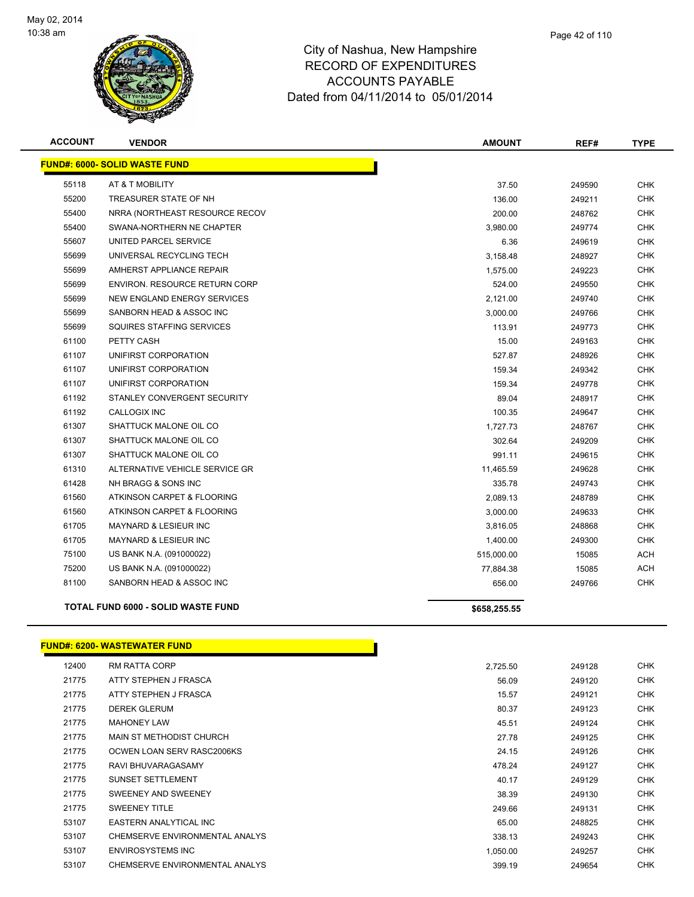City of Nashua, New Hampshire
RECORD OF EXPENDITURES
ACCOUNTS PAYABLE
Dated from 04/11/2014 to 05/01/2014

| ACCOUNT | VENDOR | AMOUNT | REF# | TYPE |
|---|---|---|---|---|
| **FUND#: 6000- SOLID WASTE FUND** | | | | |
| 55118 | AT & T MOBILITY | 37.50 | 249590 | CHK |
| 55200 | TREASURER STATE OF NH | 136.00 | 249211 | CHK |
| 55400 | NRRA (NORTHEAST RESOURCE RECOV | 200.00 | 248762 | CHK |
| 55400 | SWANA-NORTHERN NE CHAPTER | 3,980.00 | 249774 | CHK |
| 55607 | UNITED PARCEL SERVICE | 6.36 | 249619 | CHK |
| 55699 | UNIVERSAL RECYCLING TECH | 3,158.48 | 248927 | CHK |
| 55699 | AMHERST APPLIANCE REPAIR | 1,575.00 | 249223 | CHK |
| 55699 | ENVIRON. RESOURCE RETURN CORP | 524.00 | 249550 | CHK |
| 55699 | NEW ENGLAND ENERGY SERVICES | 2,121.00 | 249740 | CHK |
| 55699 | SANBORN HEAD & ASSOC INC | 3,000.00 | 249766 | CHK |
| 55699 | SQUIRES STAFFING SERVICES | 113.91 | 249773 | CHK |
| 61100 | PETTY CASH | 15.00 | 249163 | CHK |
| 61107 | UNIFIRST CORPORATION | 527.87 | 248926 | CHK |
| 61107 | UNIFIRST CORPORATION | 159.34 | 249342 | CHK |
| 61107 | UNIFIRST CORPORATION | 159.34 | 249778 | CHK |
| 61192 | STANLEY CONVERGENT SECURITY | 89.04 | 248917 | CHK |
| 61192 | CALLOGIX INC | 100.35 | 249647 | CHK |
| 61307 | SHATTUCK MALONE OIL CO | 1,727.73 | 248767 | CHK |
| 61307 | SHATTUCK MALONE OIL CO | 302.64 | 249209 | CHK |
| 61307 | SHATTUCK MALONE OIL CO | 991.11 | 249615 | CHK |
| 61310 | ALTERNATIVE VEHICLE SERVICE GR | 11,465.59 | 249628 | CHK |
| 61428 | NH BRAGG & SONS INC | 335.78 | 249743 | CHK |
| 61560 | ATKINSON CARPET & FLOORING | 2,089.13 | 248789 | CHK |
| 61560 | ATKINSON CARPET & FLOORING | 3,000.00 | 249633 | CHK |
| 61705 | MAYNARD & LESIEUR INC | 3,816.05 | 248868 | CHK |
| 61705 | MAYNARD & LESIEUR INC | 1,400.00 | 249300 | CHK |
| 75100 | US BANK N.A. (091000022) | 515,000.00 | 15085 | ACH |
| 75200 | US BANK N.A. (091000022) | 77,884.38 | 15085 | ACH |
| 81100 | SANBORN HEAD & ASSOC INC | 656.00 | 249766 | CHK |
| **TOTAL FUND 6000 - SOLID WASTE FUND** | | **$658,255.55** | | |

| ACCOUNT | VENDOR | AMOUNT | REF# | TYPE |
|---|---|---|---|---|
| **FUND#: 6200- WASTEWATER FUND** | | | | |
| 12400 | RM RATTA CORP | 2,725.50 | 249128 | CHK |
| 21775 | ATTY STEPHEN J FRASCA | 56.09 | 249120 | CHK |
| 21775 | ATTY STEPHEN J FRASCA | 15.57 | 249121 | CHK |
| 21775 | DEREK GLERUM | 80.37 | 249123 | CHK |
| 21775 | MAHONEY LAW | 45.51 | 249124 | CHK |
| 21775 | MAIN ST METHODIST CHURCH | 27.78 | 249125 | CHK |
| 21775 | OCWEN LOAN SERV RASC2006KS | 24.15 | 249126 | CHK |
| 21775 | RAVI BHUVARAGASAMY | 478.24 | 249127 | CHK |
| 21775 | SUNSET SETTLEMENT | 40.17 | 249129 | CHK |
| 21775 | SWEENEY AND SWEENEY | 38.39 | 249130 | CHK |
| 21775 | SWEENEY TITLE | 249.66 | 249131 | CHK |
| 53107 | EASTERN ANALYTICAL INC | 65.00 | 248825 | CHK |
| 53107 | CHEMSERVE ENVIRONMENTAL ANALYS | 338.13 | 249243 | CHK |
| 53107 | ENVIROSYSTEMS INC | 1,050.00 | 249257 | CHK |
| 53107 | CHEMSERVE ENVIRONMENTAL ANALYS | 399.19 | 249654 | CHK |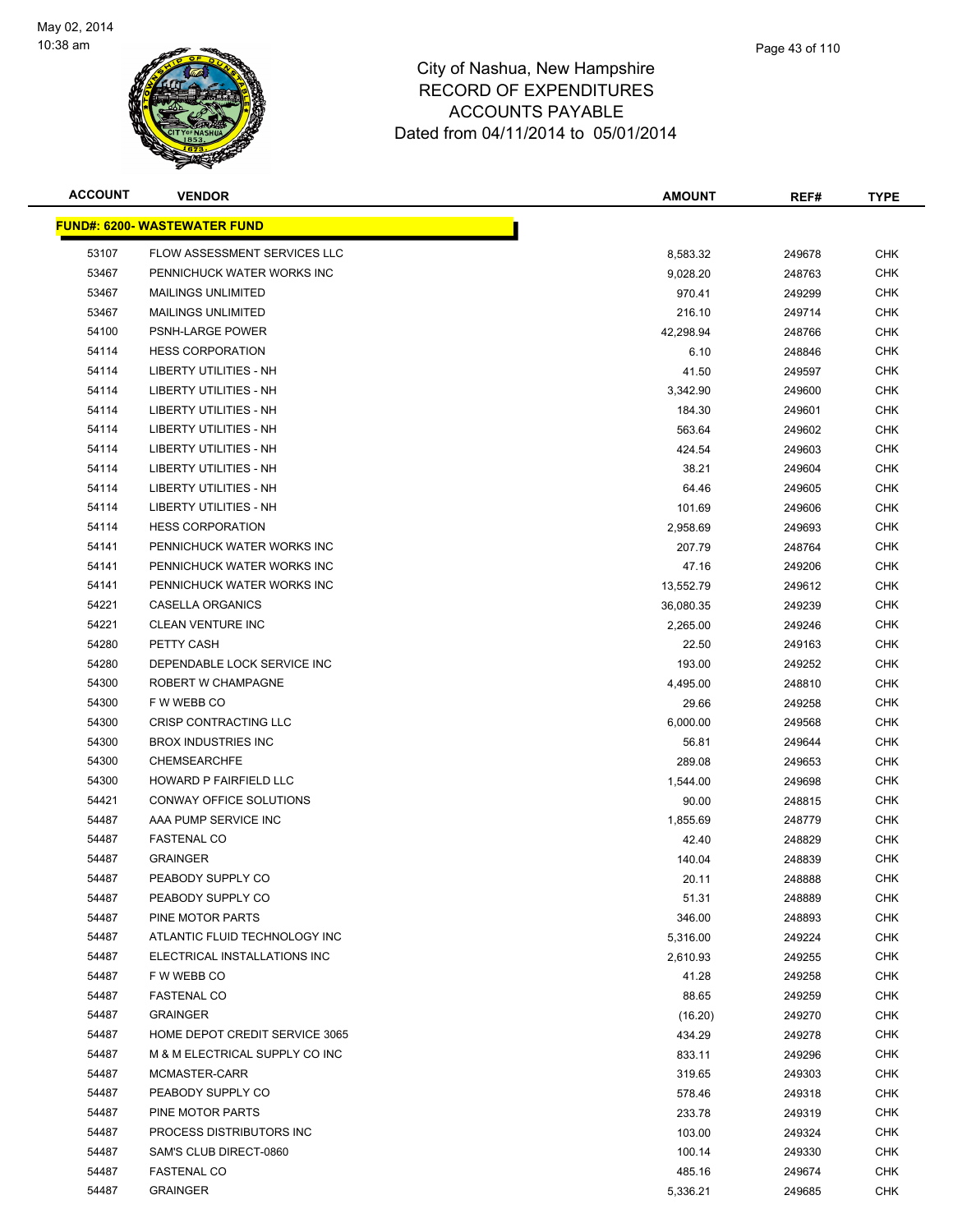# City of Nashua, New Hampshire
## RECORD OF EXPENDITURES
## ACCOUNTS PAYABLE
### Dated from 04/11/2014 to 05/01/2014

| ACCOUNT | VENDOR | AMOUNT | REF# | TYPE |
|---|---|---|---|---|
| **FUND#: 6200- WASTEWATER FUND** | | | | |
| 53107 | FLOW ASSESSMENT SERVICES LLC | 8,583.32 | 249678 | CHK |
| 53467 | PENNICHUCK WATER WORKS INC | 9,028.20 | 248763 | CHK |
| 53467 | MAILINGS UNLIMITED | 970.41 | 249299 | CHK |
| 53467 | MAILINGS UNLIMITED | 216.10 | 249714 | CHK |
| 54100 | PSNH-LARGE POWER | 42,298.94 | 248766 | CHK |
| 54114 | HESS CORPORATION | 6.10 | 248846 | CHK |
| 54114 | LIBERTY UTILITIES - NH | 41.50 | 249597 | CHK |
| 54114 | LIBERTY UTILITIES - NH | 3,342.90 | 249600 | CHK |
| 54114 | LIBERTY UTILITIES - NH | 184.30 | 249601 | CHK |
| 54114 | LIBERTY UTILITIES - NH | 563.64 | 249602 | CHK |
| 54114 | LIBERTY UTILITIES - NH | 424.54 | 249603 | CHK |
| 54114 | LIBERTY UTILITIES - NH | 38.21 | 249604 | CHK |
| 54114 | LIBERTY UTILITIES - NH | 64.46 | 249605 | CHK |
| 54114 | LIBERTY UTILITIES - NH | 101.69 | 249606 | CHK |
| 54114 | HESS CORPORATION | 2,958.69 | 249693 | CHK |
| 54141 | PENNICHUCK WATER WORKS INC | 207.79 | 248764 | CHK |
| 54141 | PENNICHUCK WATER WORKS INC | 47.16 | 249206 | CHK |
| 54141 | PENNICHUCK WATER WORKS INC | 13,552.79 | 249612 | CHK |
| 54221 | CASELLA ORGANICS | 36,080.35 | 249239 | CHK |
| 54221 | CLEAN VENTURE INC | 2,265.00 | 249246 | CHK |
| 54280 | PETTY CASH | 22.50 | 249163 | CHK |
| 54280 | DEPENDABLE LOCK SERVICE INC | 193.00 | 249252 | CHK |
| 54300 | ROBERT W CHAMPAGNE | 4,495.00 | 248810 | CHK |
| 54300 | F W WEBB CO | 29.66 | 249258 | CHK |
| 54300 | CRISP CONTRACTING LLC | 6,000.00 | 249568 | CHK |
| 54300 | BROX INDUSTRIES INC | 56.81 | 249644 | CHK |
| 54300 | CHEMSEARCHFE | 289.08 | 249653 | CHK |
| 54300 | HOWARD P FAIRFIELD LLC | 1,544.00 | 249698 | CHK |
| 54421 | CONWAY OFFICE SOLUTIONS | 90.00 | 248815 | CHK |
| 54487 | AAA PUMP SERVICE INC | 1,855.69 | 248779 | CHK |
| 54487 | FASTENAL CO | 42.40 | 248829 | CHK |
| 54487 | GRAINGER | 140.04 | 248839 | CHK |
| 54487 | PEABODY SUPPLY CO | 20.11 | 248888 | CHK |
| 54487 | PEABODY SUPPLY CO | 51.31 | 248889 | CHK |
| 54487 | PINE MOTOR PARTS | 346.00 | 248893 | CHK |
| 54487 | ATLANTIC FLUID TECHNOLOGY INC | 5,316.00 | 249224 | CHK |
| 54487 | ELECTRICAL INSTALLATIONS INC | 2,610.93 | 249255 | CHK |
| 54487 | F W WEBB CO | 41.28 | 249258 | CHK |
| 54487 | FASTENAL CO | 88.65 | 249259 | CHK |
| 54487 | GRAINGER | (16.20) | 249270 | CHK |
| 54487 | HOME DEPOT CREDIT SERVICE 3065 | 434.29 | 249278 | CHK |
| 54487 | M & M ELECTRICAL SUPPLY CO INC | 833.11 | 249296 | CHK |
| 54487 | MCMASTER-CARR | 319.65 | 249303 | CHK |
| 54487 | PEABODY SUPPLY CO | 578.46 | 249318 | CHK |
| 54487 | PINE MOTOR PARTS | 233.78 | 249319 | CHK |
| 54487 | PROCESS DISTRIBUTORS INC | 103.00 | 249324 | CHK |
| 54487 | SAM'S CLUB DIRECT-0860 | 100.14 | 249330 | CHK |
| 54487 | FASTENAL CO | 485.16 | 249674 | CHK |
| 54487 | GRAINGER | 5,336.21 | 249685 | CHK |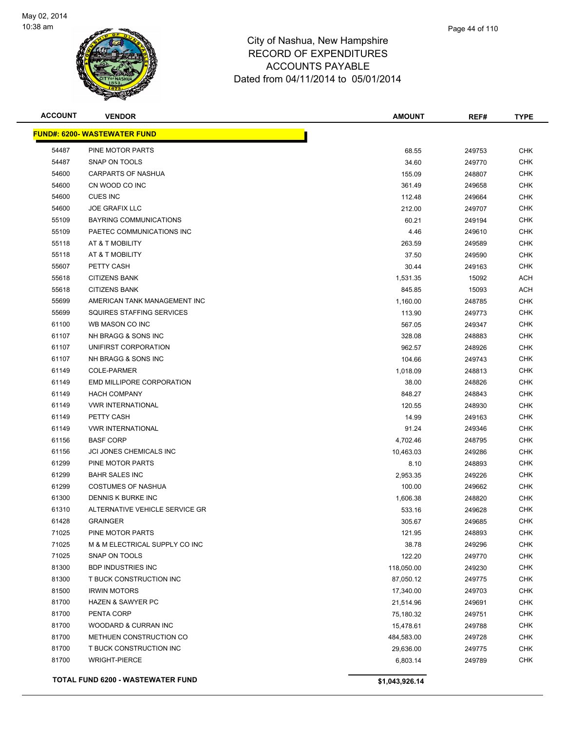# City of Nashua, New Hampshire
## RECORD OF EXPENDITURES
## ACCOUNTS PAYABLE
## Dated from 04/11/2014 to 05/01/2014

| ACCOUNT | VENDOR | AMOUNT | REF# | TYPE |
|---|---|---|---|---|
| **FUND#: 6200- WASTEWATER FUND** | | | | |
| 54487 | PINE MOTOR PARTS | 68.55 | 249753 | CHK |
| 54487 | SNAP ON TOOLS | 34.60 | 249770 | CHK |
| 54600 | CARPARTS OF NASHUA | 155.09 | 248807 | CHK |
| 54600 | CN WOOD CO INC | 361.49 | 249658 | CHK |
| 54600 | CUES INC | 112.48 | 249664 | CHK |
| 54600 | JOE GRAFIX LLC | 212.00 | 249707 | CHK |
| 55109 | BAYRING COMMUNICATIONS | 60.21 | 249194 | CHK |
| 55109 | PAETEC COMMUNICATIONS INC | 4.46 | 249610 | CHK |
| 55118 | AT & T MOBILITY | 263.59 | 249589 | CHK |
| 55118 | AT & T MOBILITY | 37.50 | 249590 | CHK |
| 55607 | PETTY CASH | 30.44 | 249163 | CHK |
| 55618 | CITIZENS BANK | 1,531.35 | 15092 | ACH |
| 55618 | CITIZENS BANK | 845.85 | 15093 | ACH |
| 55699 | AMERICAN TANK MANAGEMENT INC | 1,160.00 | 248785 | CHK |
| 55699 | SQUIRES STAFFING SERVICES | 113.90 | 249773 | CHK |
| 61100 | WB MASON CO INC | 567.05 | 249347 | CHK |
| 61107 | NH BRAGG & SONS INC | 328.08 | 248883 | CHK |
| 61107 | UNIFIRST CORPORATION | 962.57 | 248926 | CHK |
| 61107 | NH BRAGG & SONS INC | 104.66 | 249743 | CHK |
| 61149 | COLE-PARMER | 1,018.09 | 248813 | CHK |
| 61149 | EMD MILLIPORE CORPORATION | 38.00 | 248826 | CHK |
| 61149 | HACH COMPANY | 848.27 | 248843 | CHK |
| 61149 | VWR INTERNATIONAL | 120.55 | 248930 | CHK |
| 61149 | PETTY CASH | 14.99 | 249163 | CHK |
| 61149 | VWR INTERNATIONAL | 91.24 | 249346 | CHK |
| 61156 | BASF CORP | 4,702.46 | 248795 | CHK |
| 61156 | JCI JONES CHEMICALS INC | 10,463.03 | 249286 | CHK |
| 61299 | PINE MOTOR PARTS | 8.10 | 248893 | CHK |
| 61299 | BAHR SALES INC | 2,953.35 | 249226 | CHK |
| 61299 | COSTUMES OF NASHUA | 100.00 | 249662 | CHK |
| 61300 | DENNIS K BURKE INC | 1,606.38 | 248820 | CHK |
| 61310 | ALTERNATIVE VEHICLE SERVICE GR | 533.16 | 249628 | CHK |
| 61428 | GRAINGER | 305.67 | 249685 | CHK |
| 71025 | PINE MOTOR PARTS | 121.95 | 248893 | CHK |
| 71025 | M & M ELECTRICAL SUPPLY CO INC | 38.78 | 249296 | CHK |
| 71025 | SNAP ON TOOLS | 122.20 | 249770 | CHK |
| 81300 | BDP INDUSTRIES INC | 118,050.00 | 249230 | CHK |
| 81300 | T BUCK CONSTRUCTION INC | 87,050.12 | 249775 | CHK |
| 81500 | IRWIN MOTORS | 17,340.00 | 249703 | CHK |
| 81700 | HAZEN & SAWYER PC | 21,514.96 | 249691 | CHK |
| 81700 | PENTA CORP | 75,180.32 | 249751 | CHK |
| 81700 | WOODARD & CURRAN INC | 15,478.61 | 249788 | CHK |
| 81700 | METHUEN CONSTRUCTION CO | 484,583.00 | 249728 | CHK |
| 81700 | T BUCK CONSTRUCTION INC | 29,636.00 | 249775 | CHK |
| 81700 | WRIGHT-PIERCE | 6,803.14 | 249789 | CHK |
| | **TOTAL FUND 6200 - WASTEWATER FUND** | **$1,043,926.14** | | |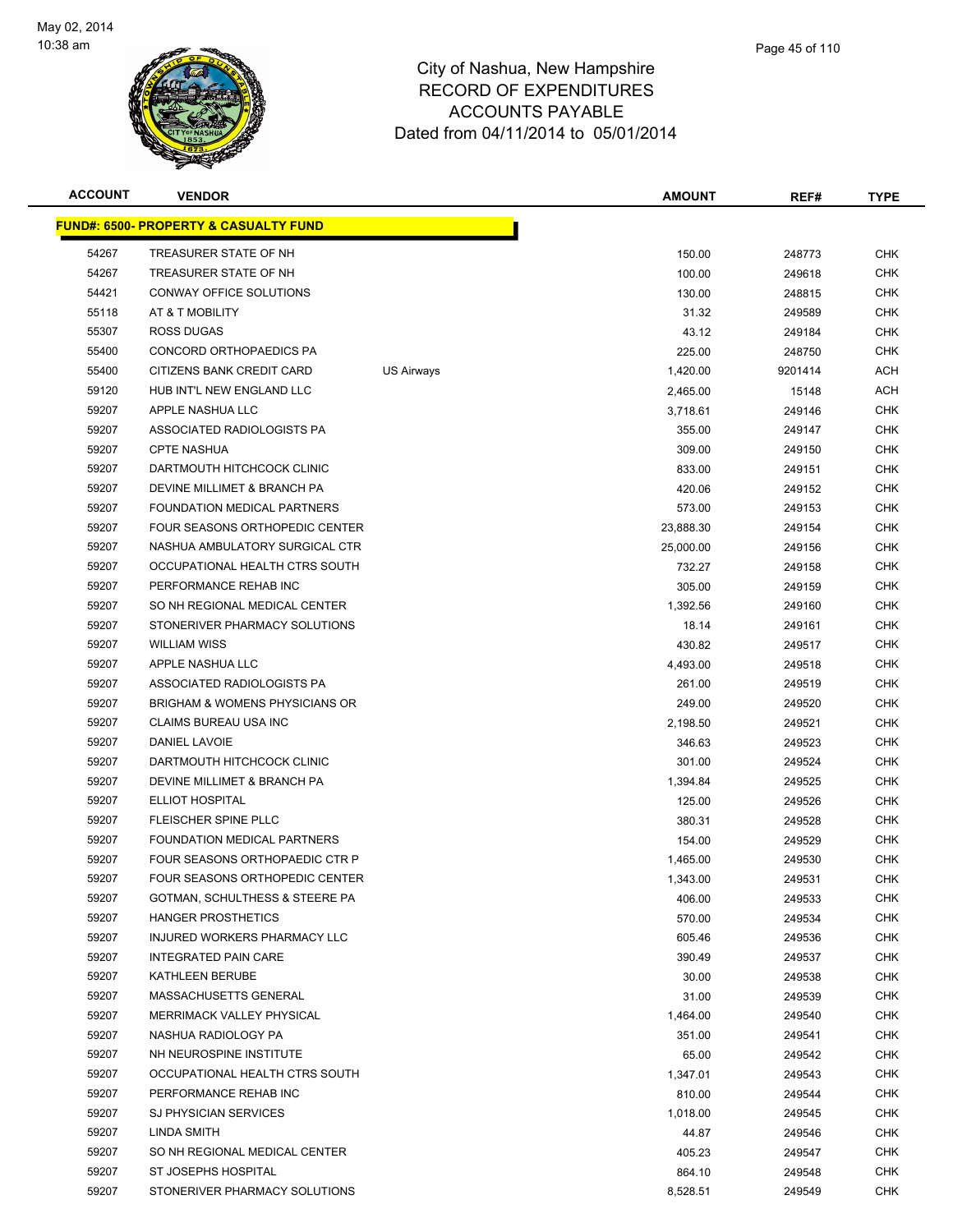# City of Nashua, New Hampshire
## RECORD OF EXPENDITURES
## ACCOUNTS PAYABLE
### Dated from 04/11/2014 to 05/01/2014

| ACCOUNT | VENDOR | | AMOUNT | REF# | TYPE |
|---|---|---|---|---|---|
| **FUND#: 6500- PROPERTY & CASUALTY FUND** | | | | | |
| 54267 | TREASURER STATE OF NH | | 150.00 | 248773 | CHK |
| 54267 | TREASURER STATE OF NH | | 100.00 | 249618 | CHK |
| 54421 | CONWAY OFFICE SOLUTIONS | | 130.00 | 248815 | CHK |
| 55118 | AT & T MOBILITY | | 31.32 | 249589 | CHK |
| 55307 | ROSS DUGAS | | 43.12 | 249184 | CHK |
| 55400 | CONCORD ORTHOPAEDICS PA | | 225.00 | 248750 | CHK |
| 55400 | CITIZENS BANK CREDIT CARD | US Airways | 1,420.00 | 9201414 | ACH |
| 59120 | HUB INT'L NEW ENGLAND LLC | | 2,465.00 | 15148 | ACH |
| 59207 | APPLE NASHUA LLC | | 3,718.61 | 249146 | CHK |
| 59207 | ASSOCIATED RADIOLOGISTS PA | | 355.00 | 249147 | CHK |
| 59207 | CPTE NASHUA | | 309.00 | 249150 | CHK |
| 59207 | DARTMOUTH HITCHCOCK CLINIC | | 833.00 | 249151 | CHK |
| 59207 | DEVINE MILLIMET & BRANCH PA | | 420.06 | 249152 | CHK |
| 59207 | FOUNDATION MEDICAL PARTNERS | | 573.00 | 249153 | CHK |
| 59207 | FOUR SEASONS ORTHOPEDIC CENTER | | 23,888.30 | 249154 | CHK |
| 59207 | NASHUA AMBULATORY SURGICAL CTR | | 25,000.00 | 249156 | CHK |
| 59207 | OCCUPATIONAL HEALTH CTRS SOUTH | | 732.27 | 249158 | CHK |
| 59207 | PERFORMANCE REHAB INC | | 305.00 | 249159 | CHK |
| 59207 | SO NH REGIONAL MEDICAL CENTER | | 1,392.56 | 249160 | CHK |
| 59207 | STONERIVER PHARMACY SOLUTIONS | | 18.14 | 249161 | CHK |
| 59207 | WILLIAM WISS | | 430.82 | 249517 | CHK |
| 59207 | APPLE NASHUA LLC | | 4,493.00 | 249518 | CHK |
| 59207 | ASSOCIATED RADIOLOGISTS PA | | 261.00 | 249519 | CHK |
| 59207 | BRIGHAM & WOMENS PHYSICIANS OR | | 249.00 | 249520 | CHK |
| 59207 | CLAIMS BUREAU USA INC | | 2,198.50 | 249521 | CHK |
| 59207 | DANIEL LAVOIE | | 346.63 | 249523 | CHK |
| 59207 | DARTMOUTH HITCHCOCK CLINIC | | 301.00 | 249524 | CHK |
| 59207 | DEVINE MILLIMET & BRANCH PA | | 1,394.84 | 249525 | CHK |
| 59207 | ELLIOT HOSPITAL | | 125.00 | 249526 | CHK |
| 59207 | FLEISCHER SPINE PLLC | | 380.31 | 249528 | CHK |
| 59207 | FOUNDATION MEDICAL PARTNERS | | 154.00 | 249529 | CHK |
| 59207 | FOUR SEASONS ORTHOPAEDIC CTR P | | 1,465.00 | 249530 | CHK |
| 59207 | FOUR SEASONS ORTHOPEDIC CENTER | | 1,343.00 | 249531 | CHK |
| 59207 | GOTMAN, SCHULTHESS & STEERE PA | | 406.00 | 249533 | CHK |
| 59207 | HANGER PROSTHETICS | | 570.00 | 249534 | CHK |
| 59207 | INJURED WORKERS PHARMACY LLC | | 605.46 | 249536 | CHK |
| 59207 | INTEGRATED PAIN CARE | | 390.49 | 249537 | CHK |
| 59207 | KATHLEEN BERUBE | | 30.00 | 249538 | CHK |
| 59207 | MASSACHUSETTS GENERAL | | 31.00 | 249539 | CHK |
| 59207 | MERRIMACK VALLEY PHYSICAL | | 1,464.00 | 249540 | CHK |
| 59207 | NASHUA RADIOLOGY PA | | 351.00 | 249541 | CHK |
| 59207 | NH NEUROSPINE INSTITUTE | | 65.00 | 249542 | CHK |
| 59207 | OCCUPATIONAL HEALTH CTRS SOUTH | | 1,347.01 | 249543 | CHK |
| 59207 | PERFORMANCE REHAB INC | | 810.00 | 249544 | CHK |
| 59207 | SJ PHYSICIAN SERVICES | | 1,018.00 | 249545 | CHK |
| 59207 | LINDA SMITH | | 44.87 | 249546 | CHK |
| 59207 | SO NH REGIONAL MEDICAL CENTER | | 405.23 | 249547 | CHK |
| 59207 | ST JOSEPHS HOSPITAL | | 864.10 | 249548 | CHK |
| 59207 | STONERIVER PHARMACY SOLUTIONS | | 8,528.51 | 249549 | CHK |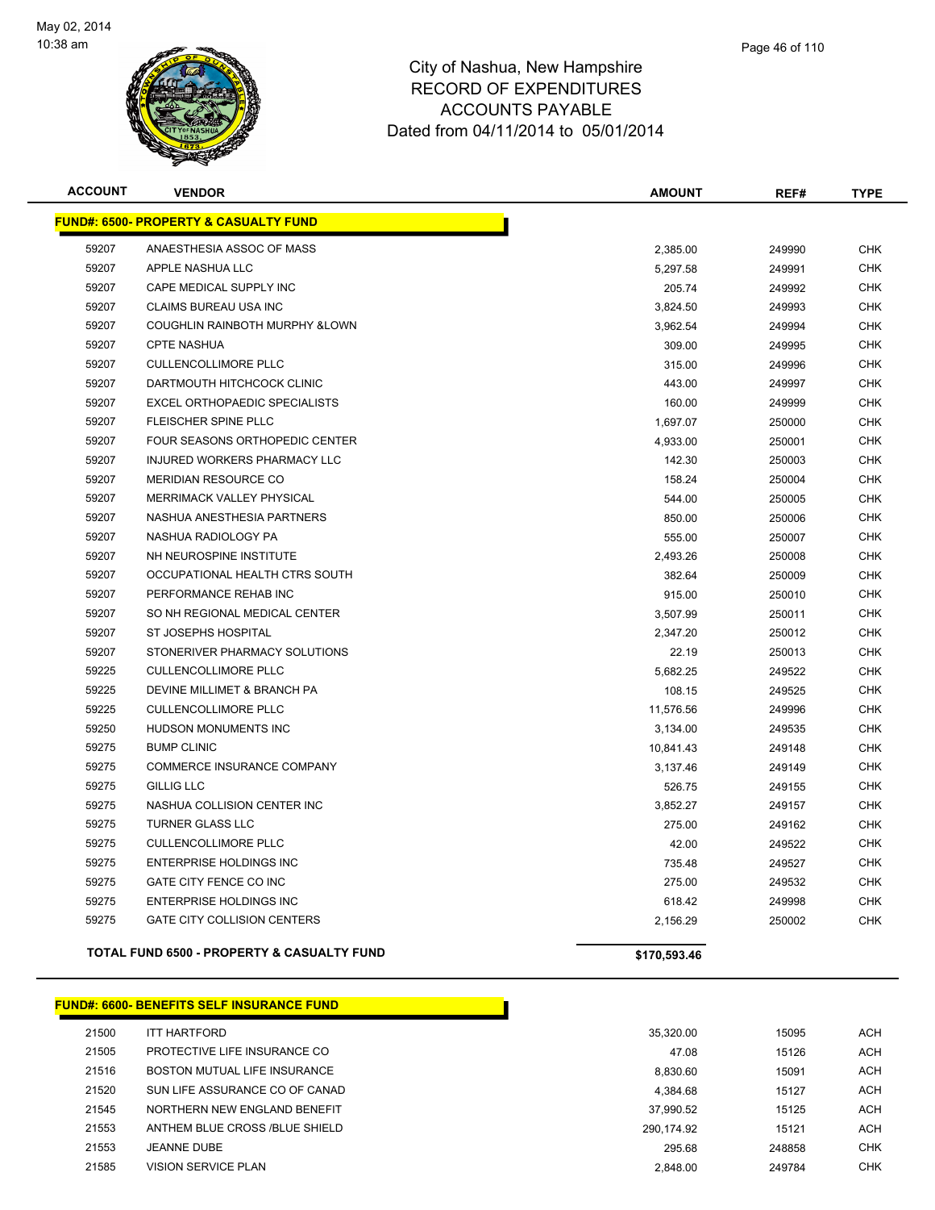City of Nashua, New Hampshire
RECORD OF EXPENDITURES
ACCOUNTS PAYABLE
Dated from 04/11/2014 to 05/01/2014

| ACCOUNT | VENDOR | AMOUNT | REF# | TYPE |
|---|---|---|---|---|
| **FUND#: 6500- PROPERTY & CASUALTY FUND** | | | | |
| 59207 | ANAESTHESIA ASSOC OF MASS | 2,385.00 | 249990 | CHK |
| 59207 | APPLE NASHUA LLC | 5,297.58 | 249991 | CHK |
| 59207 | CAPE MEDICAL SUPPLY INC | 205.74 | 249992 | CHK |
| 59207 | CLAIMS BUREAU USA INC | 3,824.50 | 249993 | CHK |
| 59207 | COUGHLIN RAINBOTH MURPHY &LOWN | 3,962.54 | 249994 | CHK |
| 59207 | CPTE NASHUA | 309.00 | 249995 | CHK |
| 59207 | CULLENCOLLIMORE PLLC | 315.00 | 249996 | CHK |
| 59207 | DARTMOUTH HITCHCOCK CLINIC | 443.00 | 249997 | CHK |
| 59207 | EXCEL ORTHOPAEDIC SPECIALISTS | 160.00 | 249999 | CHK |
| 59207 | FLEISCHER SPINE PLLC | 1,697.07 | 250000 | CHK |
| 59207 | FOUR SEASONS ORTHOPEDIC CENTER | 4,933.00 | 250001 | CHK |
| 59207 | INJURED WORKERS PHARMACY LLC | 142.30 | 250003 | CHK |
| 59207 | MERIDIAN RESOURCE CO | 158.24 | 250004 | CHK |
| 59207 | MERRIMACK VALLEY PHYSICAL | 544.00 | 250005 | CHK |
| 59207 | NASHUA ANESTHESIA PARTNERS | 850.00 | 250006 | CHK |
| 59207 | NASHUA RADIOLOGY PA | 555.00 | 250007 | CHK |
| 59207 | NH NEUROSPINE INSTITUTE | 2,493.26 | 250008 | CHK |
| 59207 | OCCUPATIONAL HEALTH CTRS SOUTH | 382.64 | 250009 | CHK |
| 59207 | PERFORMANCE REHAB INC | 915.00 | 250010 | CHK |
| 59207 | SO NH REGIONAL MEDICAL CENTER | 3,507.99 | 250011 | CHK |
| 59207 | ST JOSEPHS HOSPITAL | 2,347.20 | 250012 | CHK |
| 59207 | STONERIVER PHARMACY SOLUTIONS | 22.19 | 250013 | CHK |
| 59225 | CULLENCOLLIMORE PLLC | 5,682.25 | 249522 | CHK |
| 59225 | DEVINE MILLIMET & BRANCH PA | 108.15 | 249525 | CHK |
| 59225 | CULLENCOLLIMORE PLLC | 11,576.56 | 249996 | CHK |
| 59250 | HUDSON MONUMENTS INC | 3,134.00 | 249535 | CHK |
| 59275 | BUMP CLINIC | 10,841.43 | 249148 | CHK |
| 59275 | COMMERCE INSURANCE COMPANY | 3,137.46 | 249149 | CHK |
| 59275 | GILLIG LLC | 526.75 | 249155 | CHK |
| 59275 | NASHUA COLLISION CENTER INC | 3,852.27 | 249157 | CHK |
| 59275 | TURNER GLASS LLC | 275.00 | 249162 | CHK |
| 59275 | CULLENCOLLIMORE PLLC | 42.00 | 249522 | CHK |
| 59275 | ENTERPRISE HOLDINGS INC | 735.48 | 249527 | CHK |
| 59275 | GATE CITY FENCE CO INC | 275.00 | 249532 | CHK |
| 59275 | ENTERPRISE HOLDINGS INC | 618.42 | 249998 | CHK |
| 59275 | GATE CITY COLLISION CENTERS | 2,156.29 | 250002 | CHK |
| | **TOTAL FUND 6500 - PROPERTY & CASUALTY FUND** | **$170,593.46** | | |
| **FUND#: 6600- BENEFITS SELF INSURANCE FUND** | | | | |
| 21500 | ITT HARTFORD | 35,320.00 | 15095 | ACH |
| 21505 | PROTECTIVE LIFE INSURANCE CO | 47.08 | 15126 | ACH |
| 21516 | BOSTON MUTUAL LIFE INSURANCE | 8,830.60 | 15091 | ACH |
| 21520 | SUN LIFE ASSURANCE CO OF CANAD | 4,384.68 | 15127 | ACH |
| 21545 | NORTHERN NEW ENGLAND BENEFIT | 37,990.52 | 15125 | ACH |
| 21553 | ANTHEM BLUE CROSS /BLUE SHIELD | 290,174.92 | 15121 | ACH |
| 21553 | JEANNE DUBE | 295.68 | 248858 | CHK |
| 21585 | VISION SERVICE PLAN | 2,848.00 | 249784 | CHK |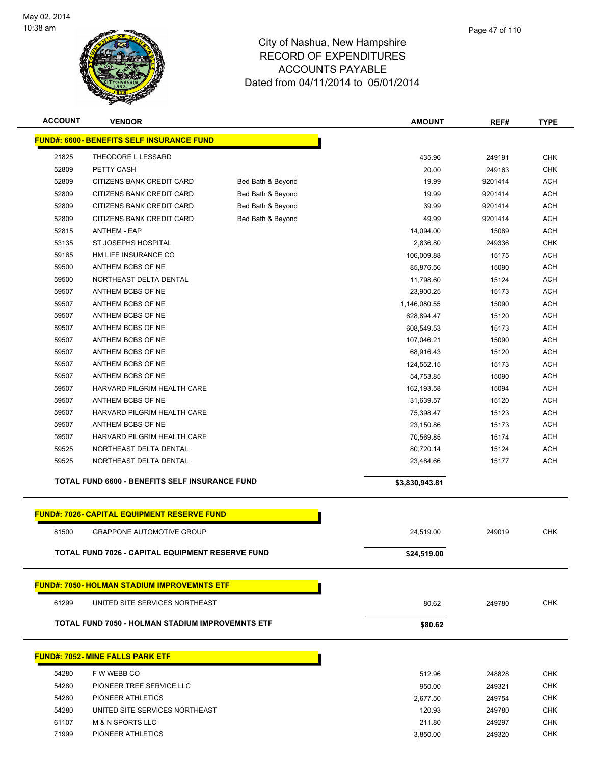# City of Nashua, New Hampshire
## RECORD OF EXPENDITURES
## ACCOUNTS PAYABLE
## Dated from 04/11/2014 to 05/01/2014

May 02, 2014
10:38 am

| ACCOUNT | VENDOR | | AMOUNT | REF# | TYPE |
|---|---|---|---|---|---|
| **FUND#: 6600- BENEFITS SELF INSURANCE FUND** | | | | | |
| 21825 | THEODORE L LESSARD | | 435.96 | 249191 | CHK |
| 52809 | PETTY CASH | | 20.00 | 249163 | CHK |
| 52809 | CITIZENS BANK CREDIT CARD | Bed Bath & Beyond | 19.99 | 9201414 | ACH |
| 52809 | CITIZENS BANK CREDIT CARD | Bed Bath & Beyond | 19.99 | 9201414 | ACH |
| 52809 | CITIZENS BANK CREDIT CARD | Bed Bath & Beyond | 39.99 | 9201414 | ACH |
| 52809 | CITIZENS BANK CREDIT CARD | Bed Bath & Beyond | 49.99 | 9201414 | ACH |
| 52815 | ANTHEM - EAP | | 14,094.00 | 15089 | ACH |
| 53135 | ST JOSEPHS HOSPITAL | | 2,836.80 | 249336 | CHK |
| 59165 | HM LIFE INSURANCE CO | | 106,009.88 | 15175 | ACH |
| 59500 | ANTHEM BCBS OF NE | | 85,876.56 | 15090 | ACH |
| 59500 | NORTHEAST DELTA DENTAL | | 11,798.60 | 15124 | ACH |
| 59507 | ANTHEM BCBS OF NE | | 23,900.25 | 15173 | ACH |
| 59507 | ANTHEM BCBS OF NE | | 1,146,080.55 | 15090 | ACH |
| 59507 | ANTHEM BCBS OF NE | | 628,894.47 | 15120 | ACH |
| 59507 | ANTHEM BCBS OF NE | | 608,549.53 | 15173 | ACH |
| 59507 | ANTHEM BCBS OF NE | | 107,046.21 | 15090 | ACH |
| 59507 | ANTHEM BCBS OF NE | | 68,916.43 | 15120 | ACH |
| 59507 | ANTHEM BCBS OF NE | | 124,552.15 | 15173 | ACH |
| 59507 | ANTHEM BCBS OF NE | | 54,753.85 | 15090 | ACH |
| 59507 | HARVARD PILGRIM HEALTH CARE | | 162,193.58 | 15094 | ACH |
| 59507 | ANTHEM BCBS OF NE | | 31,639.57 | 15120 | ACH |
| 59507 | HARVARD PILGRIM HEALTH CARE | | 75,398.47 | 15123 | ACH |
| 59507 | ANTHEM BCBS OF NE | | 23,150.86 | 15173 | ACH |
| 59507 | HARVARD PILGRIM HEALTH CARE | | 70,569.85 | 15174 | ACH |
| 59525 | NORTHEAST DELTA DENTAL | | 80,720.14 | 15124 | ACH |
| 59525 | NORTHEAST DELTA DENTAL | | 23,484.66 | 15177 | ACH |
| **TOTAL FUND 6600 - BENEFITS SELF INSURANCE FUND** | | | **$3,830,943.81** | | |
| **FUND#: 7026- CAPITAL EQUIPMENT RESERVE FUND** | | | | | |
| 81500 | GRAPPONE AUTOMOTIVE GROUP | | 24,519.00 | 249019 | CHK |
| **TOTAL FUND 7026 - CAPITAL EQUIPMENT RESERVE FUND** | | | **$24,519.00** | | |
| **FUND#: 7050- HOLMAN STADIUM IMPROVEMNTS ETF** | | | | | |
| 61299 | UNITED SITE SERVICES NORTHEAST | | 80.62 | 249780 | CHK |
| **TOTAL FUND 7050 - HOLMAN STADIUM IMPROVEMNTS ETF** | | | **$80.62** | | |
| **FUND#: 7052- MINE FALLS PARK ETF** | | | | | |
| 54280 | F W WEBB CO | | 512.96 | 248828 | CHK |
| 54280 | PIONEER TREE SERVICE LLC | | 950.00 | 249321 | CHK |
| 54280 | PIONEER ATHLETICS | | 2,677.50 | 249754 | CHK |
| 54280 | UNITED SITE SERVICES NORTHEAST | | 120.93 | 249780 | CHK |
| 61107 | M & N SPORTS LLC | | 211.80 | 249297 | CHK |
| 71999 | PIONEER ATHLETICS | | 3,850.00 | 249320 | CHK |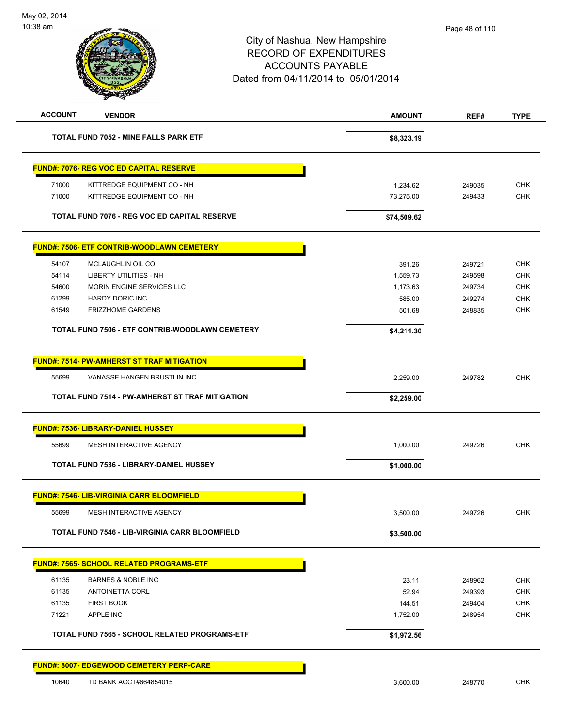City of Nashua, New Hampshire
RECORD OF EXPENDITURES
ACCOUNTS PAYABLE
Dated from 04/11/2014 to 05/01/2014

| ACCOUNT | VENDOR | AMOUNT | REF# | TYPE |
|---|---|---|---|---|
| | **TOTAL FUND 7052 - MINE FALLS PARK ETF** | **$8,323.19** | | |
| | **FUND#: 7076- REG VOC ED CAPITAL RESERVE** | | | |
| 71000 | KITTREDGE EQUIPMENT CO - NH | 1,234.62 | 249035 | CHK |
| 71000 | KITTREDGE EQUIPMENT CO - NH | 73,275.00 | 249433 | CHK |
| | **TOTAL FUND 7076 - REG VOC ED CAPITAL RESERVE** | **$74,509.62** | | |
| | **FUND#: 7506- ETF CONTRIB-WOODLAWN CEMETERY** | | | |
| 54107 | MCLAUGHLIN OIL CO | 391.26 | 249721 | CHK |
| 54114 | LIBERTY UTILITIES - NH | 1,559.73 | 249598 | CHK |
| 54600 | MORIN ENGINE SERVICES LLC | 1,173.63 | 249734 | CHK |
| 61299 | HARDY DORIC INC | 585.00 | 249274 | CHK |
| 61549 | FRIZZHOME GARDENS | 501.68 | 248835 | CHK |
| | **TOTAL FUND 7506 - ETF CONTRIB-WOODLAWN CEMETERY** | **$4,211.30** | | |
| | **FUND#: 7514- PW-AMHERST ST TRAF MITIGATION** | | | |
| 55699 | VANASSE HANGEN BRUSTLIN INC | 2,259.00 | 249782 | CHK |
| | **TOTAL FUND 7514 - PW-AMHERST ST TRAF MITIGATION** | **$2,259.00** | | |
| | **FUND#: 7536- LIBRARY-DANIEL HUSSEY** | | | |
| 55699 | MESH INTERACTIVE AGENCY | 1,000.00 | 249726 | CHK |
| | **TOTAL FUND 7536 - LIBRARY-DANIEL HUSSEY** | **$1,000.00** | | |
| | **FUND#: 7546- LIB-VIRGINIA CARR BLOOMFIELD** | | | |
| 55699 | MESH INTERACTIVE AGENCY | 3,500.00 | 249726 | CHK |
| | **TOTAL FUND 7546 - LIB-VIRGINIA CARR BLOOMFIELD** | **$3,500.00** | | |
| | **FUND#: 7565- SCHOOL RELATED PROGRAMS-ETF** | | | |
| 61135 | BARNES & NOBLE INC | 23.11 | 248962 | CHK |
| 61135 | ANTOINETTA CORL | 52.94 | 249393 | CHK |
| 61135 | FIRST BOOK | 144.51 | 249404 | CHK |
| 71221 | APPLE INC | 1,752.00 | 248954 | CHK |
| | **TOTAL FUND 7565 - SCHOOL RELATED PROGRAMS-ETF** | **$1,972.56** | | |
| | **FUND#: 8007- EDGEWOOD CEMETERY PERP-CARE** | | | |
| 10640 | TD BANK ACCT#664854015 | 3,600.00 | 248770 | CHK |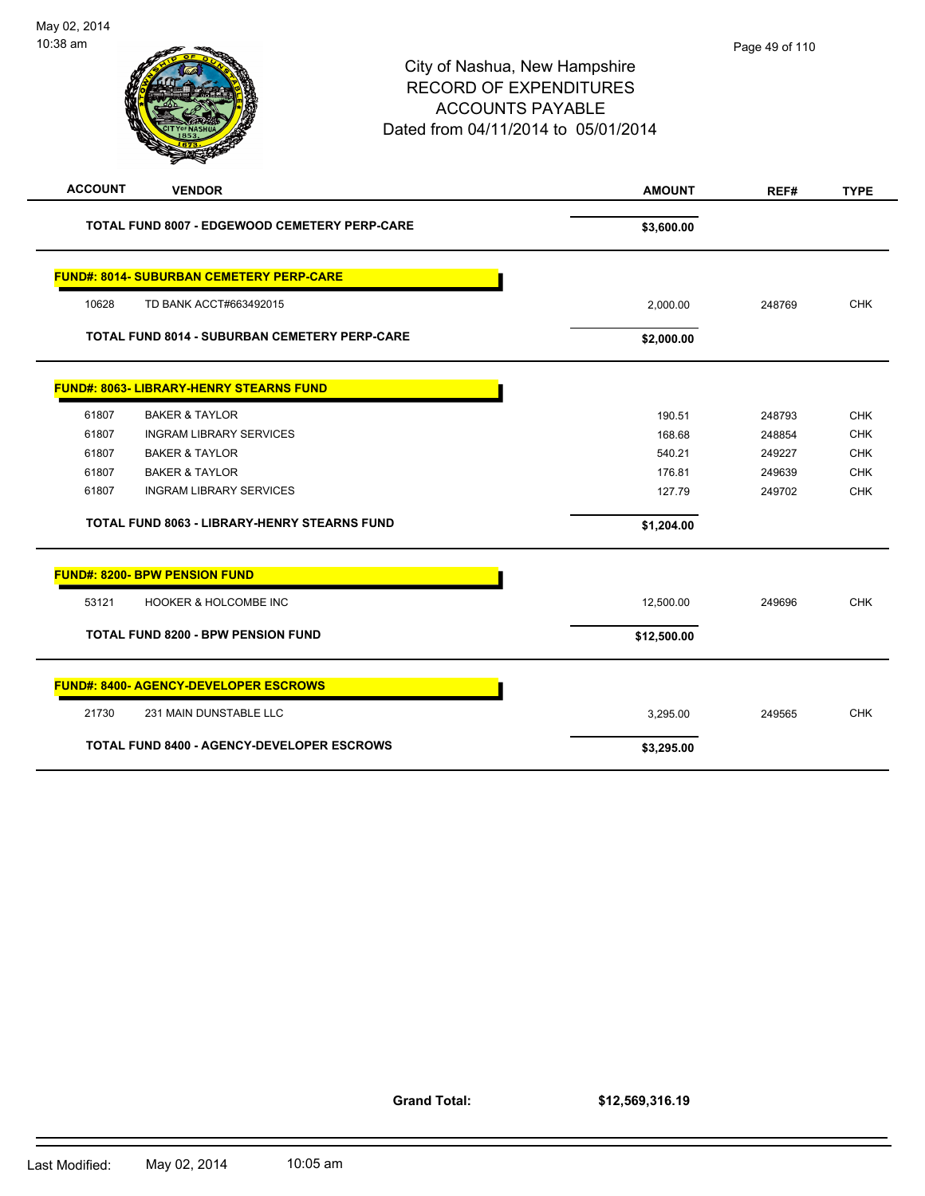# City of Nashua, New Hampshire
## RECORD OF EXPENDITURES
## ACCOUNTS PAYABLE
### Dated from 04/11/2014 to 05/01/2014

| ACCOUNT | VENDOR | AMOUNT | REF# | TYPE |
|---|---|---|---|---|
| | **TOTAL FUND 8007 - EDGEWOOD CEMETERY PERP-CARE** | **$3,600.00** | | |
| | | | | |
| **FUND#: 8014- SUBURBAN CEMETERY PERP-CARE** | | | | |
| 10628 | TD BANK ACCT#663492015 | 2,000.00 | 248769 | CHK |
| | **TOTAL FUND 8014 - SUBURBAN CEMETERY PERP-CARE** | **$2,000.00** | | |
| | | | | |
| **FUND#: 8063- LIBRARY-HENRY STEARNS FUND** | | | | |
| 61807 | BAKER & TAYLOR | 190.51 | 248793 | CHK |
| 61807 | INGRAM LIBRARY SERVICES | 168.68 | 248854 | CHK |
| 61807 | BAKER & TAYLOR | 540.21 | 249227 | CHK |
| 61807 | BAKER & TAYLOR | 176.81 | 249639 | CHK |
| 61807 | INGRAM LIBRARY SERVICES | 127.79 | 249702 | CHK |
| | **TOTAL FUND 8063 - LIBRARY-HENRY STEARNS FUND** | **$1,204.00** | | |
| | | | | |
| **FUND#: 8200- BPW PENSION FUND** | | | | |
| 53121 | HOOKER & HOLCOMBE INC | 12,500.00 | 249696 | CHK |
| | **TOTAL FUND 8200 - BPW PENSION FUND** | **$12,500.00** | | |
| | | | | |
| **FUND#: 8400- AGENCY-DEVELOPER ESCROWS** | | | | |
| 21730 | 231 MAIN DUNSTABLE LLC | 3,295.00 | 249565 | CHK |
| | **TOTAL FUND 8400 - AGENCY-DEVELOPER ESCROWS** | **$3,295.00** | | |

**Grand Total:** **$12,569,316.19**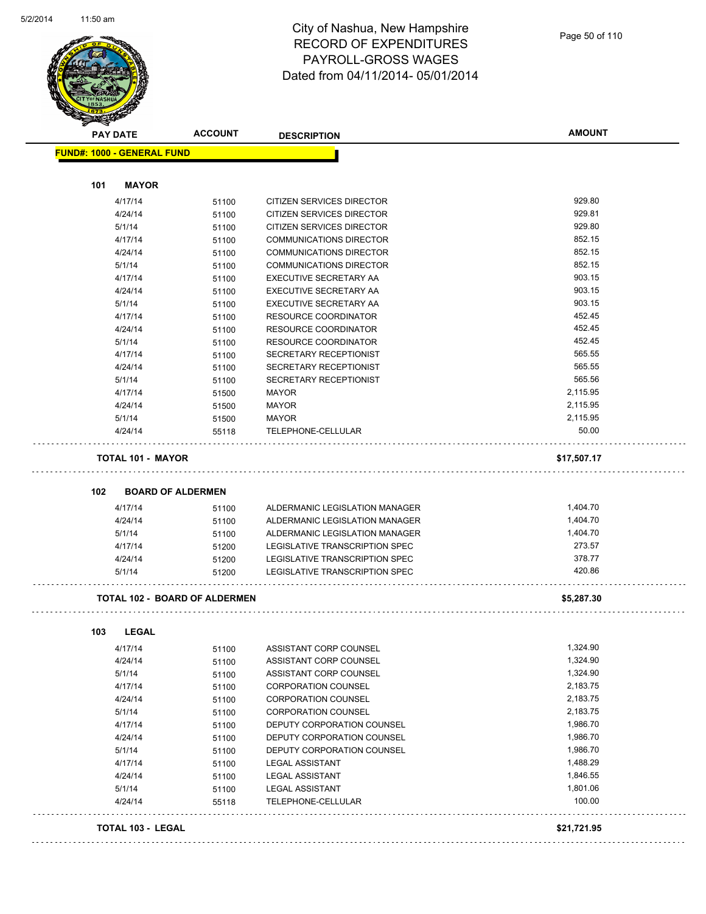# City of Nashua, New Hampshire
## RECORD OF EXPENDITURES
## PAYROLL-GROSS WAGES
## Dated from 04/11/2014- 05/01/2014

**FUND#: 1000 - GENERAL FUND**

### 101 MAYOR

| PAY DATE | ACCOUNT | DESCRIPTION | AMOUNT |
|---|---|---|---|
| 4/17/14 | 51100 | CITIZEN SERVICES DIRECTOR | 929.80 |
| 4/24/14 | 51100 | CITIZEN SERVICES DIRECTOR | 929.81 |
| 5/1/14 | 51100 | CITIZEN SERVICES DIRECTOR | 929.80 |
| 4/17/14 | 51100 | COMMUNICATIONS DIRECTOR | 852.15 |
| 4/24/14 | 51100 | COMMUNICATIONS DIRECTOR | 852.15 |
| 5/1/14 | 51100 | COMMUNICATIONS DIRECTOR | 852.15 |
| 4/17/14 | 51100 | EXECUTIVE SECRETARY AA | 903.15 |
| 4/24/14 | 51100 | EXECUTIVE SECRETARY AA | 903.15 |
| 5/1/14 | 51100 | EXECUTIVE SECRETARY AA | 903.15 |
| 4/17/14 | 51100 | RESOURCE COORDINATOR | 452.45 |
| 4/24/14 | 51100 | RESOURCE COORDINATOR | 452.45 |
| 5/1/14 | 51100 | RESOURCE COORDINATOR | 452.45 |
| 4/17/14 | 51100 | SECRETARY RECEPTIONIST | 565.55 |
| 4/24/14 | 51100 | SECRETARY RECEPTIONIST | 565.55 |
| 5/1/14 | 51100 | SECRETARY RECEPTIONIST | 565.56 |
| 4/17/14 | 51500 | MAYOR | 2,115.95 |
| 4/24/14 | 51500 | MAYOR | 2,115.95 |
| 5/1/14 | 51500 | MAYOR | 2,115.95 |
| 4/24/14 | 55118 | TELEPHONE-CELLULAR | 50.00 |

**TOTAL 101 - MAYOR** **$17,507.17**

### 102 BOARD OF ALDERMEN

| PAY DATE | ACCOUNT | DESCRIPTION | AMOUNT |
|---|---|---|---|
| 4/17/14 | 51100 | ALDERMANIC LEGISLATION MANAGER | 1,404.70 |
| 4/24/14 | 51100 | ALDERMANIC LEGISLATION MANAGER | 1,404.70 |
| 5/1/14 | 51100 | ALDERMANIC LEGISLATION MANAGER | 1,404.70 |
| 4/17/14 | 51200 | LEGISLATIVE TRANSCRIPTION SPEC | 273.57 |
| 4/24/14 | 51200 | LEGISLATIVE TRANSCRIPTION SPEC | 378.77 |
| 5/1/14 | 51200 | LEGISLATIVE TRANSCRIPTION SPEC | 420.86 |

**TOTAL 102 - BOARD OF ALDERMEN** **$5,287.30**

### 103 LEGAL

| PAY DATE | ACCOUNT | DESCRIPTION | AMOUNT |
|---|---|---|---|
| 4/17/14 | 51100 | ASSISTANT CORP COUNSEL | 1,324.90 |
| 4/24/14 | 51100 | ASSISTANT CORP COUNSEL | 1,324.90 |
| 5/1/14 | 51100 | ASSISTANT CORP COUNSEL | 1,324.90 |
| 4/17/14 | 51100 | CORPORATION COUNSEL | 2,183.75 |
| 4/24/14 | 51100 | CORPORATION COUNSEL | 2,183.75 |
| 5/1/14 | 51100 | CORPORATION COUNSEL | 2,183.75 |
| 4/17/14 | 51100 | DEPUTY CORPORATION COUNSEL | 1,986.70 |
| 4/24/14 | 51100 | DEPUTY CORPORATION COUNSEL | 1,986.70 |
| 5/1/14 | 51100 | DEPUTY CORPORATION COUNSEL | 1,986.70 |
| 4/17/14 | 51100 | LEGAL ASSISTANT | 1,488.29 |
| 4/24/14 | 51100 | LEGAL ASSISTANT | 1,846.55 |
| 5/1/14 | 51100 | LEGAL ASSISTANT | 1,801.06 |
| 4/24/14 | 55118 | TELEPHONE-CELLULAR | 100.00 |

**TOTAL 103 - LEGAL** **$21,721.95**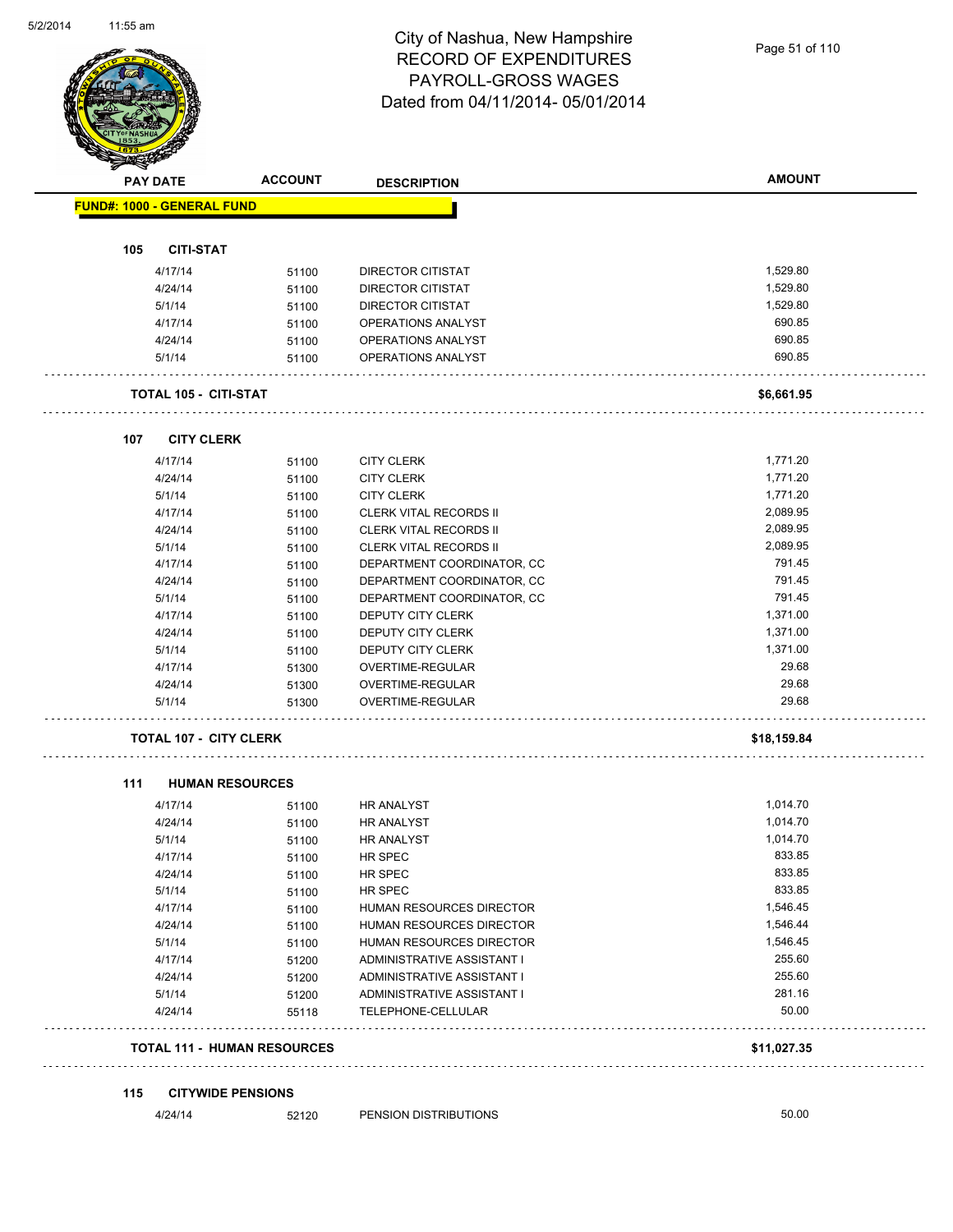# City of Nashua, New Hampshire
## RECORD OF EXPENDITURES
## PAYROLL-GROSS WAGES
## Dated from 04/11/2014- 05/01/2014

| PAY DATE | ACCOUNT | DESCRIPTION | AMOUNT |
|---|---|---|---|
| **FUND#: 1000 - GENERAL FUND** | | | |
| **105 CITI-STAT** | | | |
| 4/17/14 | 51100 | DIRECTOR CITISTAT | 1,529.80 |
| 4/24/14 | 51100 | DIRECTOR CITISTAT | 1,529.80 |
| 5/1/14 | 51100 | DIRECTOR CITISTAT | 1,529.80 |
| 4/17/14 | 51100 | OPERATIONS ANALYST | 690.85 |
| 4/24/14 | 51100 | OPERATIONS ANALYST | 690.85 |
| 5/1/14 | 51100 | OPERATIONS ANALYST | 690.85 |
| **TOTAL 105 - CITI-STAT** | | | **$6,661.95** |
| **107 CITY CLERK** | | | |
| 4/17/14 | 51100 | CITY CLERK | 1,771.20 |
| 4/24/14 | 51100 | CITY CLERK | 1,771.20 |
| 5/1/14 | 51100 | CITY CLERK | 1,771.20 |
| 4/17/14 | 51100 | CLERK VITAL RECORDS II | 2,089.95 |
| 4/24/14 | 51100 | CLERK VITAL RECORDS II | 2,089.95 |
| 5/1/14 | 51100 | CLERK VITAL RECORDS II | 2,089.95 |
| 4/17/14 | 51100 | DEPARTMENT COORDINATOR, CC | 791.45 |
| 4/24/14 | 51100 | DEPARTMENT COORDINATOR, CC | 791.45 |
| 5/1/14 | 51100 | DEPARTMENT COORDINATOR, CC | 791.45 |
| 4/17/14 | 51100 | DEPUTY CITY CLERK | 1,371.00 |
| 4/24/14 | 51100 | DEPUTY CITY CLERK | 1,371.00 |
| 5/1/14 | 51100 | DEPUTY CITY CLERK | 1,371.00 |
| 4/17/14 | 51300 | OVERTIME-REGULAR | 29.68 |
| 4/24/14 | 51300 | OVERTIME-REGULAR | 29.68 |
| 5/1/14 | 51300 | OVERTIME-REGULAR | 29.68 |
| **TOTAL 107 - CITY CLERK** | | | **$18,159.84** |
| **111 HUMAN RESOURCES** | | | |
| 4/17/14 | 51100 | HR ANALYST | 1,014.70 |
| 4/24/14 | 51100 | HR ANALYST | 1,014.70 |
| 5/1/14 | 51100 | HR ANALYST | 1,014.70 |
| 4/17/14 | 51100 | HR SPEC | 833.85 |
| 4/24/14 | 51100 | HR SPEC | 833.85 |
| 5/1/14 | 51100 | HR SPEC | 833.85 |
| 4/17/14 | 51100 | HUMAN RESOURCES DIRECTOR | 1,546.45 |
| 4/24/14 | 51100 | HUMAN RESOURCES DIRECTOR | 1,546.44 |
| 5/1/14 | 51100 | HUMAN RESOURCES DIRECTOR | 1,546.45 |
| 4/17/14 | 51200 | ADMINISTRATIVE ASSISTANT I | 255.60 |
| 4/24/14 | 51200 | ADMINISTRATIVE ASSISTANT I | 255.60 |
| 5/1/14 | 51200 | ADMINISTRATIVE ASSISTANT I | 281.16 |
| 4/24/14 | 55118 | TELEPHONE-CELLULAR | 50.00 |
| **TOTAL 111 - HUMAN RESOURCES** | | | **$11,027.35** |
| **115 CITYWIDE PENSIONS** | | | |
| 4/24/14 | 52120 | PENSION DISTRIBUTIONS | 50.00 |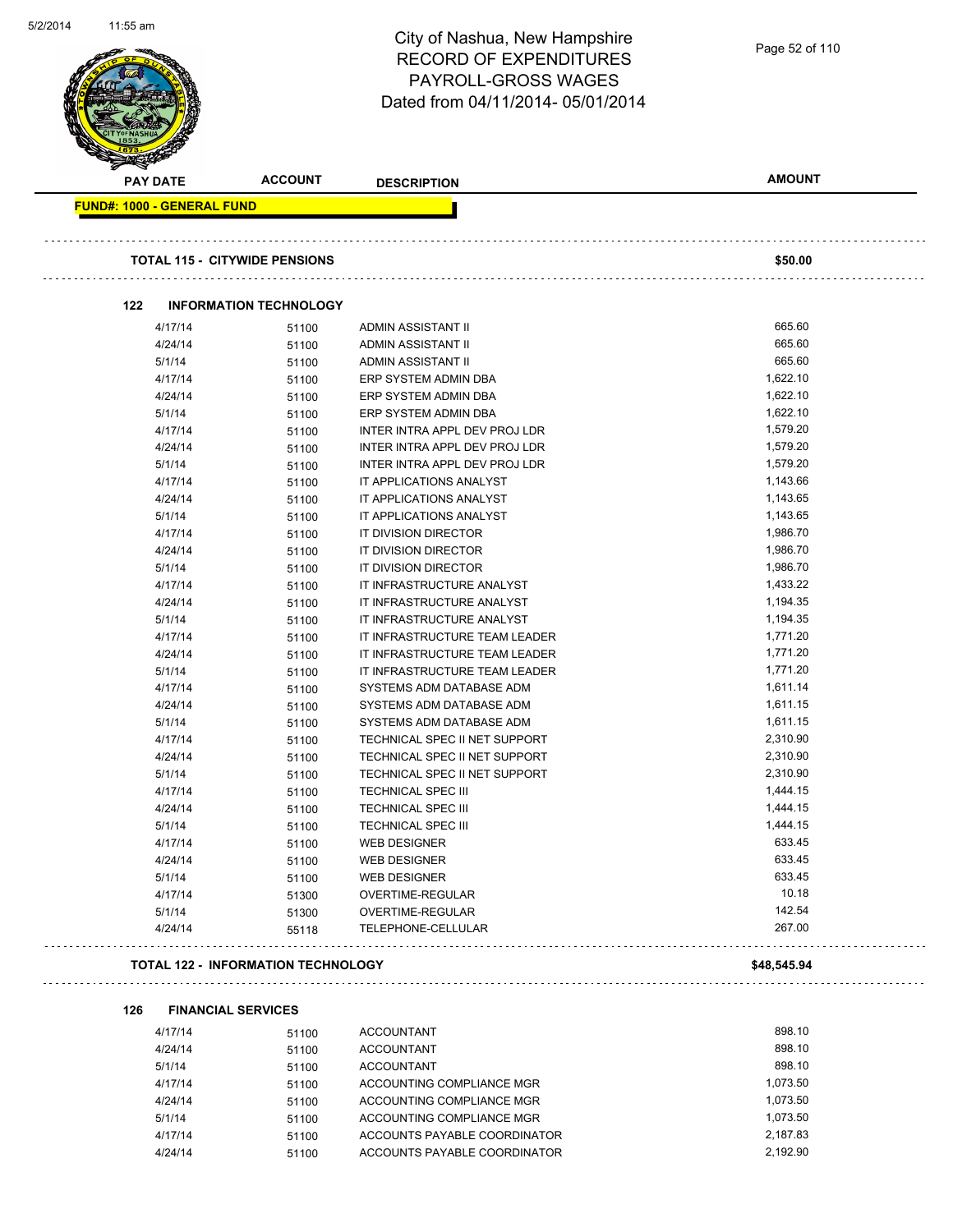City of Nashua, New Hampshire
RECORD OF EXPENDITURES
PAYROLL-GROSS WAGES
Dated from 04/11/2014- 05/01/2014

| PAY DATE | ACCOUNT | DESCRIPTION | AMOUNT |
|---|---|---|---|
| **FUND#: 1000 - GENERAL FUND** | | | |
| **TOTAL 115 - CITYWIDE PENSIONS** | | | **$50.00** |
| **122 INFORMATION TECHNOLOGY** | | | |
| 4/17/14 | 51100 | ADMIN ASSISTANT II | 665.60 |
| 4/24/14 | 51100 | ADMIN ASSISTANT II | 665.60 |
| 5/1/14 | 51100 | ADMIN ASSISTANT II | 665.60 |
| 4/17/14 | 51100 | ERP SYSTEM ADMIN DBA | 1,622.10 |
| 4/24/14 | 51100 | ERP SYSTEM ADMIN DBA | 1,622.10 |
| 5/1/14 | 51100 | ERP SYSTEM ADMIN DBA | 1,622.10 |
| 4/17/14 | 51100 | INTER INTRA APPL DEV PROJ LDR | 1,579.20 |
| 4/24/14 | 51100 | INTER INTRA APPL DEV PROJ LDR | 1,579.20 |
| 5/1/14 | 51100 | INTER INTRA APPL DEV PROJ LDR | 1,579.20 |
| 4/17/14 | 51100 | IT APPLICATIONS ANALYST | 1,143.66 |
| 4/24/14 | 51100 | IT APPLICATIONS ANALYST | 1,143.65 |
| 5/1/14 | 51100 | IT APPLICATIONS ANALYST | 1,143.65 |
| 4/17/14 | 51100 | IT DIVISION DIRECTOR | 1,986.70 |
| 4/24/14 | 51100 | IT DIVISION DIRECTOR | 1,986.70 |
| 5/1/14 | 51100 | IT DIVISION DIRECTOR | 1,986.70 |
| 4/17/14 | 51100 | IT INFRASTRUCTURE ANALYST | 1,433.22 |
| 4/24/14 | 51100 | IT INFRASTRUCTURE ANALYST | 1,194.35 |
| 5/1/14 | 51100 | IT INFRASTRUCTURE ANALYST | 1,194.35 |
| 4/17/14 | 51100 | IT INFRASTRUCTURE TEAM LEADER | 1,771.20 |
| 4/24/14 | 51100 | IT INFRASTRUCTURE TEAM LEADER | 1,771.20 |
| 5/1/14 | 51100 | IT INFRASTRUCTURE TEAM LEADER | 1,771.20 |
| 4/17/14 | 51100 | SYSTEMS ADM DATABASE ADM | 1,611.14 |
| 4/24/14 | 51100 | SYSTEMS ADM DATABASE ADM | 1,611.15 |
| 5/1/14 | 51100 | SYSTEMS ADM DATABASE ADM | 1,611.15 |
| 4/17/14 | 51100 | TECHNICAL SPEC II NET SUPPORT | 2,310.90 |
| 4/24/14 | 51100 | TECHNICAL SPEC II NET SUPPORT | 2,310.90 |
| 5/1/14 | 51100 | TECHNICAL SPEC II NET SUPPORT | 2,310.90 |
| 4/17/14 | 51100 | TECHNICAL SPEC III | 1,444.15 |
| 4/24/14 | 51100 | TECHNICAL SPEC III | 1,444.15 |
| 5/1/14 | 51100 | TECHNICAL SPEC III | 1,444.15 |
| 4/17/14 | 51100 | WEB DESIGNER | 633.45 |
| 4/24/14 | 51100 | WEB DESIGNER | 633.45 |
| 5/1/14 | 51100 | WEB DESIGNER | 633.45 |
| 4/17/14 | 51300 | OVERTIME-REGULAR | 10.18 |
| 5/1/14 | 51300 | OVERTIME-REGULAR | 142.54 |
| 4/24/14 | 55118 | TELEPHONE-CELLULAR | 267.00 |
| **TOTAL 122 - INFORMATION TECHNOLOGY** | | | **$48,545.94** |
| **126 FINANCIAL SERVICES** | | | |
| 4/17/14 | 51100 | ACCOUNTANT | 898.10 |
| 4/24/14 | 51100 | ACCOUNTANT | 898.10 |
| 5/1/14 | 51100 | ACCOUNTANT | 898.10 |
| 4/17/14 | 51100 | ACCOUNTING COMPLIANCE MGR | 1,073.50 |
| 4/24/14 | 51100 | ACCOUNTING COMPLIANCE MGR | 1,073.50 |
| 5/1/14 | 51100 | ACCOUNTING COMPLIANCE MGR | 1,073.50 |
| 4/17/14 | 51100 | ACCOUNTS PAYABLE COORDINATOR | 2,187.83 |
| 4/24/14 | 51100 | ACCOUNTS PAYABLE COORDINATOR | 2,192.90 |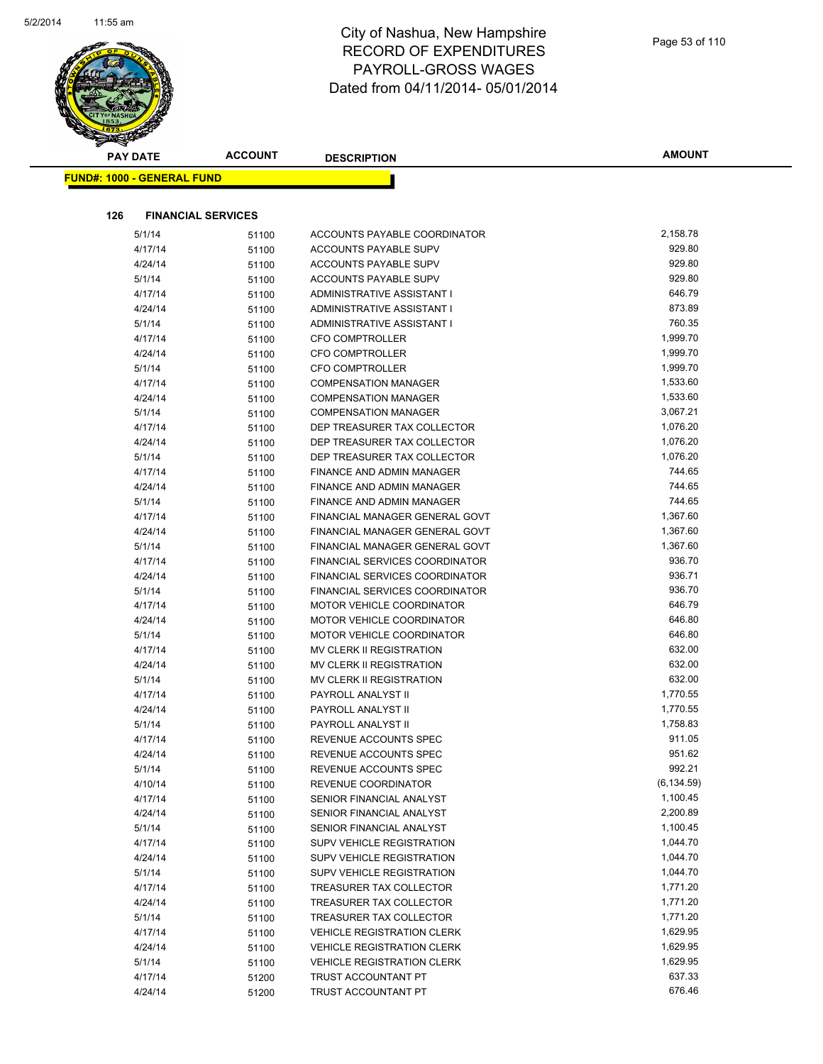# City of Nashua, New Hampshire
## RECORD OF EXPENDITURES
## PAYROLL-GROSS WAGES
## Dated from 04/11/2014- 05/01/2014

**FUND#: 1000 - GENERAL FUND**

**126 FINANCIAL SERVICES**

| PAY DATE | ACCOUNT | DESCRIPTION | AMOUNT |
|---|---|---|---|
| 5/1/14 | 51100 | ACCOUNTS PAYABLE COORDINATOR | 2,158.78 |
| 4/17/14 | 51100 | ACCOUNTS PAYABLE SUPV | 929.80 |
| 4/24/14 | 51100 | ACCOUNTS PAYABLE SUPV | 929.80 |
| 5/1/14 | 51100 | ACCOUNTS PAYABLE SUPV | 929.80 |
| 4/17/14 | 51100 | ADMINISTRATIVE ASSISTANT I | 646.79 |
| 4/24/14 | 51100 | ADMINISTRATIVE ASSISTANT I | 873.89 |
| 5/1/14 | 51100 | ADMINISTRATIVE ASSISTANT I | 760.35 |
| 4/17/14 | 51100 | CFO COMPTROLLER | 1,999.70 |
| 4/24/14 | 51100 | CFO COMPTROLLER | 1,999.70 |
| 5/1/14 | 51100 | CFO COMPTROLLER | 1,999.70 |
| 4/17/14 | 51100 | COMPENSATION MANAGER | 1,533.60 |
| 4/24/14 | 51100 | COMPENSATION MANAGER | 1,533.60 |
| 5/1/14 | 51100 | COMPENSATION MANAGER | 3,067.21 |
| 4/17/14 | 51100 | DEP TREASURER TAX COLLECTOR | 1,076.20 |
| 4/24/14 | 51100 | DEP TREASURER TAX COLLECTOR | 1,076.20 |
| 5/1/14 | 51100 | DEP TREASURER TAX COLLECTOR | 1,076.20 |
| 4/17/14 | 51100 | FINANCE AND ADMIN MANAGER | 744.65 |
| 4/24/14 | 51100 | FINANCE AND ADMIN MANAGER | 744.65 |
| 5/1/14 | 51100 | FINANCE AND ADMIN MANAGER | 744.65 |
| 4/17/14 | 51100 | FINANCIAL MANAGER GENERAL GOVT | 1,367.60 |
| 4/24/14 | 51100 | FINANCIAL MANAGER GENERAL GOVT | 1,367.60 |
| 5/1/14 | 51100 | FINANCIAL MANAGER GENERAL GOVT | 1,367.60 |
| 4/17/14 | 51100 | FINANCIAL SERVICES COORDINATOR | 936.70 |
| 4/24/14 | 51100 | FINANCIAL SERVICES COORDINATOR | 936.71 |
| 5/1/14 | 51100 | FINANCIAL SERVICES COORDINATOR | 936.70 |
| 4/17/14 | 51100 | MOTOR VEHICLE COORDINATOR | 646.79 |
| 4/24/14 | 51100 | MOTOR VEHICLE COORDINATOR | 646.80 |
| 5/1/14 | 51100 | MOTOR VEHICLE COORDINATOR | 646.80 |
| 4/17/14 | 51100 | MV CLERK II REGISTRATION | 632.00 |
| 4/24/14 | 51100 | MV CLERK II REGISTRATION | 632.00 |
| 5/1/14 | 51100 | MV CLERK II REGISTRATION | 632.00 |
| 4/17/14 | 51100 | PAYROLL ANALYST II | 1,770.55 |
| 4/24/14 | 51100 | PAYROLL ANALYST II | 1,770.55 |
| 5/1/14 | 51100 | PAYROLL ANALYST II | 1,758.83 |
| 4/17/14 | 51100 | REVENUE ACCOUNTS SPEC | 911.05 |
| 4/24/14 | 51100 | REVENUE ACCOUNTS SPEC | 951.62 |
| 5/1/14 | 51100 | REVENUE ACCOUNTS SPEC | 992.21 |
| 4/10/14 | 51100 | REVENUE COORDINATOR | (6,134.59) |
| 4/17/14 | 51100 | SENIOR FINANCIAL ANALYST | 1,100.45 |
| 4/24/14 | 51100 | SENIOR FINANCIAL ANALYST | 2,200.89 |
| 5/1/14 | 51100 | SENIOR FINANCIAL ANALYST | 1,100.45 |
| 4/17/14 | 51100 | SUPV VEHICLE REGISTRATION | 1,044.70 |
| 4/24/14 | 51100 | SUPV VEHICLE REGISTRATION | 1,044.70 |
| 5/1/14 | 51100 | SUPV VEHICLE REGISTRATION | 1,044.70 |
| 4/17/14 | 51100 | TREASURER TAX COLLECTOR | 1,771.20 |
| 4/24/14 | 51100 | TREASURER TAX COLLECTOR | 1,771.20 |
| 5/1/14 | 51100 | TREASURER TAX COLLECTOR | 1,771.20 |
| 4/17/14 | 51100 | VEHICLE REGISTRATION CLERK | 1,629.95 |
| 4/24/14 | 51100 | VEHICLE REGISTRATION CLERK | 1,629.95 |
| 5/1/14 | 51100 | VEHICLE REGISTRATION CLERK | 1,629.95 |
| 4/17/14 | 51200 | TRUST ACCOUNTANT PT | 637.33 |
| 4/24/14 | 51200 | TRUST ACCOUNTANT PT | 676.46 |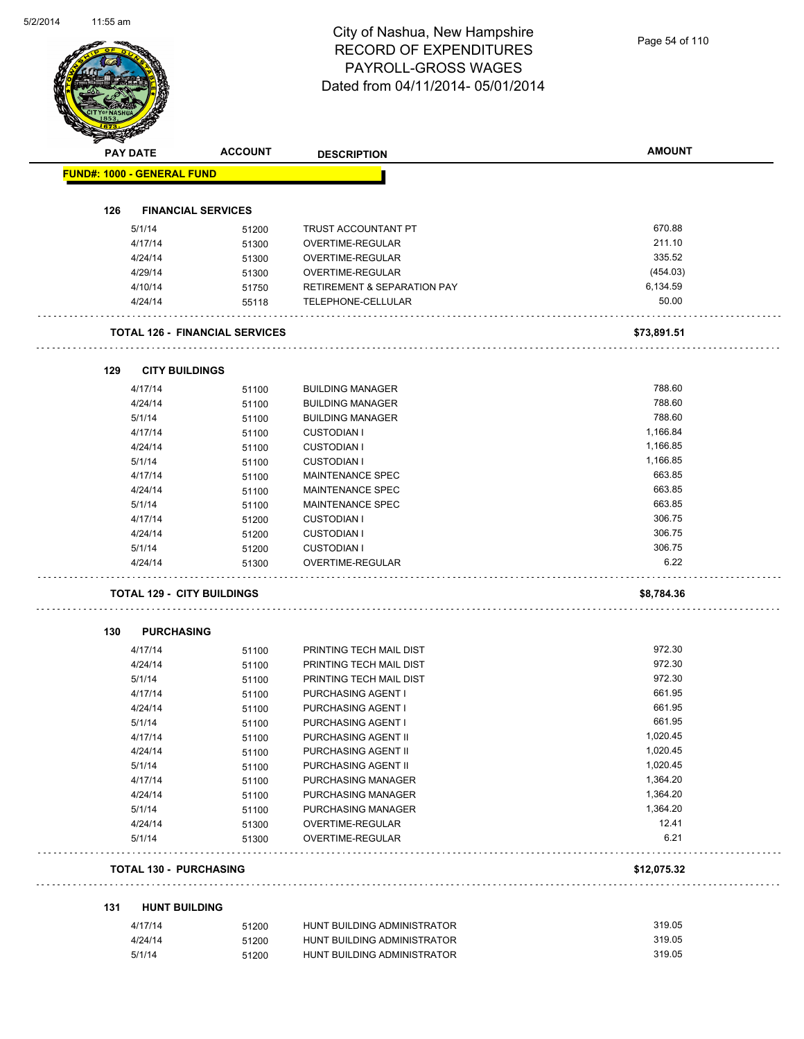# City of Nashua, New Hampshire
## RECORD OF EXPENDITURES
## PAYROLL-GROSS WAGES
## Dated from 04/11/2014- 05/01/2014

| PAY DATE | ACCOUNT | DESCRIPTION | AMOUNT |
|---|---|---|---|
| **FUND#: 1000 - GENERAL FUND** | | | |
| **126 FINANCIAL SERVICES** | | | |
| 5/1/14 | 51200 | TRUST ACCOUNTANT PT | 670.88 |
| 4/17/14 | 51300 | OVERTIME-REGULAR | 211.10 |
| 4/24/14 | 51300 | OVERTIME-REGULAR | 335.52 |
| 4/29/14 | 51300 | OVERTIME-REGULAR | (454.03) |
| 4/10/14 | 51750 | RETIREMENT & SEPARATION PAY | 6,134.59 |
| 4/24/14 | 55118 | TELEPHONE-CELLULAR | 50.00 |
| **TOTAL 126 - FINANCIAL SERVICES** | | | **$73,891.51** |
| **129 CITY BUILDINGS** | | | |
| 4/17/14 | 51100 | BUILDING MANAGER | 788.60 |
| 4/24/14 | 51100 | BUILDING MANAGER | 788.60 |
| 5/1/14 | 51100 | BUILDING MANAGER | 788.60 |
| 4/17/14 | 51100 | CUSTODIAN I | 1,166.84 |
| 4/24/14 | 51100 | CUSTODIAN I | 1,166.85 |
| 5/1/14 | 51100 | CUSTODIAN I | 1,166.85 |
| 4/17/14 | 51100 | MAINTENANCE SPEC | 663.85 |
| 4/24/14 | 51100 | MAINTENANCE SPEC | 663.85 |
| 5/1/14 | 51100 | MAINTENANCE SPEC | 663.85 |
| 4/17/14 | 51200 | CUSTODIAN I | 306.75 |
| 4/24/14 | 51200 | CUSTODIAN I | 306.75 |
| 5/1/14 | 51200 | CUSTODIAN I | 306.75 |
| 4/24/14 | 51300 | OVERTIME-REGULAR | 6.22 |
| **TOTAL 129 - CITY BUILDINGS** | | | **$8,784.36** |
| **130 PURCHASING** | | | |
| 4/17/14 | 51100 | PRINTING TECH MAIL DIST | 972.30 |
| 4/24/14 | 51100 | PRINTING TECH MAIL DIST | 972.30 |
| 5/1/14 | 51100 | PRINTING TECH MAIL DIST | 972.30 |
| 4/17/14 | 51100 | PURCHASING AGENT I | 661.95 |
| 4/24/14 | 51100 | PURCHASING AGENT I | 661.95 |
| 5/1/14 | 51100 | PURCHASING AGENT I | 661.95 |
| 4/17/14 | 51100 | PURCHASING AGENT II | 1,020.45 |
| 4/24/14 | 51100 | PURCHASING AGENT II | 1,020.45 |
| 5/1/14 | 51100 | PURCHASING AGENT II | 1,020.45 |
| 4/17/14 | 51100 | PURCHASING MANAGER | 1,364.20 |
| 4/24/14 | 51100 | PURCHASING MANAGER | 1,364.20 |
| 5/1/14 | 51100 | PURCHASING MANAGER | 1,364.20 |
| 4/24/14 | 51300 | OVERTIME-REGULAR | 12.41 |
| 5/1/14 | 51300 | OVERTIME-REGULAR | 6.21 |
| **TOTAL 130 - PURCHASING** | | | **$12,075.32** |
| **131 HUNT BUILDING** | | | |
| 4/17/14 | 51200 | HUNT BUILDING ADMINISTRATOR | 319.05 |
| 4/24/14 | 51200 | HUNT BUILDING ADMINISTRATOR | 319.05 |
| 5/1/14 | 51200 | HUNT BUILDING ADMINISTRATOR | 319.05 |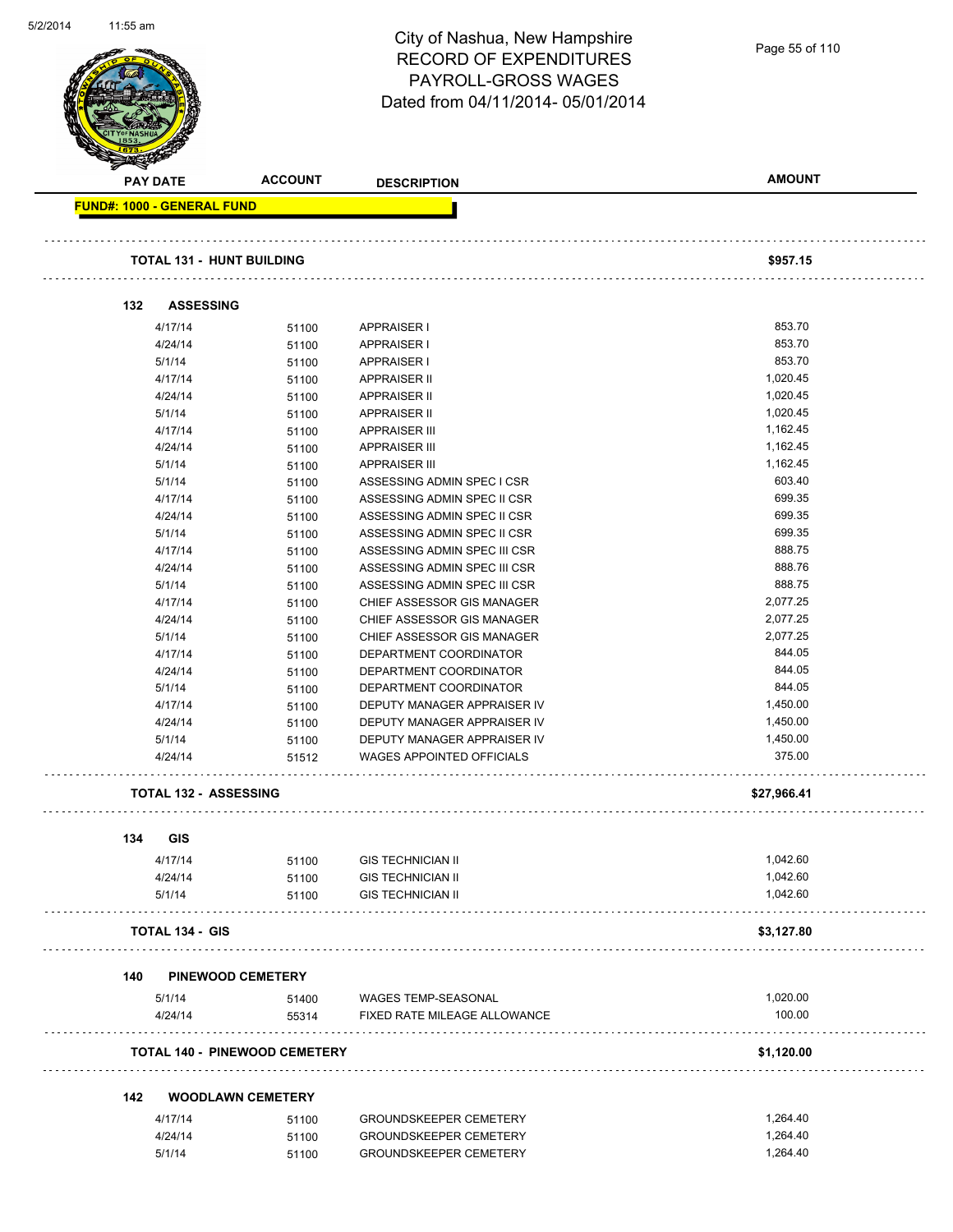# City of Nashua, New Hampshire
## RECORD OF EXPENDITURES
## PAYROLL-GROSS WAGES
## Dated from 04/11/2014- 05/01/2014

| PAY DATE | ACCOUNT | DESCRIPTION | AMOUNT |
|---|---|---|---|
| **FUND#: 1000 - GENERAL FUND** | | | |
| **TOTAL 131 - HUNT BUILDING** | | | **$957.15** |
| **132 ASSESSING** | | | |
| 4/17/14 | 51100 | APPRAISER I | 853.70 |
| 4/24/14 | 51100 | APPRAISER I | 853.70 |
| 5/1/14 | 51100 | APPRAISER I | 853.70 |
| 4/17/14 | 51100 | APPRAISER II | 1,020.45 |
| 4/24/14 | 51100 | APPRAISER II | 1,020.45 |
| 5/1/14 | 51100 | APPRAISER II | 1,020.45 |
| 4/17/14 | 51100 | APPRAISER III | 1,162.45 |
| 4/24/14 | 51100 | APPRAISER III | 1,162.45 |
| 5/1/14 | 51100 | APPRAISER III | 1,162.45 |
| 5/1/14 | 51100 | ASSESSING ADMIN SPEC I CSR | 603.40 |
| 4/17/14 | 51100 | ASSESSING ADMIN SPEC II CSR | 699.35 |
| 4/24/14 | 51100 | ASSESSING ADMIN SPEC II CSR | 699.35 |
| 5/1/14 | 51100 | ASSESSING ADMIN SPEC II CSR | 699.35 |
| 4/17/14 | 51100 | ASSESSING ADMIN SPEC III CSR | 888.75 |
| 4/24/14 | 51100 | ASSESSING ADMIN SPEC III CSR | 888.76 |
| 5/1/14 | 51100 | ASSESSING ADMIN SPEC III CSR | 888.75 |
| 4/17/14 | 51100 | CHIEF ASSESSOR GIS MANAGER | 2,077.25 |
| 4/24/14 | 51100 | CHIEF ASSESSOR GIS MANAGER | 2,077.25 |
| 5/1/14 | 51100 | CHIEF ASSESSOR GIS MANAGER | 2,077.25 |
| 4/17/14 | 51100 | DEPARTMENT COORDINATOR | 844.05 |
| 4/24/14 | 51100 | DEPARTMENT COORDINATOR | 844.05 |
| 5/1/14 | 51100 | DEPARTMENT COORDINATOR | 844.05 |
| 4/17/14 | 51100 | DEPUTY MANAGER APPRAISER IV | 1,450.00 |
| 4/24/14 | 51100 | DEPUTY MANAGER APPRAISER IV | 1,450.00 |
| 5/1/14 | 51100 | DEPUTY MANAGER APPRAISER IV | 1,450.00 |
| 4/24/14 | 51512 | WAGES APPOINTED OFFICIALS | 375.00 |
| **TOTAL 132 - ASSESSING** | | | **$27,966.41** |
| **134 GIS** | | | |
| 4/17/14 | 51100 | GIS TECHNICIAN II | 1,042.60 |
| 4/24/14 | 51100 | GIS TECHNICIAN II | 1,042.60 |
| 5/1/14 | 51100 | GIS TECHNICIAN II | 1,042.60 |
| **TOTAL 134 - GIS** | | | **$3,127.80** |
| **140 PINEWOOD CEMETERY** | | | |
| 5/1/14 | 51400 | WAGES TEMP-SEASONAL | 1,020.00 |
| 4/24/14 | 55314 | FIXED RATE MILEAGE ALLOWANCE | 100.00 |
| **TOTAL 140 - PINEWOOD CEMETERY** | | | **$1,120.00** |
| **142 WOODLAWN CEMETERY** | | | |
| 4/17/14 | 51100 | GROUNDSKEEPER CEMETERY | 1,264.40 |
| 4/24/14 | 51100 | GROUNDSKEEPER CEMETERY | 1,264.40 |
| 5/1/14 | 51100 | GROUNDSKEEPER CEMETERY | 1,264.40 |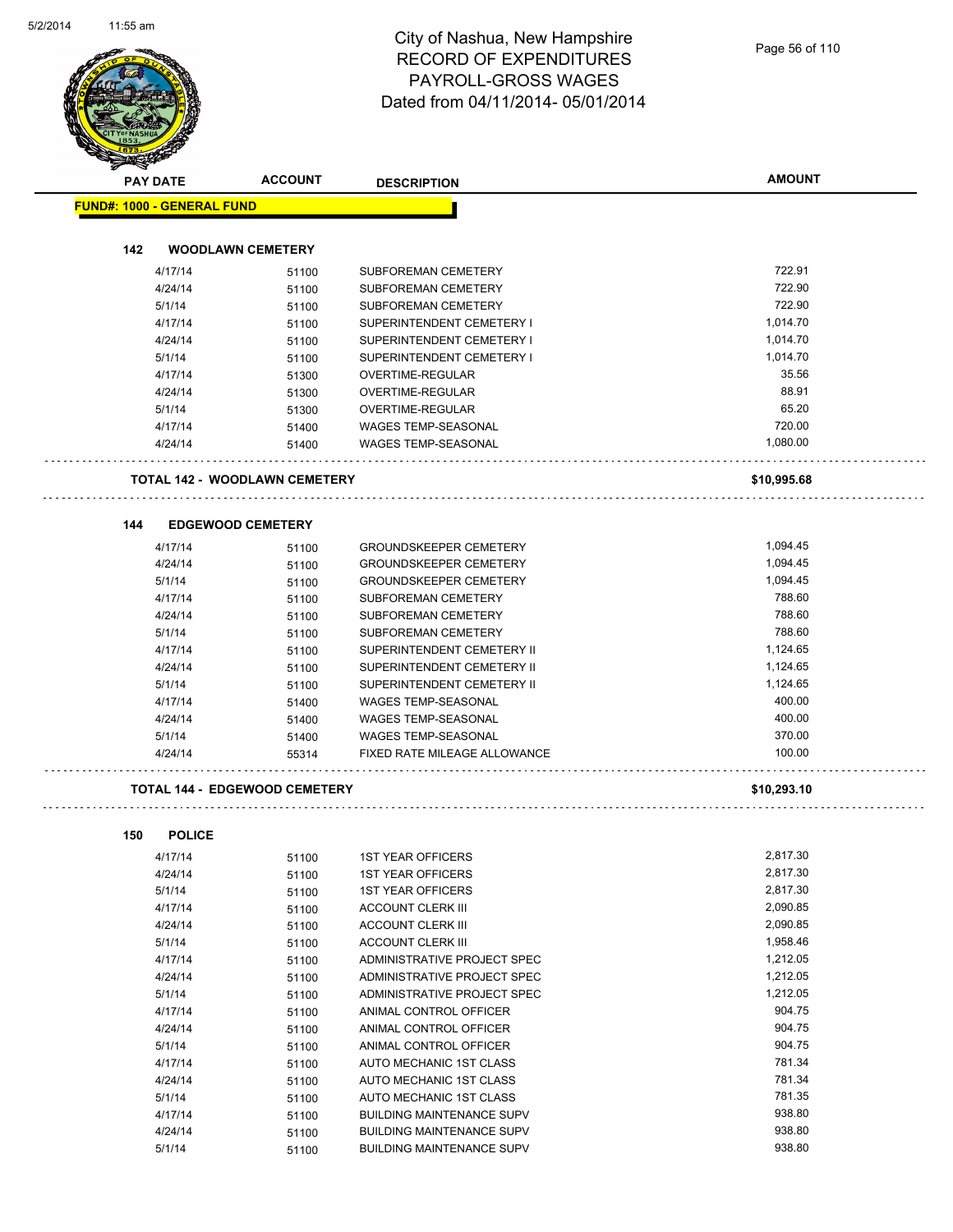# City of Nashua, New Hampshire
# RECORD OF EXPENDITURES
# PAYROLL-GROSS WAGES
# Dated from 04/11/2014- 05/01/2014

**FUND#: 1000 - GENERAL FUND**

### 142 WOODLAWN CEMETERY

| PAY DATE | ACCOUNT | DESCRIPTION | AMOUNT |
|---|---|---|---|
| 4/17/14 | 51100 | SUBFOREMAN CEMETERY | 722.91 |
| 4/24/14 | 51100 | SUBFOREMAN CEMETERY | 722.90 |
| 5/1/14 | 51100 | SUBFOREMAN CEMETERY | 722.90 |
| 4/17/14 | 51100 | SUPERINTENDENT CEMETERY I | 1,014.70 |
| 4/24/14 | 51100 | SUPERINTENDENT CEMETERY I | 1,014.70 |
| 5/1/14 | 51100 | SUPERINTENDENT CEMETERY I | 1,014.70 |
| 4/17/14 | 51300 | OVERTIME-REGULAR | 35.56 |
| 4/24/14 | 51300 | OVERTIME-REGULAR | 88.91 |
| 5/1/14 | 51300 | OVERTIME-REGULAR | 65.20 |
| 4/17/14 | 51400 | WAGES TEMP-SEASONAL | 720.00 |
| 4/24/14 | 51400 | WAGES TEMP-SEASONAL | 1,080.00 |

**TOTAL 142 - WOODLAWN CEMETERY** **$10,995.68**

### 144 EDGEWOOD CEMETERY

| PAY DATE | ACCOUNT | DESCRIPTION | AMOUNT |
|---|---|---|---|
| 4/17/14 | 51100 | GROUNDSKEEPER CEMETERY | 1,094.45 |
| 4/24/14 | 51100 | GROUNDSKEEPER CEMETERY | 1,094.45 |
| 5/1/14 | 51100 | GROUNDSKEEPER CEMETERY | 1,094.45 |
| 4/17/14 | 51100 | SUBFOREMAN CEMETERY | 788.60 |
| 4/24/14 | 51100 | SUBFOREMAN CEMETERY | 788.60 |
| 5/1/14 | 51100 | SUBFOREMAN CEMETERY | 788.60 |
| 4/17/14 | 51100 | SUPERINTENDENT CEMETERY II | 1,124.65 |
| 4/24/14 | 51100 | SUPERINTENDENT CEMETERY II | 1,124.65 |
| 5/1/14 | 51100 | SUPERINTENDENT CEMETERY II | 1,124.65 |
| 4/17/14 | 51400 | WAGES TEMP-SEASONAL | 400.00 |
| 4/24/14 | 51400 | WAGES TEMP-SEASONAL | 400.00 |
| 5/1/14 | 51400 | WAGES TEMP-SEASONAL | 370.00 |
| 4/24/14 | 55314 | FIXED RATE MILEAGE ALLOWANCE | 100.00 |

**TOTAL 144 - EDGEWOOD CEMETERY** **$10,293.10**

### 150 POLICE

| PAY DATE | ACCOUNT | DESCRIPTION | AMOUNT |
|---|---|---|---|
| 4/17/14 | 51100 | 1ST YEAR OFFICERS | 2,817.30 |
| 4/24/14 | 51100 | 1ST YEAR OFFICERS | 2,817.30 |
| 5/1/14 | 51100 | 1ST YEAR OFFICERS | 2,817.30 |
| 4/17/14 | 51100 | ACCOUNT CLERK III | 2,090.85 |
| 4/24/14 | 51100 | ACCOUNT CLERK III | 2,090.85 |
| 5/1/14 | 51100 | ACCOUNT CLERK III | 1,958.46 |
| 4/17/14 | 51100 | ADMINISTRATIVE PROJECT SPEC | 1,212.05 |
| 4/24/14 | 51100 | ADMINISTRATIVE PROJECT SPEC | 1,212.05 |
| 5/1/14 | 51100 | ADMINISTRATIVE PROJECT SPEC | 1,212.05 |
| 4/17/14 | 51100 | ANIMAL CONTROL OFFICER | 904.75 |
| 4/24/14 | 51100 | ANIMAL CONTROL OFFICER | 904.75 |
| 5/1/14 | 51100 | ANIMAL CONTROL OFFICER | 904.75 |
| 4/17/14 | 51100 | AUTO MECHANIC 1ST CLASS | 781.34 |
| 4/24/14 | 51100 | AUTO MECHANIC 1ST CLASS | 781.34 |
| 5/1/14 | 51100 | AUTO MECHANIC 1ST CLASS | 781.35 |
| 4/17/14 | 51100 | BUILDING MAINTENANCE SUPV | 938.80 |
| 4/24/14 | 51100 | BUILDING MAINTENANCE SUPV | 938.80 |
| 5/1/14 | 51100 | BUILDING MAINTENANCE SUPV | 938.80 |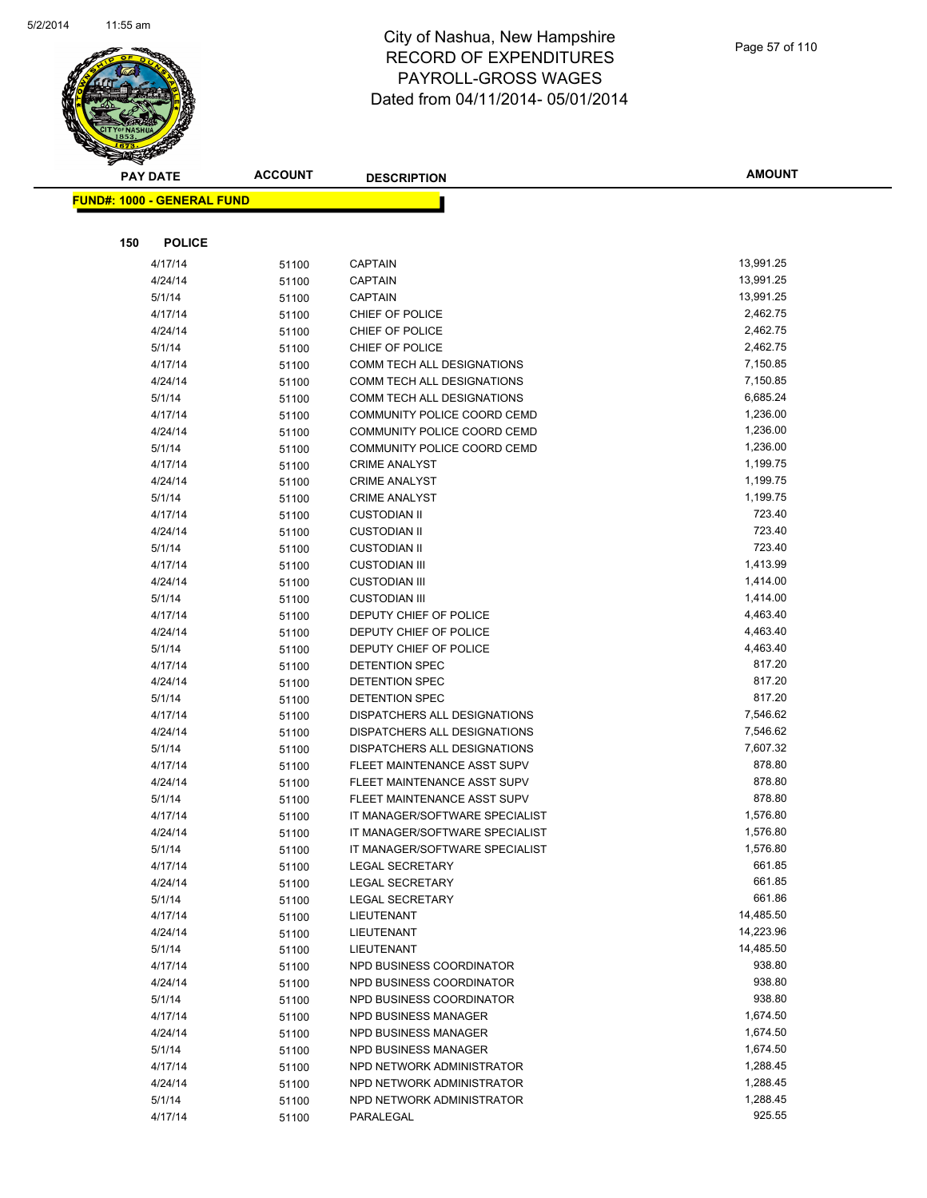# City of Nashua, New Hampshire
## RECORD OF EXPENDITURES
## PAYROLL-GROSS WAGES
### Dated from 04/11/2014- 05/01/2014

**FUND#: 1000 - GENERAL FUND**

**150 POLICE**

| PAY DATE | ACCOUNT | DESCRIPTION | AMOUNT |
|---|---|---|---|
| 4/17/14 | 51100 | CAPTAIN | 13,991.25 |
| 4/24/14 | 51100 | CAPTAIN | 13,991.25 |
| 5/1/14 | 51100 | CAPTAIN | 13,991.25 |
| 4/17/14 | 51100 | CHIEF OF POLICE | 2,462.75 |
| 4/24/14 | 51100 | CHIEF OF POLICE | 2,462.75 |
| 5/1/14 | 51100 | CHIEF OF POLICE | 2,462.75 |
| 4/17/14 | 51100 | COMM TECH ALL DESIGNATIONS | 7,150.85 |
| 4/24/14 | 51100 | COMM TECH ALL DESIGNATIONS | 7,150.85 |
| 5/1/14 | 51100 | COMM TECH ALL DESIGNATIONS | 6,685.24 |
| 4/17/14 | 51100 | COMMUNITY POLICE COORD CEMD | 1,236.00 |
| 4/24/14 | 51100 | COMMUNITY POLICE COORD CEMD | 1,236.00 |
| 5/1/14 | 51100 | COMMUNITY POLICE COORD CEMD | 1,236.00 |
| 4/17/14 | 51100 | CRIME ANALYST | 1,199.75 |
| 4/24/14 | 51100 | CRIME ANALYST | 1,199.75 |
| 5/1/14 | 51100 | CRIME ANALYST | 1,199.75 |
| 4/17/14 | 51100 | CUSTODIAN II | 723.40 |
| 4/24/14 | 51100 | CUSTODIAN II | 723.40 |
| 5/1/14 | 51100 | CUSTODIAN II | 723.40 |
| 4/17/14 | 51100 | CUSTODIAN III | 1,413.99 |
| 4/24/14 | 51100 | CUSTODIAN III | 1,414.00 |
| 5/1/14 | 51100 | CUSTODIAN III | 1,414.00 |
| 4/17/14 | 51100 | DEPUTY CHIEF OF POLICE | 4,463.40 |
| 4/24/14 | 51100 | DEPUTY CHIEF OF POLICE | 4,463.40 |
| 5/1/14 | 51100 | DEPUTY CHIEF OF POLICE | 4,463.40 |
| 4/17/14 | 51100 | DETENTION SPEC | 817.20 |
| 4/24/14 | 51100 | DETENTION SPEC | 817.20 |
| 5/1/14 | 51100 | DETENTION SPEC | 817.20 |
| 4/17/14 | 51100 | DISPATCHERS ALL DESIGNATIONS | 7,546.62 |
| 4/24/14 | 51100 | DISPATCHERS ALL DESIGNATIONS | 7,546.62 |
| 5/1/14 | 51100 | DISPATCHERS ALL DESIGNATIONS | 7,607.32 |
| 4/17/14 | 51100 | FLEET MAINTENANCE ASST SUPV | 878.80 |
| 4/24/14 | 51100 | FLEET MAINTENANCE ASST SUPV | 878.80 |
| 5/1/14 | 51100 | FLEET MAINTENANCE ASST SUPV | 878.80 |
| 4/17/14 | 51100 | IT MANAGER/SOFTWARE SPECIALIST | 1,576.80 |
| 4/24/14 | 51100 | IT MANAGER/SOFTWARE SPECIALIST | 1,576.80 |
| 5/1/14 | 51100 | IT MANAGER/SOFTWARE SPECIALIST | 1,576.80 |
| 4/17/14 | 51100 | LEGAL SECRETARY | 661.85 |
| 4/24/14 | 51100 | LEGAL SECRETARY | 661.85 |
| 5/1/14 | 51100 | LEGAL SECRETARY | 661.86 |
| 4/17/14 | 51100 | LIEUTENANT | 14,485.50 |
| 4/24/14 | 51100 | LIEUTENANT | 14,223.96 |
| 5/1/14 | 51100 | LIEUTENANT | 14,485.50 |
| 4/17/14 | 51100 | NPD BUSINESS COORDINATOR | 938.80 |
| 4/24/14 | 51100 | NPD BUSINESS COORDINATOR | 938.80 |
| 5/1/14 | 51100 | NPD BUSINESS COORDINATOR | 938.80 |
| 4/17/14 | 51100 | NPD BUSINESS MANAGER | 1,674.50 |
| 4/24/14 | 51100 | NPD BUSINESS MANAGER | 1,674.50 |
| 5/1/14 | 51100 | NPD BUSINESS MANAGER | 1,674.50 |
| 4/17/14 | 51100 | NPD NETWORK ADMINISTRATOR | 1,288.45 |
| 4/24/14 | 51100 | NPD NETWORK ADMINISTRATOR | 1,288.45 |
| 5/1/14 | 51100 | NPD NETWORK ADMINISTRATOR | 1,288.45 |
| 4/17/14 | 51100 | PARALEGAL | 925.55 |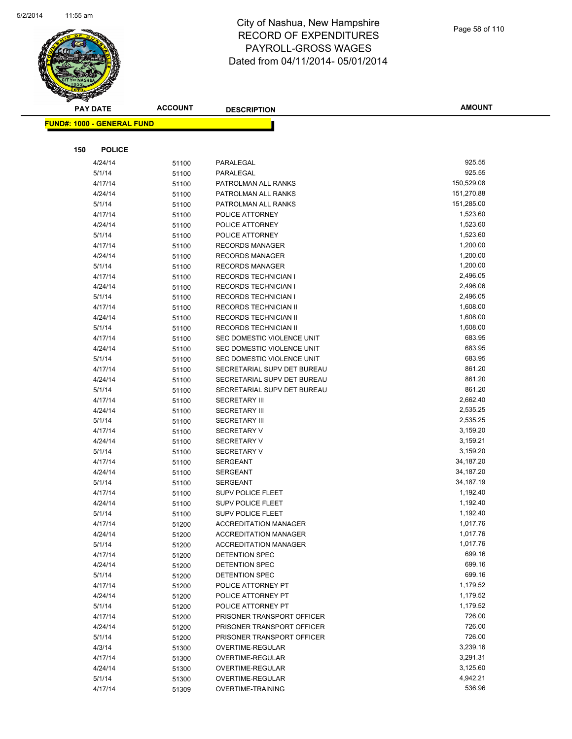# City of Nashua, New Hampshire
# RECORD OF EXPENDITURES
# PAYROLL-GROSS WAGES
# Dated from 04/11/2014- 05/01/2014

**FUND#: 1000 - GENERAL FUND**

**150 POLICE**

| PAY DATE | ACCOUNT | DESCRIPTION | AMOUNT |
|---|---|---|---|
| 4/24/14 | 51100 | PARALEGAL | 925.55 |
| 5/1/14 | 51100 | PARALEGAL | 925.55 |
| 4/17/14 | 51100 | PATROLMAN ALL RANKS | 150,529.08 |
| 4/24/14 | 51100 | PATROLMAN ALL RANKS | 151,270.88 |
| 5/1/14 | 51100 | PATROLMAN ALL RANKS | 151,285.00 |
| 4/17/14 | 51100 | POLICE ATTORNEY | 1,523.60 |
| 4/24/14 | 51100 | POLICE ATTORNEY | 1,523.60 |
| 5/1/14 | 51100 | POLICE ATTORNEY | 1,523.60 |
| 4/17/14 | 51100 | RECORDS MANAGER | 1,200.00 |
| 4/24/14 | 51100 | RECORDS MANAGER | 1,200.00 |
| 5/1/14 | 51100 | RECORDS MANAGER | 1,200.00 |
| 4/17/14 | 51100 | RECORDS TECHNICIAN I | 2,496.05 |
| 4/24/14 | 51100 | RECORDS TECHNICIAN I | 2,496.06 |
| 5/1/14 | 51100 | RECORDS TECHNICIAN I | 2,496.05 |
| 4/17/14 | 51100 | RECORDS TECHNICIAN II | 1,608.00 |
| 4/24/14 | 51100 | RECORDS TECHNICIAN II | 1,608.00 |
| 5/1/14 | 51100 | RECORDS TECHNICIAN II | 1,608.00 |
| 4/17/14 | 51100 | SEC DOMESTIC VIOLENCE UNIT | 683.95 |
| 4/24/14 | 51100 | SEC DOMESTIC VIOLENCE UNIT | 683.95 |
| 5/1/14 | 51100 | SEC DOMESTIC VIOLENCE UNIT | 683.95 |
| 4/17/14 | 51100 | SECRETARIAL SUPV DET BUREAU | 861.20 |
| 4/24/14 | 51100 | SECRETARIAL SUPV DET BUREAU | 861.20 |
| 5/1/14 | 51100 | SECRETARIAL SUPV DET BUREAU | 861.20 |
| 4/17/14 | 51100 | SECRETARY III | 2,662.40 |
| 4/24/14 | 51100 | SECRETARY III | 2,535.25 |
| 5/1/14 | 51100 | SECRETARY III | 2,535.25 |
| 4/17/14 | 51100 | SECRETARY V | 3,159.20 |
| 4/24/14 | 51100 | SECRETARY V | 3,159.21 |
| 5/1/14 | 51100 | SECRETARY V | 3,159.20 |
| 4/17/14 | 51100 | SERGEANT | 34,187.20 |
| 4/24/14 | 51100 | SERGEANT | 34,187.20 |
| 5/1/14 | 51100 | SERGEANT | 34,187.19 |
| 4/17/14 | 51100 | SUPV POLICE FLEET | 1,192.40 |
| 4/24/14 | 51100 | SUPV POLICE FLEET | 1,192.40 |
| 5/1/14 | 51100 | SUPV POLICE FLEET | 1,192.40 |
| 4/17/14 | 51200 | ACCREDITATION MANAGER | 1,017.76 |
| 4/24/14 | 51200 | ACCREDITATION MANAGER | 1,017.76 |
| 5/1/14 | 51200 | ACCREDITATION MANAGER | 1,017.76 |
| 4/17/14 | 51200 | DETENTION SPEC | 699.16 |
| 4/24/14 | 51200 | DETENTION SPEC | 699.16 |
| 5/1/14 | 51200 | DETENTION SPEC | 699.16 |
| 4/17/14 | 51200 | POLICE ATTORNEY PT | 1,179.52 |
| 4/24/14 | 51200 | POLICE ATTORNEY PT | 1,179.52 |
| 5/1/14 | 51200 | POLICE ATTORNEY PT | 1,179.52 |
| 4/17/14 | 51200 | PRISONER TRANSPORT OFFICER | 726.00 |
| 4/24/14 | 51200 | PRISONER TRANSPORT OFFICER | 726.00 |
| 5/1/14 | 51200 | PRISONER TRANSPORT OFFICER | 726.00 |
| 4/3/14 | 51300 | OVERTIME-REGULAR | 3,239.16 |
| 4/17/14 | 51300 | OVERTIME-REGULAR | 3,291.31 |
| 4/24/14 | 51300 | OVERTIME-REGULAR | 3,125.60 |
| 5/1/14 | 51300 | OVERTIME-REGULAR | 4,942.21 |
| 4/17/14 | 51309 | OVERTIME-TRAINING | 536.96 |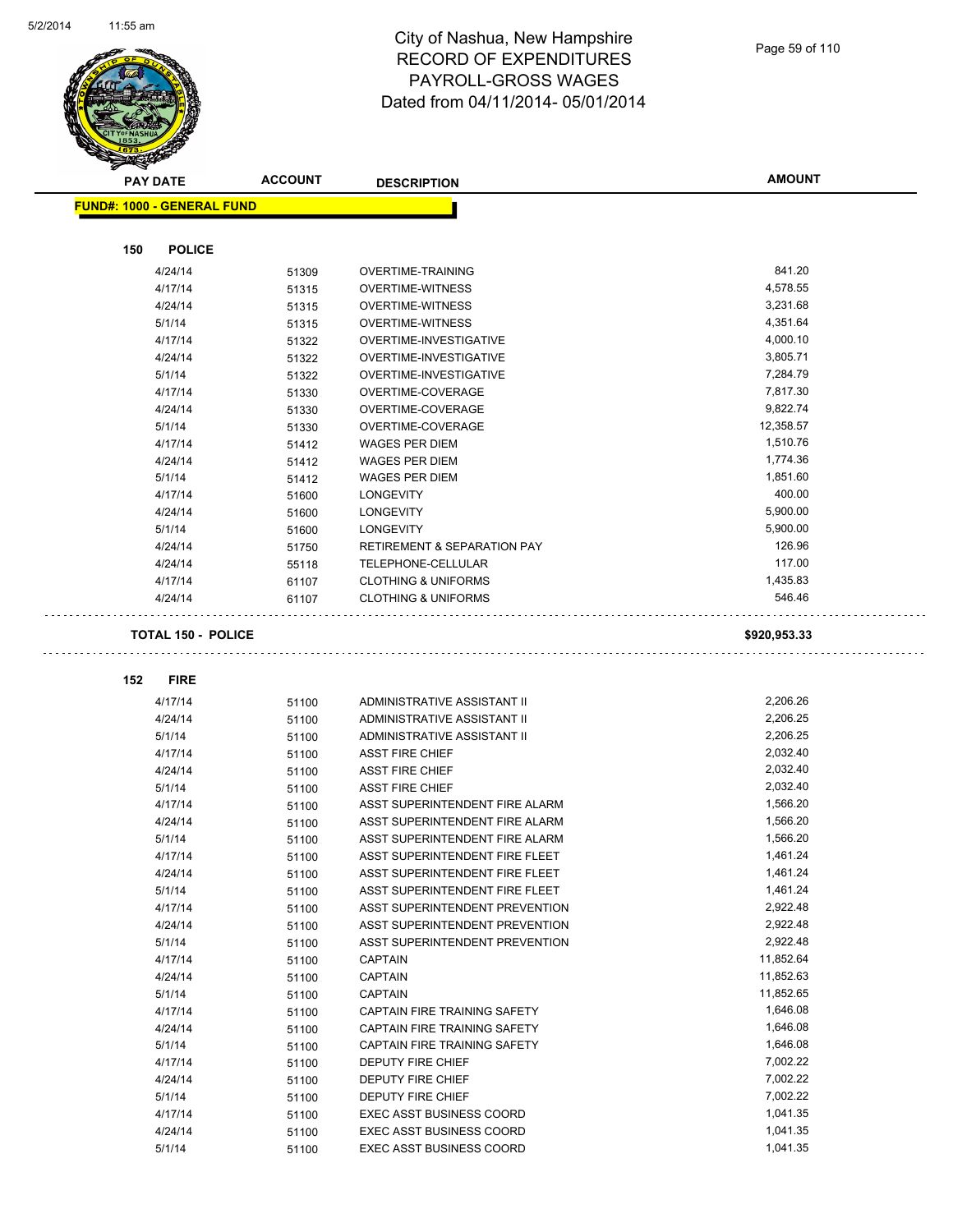# City of Nashua, New Hampshire
# RECORD OF EXPENDITURES
# PAYROLL-GROSS WAGES
# Dated from 04/11/2014- 05/01/2014

| PAY DATE | ACCOUNT | DESCRIPTION | AMOUNT |
|---|---|---|---|
| **FUND#: 1000 - GENERAL FUND** | | | |
| **150 POLICE** | | | |
| 4/24/14 | 51309 | OVERTIME-TRAINING | 841.20 |
| 4/17/14 | 51315 | OVERTIME-WITNESS | 4,578.55 |
| 4/24/14 | 51315 | OVERTIME-WITNESS | 3,231.68 |
| 5/1/14 | 51315 | OVERTIME-WITNESS | 4,351.64 |
| 4/17/14 | 51322 | OVERTIME-INVESTIGATIVE | 4,000.10 |
| 4/24/14 | 51322 | OVERTIME-INVESTIGATIVE | 3,805.71 |
| 5/1/14 | 51322 | OVERTIME-INVESTIGATIVE | 7,284.79 |
| 4/17/14 | 51330 | OVERTIME-COVERAGE | 7,817.30 |
| 4/24/14 | 51330 | OVERTIME-COVERAGE | 9,822.74 |
| 5/1/14 | 51330 | OVERTIME-COVERAGE | 12,358.57 |
| 4/17/14 | 51412 | WAGES PER DIEM | 1,510.76 |
| 4/24/14 | 51412 | WAGES PER DIEM | 1,774.36 |
| 5/1/14 | 51412 | WAGES PER DIEM | 1,851.60 |
| 4/17/14 | 51600 | LONGEVITY | 400.00 |
| 4/24/14 | 51600 | LONGEVITY | 5,900.00 |
| 5/1/14 | 51600 | LONGEVITY | 5,900.00 |
| 4/24/14 | 51750 | RETIREMENT & SEPARATION PAY | 126.96 |
| 4/24/14 | 55118 | TELEPHONE-CELLULAR | 117.00 |
| 4/17/14 | 61107 | CLOTHING & UNIFORMS | 1,435.83 |
| 4/24/14 | 61107 | CLOTHING & UNIFORMS | 546.46 |
| **TOTAL 150 - POLICE** | | | **$920,953.33** |
| **152 FIRE** | | | |
| 4/17/14 | 51100 | ADMINISTRATIVE ASSISTANT II | 2,206.26 |
| 4/24/14 | 51100 | ADMINISTRATIVE ASSISTANT II | 2,206.25 |
| 5/1/14 | 51100 | ADMINISTRATIVE ASSISTANT II | 2,206.25 |
| 4/17/14 | 51100 | ASST FIRE CHIEF | 2,032.40 |
| 4/24/14 | 51100 | ASST FIRE CHIEF | 2,032.40 |
| 5/1/14 | 51100 | ASST FIRE CHIEF | 2,032.40 |
| 4/17/14 | 51100 | ASST SUPERINTENDENT FIRE ALARM | 1,566.20 |
| 4/24/14 | 51100 | ASST SUPERINTENDENT FIRE ALARM | 1,566.20 |
| 5/1/14 | 51100 | ASST SUPERINTENDENT FIRE ALARM | 1,566.20 |
| 4/17/14 | 51100 | ASST SUPERINTENDENT FIRE FLEET | 1,461.24 |
| 4/24/14 | 51100 | ASST SUPERINTENDENT FIRE FLEET | 1,461.24 |
| 5/1/14 | 51100 | ASST SUPERINTENDENT FIRE FLEET | 1,461.24 |
| 4/17/14 | 51100 | ASST SUPERINTENDENT PREVENTION | 2,922.48 |
| 4/24/14 | 51100 | ASST SUPERINTENDENT PREVENTION | 2,922.48 |
| 5/1/14 | 51100 | ASST SUPERINTENDENT PREVENTION | 2,922.48 |
| 4/17/14 | 51100 | CAPTAIN | 11,852.64 |
| 4/24/14 | 51100 | CAPTAIN | 11,852.63 |
| 5/1/14 | 51100 | CAPTAIN | 11,852.65 |
| 4/17/14 | 51100 | CAPTAIN FIRE TRAINING SAFETY | 1,646.08 |
| 4/24/14 | 51100 | CAPTAIN FIRE TRAINING SAFETY | 1,646.08 |
| 5/1/14 | 51100 | CAPTAIN FIRE TRAINING SAFETY | 1,646.08 |
| 4/17/14 | 51100 | DEPUTY FIRE CHIEF | 7,002.22 |
| 4/24/14 | 51100 | DEPUTY FIRE CHIEF | 7,002.22 |
| 5/1/14 | 51100 | DEPUTY FIRE CHIEF | 7,002.22 |
| 4/17/14 | 51100 | EXEC ASST BUSINESS COORD | 1,041.35 |
| 4/24/14 | 51100 | EXEC ASST BUSINESS COORD | 1,041.35 |
| 5/1/14 | 51100 | EXEC ASST BUSINESS COORD | 1,041.35 |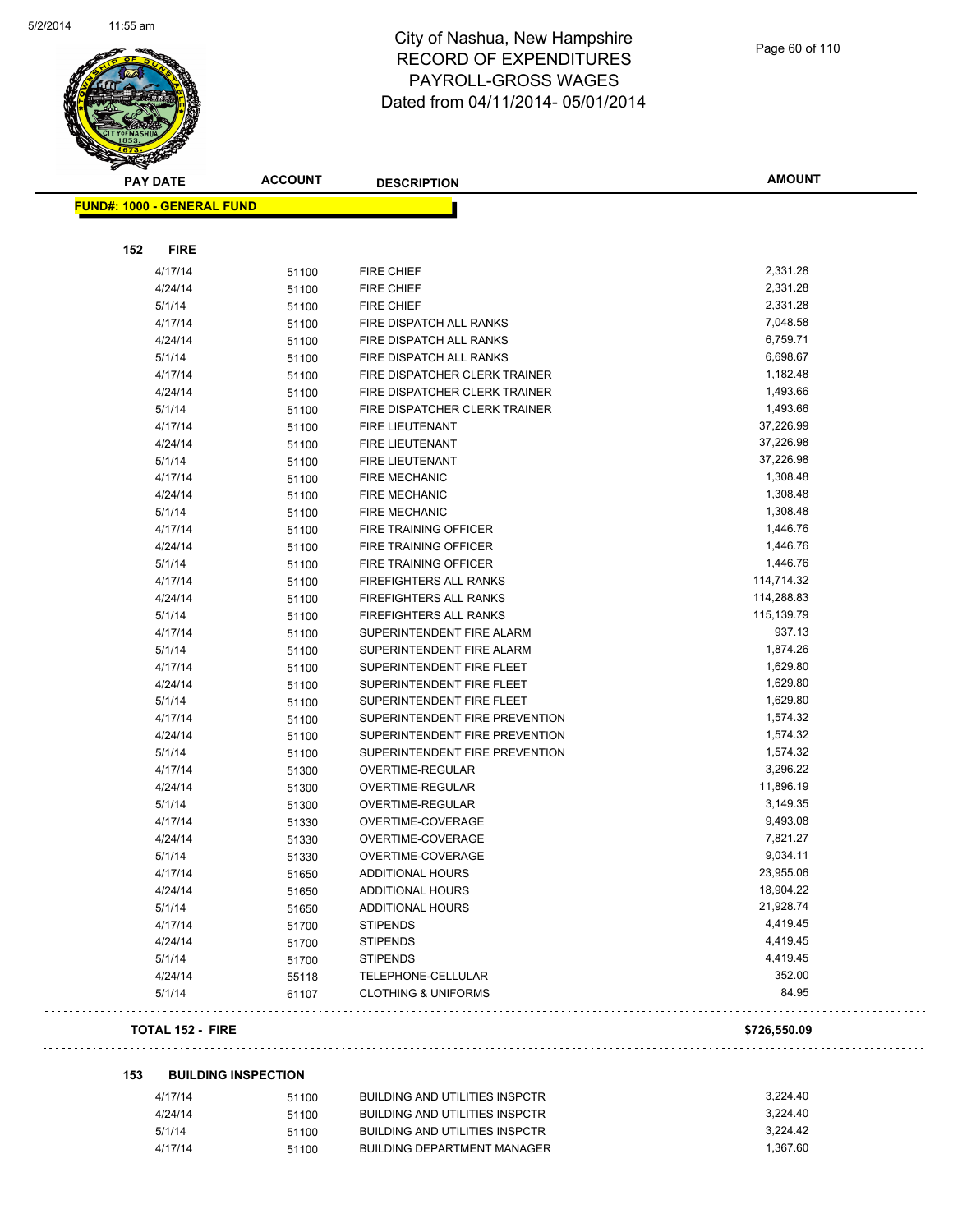# City of Nashua, New Hampshire
# RECORD OF EXPENDITURES
# PAYROLL-GROSS WAGES
# Dated from 04/11/2014- 05/01/2014

| PAY DATE | ACCOUNT | DESCRIPTION | AMOUNT |
|---|---|---|---|
| **FUND#: 1000 - GENERAL FUND** | | | |
| **152 FIRE** | | | |
| 4/17/14 | 51100 | FIRE CHIEF | 2,331.28 |
| 4/24/14 | 51100 | FIRE CHIEF | 2,331.28 |
| 5/1/14 | 51100 | FIRE CHIEF | 2,331.28 |
| 4/17/14 | 51100 | FIRE DISPATCH ALL RANKS | 7,048.58 |
| 4/24/14 | 51100 | FIRE DISPATCH ALL RANKS | 6,759.71 |
| 5/1/14 | 51100 | FIRE DISPATCH ALL RANKS | 6,698.67 |
| 4/17/14 | 51100 | FIRE DISPATCHER CLERK TRAINER | 1,182.48 |
| 4/24/14 | 51100 | FIRE DISPATCHER CLERK TRAINER | 1,493.66 |
| 5/1/14 | 51100 | FIRE DISPATCHER CLERK TRAINER | 1,493.66 |
| 4/17/14 | 51100 | FIRE LIEUTENANT | 37,226.99 |
| 4/24/14 | 51100 | FIRE LIEUTENANT | 37,226.98 |
| 5/1/14 | 51100 | FIRE LIEUTENANT | 37,226.98 |
| 4/17/14 | 51100 | FIRE MECHANIC | 1,308.48 |
| 4/24/14 | 51100 | FIRE MECHANIC | 1,308.48 |
| 5/1/14 | 51100 | FIRE MECHANIC | 1,308.48 |
| 4/17/14 | 51100 | FIRE TRAINING OFFICER | 1,446.76 |
| 4/24/14 | 51100 | FIRE TRAINING OFFICER | 1,446.76 |
| 5/1/14 | 51100 | FIRE TRAINING OFFICER | 1,446.76 |
| 4/17/14 | 51100 | FIREFIGHTERS ALL RANKS | 114,714.32 |
| 4/24/14 | 51100 | FIREFIGHTERS ALL RANKS | 114,288.83 |
| 5/1/14 | 51100 | FIREFIGHTERS ALL RANKS | 115,139.79 |
| 4/17/14 | 51100 | SUPERINTENDENT FIRE ALARM | 937.13 |
| 5/1/14 | 51100 | SUPERINTENDENT FIRE ALARM | 1,874.26 |
| 4/17/14 | 51100 | SUPERINTENDENT FIRE FLEET | 1,629.80 |
| 4/24/14 | 51100 | SUPERINTENDENT FIRE FLEET | 1,629.80 |
| 5/1/14 | 51100 | SUPERINTENDENT FIRE FLEET | 1,629.80 |
| 4/17/14 | 51100 | SUPERINTENDENT FIRE PREVENTION | 1,574.32 |
| 4/24/14 | 51100 | SUPERINTENDENT FIRE PREVENTION | 1,574.32 |
| 5/1/14 | 51100 | SUPERINTENDENT FIRE PREVENTION | 1,574.32 |
| 4/17/14 | 51300 | OVERTIME-REGULAR | 3,296.22 |
| 4/24/14 | 51300 | OVERTIME-REGULAR | 11,896.19 |
| 5/1/14 | 51300 | OVERTIME-REGULAR | 3,149.35 |
| 4/17/14 | 51330 | OVERTIME-COVERAGE | 9,493.08 |
| 4/24/14 | 51330 | OVERTIME-COVERAGE | 7,821.27 |
| 5/1/14 | 51330 | OVERTIME-COVERAGE | 9,034.11 |
| 4/17/14 | 51650 | ADDITIONAL HOURS | 23,955.06 |
| 4/24/14 | 51650 | ADDITIONAL HOURS | 18,904.22 |
| 5/1/14 | 51650 | ADDITIONAL HOURS | 21,928.74 |
| 4/17/14 | 51700 | STIPENDS | 4,419.45 |
| 4/24/14 | 51700 | STIPENDS | 4,419.45 |
| 5/1/14 | 51700 | STIPENDS | 4,419.45 |
| 4/24/14 | 55118 | TELEPHONE-CELLULAR | 352.00 |
| 5/1/14 | 61107 | CLOTHING & UNIFORMS | 84.95 |
| **TOTAL 152 - FIRE** | | | **$726,550.09** |
| **153 BUILDING INSPECTION** | | | |
| 4/17/14 | 51100 | BUILDING AND UTILITIES INSPCTR | 3,224.40 |
| 4/24/14 | 51100 | BUILDING AND UTILITIES INSPCTR | 3,224.40 |
| 5/1/14 | 51100 | BUILDING AND UTILITIES INSPCTR | 3,224.42 |
| 4/17/14 | 51100 | BUILDING DEPARTMENT MANAGER | 1,367.60 |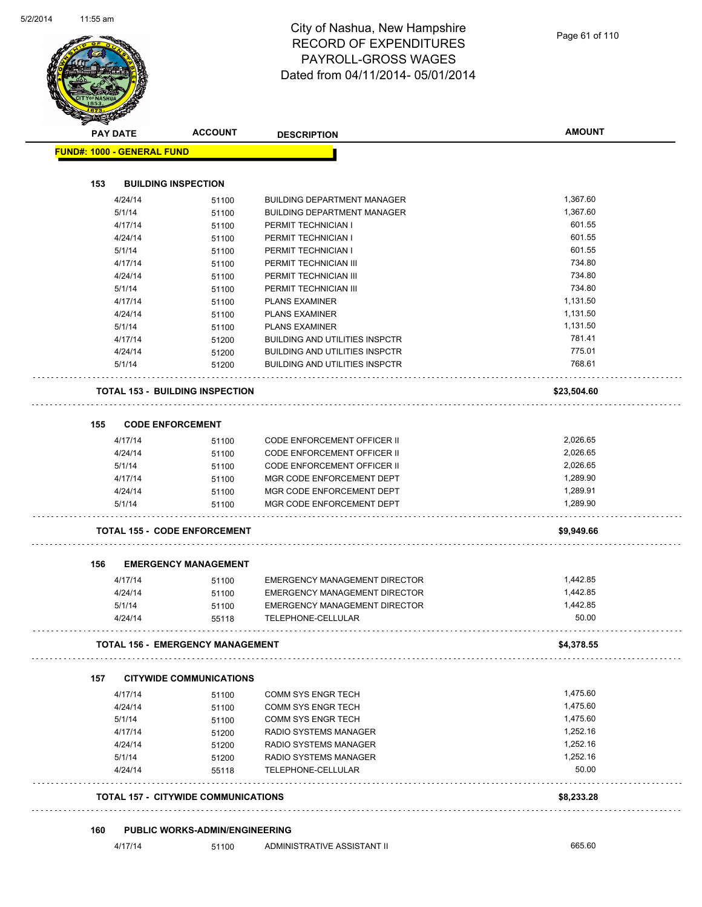# City of Nashua, New Hampshire
## RECORD OF EXPENDITURES
## PAYROLL-GROSS WAGES
## Dated from 04/11/2014- 05/01/2014

| PAY DATE | ACCOUNT | DESCRIPTION | AMOUNT |
|---|---|---|---|
| **FUND#: 1000 - GENERAL FUND** | | | |
| **153 BUILDING INSPECTION** | | | |
| 4/24/14 | 51100 | BUILDING DEPARTMENT MANAGER | 1,367.60 |
| 5/1/14 | 51100 | BUILDING DEPARTMENT MANAGER | 1,367.60 |
| 4/17/14 | 51100 | PERMIT TECHNICIAN I | 601.55 |
| 4/24/14 | 51100 | PERMIT TECHNICIAN I | 601.55 |
| 5/1/14 | 51100 | PERMIT TECHNICIAN I | 601.55 |
| 4/17/14 | 51100 | PERMIT TECHNICIAN III | 734.80 |
| 4/24/14 | 51100 | PERMIT TECHNICIAN III | 734.80 |
| 5/1/14 | 51100 | PERMIT TECHNICIAN III | 734.80 |
| 4/17/14 | 51100 | PLANS EXAMINER | 1,131.50 |
| 4/24/14 | 51100 | PLANS EXAMINER | 1,131.50 |
| 5/1/14 | 51100 | PLANS EXAMINER | 1,131.50 |
| 4/17/14 | 51200 | BUILDING AND UTILITIES INSPCTR | 781.41 |
| 4/24/14 | 51200 | BUILDING AND UTILITIES INSPCTR | 775.01 |
| 5/1/14 | 51200 | BUILDING AND UTILITIES INSPCTR | 768.61 |
| **TOTAL 153 - BUILDING INSPECTION** | | | **$23,504.60** |
| **155 CODE ENFORCEMENT** | | | |
| 4/17/14 | 51100 | CODE ENFORCEMENT OFFICER II | 2,026.65 |
| 4/24/14 | 51100 | CODE ENFORCEMENT OFFICER II | 2,026.65 |
| 5/1/14 | 51100 | CODE ENFORCEMENT OFFICER II | 2,026.65 |
| 4/17/14 | 51100 | MGR CODE ENFORCEMENT DEPT | 1,289.90 |
| 4/24/14 | 51100 | MGR CODE ENFORCEMENT DEPT | 1,289.91 |
| 5/1/14 | 51100 | MGR CODE ENFORCEMENT DEPT | 1,289.90 |
| **TOTAL 155 - CODE ENFORCEMENT** | | | **$9,949.66** |
| **156 EMERGENCY MANAGEMENT** | | | |
| 4/17/14 | 51100 | EMERGENCY MANAGEMENT DIRECTOR | 1,442.85 |
| 4/24/14 | 51100 | EMERGENCY MANAGEMENT DIRECTOR | 1,442.85 |
| 5/1/14 | 51100 | EMERGENCY MANAGEMENT DIRECTOR | 1,442.85 |
| 4/24/14 | 55118 | TELEPHONE-CELLULAR | 50.00 |
| **TOTAL 156 - EMERGENCY MANAGEMENT** | | | **$4,378.55** |
| **157 CITYWIDE COMMUNICATIONS** | | | |
| 4/17/14 | 51100 | COMM SYS ENGR TECH | 1,475.60 |
| 4/24/14 | 51100 | COMM SYS ENGR TECH | 1,475.60 |
| 5/1/14 | 51100 | COMM SYS ENGR TECH | 1,475.60 |
| 4/17/14 | 51200 | RADIO SYSTEMS MANAGER | 1,252.16 |
| 4/24/14 | 51200 | RADIO SYSTEMS MANAGER | 1,252.16 |
| 5/1/14 | 51200 | RADIO SYSTEMS MANAGER | 1,252.16 |
| 4/24/14 | 55118 | TELEPHONE-CELLULAR | 50.00 |
| **TOTAL 157 - CITYWIDE COMMUNICATIONS** | | | **$8,233.28** |
| **160 PUBLIC WORKS-ADMIN/ENGINEERING** | | | |
| 4/17/14 | 51100 | ADMINISTRATIVE ASSISTANT II | 665.60 |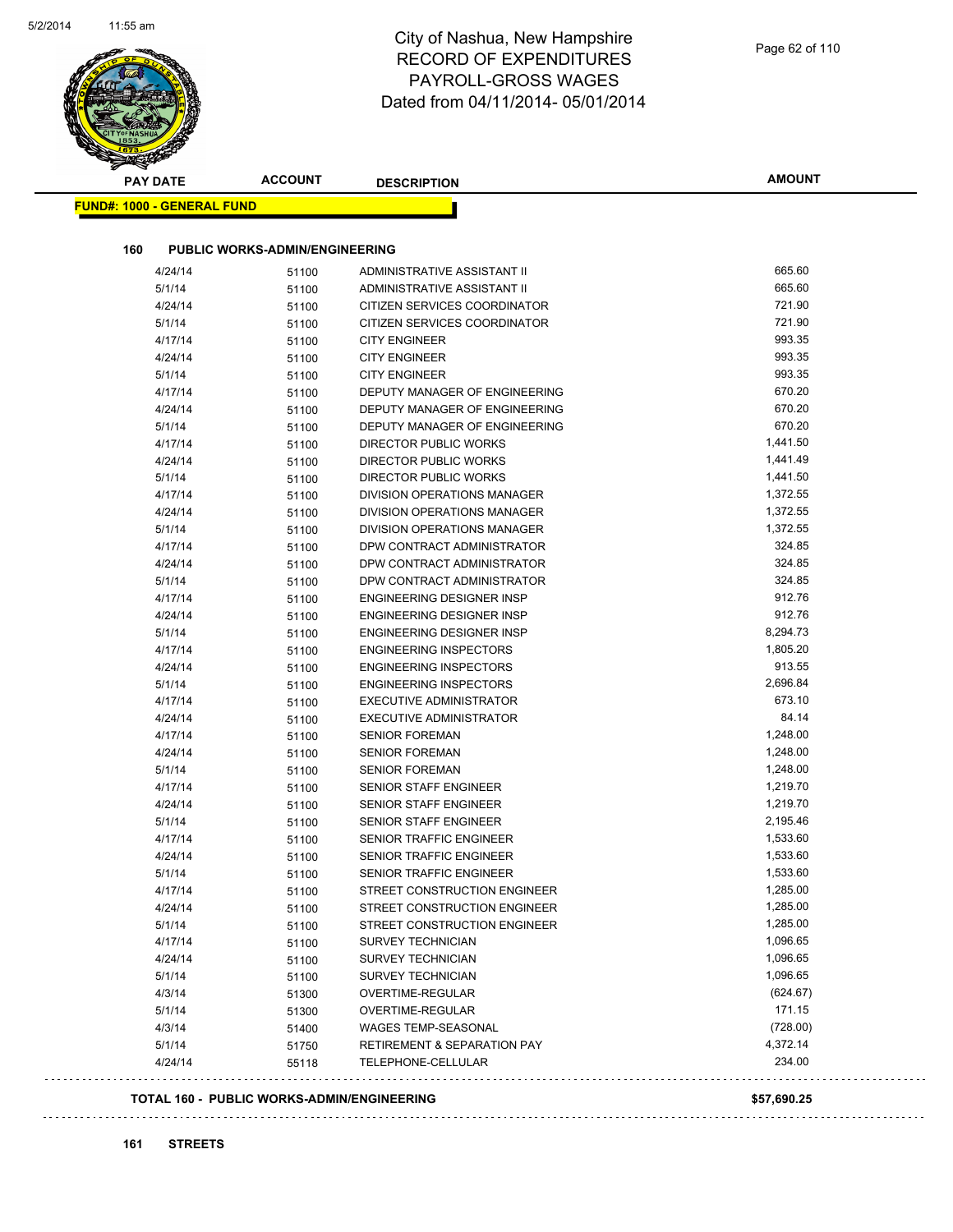# City of Nashua, New Hampshire
# RECORD OF EXPENDITURES
# PAYROLL-GROSS WAGES
# Dated from 04/11/2014- 05/01/2014

**FUND#: 1000 - GENERAL FUND**

**160 PUBLIC WORKS-ADMIN/ENGINEERING**

| PAY DATE | ACCOUNT | DESCRIPTION | AMOUNT |
|---|---|---|---|
| 4/24/14 | 51100 | ADMINISTRATIVE ASSISTANT II | 665.60 |
| 5/1/14 | 51100 | ADMINISTRATIVE ASSISTANT II | 665.60 |
| 4/24/14 | 51100 | CITIZEN SERVICES COORDINATOR | 721.90 |
| 5/1/14 | 51100 | CITIZEN SERVICES COORDINATOR | 721.90 |
| 4/17/14 | 51100 | CITY ENGINEER | 993.35 |
| 4/24/14 | 51100 | CITY ENGINEER | 993.35 |
| 5/1/14 | 51100 | CITY ENGINEER | 993.35 |
| 4/17/14 | 51100 | DEPUTY MANAGER OF ENGINEERING | 670.20 |
| 4/24/14 | 51100 | DEPUTY MANAGER OF ENGINEERING | 670.20 |
| 5/1/14 | 51100 | DEPUTY MANAGER OF ENGINEERING | 670.20 |
| 4/17/14 | 51100 | DIRECTOR PUBLIC WORKS | 1,441.50 |
| 4/24/14 | 51100 | DIRECTOR PUBLIC WORKS | 1,441.49 |
| 5/1/14 | 51100 | DIRECTOR PUBLIC WORKS | 1,441.50 |
| 4/17/14 | 51100 | DIVISION OPERATIONS MANAGER | 1,372.55 |
| 4/24/14 | 51100 | DIVISION OPERATIONS MANAGER | 1,372.55 |
| 5/1/14 | 51100 | DIVISION OPERATIONS MANAGER | 1,372.55 |
| 4/17/14 | 51100 | DPW CONTRACT ADMINISTRATOR | 324.85 |
| 4/24/14 | 51100 | DPW CONTRACT ADMINISTRATOR | 324.85 |
| 5/1/14 | 51100 | DPW CONTRACT ADMINISTRATOR | 324.85 |
| 4/17/14 | 51100 | ENGINEERING DESIGNER INSP | 912.76 |
| 4/24/14 | 51100 | ENGINEERING DESIGNER INSP | 912.76 |
| 5/1/14 | 51100 | ENGINEERING DESIGNER INSP | 8,294.73 |
| 4/17/14 | 51100 | ENGINEERING INSPECTORS | 1,805.20 |
| 4/24/14 | 51100 | ENGINEERING INSPECTORS | 913.55 |
| 5/1/14 | 51100 | ENGINEERING INSPECTORS | 2,696.84 |
| 4/17/14 | 51100 | EXECUTIVE ADMINISTRATOR | 673.10 |
| 4/24/14 | 51100 | EXECUTIVE ADMINISTRATOR | 84.14 |
| 4/17/14 | 51100 | SENIOR FOREMAN | 1,248.00 |
| 4/24/14 | 51100 | SENIOR FOREMAN | 1,248.00 |
| 5/1/14 | 51100 | SENIOR FOREMAN | 1,248.00 |
| 4/17/14 | 51100 | SENIOR STAFF ENGINEER | 1,219.70 |
| 4/24/14 | 51100 | SENIOR STAFF ENGINEER | 1,219.70 |
| 5/1/14 | 51100 | SENIOR STAFF ENGINEER | 2,195.46 |
| 4/17/14 | 51100 | SENIOR TRAFFIC ENGINEER | 1,533.60 |
| 4/24/14 | 51100 | SENIOR TRAFFIC ENGINEER | 1,533.60 |
| 5/1/14 | 51100 | SENIOR TRAFFIC ENGINEER | 1,533.60 |
| 4/17/14 | 51100 | STREET CONSTRUCTION ENGINEER | 1,285.00 |
| 4/24/14 | 51100 | STREET CONSTRUCTION ENGINEER | 1,285.00 |
| 5/1/14 | 51100 | STREET CONSTRUCTION ENGINEER | 1,285.00 |
| 4/17/14 | 51100 | SURVEY TECHNICIAN | 1,096.65 |
| 4/24/14 | 51100 | SURVEY TECHNICIAN | 1,096.65 |
| 5/1/14 | 51100 | SURVEY TECHNICIAN | 1,096.65 |
| 4/3/14 | 51300 | OVERTIME-REGULAR | (624.67) |
| 5/1/14 | 51300 | OVERTIME-REGULAR | 171.15 |
| 4/3/14 | 51400 | WAGES TEMP-SEASONAL | (728.00) |
| 5/1/14 | 51750 | RETIREMENT & SEPARATION PAY | 4,372.14 |
| 4/24/14 | 55118 | TELEPHONE-CELLULAR | 234.00 |

**TOTAL 160 - PUBLIC WORKS-ADMIN/ENGINEERING** **$57,690.25**

**161 STREETS**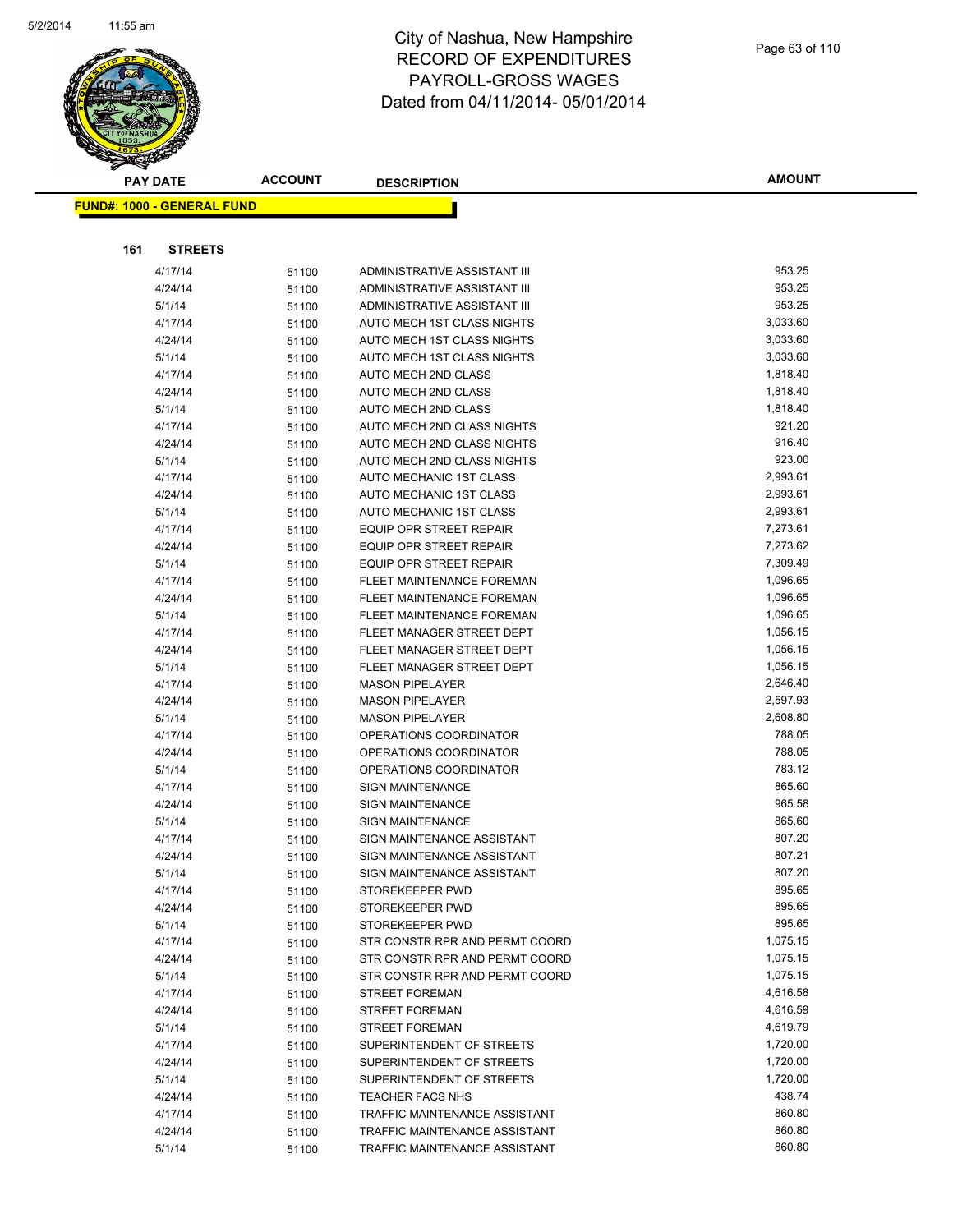# City of Nashua, New Hampshire
# RECORD OF EXPENDITURES
# PAYROLL-GROSS WAGES
# Dated from 04/11/2014- 05/01/2014

| PAY DATE | ACCOUNT | DESCRIPTION | AMOUNT |
|---|---|---|---|

**FUND#: 1000 - GENERAL FUND**

**161 STREETS**

| PAY DATE | ACCOUNT | DESCRIPTION | AMOUNT |
|---|---|---|---|
| 4/17/14 | 51100 | ADMINISTRATIVE ASSISTANT III | 953.25 |
| 4/24/14 | 51100 | ADMINISTRATIVE ASSISTANT III | 953.25 |
| 5/1/14 | 51100 | ADMINISTRATIVE ASSISTANT III | 953.25 |
| 4/17/14 | 51100 | AUTO MECH 1ST CLASS NIGHTS | 3,033.60 |
| 4/24/14 | 51100 | AUTO MECH 1ST CLASS NIGHTS | 3,033.60 |
| 5/1/14 | 51100 | AUTO MECH 1ST CLASS NIGHTS | 3,033.60 |
| 4/17/14 | 51100 | AUTO MECH 2ND CLASS | 1,818.40 |
| 4/24/14 | 51100 | AUTO MECH 2ND CLASS | 1,818.40 |
| 5/1/14 | 51100 | AUTO MECH 2ND CLASS | 1,818.40 |
| 4/17/14 | 51100 | AUTO MECH 2ND CLASS NIGHTS | 921.20 |
| 4/24/14 | 51100 | AUTO MECH 2ND CLASS NIGHTS | 916.40 |
| 5/1/14 | 51100 | AUTO MECH 2ND CLASS NIGHTS | 923.00 |
| 4/17/14 | 51100 | AUTO MECHANIC 1ST CLASS | 2,993.61 |
| 4/24/14 | 51100 | AUTO MECHANIC 1ST CLASS | 2,993.61 |
| 5/1/14 | 51100 | AUTO MECHANIC 1ST CLASS | 2,993.61 |
| 4/17/14 | 51100 | EQUIP OPR STREET REPAIR | 7,273.61 |
| 4/24/14 | 51100 | EQUIP OPR STREET REPAIR | 7,273.62 |
| 5/1/14 | 51100 | EQUIP OPR STREET REPAIR | 7,309.49 |
| 4/17/14 | 51100 | FLEET MAINTENANCE FOREMAN | 1,096.65 |
| 4/24/14 | 51100 | FLEET MAINTENANCE FOREMAN | 1,096.65 |
| 5/1/14 | 51100 | FLEET MAINTENANCE FOREMAN | 1,096.65 |
| 4/17/14 | 51100 | FLEET MANAGER STREET DEPT | 1,056.15 |
| 4/24/14 | 51100 | FLEET MANAGER STREET DEPT | 1,056.15 |
| 5/1/14 | 51100 | FLEET MANAGER STREET DEPT | 1,056.15 |
| 4/17/14 | 51100 | MASON PIPELAYER | 2,646.40 |
| 4/24/14 | 51100 | MASON PIPELAYER | 2,597.93 |
| 5/1/14 | 51100 | MASON PIPELAYER | 2,608.80 |
| 4/17/14 | 51100 | OPERATIONS COORDINATOR | 788.05 |
| 4/24/14 | 51100 | OPERATIONS COORDINATOR | 788.05 |
| 5/1/14 | 51100 | OPERATIONS COORDINATOR | 783.12 |
| 4/17/14 | 51100 | SIGN MAINTENANCE | 865.60 |
| 4/24/14 | 51100 | SIGN MAINTENANCE | 965.58 |
| 5/1/14 | 51100 | SIGN MAINTENANCE | 865.60 |
| 4/17/14 | 51100 | SIGN MAINTENANCE ASSISTANT | 807.20 |
| 4/24/14 | 51100 | SIGN MAINTENANCE ASSISTANT | 807.21 |
| 5/1/14 | 51100 | SIGN MAINTENANCE ASSISTANT | 807.20 |
| 4/17/14 | 51100 | STOREKEEPER PWD | 895.65 |
| 4/24/14 | 51100 | STOREKEEPER PWD | 895.65 |
| 5/1/14 | 51100 | STOREKEEPER PWD | 895.65 |
| 4/17/14 | 51100 | STR CONSTR RPR AND PERMT COORD | 1,075.15 |
| 4/24/14 | 51100 | STR CONSTR RPR AND PERMT COORD | 1,075.15 |
| 5/1/14 | 51100 | STR CONSTR RPR AND PERMT COORD | 1,075.15 |
| 4/17/14 | 51100 | STREET FOREMAN | 4,616.58 |
| 4/24/14 | 51100 | STREET FOREMAN | 4,616.59 |
| 5/1/14 | 51100 | STREET FOREMAN | 4,619.79 |
| 4/17/14 | 51100 | SUPERINTENDENT OF STREETS | 1,720.00 |
| 4/24/14 | 51100 | SUPERINTENDENT OF STREETS | 1,720.00 |
| 5/1/14 | 51100 | SUPERINTENDENT OF STREETS | 1,720.00 |
| 4/24/14 | 51100 | TEACHER FACS NHS | 438.74 |
| 4/17/14 | 51100 | TRAFFIC MAINTENANCE ASSISTANT | 860.80 |
| 4/24/14 | 51100 | TRAFFIC MAINTENANCE ASSISTANT | 860.80 |
| 5/1/14 | 51100 | TRAFFIC MAINTENANCE ASSISTANT | 860.80 |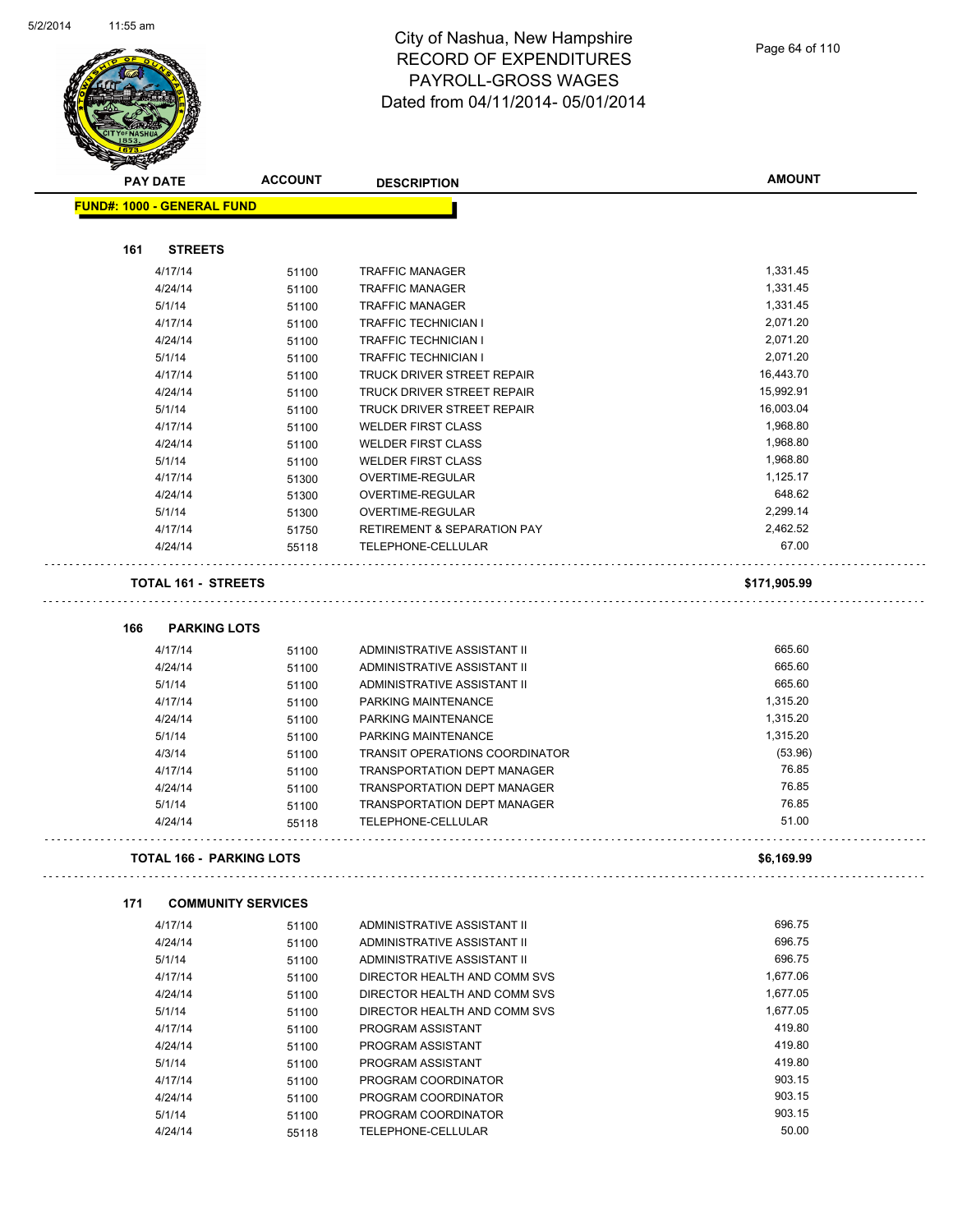# City of Nashua, New Hampshire
## RECORD OF EXPENDITURES
## PAYROLL-GROSS WAGES
## Dated from 04/11/2014- 05/01/2014

| PAY DATE | ACCOUNT | DESCRIPTION | AMOUNT |
|---|---|---|---|
| **FUND#: 1000 - GENERAL FUND** | | | |
| **161 STREETS** | | | |
| 4/17/14 | 51100 | TRAFFIC MANAGER | 1,331.45 |
| 4/24/14 | 51100 | TRAFFIC MANAGER | 1,331.45 |
| 5/1/14 | 51100 | TRAFFIC MANAGER | 1,331.45 |
| 4/17/14 | 51100 | TRAFFIC TECHNICIAN I | 2,071.20 |
| 4/24/14 | 51100 | TRAFFIC TECHNICIAN I | 2,071.20 |
| 5/1/14 | 51100 | TRAFFIC TECHNICIAN I | 2,071.20 |
| 4/17/14 | 51100 | TRUCK DRIVER STREET REPAIR | 16,443.70 |
| 4/24/14 | 51100 | TRUCK DRIVER STREET REPAIR | 15,992.91 |
| 5/1/14 | 51100 | TRUCK DRIVER STREET REPAIR | 16,003.04 |
| 4/17/14 | 51100 | WELDER FIRST CLASS | 1,968.80 |
| 4/24/14 | 51100 | WELDER FIRST CLASS | 1,968.80 |
| 5/1/14 | 51100 | WELDER FIRST CLASS | 1,968.80 |
| 4/17/14 | 51300 | OVERTIME-REGULAR | 1,125.17 |
| 4/24/14 | 51300 | OVERTIME-REGULAR | 648.62 |
| 5/1/14 | 51300 | OVERTIME-REGULAR | 2,299.14 |
| 4/17/14 | 51750 | RETIREMENT & SEPARATION PAY | 2,462.52 |
| 4/24/14 | 55118 | TELEPHONE-CELLULAR | 67.00 |
| **TOTAL 161 - STREETS** | | | **$171,905.99** |
| **166 PARKING LOTS** | | | |
| 4/17/14 | 51100 | ADMINISTRATIVE ASSISTANT II | 665.60 |
| 4/24/14 | 51100 | ADMINISTRATIVE ASSISTANT II | 665.60 |
| 5/1/14 | 51100 | ADMINISTRATIVE ASSISTANT II | 665.60 |
| 4/17/14 | 51100 | PARKING MAINTENANCE | 1,315.20 |
| 4/24/14 | 51100 | PARKING MAINTENANCE | 1,315.20 |
| 5/1/14 | 51100 | PARKING MAINTENANCE | 1,315.20 |
| 4/3/14 | 51100 | TRANSIT OPERATIONS COORDINATOR | (53.96) |
| 4/17/14 | 51100 | TRANSPORTATION DEPT MANAGER | 76.85 |
| 4/24/14 | 51100 | TRANSPORTATION DEPT MANAGER | 76.85 |
| 5/1/14 | 51100 | TRANSPORTATION DEPT MANAGER | 76.85 |
| 4/24/14 | 55118 | TELEPHONE-CELLULAR | 51.00 |
| **TOTAL 166 - PARKING LOTS** | | | **$6,169.99** |
| **171 COMMUNITY SERVICES** | | | |
| 4/17/14 | 51100 | ADMINISTRATIVE ASSISTANT II | 696.75 |
| 4/24/14 | 51100 | ADMINISTRATIVE ASSISTANT II | 696.75 |
| 5/1/14 | 51100 | ADMINISTRATIVE ASSISTANT II | 696.75 |
| 4/17/14 | 51100 | DIRECTOR HEALTH AND COMM SVS | 1,677.06 |
| 4/24/14 | 51100 | DIRECTOR HEALTH AND COMM SVS | 1,677.05 |
| 5/1/14 | 51100 | DIRECTOR HEALTH AND COMM SVS | 1,677.05 |
| 4/17/14 | 51100 | PROGRAM ASSISTANT | 419.80 |
| 4/24/14 | 51100 | PROGRAM ASSISTANT | 419.80 |
| 5/1/14 | 51100 | PROGRAM ASSISTANT | 419.80 |
| 4/17/14 | 51100 | PROGRAM COORDINATOR | 903.15 |
| 4/24/14 | 51100 | PROGRAM COORDINATOR | 903.15 |
| 5/1/14 | 51100 | PROGRAM COORDINATOR | 903.15 |
| 4/24/14 | 55118 | TELEPHONE-CELLULAR | 50.00 |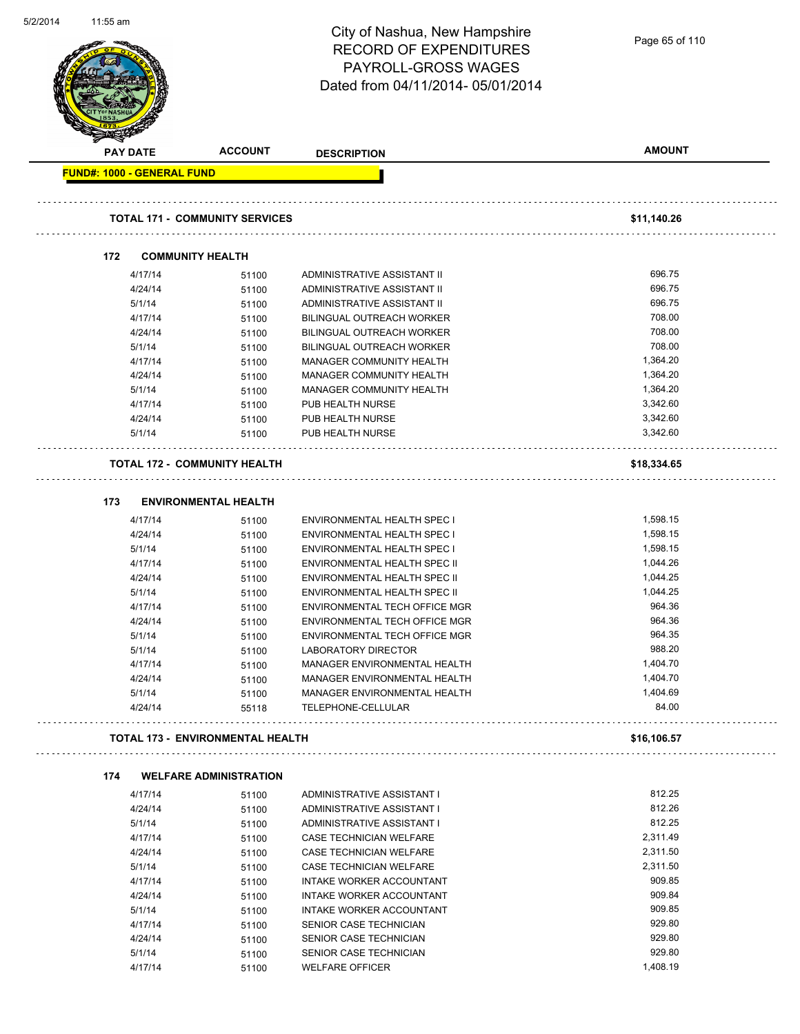# City of Nashua, New Hampshire
## RECORD OF EXPENDITURES
## PAYROLL-GROSS WAGES
## Dated from 04/11/2014- 05/01/2014

| PAY DATE | ACCOUNT | DESCRIPTION | AMOUNT |
|---|---|---|---|
| **FUND#: 1000 - GENERAL FUND** | | | |
| **TOTAL 171 - COMMUNITY SERVICES** | | | **$11,140.26** |
| **172 COMMUNITY HEALTH** | | | |
| 4/17/14 | 51100 | ADMINISTRATIVE ASSISTANT II | 696.75 |
| 4/24/14 | 51100 | ADMINISTRATIVE ASSISTANT II | 696.75 |
| 5/1/14 | 51100 | ADMINISTRATIVE ASSISTANT II | 696.75 |
| 4/17/14 | 51100 | BILINGUAL OUTREACH WORKER | 708.00 |
| 4/24/14 | 51100 | BILINGUAL OUTREACH WORKER | 708.00 |
| 5/1/14 | 51100 | BILINGUAL OUTREACH WORKER | 708.00 |
| 4/17/14 | 51100 | MANAGER COMMUNITY HEALTH | 1,364.20 |
| 4/24/14 | 51100 | MANAGER COMMUNITY HEALTH | 1,364.20 |
| 5/1/14 | 51100 | MANAGER COMMUNITY HEALTH | 1,364.20 |
| 4/17/14 | 51100 | PUB HEALTH NURSE | 3,342.60 |
| 4/24/14 | 51100 | PUB HEALTH NURSE | 3,342.60 |
| 5/1/14 | 51100 | PUB HEALTH NURSE | 3,342.60 |
| **TOTAL 172 - COMMUNITY HEALTH** | | | **$18,334.65** |
| **173 ENVIRONMENTAL HEALTH** | | | |
| 4/17/14 | 51100 | ENVIRONMENTAL HEALTH SPEC I | 1,598.15 |
| 4/24/14 | 51100 | ENVIRONMENTAL HEALTH SPEC I | 1,598.15 |
| 5/1/14 | 51100 | ENVIRONMENTAL HEALTH SPEC I | 1,598.15 |
| 4/17/14 | 51100 | ENVIRONMENTAL HEALTH SPEC II | 1,044.26 |
| 4/24/14 | 51100 | ENVIRONMENTAL HEALTH SPEC II | 1,044.25 |
| 5/1/14 | 51100 | ENVIRONMENTAL HEALTH SPEC II | 1,044.25 |
| 4/17/14 | 51100 | ENVIRONMENTAL TECH OFFICE MGR | 964.36 |
| 4/24/14 | 51100 | ENVIRONMENTAL TECH OFFICE MGR | 964.36 |
| 5/1/14 | 51100 | ENVIRONMENTAL TECH OFFICE MGR | 964.35 |
| 5/1/14 | 51100 | LABORATORY DIRECTOR | 988.20 |
| 4/17/14 | 51100 | MANAGER ENVIRONMENTAL HEALTH | 1,404.70 |
| 4/24/14 | 51100 | MANAGER ENVIRONMENTAL HEALTH | 1,404.70 |
| 5/1/14 | 51100 | MANAGER ENVIRONMENTAL HEALTH | 1,404.69 |
| 4/24/14 | 55118 | TELEPHONE-CELLULAR | 84.00 |
| **TOTAL 173 - ENVIRONMENTAL HEALTH** | | | **$16,106.57** |
| **174 WELFARE ADMINISTRATION** | | | |
| 4/17/14 | 51100 | ADMINISTRATIVE ASSISTANT I | 812.25 |
| 4/24/14 | 51100 | ADMINISTRATIVE ASSISTANT I | 812.26 |
| 5/1/14 | 51100 | ADMINISTRATIVE ASSISTANT I | 812.25 |
| 4/17/14 | 51100 | CASE TECHNICIAN WELFARE | 2,311.49 |
| 4/24/14 | 51100 | CASE TECHNICIAN WELFARE | 2,311.50 |
| 5/1/14 | 51100 | CASE TECHNICIAN WELFARE | 2,311.50 |
| 4/17/14 | 51100 | INTAKE WORKER ACCOUNTANT | 909.85 |
| 4/24/14 | 51100 | INTAKE WORKER ACCOUNTANT | 909.84 |
| 5/1/14 | 51100 | INTAKE WORKER ACCOUNTANT | 909.85 |
| 4/17/14 | 51100 | SENIOR CASE TECHNICIAN | 929.80 |
| 4/24/14 | 51100 | SENIOR CASE TECHNICIAN | 929.80 |
| 5/1/14 | 51100 | SENIOR CASE TECHNICIAN | 929.80 |
| 4/17/14 | 51100 | WELFARE OFFICER | 1,408.19 |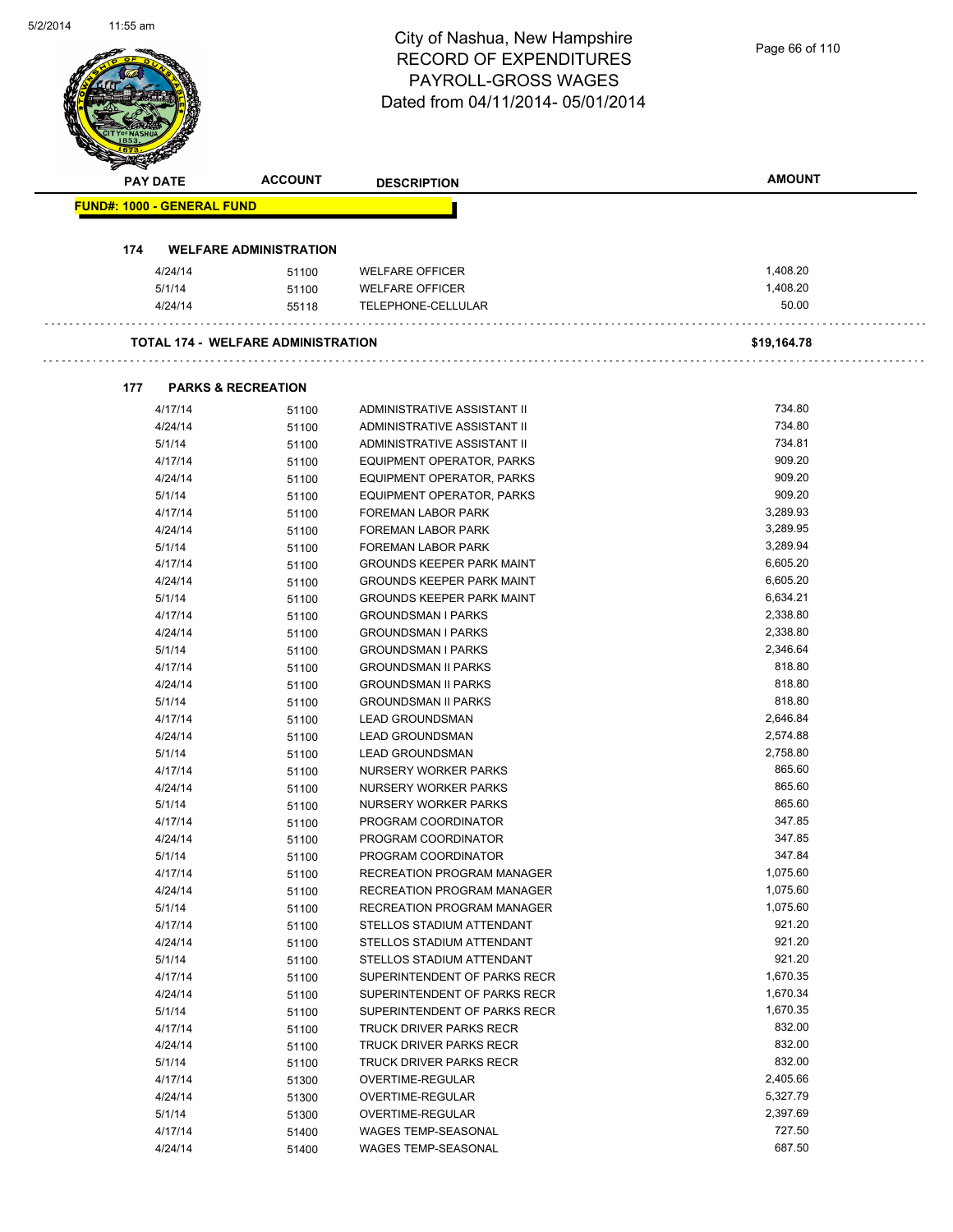# City of Nashua, New Hampshire
## RECORD OF EXPENDITURES
## PAYROLL-GROSS WAGES
## Dated from 04/11/2014- 05/01/2014

| PAY DATE | ACCOUNT | DESCRIPTION | AMOUNT |
|---|---|---|---|

**FUND#: 1000 - GENERAL FUND**

**174 WELFARE ADMINISTRATION**

| PAY DATE | ACCOUNT | DESCRIPTION | AMOUNT |
|---|---|---|---|
| 4/24/14 | 51100 | WELFARE OFFICER | 1,408.20 |
| 5/1/14 | 51100 | WELFARE OFFICER | 1,408.20 |
| 4/24/14 | 55118 | TELEPHONE-CELLULAR | 50.00 |

**TOTAL 174 - WELFARE ADMINISTRATION** **$19,164.78**

**177 PARKS & RECREATION**

| PAY DATE | ACCOUNT | DESCRIPTION | AMOUNT |
|---|---|---|---|
| 4/17/14 | 51100 | ADMINISTRATIVE ASSISTANT II | 734.80 |
| 4/24/14 | 51100 | ADMINISTRATIVE ASSISTANT II | 734.80 |
| 5/1/14 | 51100 | ADMINISTRATIVE ASSISTANT II | 734.81 |
| 4/17/14 | 51100 | EQUIPMENT OPERATOR, PARKS | 909.20 |
| 4/24/14 | 51100 | EQUIPMENT OPERATOR, PARKS | 909.20 |
| 5/1/14 | 51100 | EQUIPMENT OPERATOR, PARKS | 909.20 |
| 4/17/14 | 51100 | FOREMAN LABOR PARK | 3,289.93 |
| 4/24/14 | 51100 | FOREMAN LABOR PARK | 3,289.95 |
| 5/1/14 | 51100 | FOREMAN LABOR PARK | 3,289.94 |
| 4/17/14 | 51100 | GROUNDS KEEPER PARK MAINT | 6,605.20 |
| 4/24/14 | 51100 | GROUNDS KEEPER PARK MAINT | 6,605.20 |
| 5/1/14 | 51100 | GROUNDS KEEPER PARK MAINT | 6,634.21 |
| 4/17/14 | 51100 | GROUNDSMAN I PARKS | 2,338.80 |
| 4/24/14 | 51100 | GROUNDSMAN I PARKS | 2,338.80 |
| 5/1/14 | 51100 | GROUNDSMAN I PARKS | 2,346.64 |
| 4/17/14 | 51100 | GROUNDSMAN II PARKS | 818.80 |
| 4/24/14 | 51100 | GROUNDSMAN II PARKS | 818.80 |
| 5/1/14 | 51100 | GROUNDSMAN II PARKS | 818.80 |
| 4/17/14 | 51100 | LEAD GROUNDSMAN | 2,646.84 |
| 4/24/14 | 51100 | LEAD GROUNDSMAN | 2,574.88 |
| 5/1/14 | 51100 | LEAD GROUNDSMAN | 2,758.80 |
| 4/17/14 | 51100 | NURSERY WORKER PARKS | 865.60 |
| 4/24/14 | 51100 | NURSERY WORKER PARKS | 865.60 |
| 5/1/14 | 51100 | NURSERY WORKER PARKS | 865.60 |
| 4/17/14 | 51100 | PROGRAM COORDINATOR | 347.85 |
| 4/24/14 | 51100 | PROGRAM COORDINATOR | 347.85 |
| 5/1/14 | 51100 | PROGRAM COORDINATOR | 347.84 |
| 4/17/14 | 51100 | RECREATION PROGRAM MANAGER | 1,075.60 |
| 4/24/14 | 51100 | RECREATION PROGRAM MANAGER | 1,075.60 |
| 5/1/14 | 51100 | RECREATION PROGRAM MANAGER | 1,075.60 |
| 4/17/14 | 51100 | STELLOS STADIUM ATTENDANT | 921.20 |
| 4/24/14 | 51100 | STELLOS STADIUM ATTENDANT | 921.20 |
| 5/1/14 | 51100 | STELLOS STADIUM ATTENDANT | 921.20 |
| 4/17/14 | 51100 | SUPERINTENDENT OF PARKS RECR | 1,670.35 |
| 4/24/14 | 51100 | SUPERINTENDENT OF PARKS RECR | 1,670.34 |
| 5/1/14 | 51100 | SUPERINTENDENT OF PARKS RECR | 1,670.35 |
| 4/17/14 | 51100 | TRUCK DRIVER PARKS RECR | 832.00 |
| 4/24/14 | 51100 | TRUCK DRIVER PARKS RECR | 832.00 |
| 5/1/14 | 51100 | TRUCK DRIVER PARKS RECR | 832.00 |
| 4/17/14 | 51300 | OVERTIME-REGULAR | 2,405.66 |
| 4/24/14 | 51300 | OVERTIME-REGULAR | 5,327.79 |
| 5/1/14 | 51300 | OVERTIME-REGULAR | 2,397.69 |
| 4/17/14 | 51400 | WAGES TEMP-SEASONAL | 727.50 |
| 4/24/14 | 51400 | WAGES TEMP-SEASONAL | 687.50 |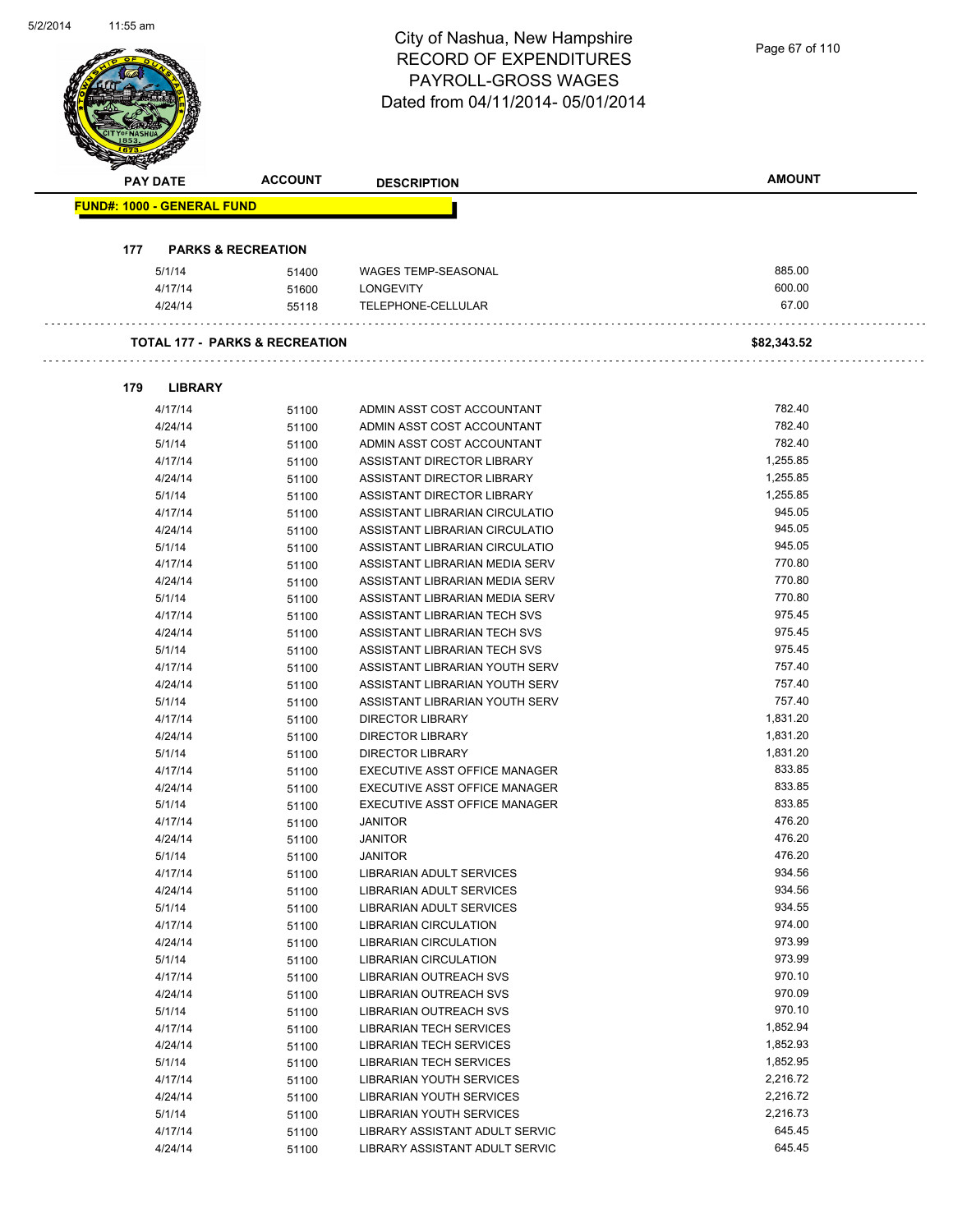# City of Nashua, New Hampshire
# RECORD OF EXPENDITURES
# PAYROLL-GROSS WAGES
# Dated from 04/11/2014- 05/01/2014

| PAY DATE | ACCOUNT | DESCRIPTION | AMOUNT |
|---|---|---|---|

**FUND#: 1000 - GENERAL FUND**

**177 PARKS & RECREATION**

| PAY DATE | ACCOUNT | DESCRIPTION | AMOUNT |
|---|---|---|---|
| 5/1/14 | 51400 | WAGES TEMP-SEASONAL | 885.00 |
| 4/17/14 | 51600 | LONGEVITY | 600.00 |
| 4/24/14 | 55118 | TELEPHONE-CELLULAR | 67.00 |

**TOTAL 177 - PARKS & RECREATION** **$82,343.52**

**179 LIBRARY**

| PAY DATE | ACCOUNT | DESCRIPTION | AMOUNT |
|---|---|---|---|
| 4/17/14 | 51100 | ADMIN ASST COST ACCOUNTANT | 782.40 |
| 4/24/14 | 51100 | ADMIN ASST COST ACCOUNTANT | 782.40 |
| 5/1/14 | 51100 | ADMIN ASST COST ACCOUNTANT | 782.40 |
| 4/17/14 | 51100 | ASSISTANT DIRECTOR LIBRARY | 1,255.85 |
| 4/24/14 | 51100 | ASSISTANT DIRECTOR LIBRARY | 1,255.85 |
| 5/1/14 | 51100 | ASSISTANT DIRECTOR LIBRARY | 1,255.85 |
| 4/17/14 | 51100 | ASSISTANT LIBRARIAN CIRCULATIO | 945.05 |
| 4/24/14 | 51100 | ASSISTANT LIBRARIAN CIRCULATIO | 945.05 |
| 5/1/14 | 51100 | ASSISTANT LIBRARIAN CIRCULATIO | 945.05 |
| 4/17/14 | 51100 | ASSISTANT LIBRARIAN MEDIA SERV | 770.80 |
| 4/24/14 | 51100 | ASSISTANT LIBRARIAN MEDIA SERV | 770.80 |
| 5/1/14 | 51100 | ASSISTANT LIBRARIAN MEDIA SERV | 770.80 |
| 4/17/14 | 51100 | ASSISTANT LIBRARIAN TECH SVS | 975.45 |
| 4/24/14 | 51100 | ASSISTANT LIBRARIAN TECH SVS | 975.45 |
| 5/1/14 | 51100 | ASSISTANT LIBRARIAN TECH SVS | 975.45 |
| 4/17/14 | 51100 | ASSISTANT LIBRARIAN YOUTH SERV | 757.40 |
| 4/24/14 | 51100 | ASSISTANT LIBRARIAN YOUTH SERV | 757.40 |
| 5/1/14 | 51100 | ASSISTANT LIBRARIAN YOUTH SERV | 757.40 |
| 4/17/14 | 51100 | DIRECTOR LIBRARY | 1,831.20 |
| 4/24/14 | 51100 | DIRECTOR LIBRARY | 1,831.20 |
| 5/1/14 | 51100 | DIRECTOR LIBRARY | 1,831.20 |
| 4/17/14 | 51100 | EXECUTIVE ASST OFFICE MANAGER | 833.85 |
| 4/24/14 | 51100 | EXECUTIVE ASST OFFICE MANAGER | 833.85 |
| 5/1/14 | 51100 | EXECUTIVE ASST OFFICE MANAGER | 833.85 |
| 4/17/14 | 51100 | JANITOR | 476.20 |
| 4/24/14 | 51100 | JANITOR | 476.20 |
| 5/1/14 | 51100 | JANITOR | 476.20 |
| 4/17/14 | 51100 | LIBRARIAN ADULT SERVICES | 934.56 |
| 4/24/14 | 51100 | LIBRARIAN ADULT SERVICES | 934.56 |
| 5/1/14 | 51100 | LIBRARIAN ADULT SERVICES | 934.55 |
| 4/17/14 | 51100 | LIBRARIAN CIRCULATION | 974.00 |
| 4/24/14 | 51100 | LIBRARIAN CIRCULATION | 973.99 |
| 5/1/14 | 51100 | LIBRARIAN CIRCULATION | 973.99 |
| 4/17/14 | 51100 | LIBRARIAN OUTREACH SVS | 970.10 |
| 4/24/14 | 51100 | LIBRARIAN OUTREACH SVS | 970.09 |
| 5/1/14 | 51100 | LIBRARIAN OUTREACH SVS | 970.10 |
| 4/17/14 | 51100 | LIBRARIAN TECH SERVICES | 1,852.94 |
| 4/24/14 | 51100 | LIBRARIAN TECH SERVICES | 1,852.93 |
| 5/1/14 | 51100 | LIBRARIAN TECH SERVICES | 1,852.95 |
| 4/17/14 | 51100 | LIBRARIAN YOUTH SERVICES | 2,216.72 |
| 4/24/14 | 51100 | LIBRARIAN YOUTH SERVICES | 2,216.72 |
| 5/1/14 | 51100 | LIBRARIAN YOUTH SERVICES | 2,216.73 |
| 4/17/14 | 51100 | LIBRARY ASSISTANT ADULT SERVIC | 645.45 |
| 4/24/14 | 51100 | LIBRARY ASSISTANT ADULT SERVIC | 645.45 |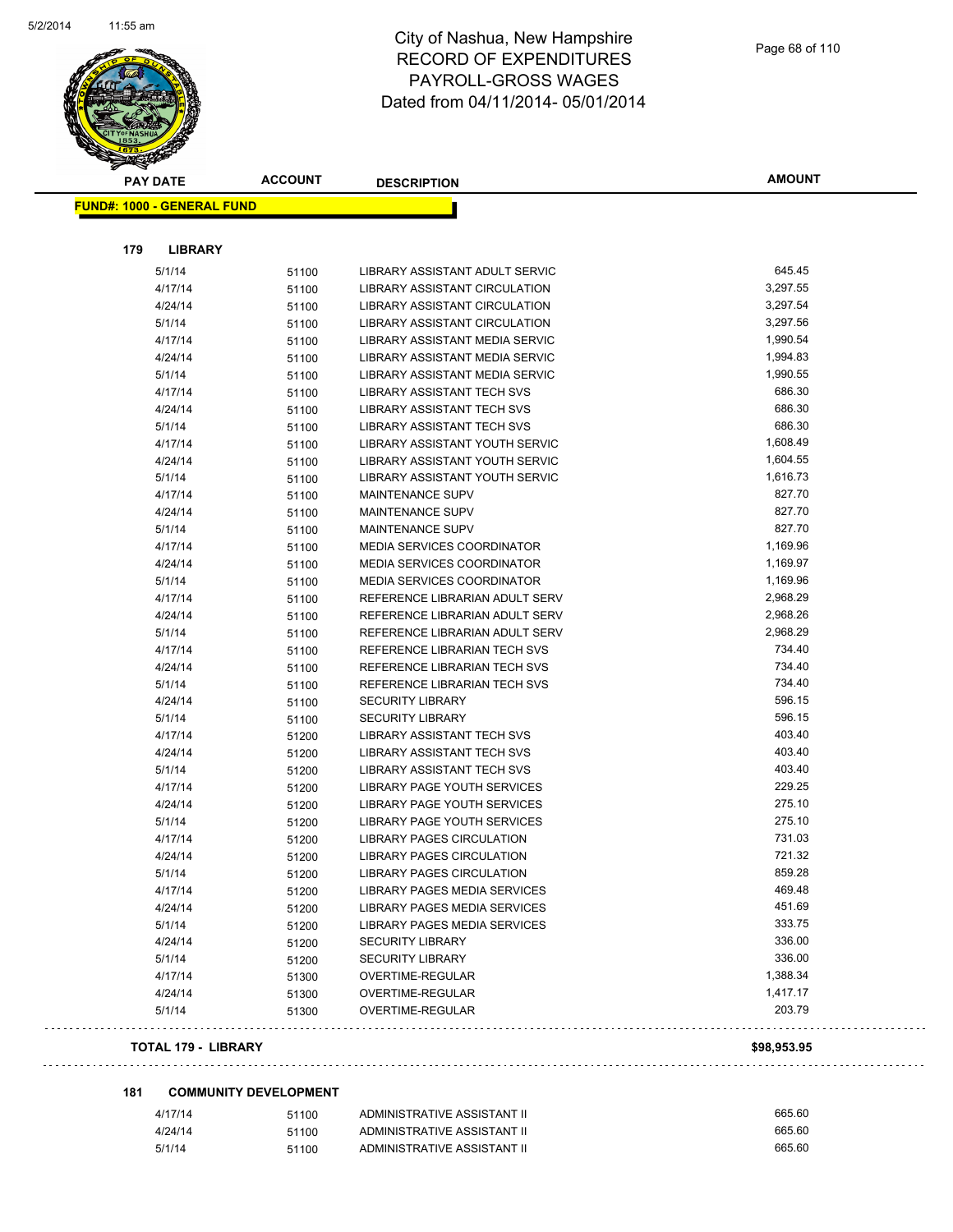# City of Nashua, New Hampshire
# RECORD OF EXPENDITURES
# PAYROLL-GROSS WAGES
# Dated from 04/11/2014- 05/01/2014

| PAY DATE | ACCOUNT | DESCRIPTION | AMOUNT |
|---|---|---|---|
| **FUND#: 1000 - GENERAL FUND** | | | |
| **179 LIBRARY** | | | |
| 5/1/14 | 51100 | LIBRARY ASSISTANT ADULT SERVIC | 645.45 |
| 4/17/14 | 51100 | LIBRARY ASSISTANT CIRCULATION | 3,297.55 |
| 4/24/14 | 51100 | LIBRARY ASSISTANT CIRCULATION | 3,297.54 |
| 5/1/14 | 51100 | LIBRARY ASSISTANT CIRCULATION | 3,297.56 |
| 4/17/14 | 51100 | LIBRARY ASSISTANT MEDIA SERVIC | 1,990.54 |
| 4/24/14 | 51100 | LIBRARY ASSISTANT MEDIA SERVIC | 1,994.83 |
| 5/1/14 | 51100 | LIBRARY ASSISTANT MEDIA SERVIC | 1,990.55 |
| 4/17/14 | 51100 | LIBRARY ASSISTANT TECH SVS | 686.30 |
| 4/24/14 | 51100 | LIBRARY ASSISTANT TECH SVS | 686.30 |
| 5/1/14 | 51100 | LIBRARY ASSISTANT TECH SVS | 686.30 |
| 4/17/14 | 51100 | LIBRARY ASSISTANT YOUTH SERVIC | 1,608.49 |
| 4/24/14 | 51100 | LIBRARY ASSISTANT YOUTH SERVIC | 1,604.55 |
| 5/1/14 | 51100 | LIBRARY ASSISTANT YOUTH SERVIC | 1,616.73 |
| 4/17/14 | 51100 | MAINTENANCE SUPV | 827.70 |
| 4/24/14 | 51100 | MAINTENANCE SUPV | 827.70 |
| 5/1/14 | 51100 | MAINTENANCE SUPV | 827.70 |
| 4/17/14 | 51100 | MEDIA SERVICES COORDINATOR | 1,169.96 |
| 4/24/14 | 51100 | MEDIA SERVICES COORDINATOR | 1,169.97 |
| 5/1/14 | 51100 | MEDIA SERVICES COORDINATOR | 1,169.96 |
| 4/17/14 | 51100 | REFERENCE LIBRARIAN ADULT SERV | 2,968.29 |
| 4/24/14 | 51100 | REFERENCE LIBRARIAN ADULT SERV | 2,968.26 |
| 5/1/14 | 51100 | REFERENCE LIBRARIAN ADULT SERV | 2,968.29 |
| 4/17/14 | 51100 | REFERENCE LIBRARIAN TECH SVS | 734.40 |
| 4/24/14 | 51100 | REFERENCE LIBRARIAN TECH SVS | 734.40 |
| 5/1/14 | 51100 | REFERENCE LIBRARIAN TECH SVS | 734.40 |
| 4/24/14 | 51100 | SECURITY LIBRARY | 596.15 |
| 5/1/14 | 51100 | SECURITY LIBRARY | 596.15 |
| 4/17/14 | 51200 | LIBRARY ASSISTANT TECH SVS | 403.40 |
| 4/24/14 | 51200 | LIBRARY ASSISTANT TECH SVS | 403.40 |
| 5/1/14 | 51200 | LIBRARY ASSISTANT TECH SVS | 403.40 |
| 4/17/14 | 51200 | LIBRARY PAGE YOUTH SERVICES | 229.25 |
| 4/24/14 | 51200 | LIBRARY PAGE YOUTH SERVICES | 275.10 |
| 5/1/14 | 51200 | LIBRARY PAGE YOUTH SERVICES | 275.10 |
| 4/17/14 | 51200 | LIBRARY PAGES CIRCULATION | 731.03 |
| 4/24/14 | 51200 | LIBRARY PAGES CIRCULATION | 721.32 |
| 5/1/14 | 51200 | LIBRARY PAGES CIRCULATION | 859.28 |
| 4/17/14 | 51200 | LIBRARY PAGES MEDIA SERVICES | 469.48 |
| 4/24/14 | 51200 | LIBRARY PAGES MEDIA SERVICES | 451.69 |
| 5/1/14 | 51200 | LIBRARY PAGES MEDIA SERVICES | 333.75 |
| 4/24/14 | 51200 | SECURITY LIBRARY | 336.00 |
| 5/1/14 | 51200 | SECURITY LIBRARY | 336.00 |
| 4/17/14 | 51300 | OVERTIME-REGULAR | 1,388.34 |
| 4/24/14 | 51300 | OVERTIME-REGULAR | 1,417.17 |
| 5/1/14 | 51300 | OVERTIME-REGULAR | 203.79 |
| **TOTAL 179 - LIBRARY** | | | **$98,953.95** |
| **181 COMMUNITY DEVELOPMENT** | | | |
| 4/17/14 | 51100 | ADMINISTRATIVE ASSISTANT II | 665.60 |
| 4/24/14 | 51100 | ADMINISTRATIVE ASSISTANT II | 665.60 |
| 5/1/14 | 51100 | ADMINISTRATIVE ASSISTANT II | 665.60 |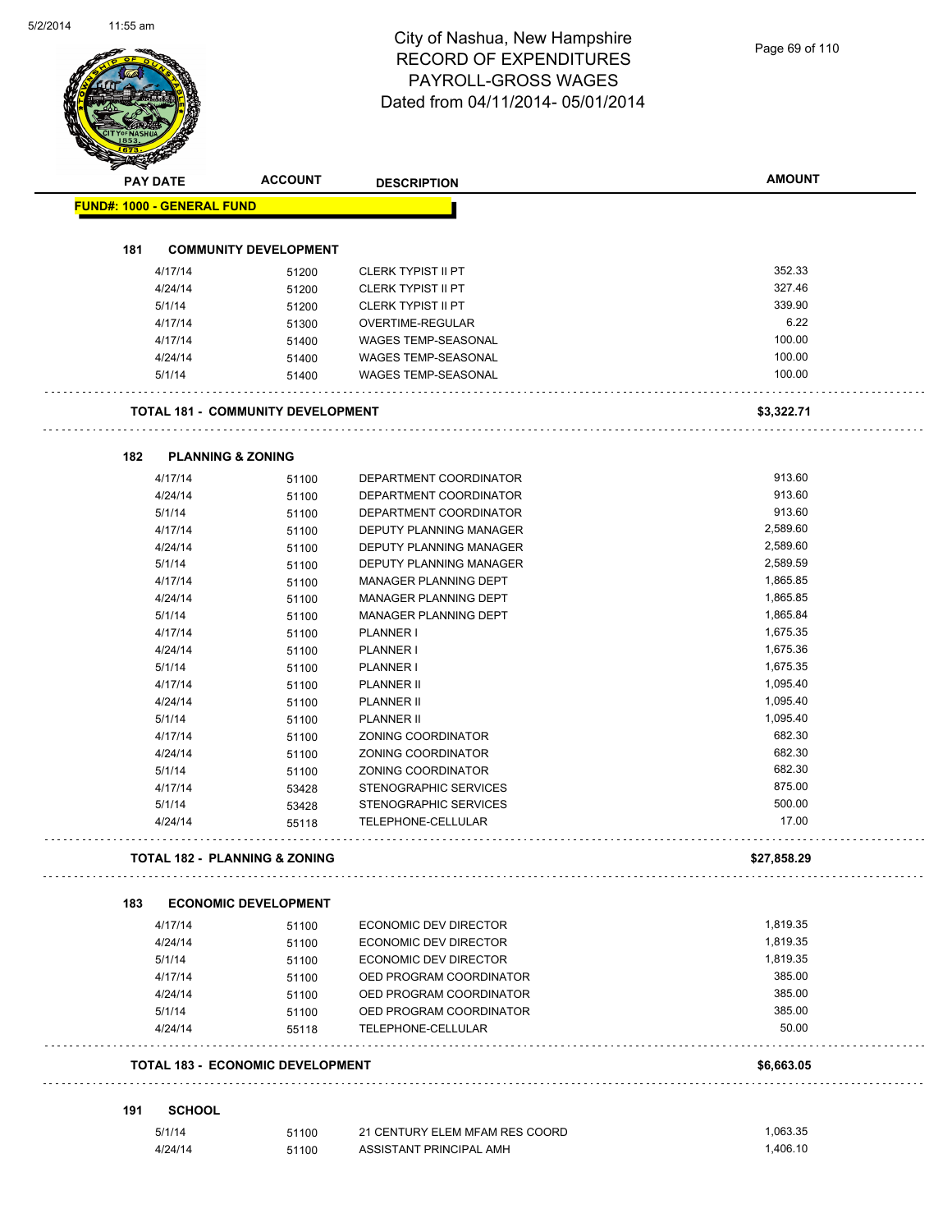# City of Nashua, New Hampshire
## RECORD OF EXPENDITURES
## PAYROLL-GROSS WAGES
## Dated from 04/11/2014- 05/01/2014

| PAY DATE | ACCOUNT | DESCRIPTION | AMOUNT |
|---|---|---|---|
| **FUND#: 1000 - GENERAL FUND** | | | |
| **181 COMMUNITY DEVELOPMENT** | | | |
| 4/17/14 | 51200 | CLERK TYPIST II PT | 352.33 |
| 4/24/14 | 51200 | CLERK TYPIST II PT | 327.46 |
| 5/1/14 | 51200 | CLERK TYPIST II PT | 339.90 |
| 4/17/14 | 51300 | OVERTIME-REGULAR | 6.22 |
| 4/17/14 | 51400 | WAGES TEMP-SEASONAL | 100.00 |
| 4/24/14 | 51400 | WAGES TEMP-SEASONAL | 100.00 |
| 5/1/14 | 51400 | WAGES TEMP-SEASONAL | 100.00 |
| **TOTAL 181 - COMMUNITY DEVELOPMENT** | | | **$3,322.71** |
| **182 PLANNING & ZONING** | | | |
| 4/17/14 | 51100 | DEPARTMENT COORDINATOR | 913.60 |
| 4/24/14 | 51100 | DEPARTMENT COORDINATOR | 913.60 |
| 5/1/14 | 51100 | DEPARTMENT COORDINATOR | 913.60 |
| 4/17/14 | 51100 | DEPUTY PLANNING MANAGER | 2,589.60 |
| 4/24/14 | 51100 | DEPUTY PLANNING MANAGER | 2,589.60 |
| 5/1/14 | 51100 | DEPUTY PLANNING MANAGER | 2,589.59 |
| 4/17/14 | 51100 | MANAGER PLANNING DEPT | 1,865.85 |
| 4/24/14 | 51100 | MANAGER PLANNING DEPT | 1,865.85 |
| 5/1/14 | 51100 | MANAGER PLANNING DEPT | 1,865.84 |
| 4/17/14 | 51100 | PLANNER I | 1,675.35 |
| 4/24/14 | 51100 | PLANNER I | 1,675.36 |
| 5/1/14 | 51100 | PLANNER I | 1,675.35 |
| 4/17/14 | 51100 | PLANNER II | 1,095.40 |
| 4/24/14 | 51100 | PLANNER II | 1,095.40 |
| 5/1/14 | 51100 | PLANNER II | 1,095.40 |
| 4/17/14 | 51100 | ZONING COORDINATOR | 682.30 |
| 4/24/14 | 51100 | ZONING COORDINATOR | 682.30 |
| 5/1/14 | 51100 | ZONING COORDINATOR | 682.30 |
| 4/17/14 | 53428 | STENOGRAPHIC SERVICES | 875.00 |
| 5/1/14 | 53428 | STENOGRAPHIC SERVICES | 500.00 |
| 4/24/14 | 55118 | TELEPHONE-CELLULAR | 17.00 |
| **TOTAL 182 - PLANNING & ZONING** | | | **$27,858.29** |
| **183 ECONOMIC DEVELOPMENT** | | | |
| 4/17/14 | 51100 | ECONOMIC DEV DIRECTOR | 1,819.35 |
| 4/24/14 | 51100 | ECONOMIC DEV DIRECTOR | 1,819.35 |
| 5/1/14 | 51100 | ECONOMIC DEV DIRECTOR | 1,819.35 |
| 4/17/14 | 51100 | OED PROGRAM COORDINATOR | 385.00 |
| 4/24/14 | 51100 | OED PROGRAM COORDINATOR | 385.00 |
| 5/1/14 | 51100 | OED PROGRAM COORDINATOR | 385.00 |
| 4/24/14 | 55118 | TELEPHONE-CELLULAR | 50.00 |
| **TOTAL 183 - ECONOMIC DEVELOPMENT** | | | **$6,663.05** |
| **191 SCHOOL** | | | |
| 5/1/14 | 51100 | 21 CENTURY ELEM MFAM RES COORD | 1,063.35 |
| 4/24/14 | 51100 | ASSISTANT PRINCIPAL AMH | 1,406.10 |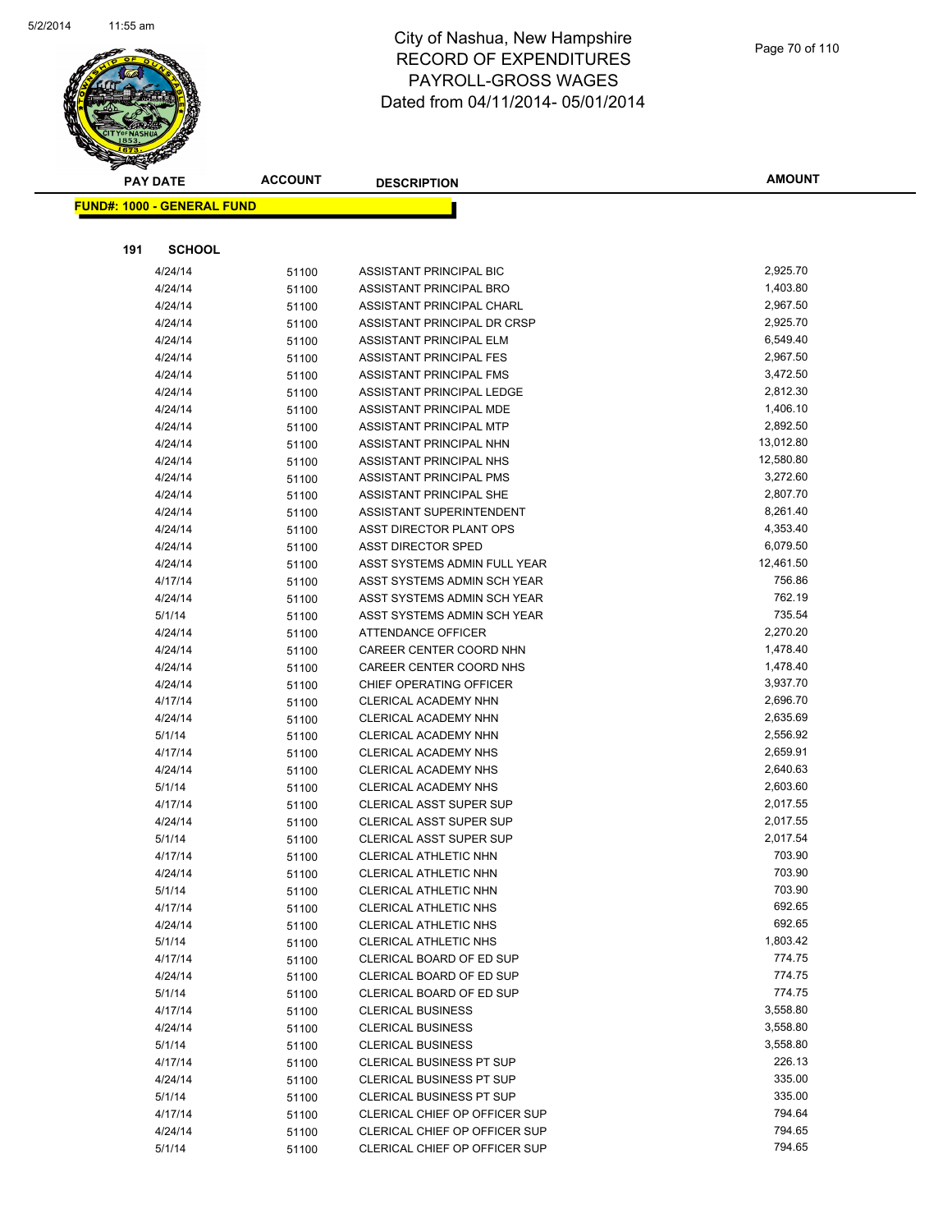# City of Nashua, New Hampshire
# RECORD OF EXPENDITURES
# PAYROLL-GROSS WAGES
# Dated from 04/11/2014- 05/01/2014

| PAY DATE | ACCOUNT | DESCRIPTION | AMOUNT |
|---|---|---|---|

**FUND#: 1000 - GENERAL FUND**

**191 SCHOOL**

| PAY DATE | ACCOUNT | DESCRIPTION | AMOUNT |
|---|---|---|---|
| 4/24/14 | 51100 | ASSISTANT PRINCIPAL BIC | 2,925.70 |
| 4/24/14 | 51100 | ASSISTANT PRINCIPAL BRO | 1,403.80 |
| 4/24/14 | 51100 | ASSISTANT PRINCIPAL CHARL | 2,967.50 |
| 4/24/14 | 51100 | ASSISTANT PRINCIPAL DR CRSP | 2,925.70 |
| 4/24/14 | 51100 | ASSISTANT PRINCIPAL ELM | 6,549.40 |
| 4/24/14 | 51100 | ASSISTANT PRINCIPAL FES | 2,967.50 |
| 4/24/14 | 51100 | ASSISTANT PRINCIPAL FMS | 3,472.50 |
| 4/24/14 | 51100 | ASSISTANT PRINCIPAL LEDGE | 2,812.30 |
| 4/24/14 | 51100 | ASSISTANT PRINCIPAL MDE | 1,406.10 |
| 4/24/14 | 51100 | ASSISTANT PRINCIPAL MTP | 2,892.50 |
| 4/24/14 | 51100 | ASSISTANT PRINCIPAL NHN | 13,012.80 |
| 4/24/14 | 51100 | ASSISTANT PRINCIPAL NHS | 12,580.80 |
| 4/24/14 | 51100 | ASSISTANT PRINCIPAL PMS | 3,272.60 |
| 4/24/14 | 51100 | ASSISTANT PRINCIPAL SHE | 2,807.70 |
| 4/24/14 | 51100 | ASSISTANT SUPERINTENDENT | 8,261.40 |
| 4/24/14 | 51100 | ASST DIRECTOR PLANT OPS | 4,353.40 |
| 4/24/14 | 51100 | ASST DIRECTOR SPED | 6,079.50 |
| 4/24/14 | 51100 | ASST SYSTEMS ADMIN FULL YEAR | 12,461.50 |
| 4/17/14 | 51100 | ASST SYSTEMS ADMIN SCH YEAR | 756.86 |
| 4/24/14 | 51100 | ASST SYSTEMS ADMIN SCH YEAR | 762.19 |
| 5/1/14 | 51100 | ASST SYSTEMS ADMIN SCH YEAR | 735.54 |
| 4/24/14 | 51100 | ATTENDANCE OFFICER | 2,270.20 |
| 4/24/14 | 51100 | CAREER CENTER COORD NHN | 1,478.40 |
| 4/24/14 | 51100 | CAREER CENTER COORD NHS | 1,478.40 |
| 4/24/14 | 51100 | CHIEF OPERATING OFFICER | 3,937.70 |
| 4/17/14 | 51100 | CLERICAL ACADEMY NHN | 2,696.70 |
| 4/24/14 | 51100 | CLERICAL ACADEMY NHN | 2,635.69 |
| 5/1/14 | 51100 | CLERICAL ACADEMY NHN | 2,556.92 |
| 4/17/14 | 51100 | CLERICAL ACADEMY NHS | 2,659.91 |
| 4/24/14 | 51100 | CLERICAL ACADEMY NHS | 2,640.63 |
| 5/1/14 | 51100 | CLERICAL ACADEMY NHS | 2,603.60 |
| 4/17/14 | 51100 | CLERICAL ASST SUPER SUP | 2,017.55 |
| 4/24/14 | 51100 | CLERICAL ASST SUPER SUP | 2,017.55 |
| 5/1/14 | 51100 | CLERICAL ASST SUPER SUP | 2,017.54 |
| 4/17/14 | 51100 | CLERICAL ATHLETIC NHN | 703.90 |
| 4/24/14 | 51100 | CLERICAL ATHLETIC NHN | 703.90 |
| 5/1/14 | 51100 | CLERICAL ATHLETIC NHN | 703.90 |
| 4/17/14 | 51100 | CLERICAL ATHLETIC NHS | 692.65 |
| 4/24/14 | 51100 | CLERICAL ATHLETIC NHS | 692.65 |
| 5/1/14 | 51100 | CLERICAL ATHLETIC NHS | 1,803.42 |
| 4/17/14 | 51100 | CLERICAL BOARD OF ED SUP | 774.75 |
| 4/24/14 | 51100 | CLERICAL BOARD OF ED SUP | 774.75 |
| 5/1/14 | 51100 | CLERICAL BOARD OF ED SUP | 774.75 |
| 4/17/14 | 51100 | CLERICAL BUSINESS | 3,558.80 |
| 4/24/14 | 51100 | CLERICAL BUSINESS | 3,558.80 |
| 5/1/14 | 51100 | CLERICAL BUSINESS | 3,558.80 |
| 4/17/14 | 51100 | CLERICAL BUSINESS PT SUP | 226.13 |
| 4/24/14 | 51100 | CLERICAL BUSINESS PT SUP | 335.00 |
| 5/1/14 | 51100 | CLERICAL BUSINESS PT SUP | 335.00 |
| 4/17/14 | 51100 | CLERICAL CHIEF OP OFFICER SUP | 794.64 |
| 4/24/14 | 51100 | CLERICAL CHIEF OP OFFICER SUP | 794.65 |
| 5/1/14 | 51100 | CLERICAL CHIEF OP OFFICER SUP | 794.65 |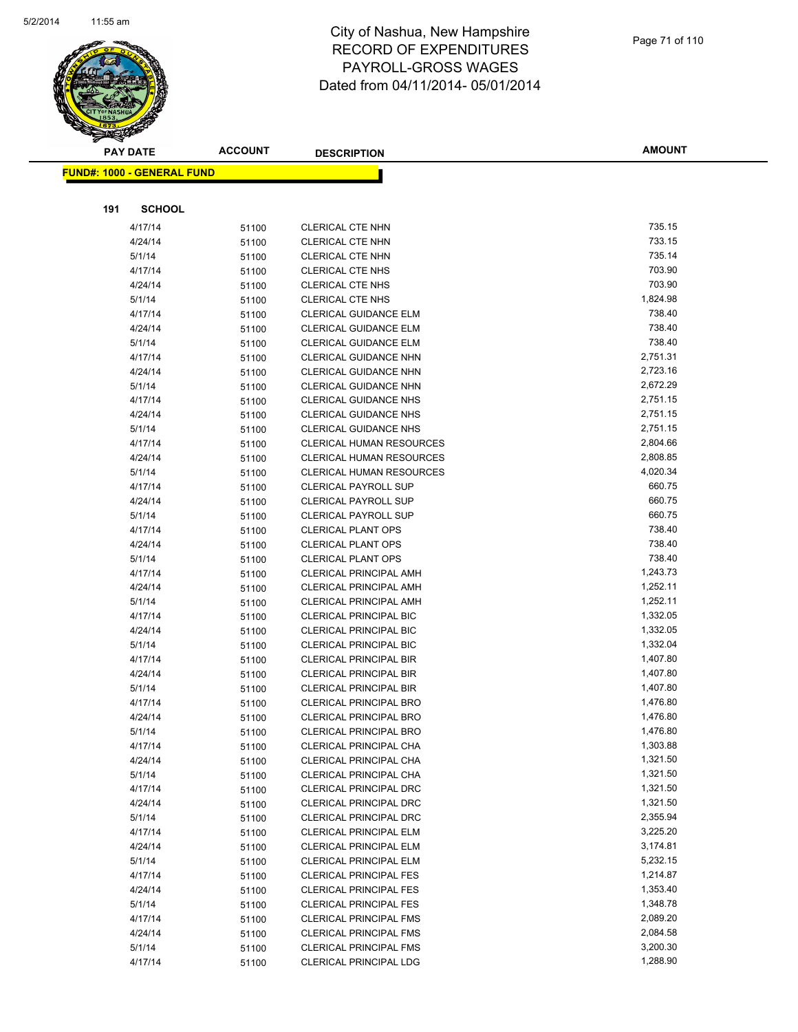# City of Nashua, New Hampshire
## RECORD OF EXPENDITURES
## PAYROLL-GROSS WAGES
## Dated from 04/11/2014- 05/01/2014

**FUND#: 1000 - GENERAL FUND**

**191 SCHOOL**

| PAY DATE | ACCOUNT | DESCRIPTION | AMOUNT |
|---|---|---|---|
| 4/17/14 | 51100 | CLERICAL CTE NHN | 735.15 |
| 4/24/14 | 51100 | CLERICAL CTE NHN | 733.15 |
| 5/1/14 | 51100 | CLERICAL CTE NHN | 735.14 |
| 4/17/14 | 51100 | CLERICAL CTE NHS | 703.90 |
| 4/24/14 | 51100 | CLERICAL CTE NHS | 703.90 |
| 5/1/14 | 51100 | CLERICAL CTE NHS | 1,824.98 |
| 4/17/14 | 51100 | CLERICAL GUIDANCE ELM | 738.40 |
| 4/24/14 | 51100 | CLERICAL GUIDANCE ELM | 738.40 |
| 5/1/14 | 51100 | CLERICAL GUIDANCE ELM | 738.40 |
| 4/17/14 | 51100 | CLERICAL GUIDANCE NHN | 2,751.31 |
| 4/24/14 | 51100 | CLERICAL GUIDANCE NHN | 2,723.16 |
| 5/1/14 | 51100 | CLERICAL GUIDANCE NHN | 2,672.29 |
| 4/17/14 | 51100 | CLERICAL GUIDANCE NHS | 2,751.15 |
| 4/24/14 | 51100 | CLERICAL GUIDANCE NHS | 2,751.15 |
| 5/1/14 | 51100 | CLERICAL GUIDANCE NHS | 2,751.15 |
| 4/17/14 | 51100 | CLERICAL HUMAN RESOURCES | 2,804.66 |
| 4/24/14 | 51100 | CLERICAL HUMAN RESOURCES | 2,808.85 |
| 5/1/14 | 51100 | CLERICAL HUMAN RESOURCES | 4,020.34 |
| 4/17/14 | 51100 | CLERICAL PAYROLL SUP | 660.75 |
| 4/24/14 | 51100 | CLERICAL PAYROLL SUP | 660.75 |
| 5/1/14 | 51100 | CLERICAL PAYROLL SUP | 660.75 |
| 4/17/14 | 51100 | CLERICAL PLANT OPS | 738.40 |
| 4/24/14 | 51100 | CLERICAL PLANT OPS | 738.40 |
| 5/1/14 | 51100 | CLERICAL PLANT OPS | 738.40 |
| 4/17/14 | 51100 | CLERICAL PRINCIPAL AMH | 1,243.73 |
| 4/24/14 | 51100 | CLERICAL PRINCIPAL AMH | 1,252.11 |
| 5/1/14 | 51100 | CLERICAL PRINCIPAL AMH | 1,252.11 |
| 4/17/14 | 51100 | CLERICAL PRINCIPAL BIC | 1,332.05 |
| 4/24/14 | 51100 | CLERICAL PRINCIPAL BIC | 1,332.05 |
| 5/1/14 | 51100 | CLERICAL PRINCIPAL BIC | 1,332.04 |
| 4/17/14 | 51100 | CLERICAL PRINCIPAL BIR | 1,407.80 |
| 4/24/14 | 51100 | CLERICAL PRINCIPAL BIR | 1,407.80 |
| 5/1/14 | 51100 | CLERICAL PRINCIPAL BIR | 1,407.80 |
| 4/17/14 | 51100 | CLERICAL PRINCIPAL BRO | 1,476.80 |
| 4/24/14 | 51100 | CLERICAL PRINCIPAL BRO | 1,476.80 |
| 5/1/14 | 51100 | CLERICAL PRINCIPAL BRO | 1,476.80 |
| 4/17/14 | 51100 | CLERICAL PRINCIPAL CHA | 1,303.88 |
| 4/24/14 | 51100 | CLERICAL PRINCIPAL CHA | 1,321.50 |
| 5/1/14 | 51100 | CLERICAL PRINCIPAL CHA | 1,321.50 |
| 4/17/14 | 51100 | CLERICAL PRINCIPAL DRC | 1,321.50 |
| 4/24/14 | 51100 | CLERICAL PRINCIPAL DRC | 1,321.50 |
| 5/1/14 | 51100 | CLERICAL PRINCIPAL DRC | 2,355.94 |
| 4/17/14 | 51100 | CLERICAL PRINCIPAL ELM | 3,225.20 |
| 4/24/14 | 51100 | CLERICAL PRINCIPAL ELM | 3,174.81 |
| 5/1/14 | 51100 | CLERICAL PRINCIPAL ELM | 5,232.15 |
| 4/17/14 | 51100 | CLERICAL PRINCIPAL FES | 1,214.87 |
| 4/24/14 | 51100 | CLERICAL PRINCIPAL FES | 1,353.40 |
| 5/1/14 | 51100 | CLERICAL PRINCIPAL FES | 1,348.78 |
| 4/17/14 | 51100 | CLERICAL PRINCIPAL FMS | 2,089.20 |
| 4/24/14 | 51100 | CLERICAL PRINCIPAL FMS | 2,084.58 |
| 5/1/14 | 51100 | CLERICAL PRINCIPAL FMS | 3,200.30 |
| 4/17/14 | 51100 | CLERICAL PRINCIPAL LDG | 1,288.90 |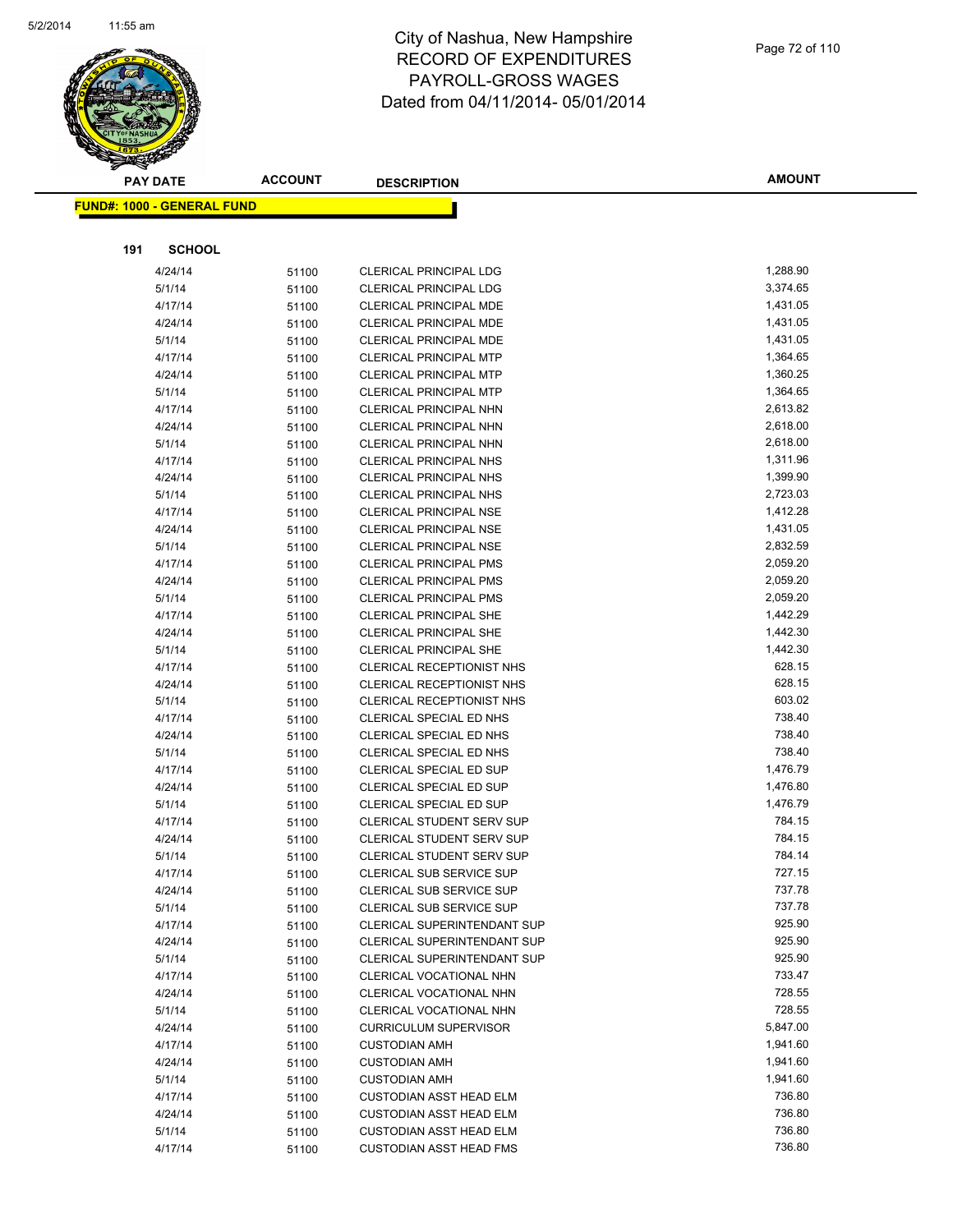# City of Nashua, New Hampshire
# RECORD OF EXPENDITURES
# PAYROLL-GROSS WAGES
# Dated from 04/11/2014- 05/01/2014

| PAY DATE | ACCOUNT | DESCRIPTION | AMOUNT |
|---|---|---|---|
| **FUND#: 1000 - GENERAL FUND** | | | |
| **191 SCHOOL** | | | |
| 4/24/14 | 51100 | CLERICAL PRINCIPAL LDG | 1,288.90 |
| 5/1/14 | 51100 | CLERICAL PRINCIPAL LDG | 3,374.65 |
| 4/17/14 | 51100 | CLERICAL PRINCIPAL MDE | 1,431.05 |
| 4/24/14 | 51100 | CLERICAL PRINCIPAL MDE | 1,431.05 |
| 5/1/14 | 51100 | CLERICAL PRINCIPAL MDE | 1,431.05 |
| 4/17/14 | 51100 | CLERICAL PRINCIPAL MTP | 1,364.65 |
| 4/24/14 | 51100 | CLERICAL PRINCIPAL MTP | 1,360.25 |
| 5/1/14 | 51100 | CLERICAL PRINCIPAL MTP | 1,364.65 |
| 4/17/14 | 51100 | CLERICAL PRINCIPAL NHN | 2,613.82 |
| 4/24/14 | 51100 | CLERICAL PRINCIPAL NHN | 2,618.00 |
| 5/1/14 | 51100 | CLERICAL PRINCIPAL NHN | 2,618.00 |
| 4/17/14 | 51100 | CLERICAL PRINCIPAL NHS | 1,311.96 |
| 4/24/14 | 51100 | CLERICAL PRINCIPAL NHS | 1,399.90 |
| 5/1/14 | 51100 | CLERICAL PRINCIPAL NHS | 2,723.03 |
| 4/17/14 | 51100 | CLERICAL PRINCIPAL NSE | 1,412.28 |
| 4/24/14 | 51100 | CLERICAL PRINCIPAL NSE | 1,431.05 |
| 5/1/14 | 51100 | CLERICAL PRINCIPAL NSE | 2,832.59 |
| 4/17/14 | 51100 | CLERICAL PRINCIPAL PMS | 2,059.20 |
| 4/24/14 | 51100 | CLERICAL PRINCIPAL PMS | 2,059.20 |
| 5/1/14 | 51100 | CLERICAL PRINCIPAL PMS | 2,059.20 |
| 4/17/14 | 51100 | CLERICAL PRINCIPAL SHE | 1,442.29 |
| 4/24/14 | 51100 | CLERICAL PRINCIPAL SHE | 1,442.30 |
| 5/1/14 | 51100 | CLERICAL PRINCIPAL SHE | 1,442.30 |
| 4/17/14 | 51100 | CLERICAL RECEPTIONIST NHS | 628.15 |
| 4/24/14 | 51100 | CLERICAL RECEPTIONIST NHS | 628.15 |
| 5/1/14 | 51100 | CLERICAL RECEPTIONIST NHS | 603.02 |
| 4/17/14 | 51100 | CLERICAL SPECIAL ED NHS | 738.40 |
| 4/24/14 | 51100 | CLERICAL SPECIAL ED NHS | 738.40 |
| 5/1/14 | 51100 | CLERICAL SPECIAL ED NHS | 738.40 |
| 4/17/14 | 51100 | CLERICAL SPECIAL ED SUP | 1,476.79 |
| 4/24/14 | 51100 | CLERICAL SPECIAL ED SUP | 1,476.80 |
| 5/1/14 | 51100 | CLERICAL SPECIAL ED SUP | 1,476.79 |
| 4/17/14 | 51100 | CLERICAL STUDENT SERV SUP | 784.15 |
| 4/24/14 | 51100 | CLERICAL STUDENT SERV SUP | 784.15 |
| 5/1/14 | 51100 | CLERICAL STUDENT SERV SUP | 784.14 |
| 4/17/14 | 51100 | CLERICAL SUB SERVICE SUP | 727.15 |
| 4/24/14 | 51100 | CLERICAL SUB SERVICE SUP | 737.78 |
| 5/1/14 | 51100 | CLERICAL SUB SERVICE SUP | 737.78 |
| 4/17/14 | 51100 | CLERICAL SUPERINTENDANT SUP | 925.90 |
| 4/24/14 | 51100 | CLERICAL SUPERINTENDANT SUP | 925.90 |
| 5/1/14 | 51100 | CLERICAL SUPERINTENDANT SUP | 925.90 |
| 4/17/14 | 51100 | CLERICAL VOCATIONAL NHN | 733.47 |
| 4/24/14 | 51100 | CLERICAL VOCATIONAL NHN | 728.55 |
| 5/1/14 | 51100 | CLERICAL VOCATIONAL NHN | 728.55 |
| 4/24/14 | 51100 | CURRICULUM SUPERVISOR | 5,847.00 |
| 4/17/14 | 51100 | CUSTODIAN AMH | 1,941.60 |
| 4/24/14 | 51100 | CUSTODIAN AMH | 1,941.60 |
| 5/1/14 | 51100 | CUSTODIAN AMH | 1,941.60 |
| 4/17/14 | 51100 | CUSTODIAN ASST HEAD ELM | 736.80 |
| 4/24/14 | 51100 | CUSTODIAN ASST HEAD ELM | 736.80 |
| 5/1/14 | 51100 | CUSTODIAN ASST HEAD ELM | 736.80 |
| 4/17/14 | 51100 | CUSTODIAN ASST HEAD FMS | 736.80 |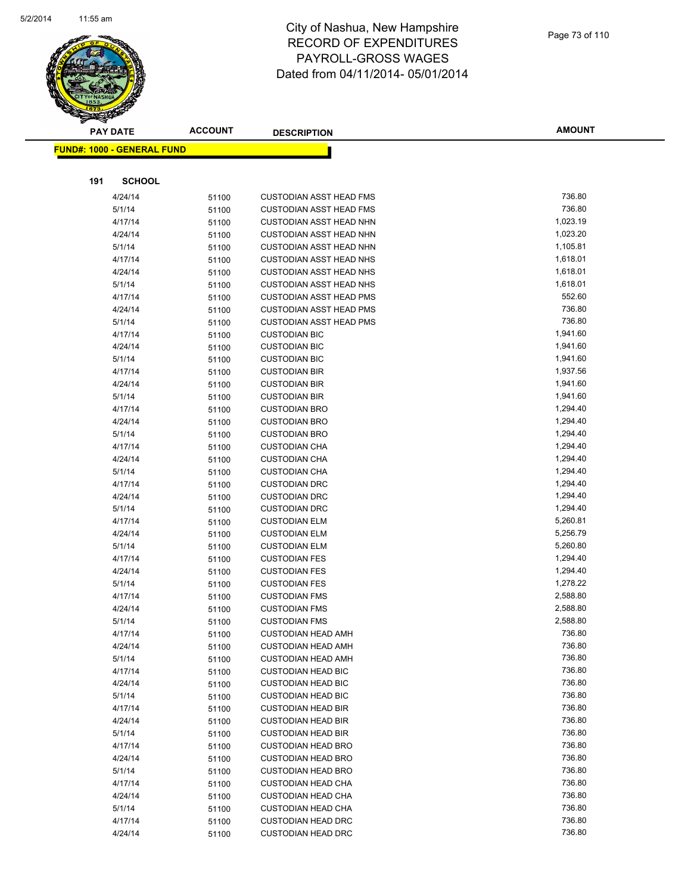# City of Nashua, New Hampshire
## RECORD OF EXPENDITURES
## PAYROLL-GROSS WAGES
## Dated from 04/11/2014- 05/01/2014

| PAY DATE | ACCOUNT | DESCRIPTION | AMOUNT |
|---|---|---|---|

**FUND#: 1000 - GENERAL FUND**

**191 SCHOOL**

| PAY DATE | ACCOUNT | DESCRIPTION | AMOUNT |
|---|---|---|---|
| 4/24/14 | 51100 | CUSTODIAN ASST HEAD FMS | 736.80 |
| 5/1/14 | 51100 | CUSTODIAN ASST HEAD FMS | 736.80 |
| 4/17/14 | 51100 | CUSTODIAN ASST HEAD NHN | 1,023.19 |
| 4/24/14 | 51100 | CUSTODIAN ASST HEAD NHN | 1,023.20 |
| 5/1/14 | 51100 | CUSTODIAN ASST HEAD NHN | 1,105.81 |
| 4/17/14 | 51100 | CUSTODIAN ASST HEAD NHS | 1,618.01 |
| 4/24/14 | 51100 | CUSTODIAN ASST HEAD NHS | 1,618.01 |
| 5/1/14 | 51100 | CUSTODIAN ASST HEAD NHS | 1,618.01 |
| 4/17/14 | 51100 | CUSTODIAN ASST HEAD PMS | 552.60 |
| 4/24/14 | 51100 | CUSTODIAN ASST HEAD PMS | 736.80 |
| 5/1/14 | 51100 | CUSTODIAN ASST HEAD PMS | 736.80 |
| 4/17/14 | 51100 | CUSTODIAN BIC | 1,941.60 |
| 4/24/14 | 51100 | CUSTODIAN BIC | 1,941.60 |
| 5/1/14 | 51100 | CUSTODIAN BIC | 1,941.60 |
| 4/17/14 | 51100 | CUSTODIAN BIR | 1,937.56 |
| 4/24/14 | 51100 | CUSTODIAN BIR | 1,941.60 |
| 5/1/14 | 51100 | CUSTODIAN BIR | 1,941.60 |
| 4/17/14 | 51100 | CUSTODIAN BRO | 1,294.40 |
| 4/24/14 | 51100 | CUSTODIAN BRO | 1,294.40 |
| 5/1/14 | 51100 | CUSTODIAN BRO | 1,294.40 |
| 4/17/14 | 51100 | CUSTODIAN CHA | 1,294.40 |
| 4/24/14 | 51100 | CUSTODIAN CHA | 1,294.40 |
| 5/1/14 | 51100 | CUSTODIAN CHA | 1,294.40 |
| 4/17/14 | 51100 | CUSTODIAN DRC | 1,294.40 |
| 4/24/14 | 51100 | CUSTODIAN DRC | 1,294.40 |
| 5/1/14 | 51100 | CUSTODIAN DRC | 1,294.40 |
| 4/17/14 | 51100 | CUSTODIAN ELM | 5,260.81 |
| 4/24/14 | 51100 | CUSTODIAN ELM | 5,256.79 |
| 5/1/14 | 51100 | CUSTODIAN ELM | 5,260.80 |
| 4/17/14 | 51100 | CUSTODIAN FES | 1,294.40 |
| 4/24/14 | 51100 | CUSTODIAN FES | 1,294.40 |
| 5/1/14 | 51100 | CUSTODIAN FES | 1,278.22 |
| 4/17/14 | 51100 | CUSTODIAN FMS | 2,588.80 |
| 4/24/14 | 51100 | CUSTODIAN FMS | 2,588.80 |
| 5/1/14 | 51100 | CUSTODIAN FMS | 2,588.80 |
| 4/17/14 | 51100 | CUSTODIAN HEAD AMH | 736.80 |
| 4/24/14 | 51100 | CUSTODIAN HEAD AMH | 736.80 |
| 5/1/14 | 51100 | CUSTODIAN HEAD AMH | 736.80 |
| 4/17/14 | 51100 | CUSTODIAN HEAD BIC | 736.80 |
| 4/24/14 | 51100 | CUSTODIAN HEAD BIC | 736.80 |
| 5/1/14 | 51100 | CUSTODIAN HEAD BIC | 736.80 |
| 4/17/14 | 51100 | CUSTODIAN HEAD BIR | 736.80 |
| 4/24/14 | 51100 | CUSTODIAN HEAD BIR | 736.80 |
| 5/1/14 | 51100 | CUSTODIAN HEAD BIR | 736.80 |
| 4/17/14 | 51100 | CUSTODIAN HEAD BRO | 736.80 |
| 4/24/14 | 51100 | CUSTODIAN HEAD BRO | 736.80 |
| 5/1/14 | 51100 | CUSTODIAN HEAD BRO | 736.80 |
| 4/17/14 | 51100 | CUSTODIAN HEAD CHA | 736.80 |
| 4/24/14 | 51100 | CUSTODIAN HEAD CHA | 736.80 |
| 5/1/14 | 51100 | CUSTODIAN HEAD CHA | 736.80 |
| 4/17/14 | 51100 | CUSTODIAN HEAD DRC | 736.80 |
| 4/24/14 | 51100 | CUSTODIAN HEAD DRC | 736.80 |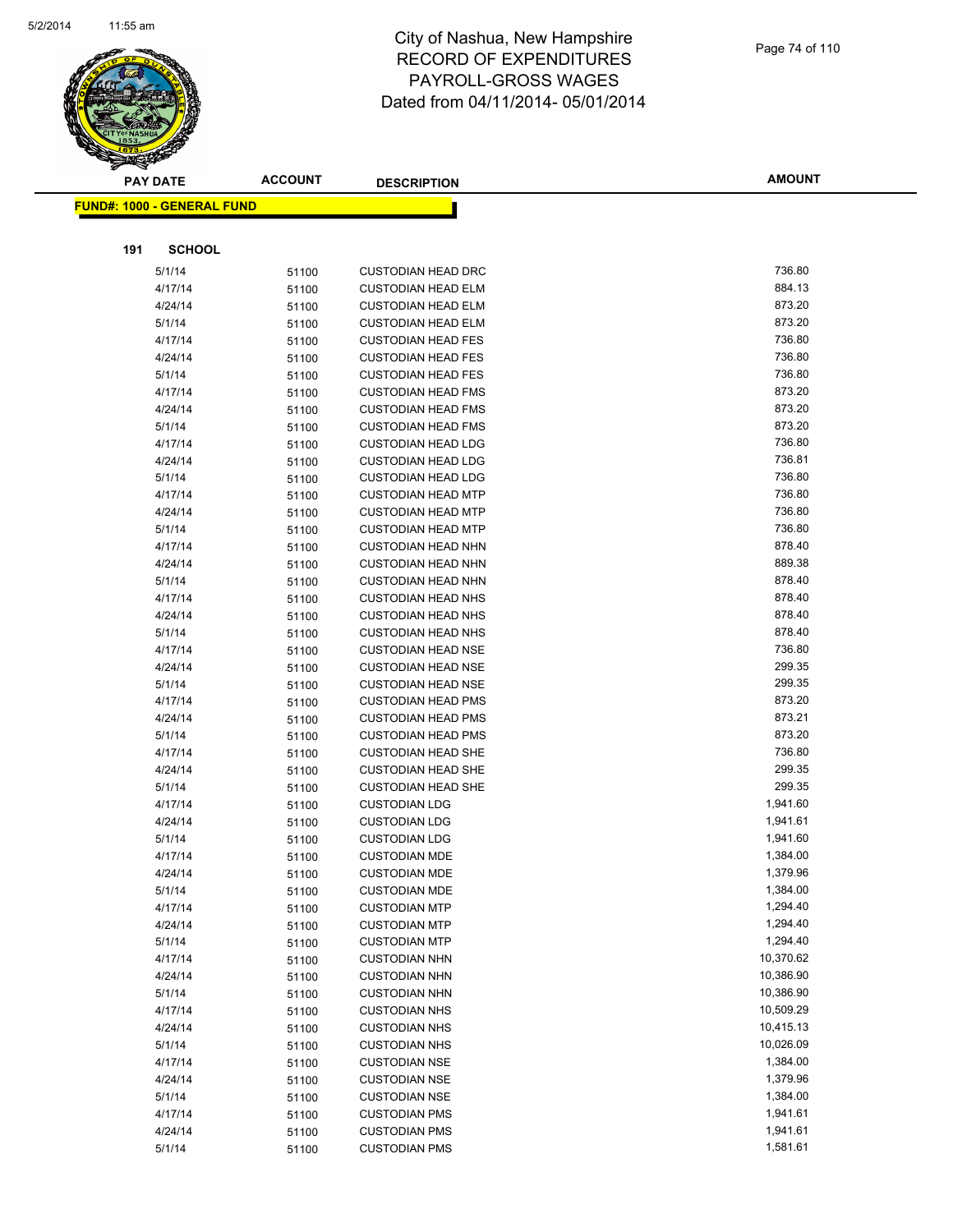# City of Nashua, New Hampshire
## RECORD OF EXPENDITURES
## PAYROLL-GROSS WAGES
## Dated from 04/11/2014- 05/01/2014

**FUND#: 1000 - GENERAL FUND**

**191 SCHOOL**

| PAY DATE | ACCOUNT | DESCRIPTION | AMOUNT |
|---|---|---|---|
| 5/1/14 | 51100 | CUSTODIAN HEAD DRC | 736.80 |
| 4/17/14 | 51100 | CUSTODIAN HEAD ELM | 884.13 |
| 4/24/14 | 51100 | CUSTODIAN HEAD ELM | 873.20 |
| 5/1/14 | 51100 | CUSTODIAN HEAD ELM | 873.20 |
| 4/17/14 | 51100 | CUSTODIAN HEAD FES | 736.80 |
| 4/24/14 | 51100 | CUSTODIAN HEAD FES | 736.80 |
| 5/1/14 | 51100 | CUSTODIAN HEAD FES | 736.80 |
| 4/17/14 | 51100 | CUSTODIAN HEAD FMS | 873.20 |
| 4/24/14 | 51100 | CUSTODIAN HEAD FMS | 873.20 |
| 5/1/14 | 51100 | CUSTODIAN HEAD FMS | 873.20 |
| 4/17/14 | 51100 | CUSTODIAN HEAD LDG | 736.80 |
| 4/24/14 | 51100 | CUSTODIAN HEAD LDG | 736.81 |
| 5/1/14 | 51100 | CUSTODIAN HEAD LDG | 736.80 |
| 4/17/14 | 51100 | CUSTODIAN HEAD MTP | 736.80 |
| 4/24/14 | 51100 | CUSTODIAN HEAD MTP | 736.80 |
| 5/1/14 | 51100 | CUSTODIAN HEAD MTP | 736.80 |
| 4/17/14 | 51100 | CUSTODIAN HEAD NHN | 878.40 |
| 4/24/14 | 51100 | CUSTODIAN HEAD NHN | 889.38 |
| 5/1/14 | 51100 | CUSTODIAN HEAD NHN | 878.40 |
| 4/17/14 | 51100 | CUSTODIAN HEAD NHS | 878.40 |
| 4/24/14 | 51100 | CUSTODIAN HEAD NHS | 878.40 |
| 5/1/14 | 51100 | CUSTODIAN HEAD NHS | 878.40 |
| 4/17/14 | 51100 | CUSTODIAN HEAD NSE | 736.80 |
| 4/24/14 | 51100 | CUSTODIAN HEAD NSE | 299.35 |
| 5/1/14 | 51100 | CUSTODIAN HEAD NSE | 299.35 |
| 4/17/14 | 51100 | CUSTODIAN HEAD PMS | 873.20 |
| 4/24/14 | 51100 | CUSTODIAN HEAD PMS | 873.21 |
| 5/1/14 | 51100 | CUSTODIAN HEAD PMS | 873.20 |
| 4/17/14 | 51100 | CUSTODIAN HEAD SHE | 736.80 |
| 4/24/14 | 51100 | CUSTODIAN HEAD SHE | 299.35 |
| 5/1/14 | 51100 | CUSTODIAN HEAD SHE | 299.35 |
| 4/17/14 | 51100 | CUSTODIAN LDG | 1,941.60 |
| 4/24/14 | 51100 | CUSTODIAN LDG | 1,941.61 |
| 5/1/14 | 51100 | CUSTODIAN LDG | 1,941.60 |
| 4/17/14 | 51100 | CUSTODIAN MDE | 1,384.00 |
| 4/24/14 | 51100 | CUSTODIAN MDE | 1,379.96 |
| 5/1/14 | 51100 | CUSTODIAN MDE | 1,384.00 |
| 4/17/14 | 51100 | CUSTODIAN MTP | 1,294.40 |
| 4/24/14 | 51100 | CUSTODIAN MTP | 1,294.40 |
| 5/1/14 | 51100 | CUSTODIAN MTP | 1,294.40 |
| 4/17/14 | 51100 | CUSTODIAN NHN | 10,370.62 |
| 4/24/14 | 51100 | CUSTODIAN NHN | 10,386.90 |
| 5/1/14 | 51100 | CUSTODIAN NHN | 10,386.90 |
| 4/17/14 | 51100 | CUSTODIAN NHS | 10,509.29 |
| 4/24/14 | 51100 | CUSTODIAN NHS | 10,415.13 |
| 5/1/14 | 51100 | CUSTODIAN NHS | 10,026.09 |
| 4/17/14 | 51100 | CUSTODIAN NSE | 1,384.00 |
| 4/24/14 | 51100 | CUSTODIAN NSE | 1,379.96 |
| 5/1/14 | 51100 | CUSTODIAN NSE | 1,384.00 |
| 4/17/14 | 51100 | CUSTODIAN PMS | 1,941.61 |
| 4/24/14 | 51100 | CUSTODIAN PMS | 1,941.61 |
| 5/1/14 | 51100 | CUSTODIAN PMS | 1,581.61 |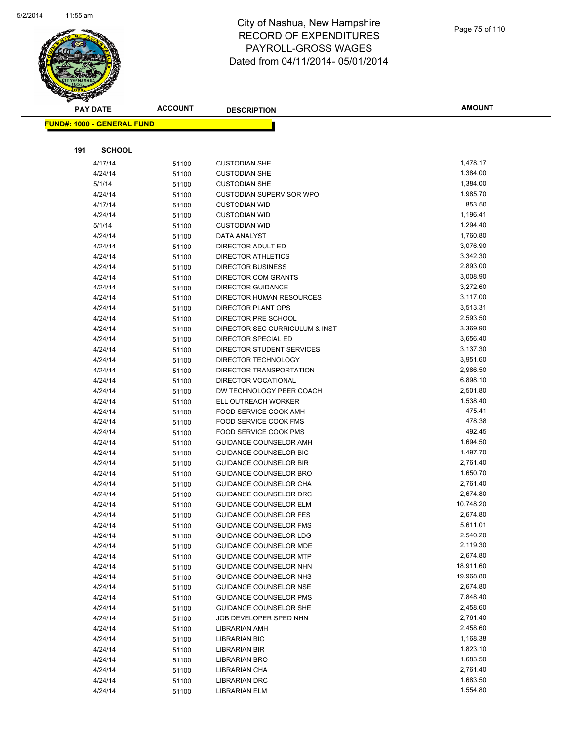# City of Nashua, New Hampshire
## RECORD OF EXPENDITURES
## PAYROLL-GROSS WAGES
## Dated from 04/11/2014- 05/01/2014

**FUND#: 1000 - GENERAL FUND**

**191 SCHOOL**

| PAY DATE | ACCOUNT | DESCRIPTION | AMOUNT |
|---|---|---|---|
| 4/17/14 | 51100 | CUSTODIAN SHE | 1,478.17 |
| 4/24/14 | 51100 | CUSTODIAN SHE | 1,384.00 |
| 5/1/14 | 51100 | CUSTODIAN SHE | 1,384.00 |
| 4/24/14 | 51100 | CUSTODIAN SUPERVISOR WPO | 1,985.70 |
| 4/17/14 | 51100 | CUSTODIAN WID | 853.50 |
| 4/24/14 | 51100 | CUSTODIAN WID | 1,196.41 |
| 5/1/14 | 51100 | CUSTODIAN WID | 1,294.40 |
| 4/24/14 | 51100 | DATA ANALYST | 1,760.80 |
| 4/24/14 | 51100 | DIRECTOR ADULT ED | 3,076.90 |
| 4/24/14 | 51100 | DIRECTOR ATHLETICS | 3,342.30 |
| 4/24/14 | 51100 | DIRECTOR BUSINESS | 2,893.00 |
| 4/24/14 | 51100 | DIRECTOR COM GRANTS | 3,008.90 |
| 4/24/14 | 51100 | DIRECTOR GUIDANCE | 3,272.60 |
| 4/24/14 | 51100 | DIRECTOR HUMAN RESOURCES | 3,117.00 |
| 4/24/14 | 51100 | DIRECTOR PLANT OPS | 3,513.31 |
| 4/24/14 | 51100 | DIRECTOR PRE SCHOOL | 2,593.50 |
| 4/24/14 | 51100 | DIRECTOR SEC CURRICULUM & INST | 3,369.90 |
| 4/24/14 | 51100 | DIRECTOR SPECIAL ED | 3,656.40 |
| 4/24/14 | 51100 | DIRECTOR STUDENT SERVICES | 3,137.30 |
| 4/24/14 | 51100 | DIRECTOR TECHNOLOGY | 3,951.60 |
| 4/24/14 | 51100 | DIRECTOR TRANSPORTATION | 2,986.50 |
| 4/24/14 | 51100 | DIRECTOR VOCATIONAL | 6,898.10 |
| 4/24/14 | 51100 | DW TECHNOLOGY PEER COACH | 2,501.80 |
| 4/24/14 | 51100 | ELL OUTREACH WORKER | 1,538.40 |
| 4/24/14 | 51100 | FOOD SERVICE COOK AMH | 475.41 |
| 4/24/14 | 51100 | FOOD SERVICE COOK FMS | 478.38 |
| 4/24/14 | 51100 | FOOD SERVICE COOK PMS | 492.45 |
| 4/24/14 | 51100 | GUIDANCE COUNSELOR AMH | 1,694.50 |
| 4/24/14 | 51100 | GUIDANCE COUNSELOR BIC | 1,497.70 |
| 4/24/14 | 51100 | GUIDANCE COUNSELOR BIR | 2,761.40 |
| 4/24/14 | 51100 | GUIDANCE COUNSELOR BRO | 1,650.70 |
| 4/24/14 | 51100 | GUIDANCE COUNSELOR CHA | 2,761.40 |
| 4/24/14 | 51100 | GUIDANCE COUNSELOR DRC | 2,674.80 |
| 4/24/14 | 51100 | GUIDANCE COUNSELOR ELM | 10,748.20 |
| 4/24/14 | 51100 | GUIDANCE COUNSELOR FES | 2,674.80 |
| 4/24/14 | 51100 | GUIDANCE COUNSELOR FMS | 5,611.01 |
| 4/24/14 | 51100 | GUIDANCE COUNSELOR LDG | 2,540.20 |
| 4/24/14 | 51100 | GUIDANCE COUNSELOR MDE | 2,119.30 |
| 4/24/14 | 51100 | GUIDANCE COUNSELOR MTP | 2,674.80 |
| 4/24/14 | 51100 | GUIDANCE COUNSELOR NHN | 18,911.60 |
| 4/24/14 | 51100 | GUIDANCE COUNSELOR NHS | 19,968.80 |
| 4/24/14 | 51100 | GUIDANCE COUNSELOR NSE | 2,674.80 |
| 4/24/14 | 51100 | GUIDANCE COUNSELOR PMS | 7,848.40 |
| 4/24/14 | 51100 | GUIDANCE COUNSELOR SHE | 2,458.60 |
| 4/24/14 | 51100 | JOB DEVELOPER SPED NHN | 2,761.40 |
| 4/24/14 | 51100 | LIBRARIAN AMH | 2,458.60 |
| 4/24/14 | 51100 | LIBRARIAN BIC | 1,168.38 |
| 4/24/14 | 51100 | LIBRARIAN BIR | 1,823.10 |
| 4/24/14 | 51100 | LIBRARIAN BRO | 1,683.50 |
| 4/24/14 | 51100 | LIBRARIAN CHA | 2,761.40 |
| 4/24/14 | 51100 | LIBRARIAN DRC | 1,683.50 |
| 4/24/14 | 51100 | LIBRARIAN ELM | 1,554.80 |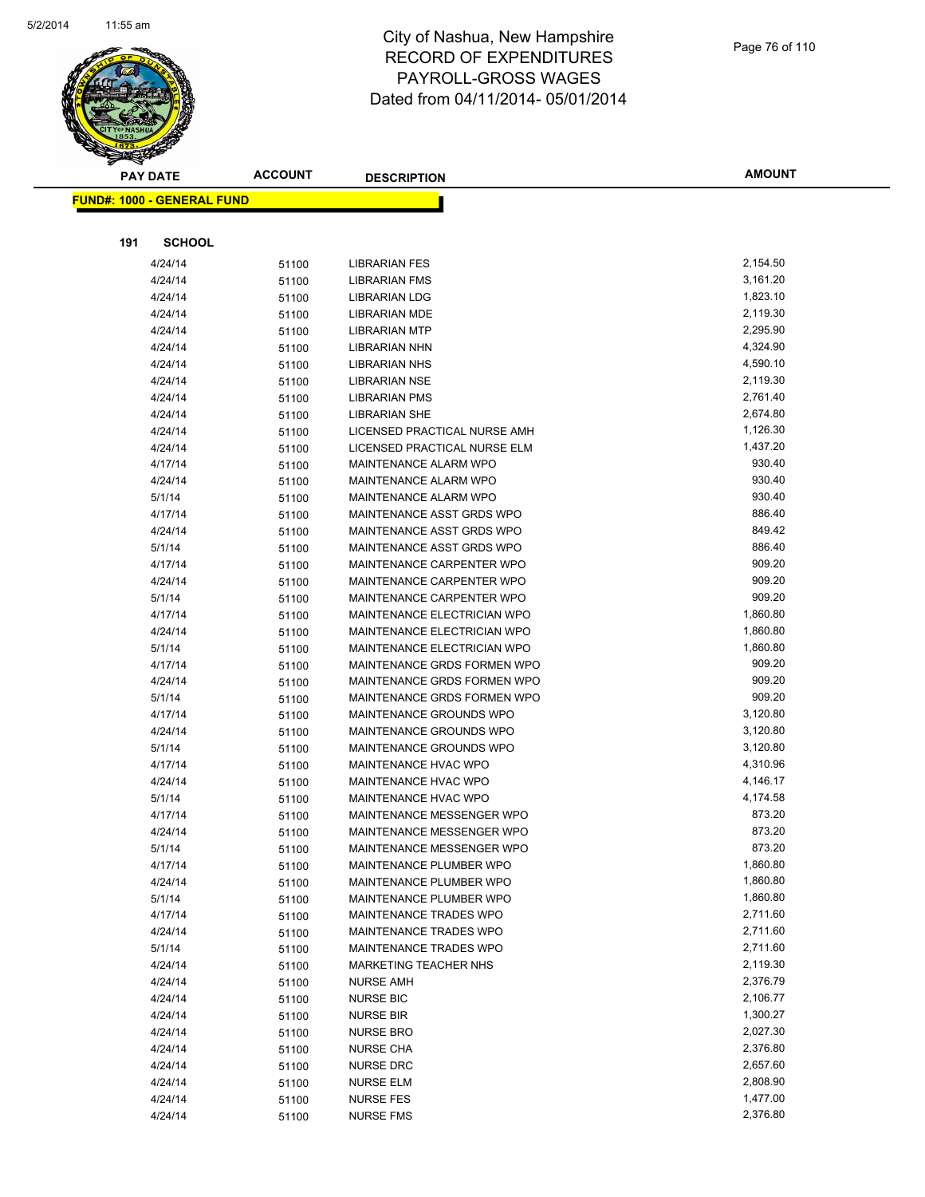# City of Nashua, New Hampshire
## RECORD OF EXPENDITURES
## PAYROLL-GROSS WAGES
## Dated from 04/11/2014- 05/01/2014

| PAY DATE | ACCOUNT | DESCRIPTION | AMOUNT |
|---|---|---|---|

**FUND#: 1000 - GENERAL FUND**

**191 SCHOOL**

| PAY DATE | ACCOUNT | DESCRIPTION | AMOUNT |
|---|---|---|---|
| 4/24/14 | 51100 | LIBRARIAN FES | 2,154.50 |
| 4/24/14 | 51100 | LIBRARIAN FMS | 3,161.20 |
| 4/24/14 | 51100 | LIBRARIAN LDG | 1,823.10 |
| 4/24/14 | 51100 | LIBRARIAN MDE | 2,119.30 |
| 4/24/14 | 51100 | LIBRARIAN MTP | 2,295.90 |
| 4/24/14 | 51100 | LIBRARIAN NHN | 4,324.90 |
| 4/24/14 | 51100 | LIBRARIAN NHS | 4,590.10 |
| 4/24/14 | 51100 | LIBRARIAN NSE | 2,119.30 |
| 4/24/14 | 51100 | LIBRARIAN PMS | 2,761.40 |
| 4/24/14 | 51100 | LIBRARIAN SHE | 2,674.80 |
| 4/24/14 | 51100 | LICENSED PRACTICAL NURSE AMH | 1,126.30 |
| 4/24/14 | 51100 | LICENSED PRACTICAL NURSE ELM | 1,437.20 |
| 4/17/14 | 51100 | MAINTENANCE ALARM WPO | 930.40 |
| 4/24/14 | 51100 | MAINTENANCE ALARM WPO | 930.40 |
| 5/1/14 | 51100 | MAINTENANCE ALARM WPO | 930.40 |
| 4/17/14 | 51100 | MAINTENANCE ASST GRDS WPO | 886.40 |
| 4/24/14 | 51100 | MAINTENANCE ASST GRDS WPO | 849.42 |
| 5/1/14 | 51100 | MAINTENANCE ASST GRDS WPO | 886.40 |
| 4/17/14 | 51100 | MAINTENANCE CARPENTER WPO | 909.20 |
| 4/24/14 | 51100 | MAINTENANCE CARPENTER WPO | 909.20 |
| 5/1/14 | 51100 | MAINTENANCE CARPENTER WPO | 909.20 |
| 4/17/14 | 51100 | MAINTENANCE ELECTRICIAN WPO | 1,860.80 |
| 4/24/14 | 51100 | MAINTENANCE ELECTRICIAN WPO | 1,860.80 |
| 5/1/14 | 51100 | MAINTENANCE ELECTRICIAN WPO | 1,860.80 |
| 4/17/14 | 51100 | MAINTENANCE GRDS FORMEN WPO | 909.20 |
| 4/24/14 | 51100 | MAINTENANCE GRDS FORMEN WPO | 909.20 |
| 5/1/14 | 51100 | MAINTENANCE GRDS FORMEN WPO | 909.20 |
| 4/17/14 | 51100 | MAINTENANCE GROUNDS WPO | 3,120.80 |
| 4/24/14 | 51100 | MAINTENANCE GROUNDS WPO | 3,120.80 |
| 5/1/14 | 51100 | MAINTENANCE GROUNDS WPO | 3,120.80 |
| 4/17/14 | 51100 | MAINTENANCE HVAC WPO | 4,310.96 |
| 4/24/14 | 51100 | MAINTENANCE HVAC WPO | 4,146.17 |
| 5/1/14 | 51100 | MAINTENANCE HVAC WPO | 4,174.58 |
| 4/17/14 | 51100 | MAINTENANCE MESSENGER WPO | 873.20 |
| 4/24/14 | 51100 | MAINTENANCE MESSENGER WPO | 873.20 |
| 5/1/14 | 51100 | MAINTENANCE MESSENGER WPO | 873.20 |
| 4/17/14 | 51100 | MAINTENANCE PLUMBER WPO | 1,860.80 |
| 4/24/14 | 51100 | MAINTENANCE PLUMBER WPO | 1,860.80 |
| 5/1/14 | 51100 | MAINTENANCE PLUMBER WPO | 1,860.80 |
| 4/17/14 | 51100 | MAINTENANCE TRADES WPO | 2,711.60 |
| 4/24/14 | 51100 | MAINTENANCE TRADES WPO | 2,711.60 |
| 5/1/14 | 51100 | MAINTENANCE TRADES WPO | 2,711.60 |
| 4/24/14 | 51100 | MARKETING TEACHER NHS | 2,119.30 |
| 4/24/14 | 51100 | NURSE AMH | 2,376.79 |
| 4/24/14 | 51100 | NURSE BIC | 2,106.77 |
| 4/24/14 | 51100 | NURSE BIR | 1,300.27 |
| 4/24/14 | 51100 | NURSE BRO | 2,027.30 |
| 4/24/14 | 51100 | NURSE CHA | 2,376.80 |
| 4/24/14 | 51100 | NURSE DRC | 2,657.60 |
| 4/24/14 | 51100 | NURSE ELM | 2,808.90 |
| 4/24/14 | 51100 | NURSE FES | 1,477.00 |
| 4/24/14 | 51100 | NURSE FMS | 2,376.80 |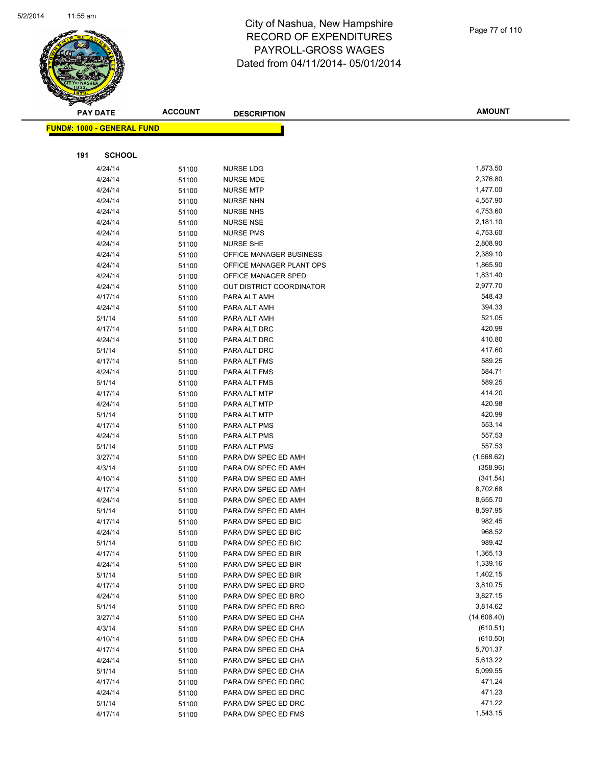# City of Nashua, New Hampshire
# RECORD OF EXPENDITURES
# PAYROLL-GROSS WAGES
# Dated from 04/11/2014- 05/01/2014

**FUND#: 1000 - GENERAL FUND**

**191 SCHOOL**

| PAY DATE | ACCOUNT | DESCRIPTION | AMOUNT |
|---|---|---|---|
| 4/24/14 | 51100 | NURSE LDG | 1,873.50 |
| 4/24/14 | 51100 | NURSE MDE | 2,376.80 |
| 4/24/14 | 51100 | NURSE MTP | 1,477.00 |
| 4/24/14 | 51100 | NURSE NHN | 4,557.90 |
| 4/24/14 | 51100 | NURSE NHS | 4,753.60 |
| 4/24/14 | 51100 | NURSE NSE | 2,181.10 |
| 4/24/14 | 51100 | NURSE PMS | 4,753.60 |
| 4/24/14 | 51100 | NURSE SHE | 2,808.90 |
| 4/24/14 | 51100 | OFFICE MANAGER BUSINESS | 2,389.10 |
| 4/24/14 | 51100 | OFFICE MANAGER PLANT OPS | 1,865.90 |
| 4/24/14 | 51100 | OFFICE MANAGER SPED | 1,831.40 |
| 4/24/14 | 51100 | OUT DISTRICT COORDINATOR | 2,977.70 |
| 4/17/14 | 51100 | PARA ALT AMH | 548.43 |
| 4/24/14 | 51100 | PARA ALT AMH | 394.33 |
| 5/1/14 | 51100 | PARA ALT AMH | 521.05 |
| 4/17/14 | 51100 | PARA ALT DRC | 420.99 |
| 4/24/14 | 51100 | PARA ALT DRC | 410.80 |
| 5/1/14 | 51100 | PARA ALT DRC | 417.60 |
| 4/17/14 | 51100 | PARA ALT FMS | 589.25 |
| 4/24/14 | 51100 | PARA ALT FMS | 584.71 |
| 5/1/14 | 51100 | PARA ALT FMS | 589.25 |
| 4/17/14 | 51100 | PARA ALT MTP | 414.20 |
| 4/24/14 | 51100 | PARA ALT MTP | 420.98 |
| 5/1/14 | 51100 | PARA ALT MTP | 420.99 |
| 4/17/14 | 51100 | PARA ALT PMS | 553.14 |
| 4/24/14 | 51100 | PARA ALT PMS | 557.53 |
| 5/1/14 | 51100 | PARA ALT PMS | 557.53 |
| 3/27/14 | 51100 | PARA DW SPEC ED AMH | (1,568.62) |
| 4/3/14 | 51100 | PARA DW SPEC ED AMH | (358.96) |
| 4/10/14 | 51100 | PARA DW SPEC ED AMH | (341.54) |
| 4/17/14 | 51100 | PARA DW SPEC ED AMH | 8,702.68 |
| 4/24/14 | 51100 | PARA DW SPEC ED AMH | 8,655.70 |
| 5/1/14 | 51100 | PARA DW SPEC ED AMH | 8,597.95 |
| 4/17/14 | 51100 | PARA DW SPEC ED BIC | 982.45 |
| 4/24/14 | 51100 | PARA DW SPEC ED BIC | 968.52 |
| 5/1/14 | 51100 | PARA DW SPEC ED BIC | 989.42 |
| 4/17/14 | 51100 | PARA DW SPEC ED BIR | 1,365.13 |
| 4/24/14 | 51100 | PARA DW SPEC ED BIR | 1,339.16 |
| 5/1/14 | 51100 | PARA DW SPEC ED BIR | 1,402.15 |
| 4/17/14 | 51100 | PARA DW SPEC ED BRO | 3,810.75 |
| 4/24/14 | 51100 | PARA DW SPEC ED BRO | 3,827.15 |
| 5/1/14 | 51100 | PARA DW SPEC ED BRO | 3,814.62 |
| 3/27/14 | 51100 | PARA DW SPEC ED CHA | (14,608.40) |
| 4/3/14 | 51100 | PARA DW SPEC ED CHA | (610.51) |
| 4/10/14 | 51100 | PARA DW SPEC ED CHA | (610.50) |
| 4/17/14 | 51100 | PARA DW SPEC ED CHA | 5,701.37 |
| 4/24/14 | 51100 | PARA DW SPEC ED CHA | 5,613.22 |
| 5/1/14 | 51100 | PARA DW SPEC ED CHA | 5,099.55 |
| 4/17/14 | 51100 | PARA DW SPEC ED DRC | 471.24 |
| 4/24/14 | 51100 | PARA DW SPEC ED DRC | 471.23 |
| 5/1/14 | 51100 | PARA DW SPEC ED DRC | 471.22 |
| 4/17/14 | 51100 | PARA DW SPEC ED FMS | 1,543.15 |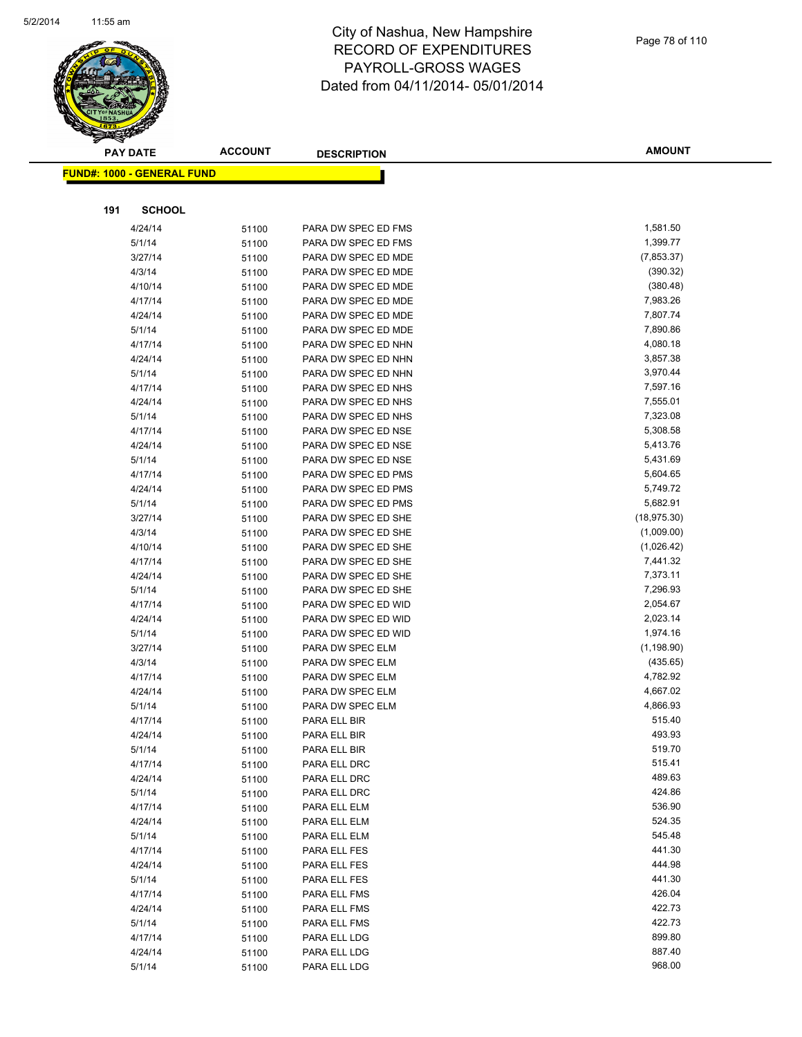# City of Nashua, New Hampshire
# RECORD OF EXPENDITURES
# PAYROLL-GROSS WAGES
# Dated from 04/11/2014- 05/01/2014

**FUND#: 1000 - GENERAL FUND**

**191 SCHOOL**

| PAY DATE | ACCOUNT | DESCRIPTION | AMOUNT |
|---|---|---|---|
| 4/24/14 | 51100 | PARA DW SPEC ED FMS | 1,581.50 |
| 5/1/14 | 51100 | PARA DW SPEC ED FMS | 1,399.77 |
| 3/27/14 | 51100 | PARA DW SPEC ED MDE | (7,853.37) |
| 4/3/14 | 51100 | PARA DW SPEC ED MDE | (390.32) |
| 4/10/14 | 51100 | PARA DW SPEC ED MDE | (380.48) |
| 4/17/14 | 51100 | PARA DW SPEC ED MDE | 7,983.26 |
| 4/24/14 | 51100 | PARA DW SPEC ED MDE | 7,807.74 |
| 5/1/14 | 51100 | PARA DW SPEC ED MDE | 7,890.86 |
| 4/17/14 | 51100 | PARA DW SPEC ED NHN | 4,080.18 |
| 4/24/14 | 51100 | PARA DW SPEC ED NHN | 3,857.38 |
| 5/1/14 | 51100 | PARA DW SPEC ED NHN | 3,970.44 |
| 4/17/14 | 51100 | PARA DW SPEC ED NHS | 7,597.16 |
| 4/24/14 | 51100 | PARA DW SPEC ED NHS | 7,555.01 |
| 5/1/14 | 51100 | PARA DW SPEC ED NHS | 7,323.08 |
| 4/17/14 | 51100 | PARA DW SPEC ED NSE | 5,308.58 |
| 4/24/14 | 51100 | PARA DW SPEC ED NSE | 5,413.76 |
| 5/1/14 | 51100 | PARA DW SPEC ED NSE | 5,431.69 |
| 4/17/14 | 51100 | PARA DW SPEC ED PMS | 5,604.65 |
| 4/24/14 | 51100 | PARA DW SPEC ED PMS | 5,749.72 |
| 5/1/14 | 51100 | PARA DW SPEC ED PMS | 5,682.91 |
| 3/27/14 | 51100 | PARA DW SPEC ED SHE | (18,975.30) |
| 4/3/14 | 51100 | PARA DW SPEC ED SHE | (1,009.00) |
| 4/10/14 | 51100 | PARA DW SPEC ED SHE | (1,026.42) |
| 4/17/14 | 51100 | PARA DW SPEC ED SHE | 7,441.32 |
| 4/24/14 | 51100 | PARA DW SPEC ED SHE | 7,373.11 |
| 5/1/14 | 51100 | PARA DW SPEC ED SHE | 7,296.93 |
| 4/17/14 | 51100 | PARA DW SPEC ED WID | 2,054.67 |
| 4/24/14 | 51100 | PARA DW SPEC ED WID | 2,023.14 |
| 5/1/14 | 51100 | PARA DW SPEC ED WID | 1,974.16 |
| 3/27/14 | 51100 | PARA DW SPEC ELM | (1,198.90) |
| 4/3/14 | 51100 | PARA DW SPEC ELM | (435.65) |
| 4/17/14 | 51100 | PARA DW SPEC ELM | 4,782.92 |
| 4/24/14 | 51100 | PARA DW SPEC ELM | 4,667.02 |
| 5/1/14 | 51100 | PARA DW SPEC ELM | 4,866.93 |
| 4/17/14 | 51100 | PARA ELL BIR | 515.40 |
| 4/24/14 | 51100 | PARA ELL BIR | 493.93 |
| 5/1/14 | 51100 | PARA ELL BIR | 519.70 |
| 4/17/14 | 51100 | PARA ELL DRC | 515.41 |
| 4/24/14 | 51100 | PARA ELL DRC | 489.63 |
| 5/1/14 | 51100 | PARA ELL DRC | 424.86 |
| 4/17/14 | 51100 | PARA ELL ELM | 536.90 |
| 4/24/14 | 51100 | PARA ELL ELM | 524.35 |
| 5/1/14 | 51100 | PARA ELL ELM | 545.48 |
| 4/17/14 | 51100 | PARA ELL FES | 441.30 |
| 4/24/14 | 51100 | PARA ELL FES | 444.98 |
| 5/1/14 | 51100 | PARA ELL FES | 441.30 |
| 4/17/14 | 51100 | PARA ELL FMS | 426.04 |
| 4/24/14 | 51100 | PARA ELL FMS | 422.73 |
| 5/1/14 | 51100 | PARA ELL FMS | 422.73 |
| 4/17/14 | 51100 | PARA ELL LDG | 899.80 |
| 4/24/14 | 51100 | PARA ELL LDG | 887.40 |
| 5/1/14 | 51100 | PARA ELL LDG | 968.00 |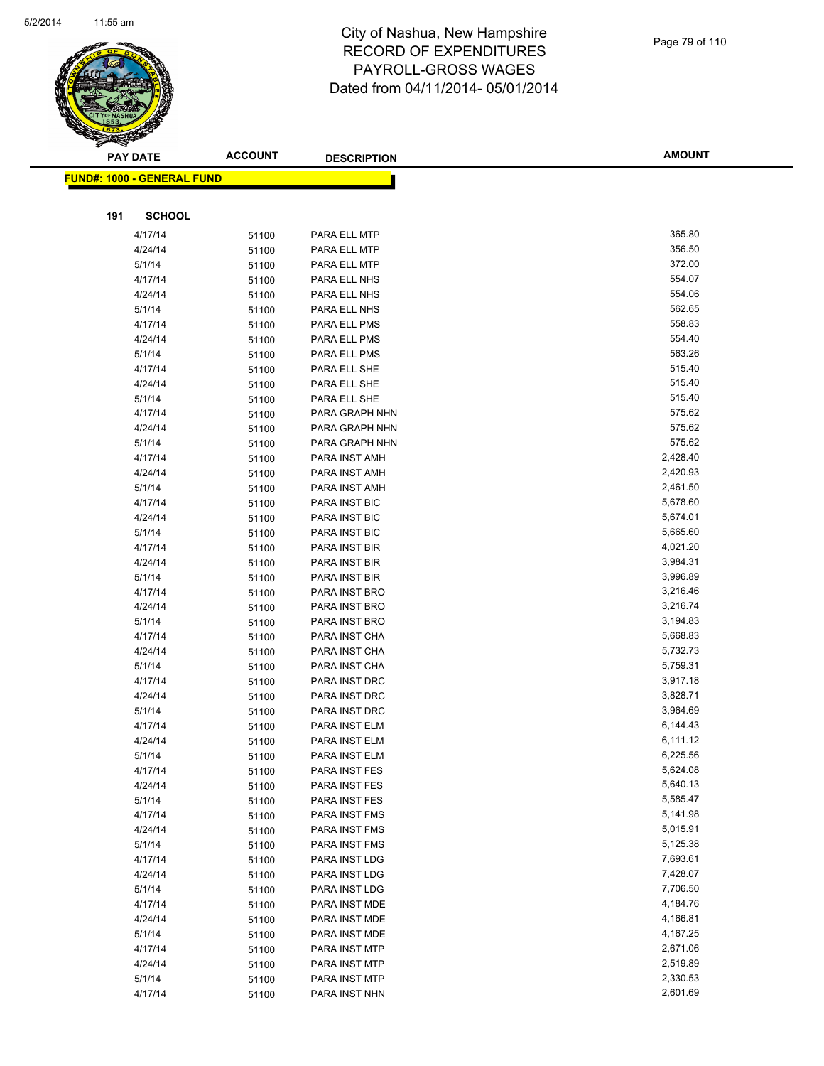# City of Nashua, New Hampshire
## RECORD OF EXPENDITURES
## PAYROLL-GROSS WAGES
## Dated from 04/11/2014- 05/01/2014

**FUND#: 1000 - GENERAL FUND**

**191 SCHOOL**

| PAY DATE | ACCOUNT | DESCRIPTION | AMOUNT |
|---|---|---|---|
| 4/17/14 | 51100 | PARA ELL MTP | 365.80 |
| 4/24/14 | 51100 | PARA ELL MTP | 356.50 |
| 5/1/14 | 51100 | PARA ELL MTP | 372.00 |
| 4/17/14 | 51100 | PARA ELL NHS | 554.07 |
| 4/24/14 | 51100 | PARA ELL NHS | 554.06 |
| 5/1/14 | 51100 | PARA ELL NHS | 562.65 |
| 4/17/14 | 51100 | PARA ELL PMS | 558.83 |
| 4/24/14 | 51100 | PARA ELL PMS | 554.40 |
| 5/1/14 | 51100 | PARA ELL PMS | 563.26 |
| 4/17/14 | 51100 | PARA ELL SHE | 515.40 |
| 4/24/14 | 51100 | PARA ELL SHE | 515.40 |
| 5/1/14 | 51100 | PARA ELL SHE | 515.40 |
| 4/17/14 | 51100 | PARA GRAPH NHN | 575.62 |
| 4/24/14 | 51100 | PARA GRAPH NHN | 575.62 |
| 5/1/14 | 51100 | PARA GRAPH NHN | 575.62 |
| 4/17/14 | 51100 | PARA INST AMH | 2,428.40 |
| 4/24/14 | 51100 | PARA INST AMH | 2,420.93 |
| 5/1/14 | 51100 | PARA INST AMH | 2,461.50 |
| 4/17/14 | 51100 | PARA INST BIC | 5,678.60 |
| 4/24/14 | 51100 | PARA INST BIC | 5,674.01 |
| 5/1/14 | 51100 | PARA INST BIC | 5,665.60 |
| 4/17/14 | 51100 | PARA INST BIR | 4,021.20 |
| 4/24/14 | 51100 | PARA INST BIR | 3,984.31 |
| 5/1/14 | 51100 | PARA INST BIR | 3,996.89 |
| 4/17/14 | 51100 | PARA INST BRO | 3,216.46 |
| 4/24/14 | 51100 | PARA INST BRO | 3,216.74 |
| 5/1/14 | 51100 | PARA INST BRO | 3,194.83 |
| 4/17/14 | 51100 | PARA INST CHA | 5,668.83 |
| 4/24/14 | 51100 | PARA INST CHA | 5,732.73 |
| 5/1/14 | 51100 | PARA INST CHA | 5,759.31 |
| 4/17/14 | 51100 | PARA INST DRC | 3,917.18 |
| 4/24/14 | 51100 | PARA INST DRC | 3,828.71 |
| 5/1/14 | 51100 | PARA INST DRC | 3,964.69 |
| 4/17/14 | 51100 | PARA INST ELM | 6,144.43 |
| 4/24/14 | 51100 | PARA INST ELM | 6,111.12 |
| 5/1/14 | 51100 | PARA INST ELM | 6,225.56 |
| 4/17/14 | 51100 | PARA INST FES | 5,624.08 |
| 4/24/14 | 51100 | PARA INST FES | 5,640.13 |
| 5/1/14 | 51100 | PARA INST FES | 5,585.47 |
| 4/17/14 | 51100 | PARA INST FMS | 5,141.98 |
| 4/24/14 | 51100 | PARA INST FMS | 5,015.91 |
| 5/1/14 | 51100 | PARA INST FMS | 5,125.38 |
| 4/17/14 | 51100 | PARA INST LDG | 7,693.61 |
| 4/24/14 | 51100 | PARA INST LDG | 7,428.07 |
| 5/1/14 | 51100 | PARA INST LDG | 7,706.50 |
| 4/17/14 | 51100 | PARA INST MDE | 4,184.76 |
| 4/24/14 | 51100 | PARA INST MDE | 4,166.81 |
| 5/1/14 | 51100 | PARA INST MDE | 4,167.25 |
| 4/17/14 | 51100 | PARA INST MTP | 2,671.06 |
| 4/24/14 | 51100 | PARA INST MTP | 2,519.89 |
| 5/1/14 | 51100 | PARA INST MTP | 2,330.53 |
| 4/17/14 | 51100 | PARA INST NHN | 2,601.69 |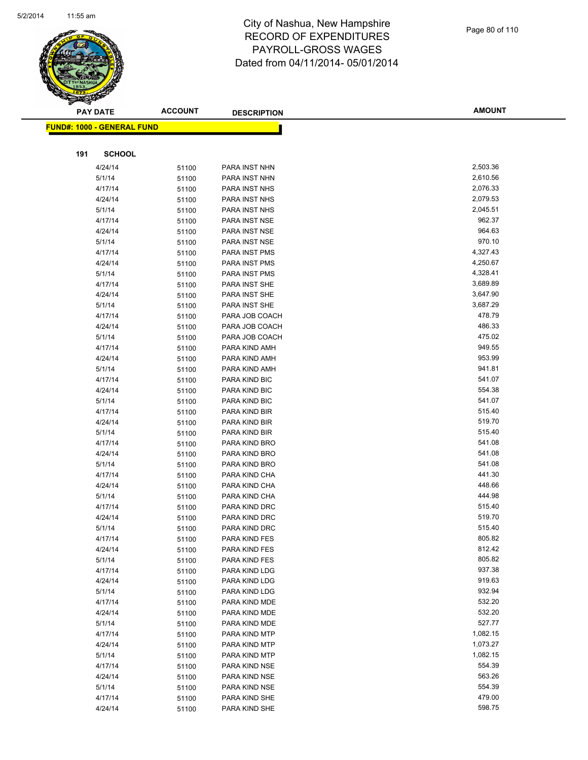# City of Nashua, New Hampshire
# RECORD OF EXPENDITURES
# PAYROLL-GROSS WAGES
# Dated from 04/11/2014- 05/01/2014

| PAY DATE | ACCOUNT | DESCRIPTION | AMOUNT |
|---|---|---|---|
| **FUND#: 1000 - GENERAL FUND** | | | |
| **191 SCHOOL** | | | |
| 4/24/14 | 51100 | PARA INST NHN | 2,503.36 |
| 5/1/14 | 51100 | PARA INST NHN | 2,610.56 |
| 4/17/14 | 51100 | PARA INST NHS | 2,076.33 |
| 4/24/14 | 51100 | PARA INST NHS | 2,079.53 |
| 5/1/14 | 51100 | PARA INST NHS | 2,045.51 |
| 4/17/14 | 51100 | PARA INST NSE | 962.37 |
| 4/24/14 | 51100 | PARA INST NSE | 964.63 |
| 5/1/14 | 51100 | PARA INST NSE | 970.10 |
| 4/17/14 | 51100 | PARA INST PMS | 4,327.43 |
| 4/24/14 | 51100 | PARA INST PMS | 4,250.67 |
| 5/1/14 | 51100 | PARA INST PMS | 4,328.41 |
| 4/17/14 | 51100 | PARA INST SHE | 3,689.89 |
| 4/24/14 | 51100 | PARA INST SHE | 3,647.90 |
| 5/1/14 | 51100 | PARA INST SHE | 3,687.29 |
| 4/17/14 | 51100 | PARA JOB COACH | 478.79 |
| 4/24/14 | 51100 | PARA JOB COACH | 486.33 |
| 5/1/14 | 51100 | PARA JOB COACH | 475.02 |
| 4/17/14 | 51100 | PARA KIND AMH | 949.55 |
| 4/24/14 | 51100 | PARA KIND AMH | 953.99 |
| 5/1/14 | 51100 | PARA KIND AMH | 941.81 |
| 4/17/14 | 51100 | PARA KIND BIC | 541.07 |
| 4/24/14 | 51100 | PARA KIND BIC | 554.38 |
| 5/1/14 | 51100 | PARA KIND BIC | 541.07 |
| 4/17/14 | 51100 | PARA KIND BIR | 515.40 |
| 4/24/14 | 51100 | PARA KIND BIR | 519.70 |
| 5/1/14 | 51100 | PARA KIND BIR | 515.40 |
| 4/17/14 | 51100 | PARA KIND BRO | 541.08 |
| 4/24/14 | 51100 | PARA KIND BRO | 541.08 |
| 5/1/14 | 51100 | PARA KIND BRO | 541.08 |
| 4/17/14 | 51100 | PARA KIND CHA | 441.30 |
| 4/24/14 | 51100 | PARA KIND CHA | 448.66 |
| 5/1/14 | 51100 | PARA KIND CHA | 444.98 |
| 4/17/14 | 51100 | PARA KIND DRC | 515.40 |
| 4/24/14 | 51100 | PARA KIND DRC | 519.70 |
| 5/1/14 | 51100 | PARA KIND DRC | 515.40 |
| 4/17/14 | 51100 | PARA KIND FES | 805.82 |
| 4/24/14 | 51100 | PARA KIND FES | 812.42 |
| 5/1/14 | 51100 | PARA KIND FES | 805.82 |
| 4/17/14 | 51100 | PARA KIND LDG | 937.38 |
| 4/24/14 | 51100 | PARA KIND LDG | 919.63 |
| 5/1/14 | 51100 | PARA KIND LDG | 932.94 |
| 4/17/14 | 51100 | PARA KIND MDE | 532.20 |
| 4/24/14 | 51100 | PARA KIND MDE | 532.20 |
| 5/1/14 | 51100 | PARA KIND MDE | 527.77 |
| 4/17/14 | 51100 | PARA KIND MTP | 1,082.15 |
| 4/24/14 | 51100 | PARA KIND MTP | 1,073.27 |
| 5/1/14 | 51100 | PARA KIND MTP | 1,082.15 |
| 4/17/14 | 51100 | PARA KIND NSE | 554.39 |
| 4/24/14 | 51100 | PARA KIND NSE | 563.26 |
| 5/1/14 | 51100 | PARA KIND NSE | 554.39 |
| 4/17/14 | 51100 | PARA KIND SHE | 479.00 |
| 4/24/14 | 51100 | PARA KIND SHE | 598.75 |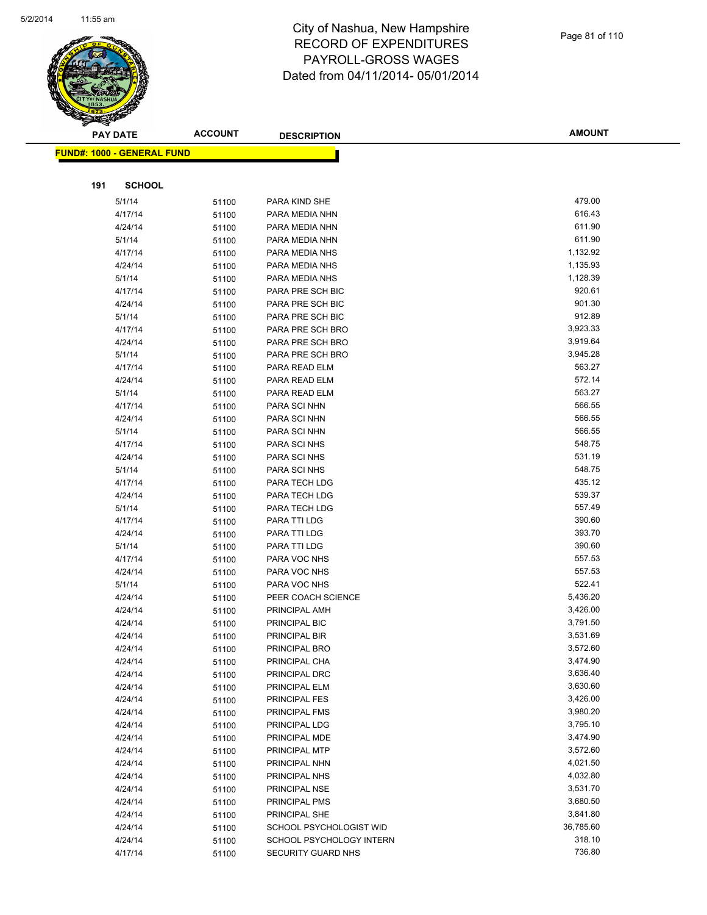# City of Nashua, New Hampshire
# RECORD OF EXPENDITURES
# PAYROLL-GROSS WAGES
# Dated from 04/11/2014- 05/01/2014

| PAY DATE | ACCOUNT | DESCRIPTION | AMOUNT |
|---|---|---|---|

**FUND#: 1000 - GENERAL FUND**

**191 SCHOOL**

| PAY DATE | ACCOUNT | DESCRIPTION | AMOUNT |
|---|---|---|---|
| 5/1/14 | 51100 | PARA KIND SHE | 479.00 |
| 4/17/14 | 51100 | PARA MEDIA NHN | 616.43 |
| 4/24/14 | 51100 | PARA MEDIA NHN | 611.90 |
| 5/1/14 | 51100 | PARA MEDIA NHN | 611.90 |
| 4/17/14 | 51100 | PARA MEDIA NHS | 1,132.92 |
| 4/24/14 | 51100 | PARA MEDIA NHS | 1,135.93 |
| 5/1/14 | 51100 | PARA MEDIA NHS | 1,128.39 |
| 4/17/14 | 51100 | PARA PRE SCH BIC | 920.61 |
| 4/24/14 | 51100 | PARA PRE SCH BIC | 901.30 |
| 5/1/14 | 51100 | PARA PRE SCH BIC | 912.89 |
| 4/17/14 | 51100 | PARA PRE SCH BRO | 3,923.33 |
| 4/24/14 | 51100 | PARA PRE SCH BRO | 3,919.64 |
| 5/1/14 | 51100 | PARA PRE SCH BRO | 3,945.28 |
| 4/17/14 | 51100 | PARA READ ELM | 563.27 |
| 4/24/14 | 51100 | PARA READ ELM | 572.14 |
| 5/1/14 | 51100 | PARA READ ELM | 563.27 |
| 4/17/14 | 51100 | PARA SCI NHN | 566.55 |
| 4/24/14 | 51100 | PARA SCI NHN | 566.55 |
| 5/1/14 | 51100 | PARA SCI NHN | 566.55 |
| 4/17/14 | 51100 | PARA SCI NHS | 548.75 |
| 4/24/14 | 51100 | PARA SCI NHS | 531.19 |
| 5/1/14 | 51100 | PARA SCI NHS | 548.75 |
| 4/17/14 | 51100 | PARA TECH LDG | 435.12 |
| 4/24/14 | 51100 | PARA TECH LDG | 539.37 |
| 5/1/14 | 51100 | PARA TECH LDG | 557.49 |
| 4/17/14 | 51100 | PARA TTI LDG | 390.60 |
| 4/24/14 | 51100 | PARA TTI LDG | 393.70 |
| 5/1/14 | 51100 | PARA TTI LDG | 390.60 |
| 4/17/14 | 51100 | PARA VOC NHS | 557.53 |
| 4/24/14 | 51100 | PARA VOC NHS | 557.53 |
| 5/1/14 | 51100 | PARA VOC NHS | 522.41 |
| 4/24/14 | 51100 | PEER COACH SCIENCE | 5,436.20 |
| 4/24/14 | 51100 | PRINCIPAL AMH | 3,426.00 |
| 4/24/14 | 51100 | PRINCIPAL BIC | 3,791.50 |
| 4/24/14 | 51100 | PRINCIPAL BIR | 3,531.69 |
| 4/24/14 | 51100 | PRINCIPAL BRO | 3,572.60 |
| 4/24/14 | 51100 | PRINCIPAL CHA | 3,474.90 |
| 4/24/14 | 51100 | PRINCIPAL DRC | 3,636.40 |
| 4/24/14 | 51100 | PRINCIPAL ELM | 3,630.60 |
| 4/24/14 | 51100 | PRINCIPAL FES | 3,426.00 |
| 4/24/14 | 51100 | PRINCIPAL FMS | 3,980.20 |
| 4/24/14 | 51100 | PRINCIPAL LDG | 3,795.10 |
| 4/24/14 | 51100 | PRINCIPAL MDE | 3,474.90 |
| 4/24/14 | 51100 | PRINCIPAL MTP | 3,572.60 |
| 4/24/14 | 51100 | PRINCIPAL NHN | 4,021.50 |
| 4/24/14 | 51100 | PRINCIPAL NHS | 4,032.80 |
| 4/24/14 | 51100 | PRINCIPAL NSE | 3,531.70 |
| 4/24/14 | 51100 | PRINCIPAL PMS | 3,680.50 |
| 4/24/14 | 51100 | PRINCIPAL SHE | 3,841.80 |
| 4/24/14 | 51100 | SCHOOL PSYCHOLOGIST WID | 36,785.60 |
| 4/24/14 | 51100 | SCHOOL PSYCHOLOGY INTERN | 318.10 |
| 4/17/14 | 51100 | SECURITY GUARD NHS | 736.80 |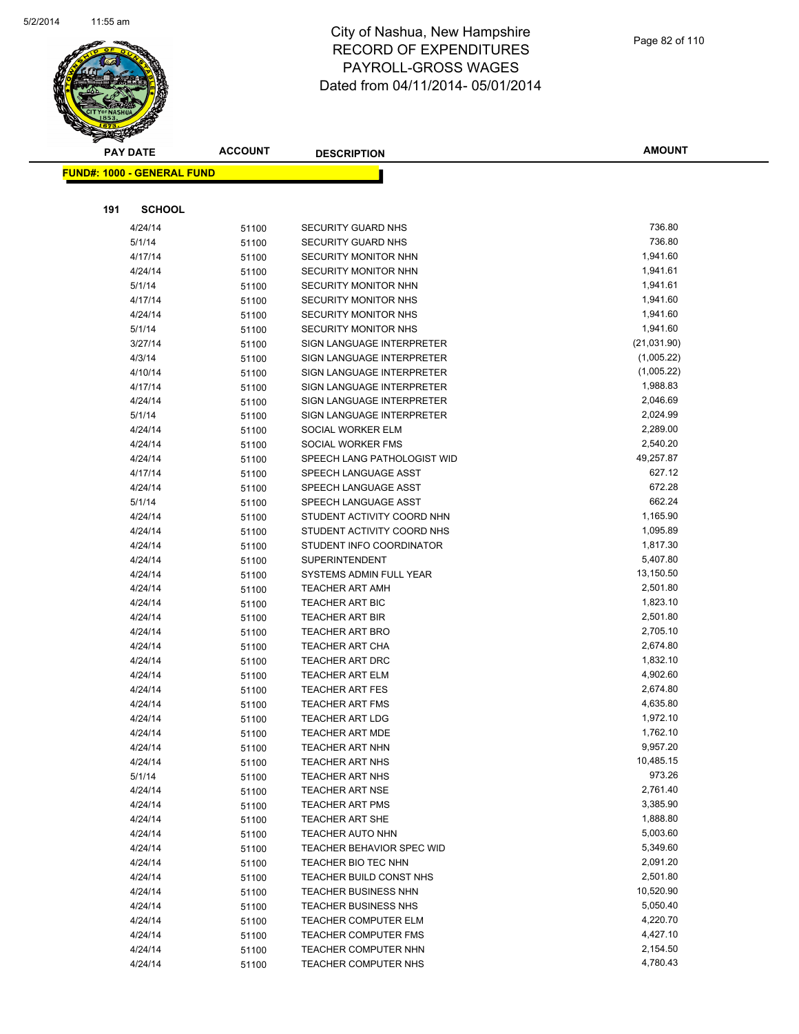# City of Nashua, New Hampshire
## RECORD OF EXPENDITURES
## PAYROLL-GROSS WAGES
## Dated from 04/11/2014- 05/01/2014

**FUND#: 1000 - GENERAL FUND**

**191 SCHOOL**

| PAY DATE | ACCOUNT | DESCRIPTION | AMOUNT |
|---|---|---|---|
| 4/24/14 | 51100 | SECURITY GUARD NHS | 736.80 |
| 5/1/14 | 51100 | SECURITY GUARD NHS | 736.80 |
| 4/17/14 | 51100 | SECURITY MONITOR NHN | 1,941.60 |
| 4/24/14 | 51100 | SECURITY MONITOR NHN | 1,941.61 |
| 5/1/14 | 51100 | SECURITY MONITOR NHN | 1,941.61 |
| 4/17/14 | 51100 | SECURITY MONITOR NHS | 1,941.60 |
| 4/24/14 | 51100 | SECURITY MONITOR NHS | 1,941.60 |
| 5/1/14 | 51100 | SECURITY MONITOR NHS | 1,941.60 |
| 3/27/14 | 51100 | SIGN LANGUAGE INTERPRETER | (21,031.90) |
| 4/3/14 | 51100 | SIGN LANGUAGE INTERPRETER | (1,005.22) |
| 4/10/14 | 51100 | SIGN LANGUAGE INTERPRETER | (1,005.22) |
| 4/17/14 | 51100 | SIGN LANGUAGE INTERPRETER | 1,988.83 |
| 4/24/14 | 51100 | SIGN LANGUAGE INTERPRETER | 2,046.69 |
| 5/1/14 | 51100 | SIGN LANGUAGE INTERPRETER | 2,024.99 |
| 4/24/14 | 51100 | SOCIAL WORKER ELM | 2,289.00 |
| 4/24/14 | 51100 | SOCIAL WORKER FMS | 2,540.20 |
| 4/24/14 | 51100 | SPEECH LANG PATHOLOGIST WID | 49,257.87 |
| 4/17/14 | 51100 | SPEECH LANGUAGE ASST | 627.12 |
| 4/24/14 | 51100 | SPEECH LANGUAGE ASST | 672.28 |
| 5/1/14 | 51100 | SPEECH LANGUAGE ASST | 662.24 |
| 4/24/14 | 51100 | STUDENT ACTIVITY COORD NHN | 1,165.90 |
| 4/24/14 | 51100 | STUDENT ACTIVITY COORD NHS | 1,095.89 |
| 4/24/14 | 51100 | STUDENT INFO COORDINATOR | 1,817.30 |
| 4/24/14 | 51100 | SUPERINTENDENT | 5,407.80 |
| 4/24/14 | 51100 | SYSTEMS ADMIN FULL YEAR | 13,150.50 |
| 4/24/14 | 51100 | TEACHER ART AMH | 2,501.80 |
| 4/24/14 | 51100 | TEACHER ART BIC | 1,823.10 |
| 4/24/14 | 51100 | TEACHER ART BIR | 2,501.80 |
| 4/24/14 | 51100 | TEACHER ART BRO | 2,705.10 |
| 4/24/14 | 51100 | TEACHER ART CHA | 2,674.80 |
| 4/24/14 | 51100 | TEACHER ART DRC | 1,832.10 |
| 4/24/14 | 51100 | TEACHER ART ELM | 4,902.60 |
| 4/24/14 | 51100 | TEACHER ART FES | 2,674.80 |
| 4/24/14 | 51100 | TEACHER ART FMS | 4,635.80 |
| 4/24/14 | 51100 | TEACHER ART LDG | 1,972.10 |
| 4/24/14 | 51100 | TEACHER ART MDE | 1,762.10 |
| 4/24/14 | 51100 | TEACHER ART NHN | 9,957.20 |
| 4/24/14 | 51100 | TEACHER ART NHS | 10,485.15 |
| 5/1/14 | 51100 | TEACHER ART NHS | 973.26 |
| 4/24/14 | 51100 | TEACHER ART NSE | 2,761.40 |
| 4/24/14 | 51100 | TEACHER ART PMS | 3,385.90 |
| 4/24/14 | 51100 | TEACHER ART SHE | 1,888.80 |
| 4/24/14 | 51100 | TEACHER AUTO NHN | 5,003.60 |
| 4/24/14 | 51100 | TEACHER BEHAVIOR SPEC WID | 5,349.60 |
| 4/24/14 | 51100 | TEACHER BIO TEC NHN | 2,091.20 |
| 4/24/14 | 51100 | TEACHER BUILD CONST NHS | 2,501.80 |
| 4/24/14 | 51100 | TEACHER BUSINESS NHN | 10,520.90 |
| 4/24/14 | 51100 | TEACHER BUSINESS NHS | 5,050.40 |
| 4/24/14 | 51100 | TEACHER COMPUTER ELM | 4,220.70 |
| 4/24/14 | 51100 | TEACHER COMPUTER FMS | 4,427.10 |
| 4/24/14 | 51100 | TEACHER COMPUTER NHN | 2,154.50 |
| 4/24/14 | 51100 | TEACHER COMPUTER NHS | 4,780.43 |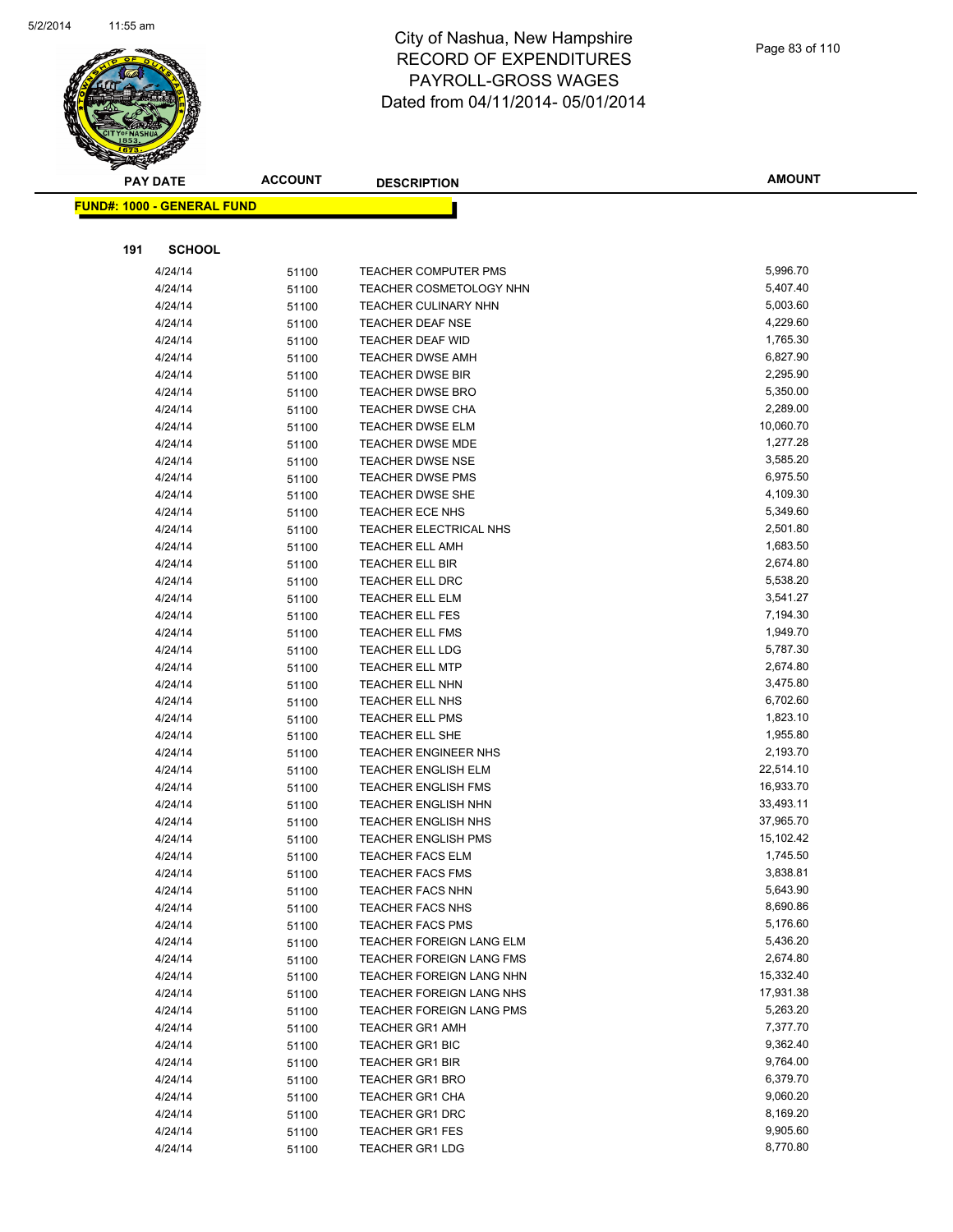# City of Nashua, New Hampshire
## RECORD OF EXPENDITURES
## PAYROLL-GROSS WAGES
## Dated from 04/11/2014- 05/01/2014

**FUND#: 1000 - GENERAL FUND**

**191 SCHOOL**

| PAY DATE | ACCOUNT | DESCRIPTION | AMOUNT |
|---|---|---|---|
| 4/24/14 | 51100 | TEACHER COMPUTER PMS | 5,996.70 |
| 4/24/14 | 51100 | TEACHER COSMETOLOGY NHN | 5,407.40 |
| 4/24/14 | 51100 | TEACHER CULINARY NHN | 5,003.60 |
| 4/24/14 | 51100 | TEACHER DEAF NSE | 4,229.60 |
| 4/24/14 | 51100 | TEACHER DEAF WID | 1,765.30 |
| 4/24/14 | 51100 | TEACHER DWSE AMH | 6,827.90 |
| 4/24/14 | 51100 | TEACHER DWSE BIR | 2,295.90 |
| 4/24/14 | 51100 | TEACHER DWSE BRO | 5,350.00 |
| 4/24/14 | 51100 | TEACHER DWSE CHA | 2,289.00 |
| 4/24/14 | 51100 | TEACHER DWSE ELM | 10,060.70 |
| 4/24/14 | 51100 | TEACHER DWSE MDE | 1,277.28 |
| 4/24/14 | 51100 | TEACHER DWSE NSE | 3,585.20 |
| 4/24/14 | 51100 | TEACHER DWSE PMS | 6,975.50 |
| 4/24/14 | 51100 | TEACHER DWSE SHE | 4,109.30 |
| 4/24/14 | 51100 | TEACHER ECE NHS | 5,349.60 |
| 4/24/14 | 51100 | TEACHER ELECTRICAL NHS | 2,501.80 |
| 4/24/14 | 51100 | TEACHER ELL AMH | 1,683.50 |
| 4/24/14 | 51100 | TEACHER ELL BIR | 2,674.80 |
| 4/24/14 | 51100 | TEACHER ELL DRC | 5,538.20 |
| 4/24/14 | 51100 | TEACHER ELL ELM | 3,541.27 |
| 4/24/14 | 51100 | TEACHER ELL FES | 7,194.30 |
| 4/24/14 | 51100 | TEACHER ELL FMS | 1,949.70 |
| 4/24/14 | 51100 | TEACHER ELL LDG | 5,787.30 |
| 4/24/14 | 51100 | TEACHER ELL MTP | 2,674.80 |
| 4/24/14 | 51100 | TEACHER ELL NHN | 3,475.80 |
| 4/24/14 | 51100 | TEACHER ELL NHS | 6,702.60 |
| 4/24/14 | 51100 | TEACHER ELL PMS | 1,823.10 |
| 4/24/14 | 51100 | TEACHER ELL SHE | 1,955.80 |
| 4/24/14 | 51100 | TEACHER ENGINEER NHS | 2,193.70 |
| 4/24/14 | 51100 | TEACHER ENGLISH ELM | 22,514.10 |
| 4/24/14 | 51100 | TEACHER ENGLISH FMS | 16,933.70 |
| 4/24/14 | 51100 | TEACHER ENGLISH NHN | 33,493.11 |
| 4/24/14 | 51100 | TEACHER ENGLISH NHS | 37,965.70 |
| 4/24/14 | 51100 | TEACHER ENGLISH PMS | 15,102.42 |
| 4/24/14 | 51100 | TEACHER FACS ELM | 1,745.50 |
| 4/24/14 | 51100 | TEACHER FACS FMS | 3,838.81 |
| 4/24/14 | 51100 | TEACHER FACS NHN | 5,643.90 |
| 4/24/14 | 51100 | TEACHER FACS NHS | 8,690.86 |
| 4/24/14 | 51100 | TEACHER FACS PMS | 5,176.60 |
| 4/24/14 | 51100 | TEACHER FOREIGN LANG ELM | 5,436.20 |
| 4/24/14 | 51100 | TEACHER FOREIGN LANG FMS | 2,674.80 |
| 4/24/14 | 51100 | TEACHER FOREIGN LANG NHN | 15,332.40 |
| 4/24/14 | 51100 | TEACHER FOREIGN LANG NHS | 17,931.38 |
| 4/24/14 | 51100 | TEACHER FOREIGN LANG PMS | 5,263.20 |
| 4/24/14 | 51100 | TEACHER GR1 AMH | 7,377.70 |
| 4/24/14 | 51100 | TEACHER GR1 BIC | 9,362.40 |
| 4/24/14 | 51100 | TEACHER GR1 BIR | 9,764.00 |
| 4/24/14 | 51100 | TEACHER GR1 BRO | 6,379.70 |
| 4/24/14 | 51100 | TEACHER GR1 CHA | 9,060.20 |
| 4/24/14 | 51100 | TEACHER GR1 DRC | 8,169.20 |
| 4/24/14 | 51100 | TEACHER GR1 FES | 9,905.60 |
| 4/24/14 | 51100 | TEACHER GR1 LDG | 8,770.80 |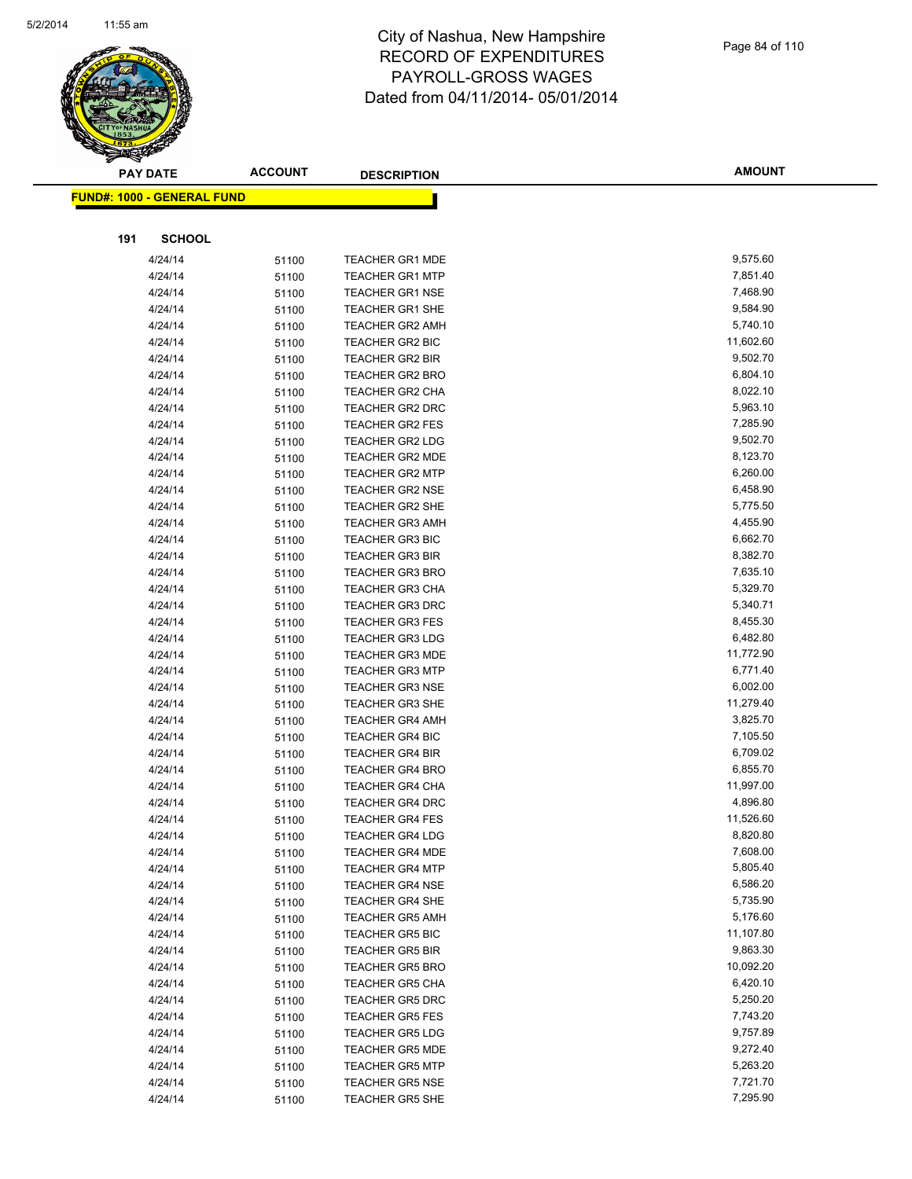# City of Nashua, New Hampshire
# RECORD OF EXPENDITURES
# PAYROLL-GROSS WAGES
# Dated from 04/11/2014- 05/01/2014

**FUND#: 1000 - GENERAL FUND**

**191 SCHOOL**

| PAY DATE | ACCOUNT | DESCRIPTION | AMOUNT |
|---|---|---|---|
| 4/24/14 | 51100 | TEACHER GR1 MDE | 9,575.60 |
| 4/24/14 | 51100 | TEACHER GR1 MTP | 7,851.40 |
| 4/24/14 | 51100 | TEACHER GR1 NSE | 7,468.90 |
| 4/24/14 | 51100 | TEACHER GR1 SHE | 9,584.90 |
| 4/24/14 | 51100 | TEACHER GR2 AMH | 5,740.10 |
| 4/24/14 | 51100 | TEACHER GR2 BIC | 11,602.60 |
| 4/24/14 | 51100 | TEACHER GR2 BIR | 9,502.70 |
| 4/24/14 | 51100 | TEACHER GR2 BRO | 6,804.10 |
| 4/24/14 | 51100 | TEACHER GR2 CHA | 8,022.10 |
| 4/24/14 | 51100 | TEACHER GR2 DRC | 5,963.10 |
| 4/24/14 | 51100 | TEACHER GR2 FES | 7,285.90 |
| 4/24/14 | 51100 | TEACHER GR2 LDG | 9,502.70 |
| 4/24/14 | 51100 | TEACHER GR2 MDE | 8,123.70 |
| 4/24/14 | 51100 | TEACHER GR2 MTP | 6,260.00 |
| 4/24/14 | 51100 | TEACHER GR2 NSE | 6,458.90 |
| 4/24/14 | 51100 | TEACHER GR2 SHE | 5,775.50 |
| 4/24/14 | 51100 | TEACHER GR3 AMH | 4,455.90 |
| 4/24/14 | 51100 | TEACHER GR3 BIC | 6,662.70 |
| 4/24/14 | 51100 | TEACHER GR3 BIR | 8,382.70 |
| 4/24/14 | 51100 | TEACHER GR3 BRO | 7,635.10 |
| 4/24/14 | 51100 | TEACHER GR3 CHA | 5,329.70 |
| 4/24/14 | 51100 | TEACHER GR3 DRC | 5,340.71 |
| 4/24/14 | 51100 | TEACHER GR3 FES | 8,455.30 |
| 4/24/14 | 51100 | TEACHER GR3 LDG | 6,482.80 |
| 4/24/14 | 51100 | TEACHER GR3 MDE | 11,772.90 |
| 4/24/14 | 51100 | TEACHER GR3 MTP | 6,771.40 |
| 4/24/14 | 51100 | TEACHER GR3 NSE | 6,002.00 |
| 4/24/14 | 51100 | TEACHER GR3 SHE | 11,279.40 |
| 4/24/14 | 51100 | TEACHER GR4 AMH | 3,825.70 |
| 4/24/14 | 51100 | TEACHER GR4 BIC | 7,105.50 |
| 4/24/14 | 51100 | TEACHER GR4 BIR | 6,709.02 |
| 4/24/14 | 51100 | TEACHER GR4 BRO | 6,855.70 |
| 4/24/14 | 51100 | TEACHER GR4 CHA | 11,997.00 |
| 4/24/14 | 51100 | TEACHER GR4 DRC | 4,896.80 |
| 4/24/14 | 51100 | TEACHER GR4 FES | 11,526.60 |
| 4/24/14 | 51100 | TEACHER GR4 LDG | 8,820.80 |
| 4/24/14 | 51100 | TEACHER GR4 MDE | 7,608.00 |
| 4/24/14 | 51100 | TEACHER GR4 MTP | 5,805.40 |
| 4/24/14 | 51100 | TEACHER GR4 NSE | 6,586.20 |
| 4/24/14 | 51100 | TEACHER GR4 SHE | 5,735.90 |
| 4/24/14 | 51100 | TEACHER GR5 AMH | 5,176.60 |
| 4/24/14 | 51100 | TEACHER GR5 BIC | 11,107.80 |
| 4/24/14 | 51100 | TEACHER GR5 BIR | 9,863.30 |
| 4/24/14 | 51100 | TEACHER GR5 BRO | 10,092.20 |
| 4/24/14 | 51100 | TEACHER GR5 CHA | 6,420.10 |
| 4/24/14 | 51100 | TEACHER GR5 DRC | 5,250.20 |
| 4/24/14 | 51100 | TEACHER GR5 FES | 7,743.20 |
| 4/24/14 | 51100 | TEACHER GR5 LDG | 9,757.89 |
| 4/24/14 | 51100 | TEACHER GR5 MDE | 9,272.40 |
| 4/24/14 | 51100 | TEACHER GR5 MTP | 5,263.20 |
| 4/24/14 | 51100 | TEACHER GR5 NSE | 7,721.70 |
| 4/24/14 | 51100 | TEACHER GR5 SHE | 7,295.90 |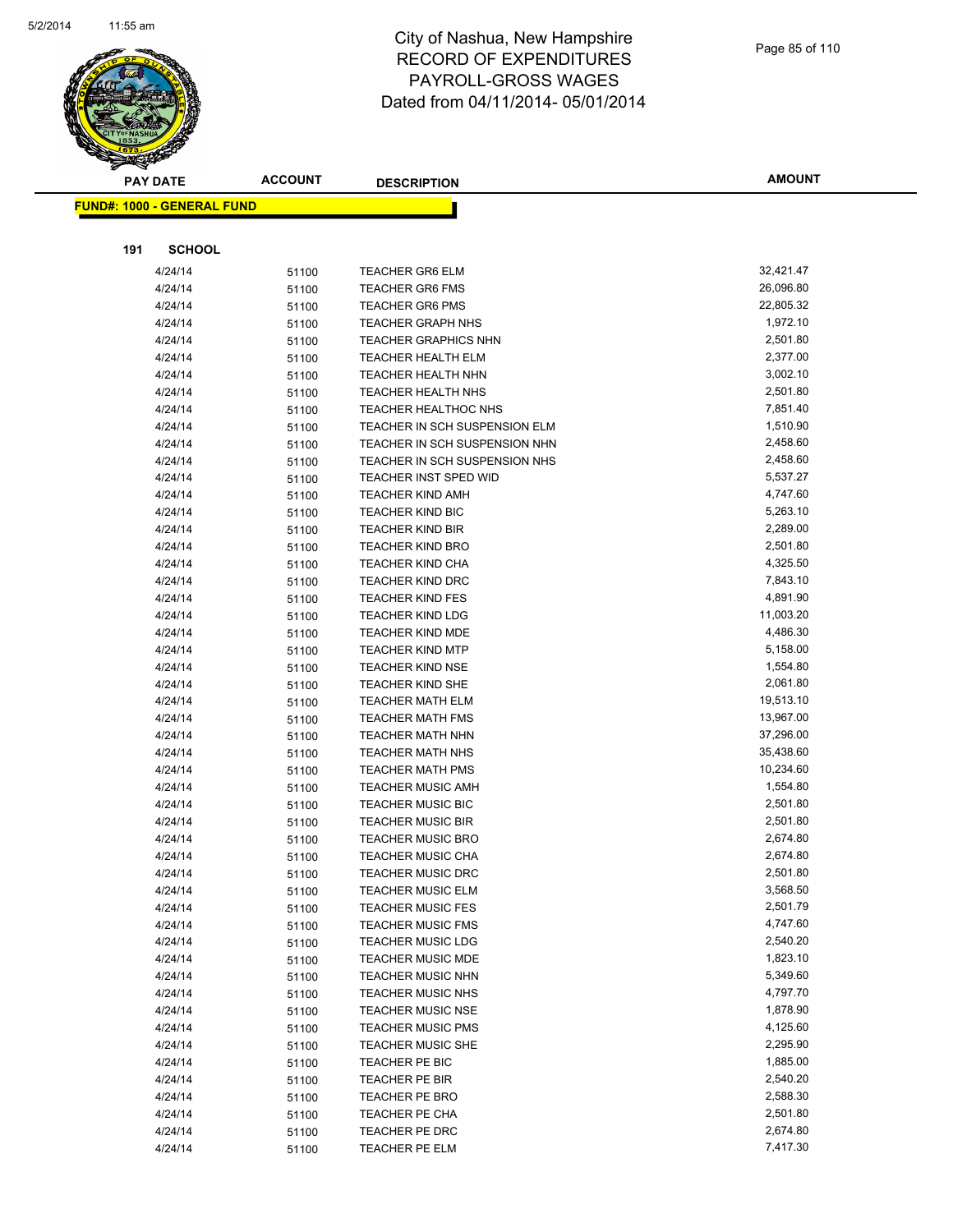# City of Nashua, New Hampshire
## RECORD OF EXPENDITURES
## PAYROLL-GROSS WAGES
## Dated from 04/11/2014- 05/01/2014

**FUND#: 1000 - GENERAL FUND**

**191 SCHOOL**

| PAY DATE | ACCOUNT | DESCRIPTION | AMOUNT |
|---|---|---|---|
| 4/24/14 | 51100 | TEACHER GR6 ELM | 32,421.47 |
| 4/24/14 | 51100 | TEACHER GR6 FMS | 26,096.80 |
| 4/24/14 | 51100 | TEACHER GR6 PMS | 22,805.32 |
| 4/24/14 | 51100 | TEACHER GRAPH NHS | 1,972.10 |
| 4/24/14 | 51100 | TEACHER GRAPHICS NHN | 2,501.80 |
| 4/24/14 | 51100 | TEACHER HEALTH ELM | 2,377.00 |
| 4/24/14 | 51100 | TEACHER HEALTH NHN | 3,002.10 |
| 4/24/14 | 51100 | TEACHER HEALTH NHS | 2,501.80 |
| 4/24/14 | 51100 | TEACHER HEALTHOC NHS | 7,851.40 |
| 4/24/14 | 51100 | TEACHER IN SCH SUSPENSION ELM | 1,510.90 |
| 4/24/14 | 51100 | TEACHER IN SCH SUSPENSION NHN | 2,458.60 |
| 4/24/14 | 51100 | TEACHER IN SCH SUSPENSION NHS | 2,458.60 |
| 4/24/14 | 51100 | TEACHER INST SPED WID | 5,537.27 |
| 4/24/14 | 51100 | TEACHER KIND AMH | 4,747.60 |
| 4/24/14 | 51100 | TEACHER KIND BIC | 5,263.10 |
| 4/24/14 | 51100 | TEACHER KIND BIR | 2,289.00 |
| 4/24/14 | 51100 | TEACHER KIND BRO | 2,501.80 |
| 4/24/14 | 51100 | TEACHER KIND CHA | 4,325.50 |
| 4/24/14 | 51100 | TEACHER KIND DRC | 7,843.10 |
| 4/24/14 | 51100 | TEACHER KIND FES | 4,891.90 |
| 4/24/14 | 51100 | TEACHER KIND LDG | 11,003.20 |
| 4/24/14 | 51100 | TEACHER KIND MDE | 4,486.30 |
| 4/24/14 | 51100 | TEACHER KIND MTP | 5,158.00 |
| 4/24/14 | 51100 | TEACHER KIND NSE | 1,554.80 |
| 4/24/14 | 51100 | TEACHER KIND SHE | 2,061.80 |
| 4/24/14 | 51100 | TEACHER MATH ELM | 19,513.10 |
| 4/24/14 | 51100 | TEACHER MATH FMS | 13,967.00 |
| 4/24/14 | 51100 | TEACHER MATH NHN | 37,296.00 |
| 4/24/14 | 51100 | TEACHER MATH NHS | 35,438.60 |
| 4/24/14 | 51100 | TEACHER MATH PMS | 10,234.60 |
| 4/24/14 | 51100 | TEACHER MUSIC AMH | 1,554.80 |
| 4/24/14 | 51100 | TEACHER MUSIC BIC | 2,501.80 |
| 4/24/14 | 51100 | TEACHER MUSIC BIR | 2,501.80 |
| 4/24/14 | 51100 | TEACHER MUSIC BRO | 2,674.80 |
| 4/24/14 | 51100 | TEACHER MUSIC CHA | 2,674.80 |
| 4/24/14 | 51100 | TEACHER MUSIC DRC | 2,501.80 |
| 4/24/14 | 51100 | TEACHER MUSIC ELM | 3,568.50 |
| 4/24/14 | 51100 | TEACHER MUSIC FES | 2,501.79 |
| 4/24/14 | 51100 | TEACHER MUSIC FMS | 4,747.60 |
| 4/24/14 | 51100 | TEACHER MUSIC LDG | 2,540.20 |
| 4/24/14 | 51100 | TEACHER MUSIC MDE | 1,823.10 |
| 4/24/14 | 51100 | TEACHER MUSIC NHN | 5,349.60 |
| 4/24/14 | 51100 | TEACHER MUSIC NHS | 4,797.70 |
| 4/24/14 | 51100 | TEACHER MUSIC NSE | 1,878.90 |
| 4/24/14 | 51100 | TEACHER MUSIC PMS | 4,125.60 |
| 4/24/14 | 51100 | TEACHER MUSIC SHE | 2,295.90 |
| 4/24/14 | 51100 | TEACHER PE BIC | 1,885.00 |
| 4/24/14 | 51100 | TEACHER PE BIR | 2,540.20 |
| 4/24/14 | 51100 | TEACHER PE BRO | 2,588.30 |
| 4/24/14 | 51100 | TEACHER PE CHA | 2,501.80 |
| 4/24/14 | 51100 | TEACHER PE DRC | 2,674.80 |
| 4/24/14 | 51100 | TEACHER PE ELM | 7,417.30 |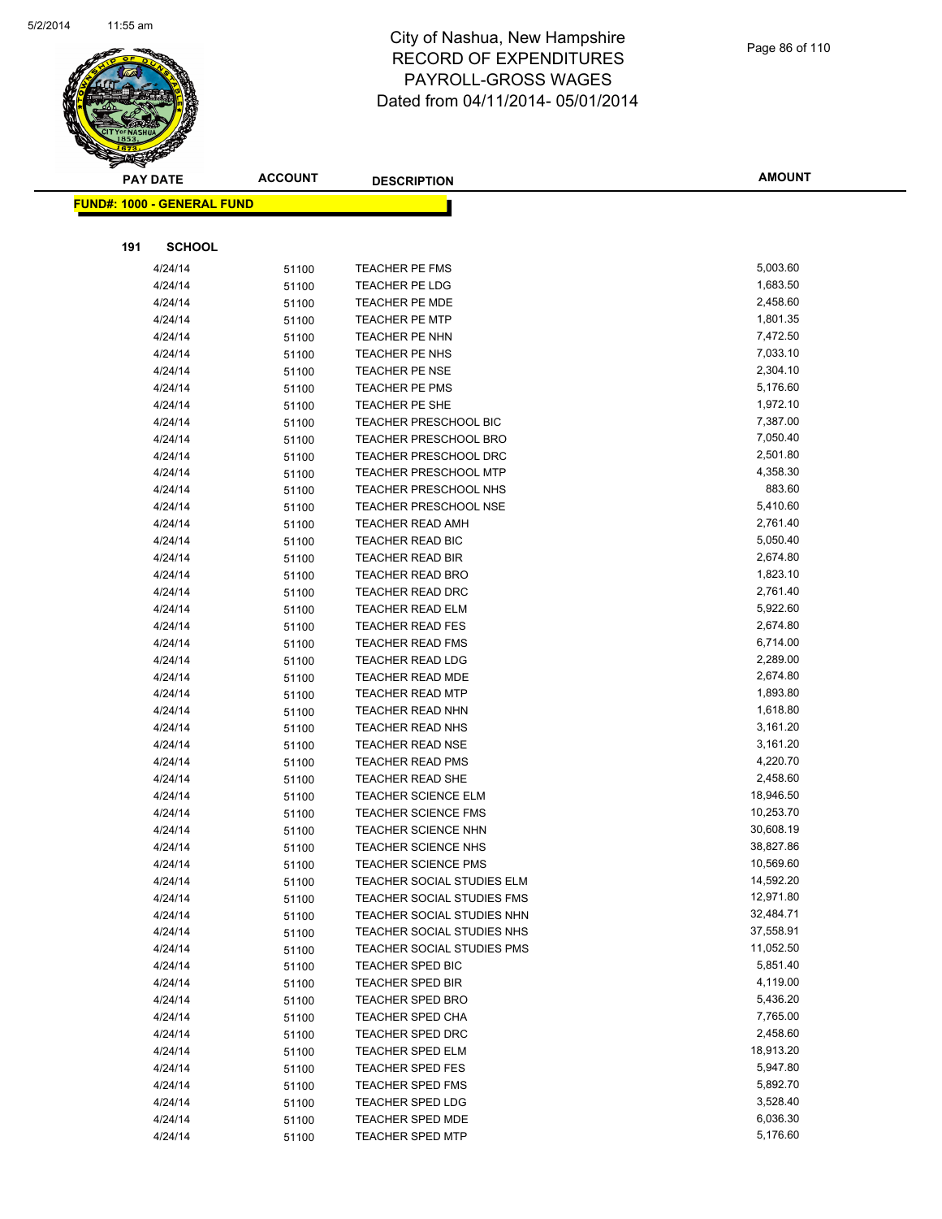# City of Nashua, New Hampshire
# RECORD OF EXPENDITURES
# PAYROLL-GROSS WAGES
# Dated from 04/11/2014- 05/01/2014

**FUND#: 1000 - GENERAL FUND**

**191 SCHOOL**

| PAY DATE | ACCOUNT | DESCRIPTION | AMOUNT |
|---|---|---|---|
| 4/24/14 | 51100 | TEACHER PE FMS | 5,003.60 |
| 4/24/14 | 51100 | TEACHER PE LDG | 1,683.50 |
| 4/24/14 | 51100 | TEACHER PE MDE | 2,458.60 |
| 4/24/14 | 51100 | TEACHER PE MTP | 1,801.35 |
| 4/24/14 | 51100 | TEACHER PE NHN | 7,472.50 |
| 4/24/14 | 51100 | TEACHER PE NHS | 7,033.10 |
| 4/24/14 | 51100 | TEACHER PE NSE | 2,304.10 |
| 4/24/14 | 51100 | TEACHER PE PMS | 5,176.60 |
| 4/24/14 | 51100 | TEACHER PE SHE | 1,972.10 |
| 4/24/14 | 51100 | TEACHER PRESCHOOL BIC | 7,387.00 |
| 4/24/14 | 51100 | TEACHER PRESCHOOL BRO | 7,050.40 |
| 4/24/14 | 51100 | TEACHER PRESCHOOL DRC | 2,501.80 |
| 4/24/14 | 51100 | TEACHER PRESCHOOL MTP | 4,358.30 |
| 4/24/14 | 51100 | TEACHER PRESCHOOL NHS | 883.60 |
| 4/24/14 | 51100 | TEACHER PRESCHOOL NSE | 5,410.60 |
| 4/24/14 | 51100 | TEACHER READ AMH | 2,761.40 |
| 4/24/14 | 51100 | TEACHER READ BIC | 5,050.40 |
| 4/24/14 | 51100 | TEACHER READ BIR | 2,674.80 |
| 4/24/14 | 51100 | TEACHER READ BRO | 1,823.10 |
| 4/24/14 | 51100 | TEACHER READ DRC | 2,761.40 |
| 4/24/14 | 51100 | TEACHER READ ELM | 5,922.60 |
| 4/24/14 | 51100 | TEACHER READ FES | 2,674.80 |
| 4/24/14 | 51100 | TEACHER READ FMS | 6,714.00 |
| 4/24/14 | 51100 | TEACHER READ LDG | 2,289.00 |
| 4/24/14 | 51100 | TEACHER READ MDE | 2,674.80 |
| 4/24/14 | 51100 | TEACHER READ MTP | 1,893.80 |
| 4/24/14 | 51100 | TEACHER READ NHN | 1,618.80 |
| 4/24/14 | 51100 | TEACHER READ NHS | 3,161.20 |
| 4/24/14 | 51100 | TEACHER READ NSE | 3,161.20 |
| 4/24/14 | 51100 | TEACHER READ PMS | 4,220.70 |
| 4/24/14 | 51100 | TEACHER READ SHE | 2,458.60 |
| 4/24/14 | 51100 | TEACHER SCIENCE ELM | 18,946.50 |
| 4/24/14 | 51100 | TEACHER SCIENCE FMS | 10,253.70 |
| 4/24/14 | 51100 | TEACHER SCIENCE NHN | 30,608.19 |
| 4/24/14 | 51100 | TEACHER SCIENCE NHS | 38,827.86 |
| 4/24/14 | 51100 | TEACHER SCIENCE PMS | 10,569.60 |
| 4/24/14 | 51100 | TEACHER SOCIAL STUDIES ELM | 14,592.20 |
| 4/24/14 | 51100 | TEACHER SOCIAL STUDIES FMS | 12,971.80 |
| 4/24/14 | 51100 | TEACHER SOCIAL STUDIES NHN | 32,484.71 |
| 4/24/14 | 51100 | TEACHER SOCIAL STUDIES NHS | 37,558.91 |
| 4/24/14 | 51100 | TEACHER SOCIAL STUDIES PMS | 11,052.50 |
| 4/24/14 | 51100 | TEACHER SPED BIC | 5,851.40 |
| 4/24/14 | 51100 | TEACHER SPED BIR | 4,119.00 |
| 4/24/14 | 51100 | TEACHER SPED BRO | 5,436.20 |
| 4/24/14 | 51100 | TEACHER SPED CHA | 7,765.00 |
| 4/24/14 | 51100 | TEACHER SPED DRC | 2,458.60 |
| 4/24/14 | 51100 | TEACHER SPED ELM | 18,913.20 |
| 4/24/14 | 51100 | TEACHER SPED FES | 5,947.80 |
| 4/24/14 | 51100 | TEACHER SPED FMS | 5,892.70 |
| 4/24/14 | 51100 | TEACHER SPED LDG | 3,528.40 |
| 4/24/14 | 51100 | TEACHER SPED MDE | 6,036.30 |
| 4/24/14 | 51100 | TEACHER SPED MTP | 5,176.60 |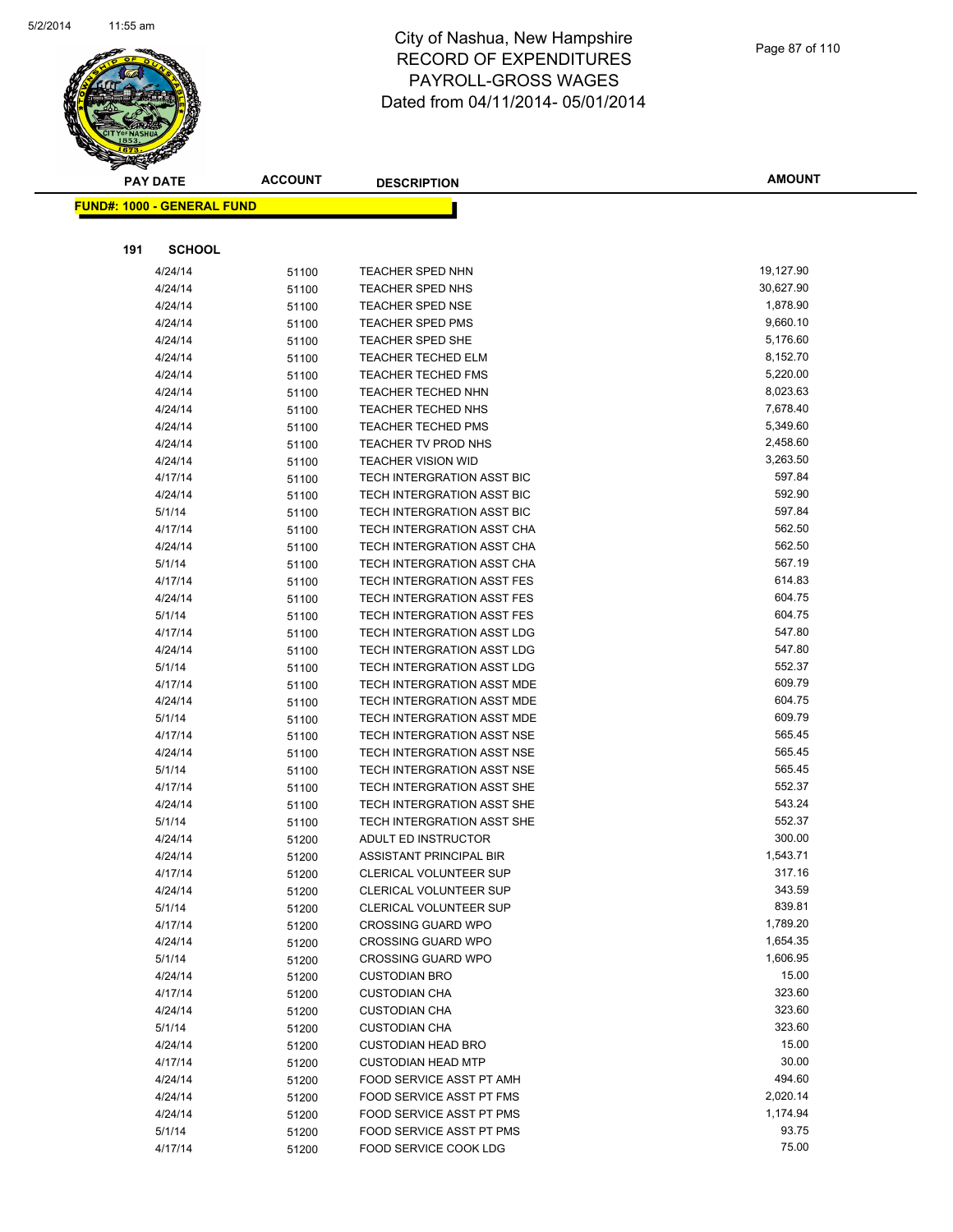# City of Nashua, New Hampshire
# RECORD OF EXPENDITURES
# PAYROLL-GROSS WAGES
# Dated from 04/11/2014- 05/01/2014

**FUND#: 1000 - GENERAL FUND**

**191 SCHOOL**

| PAY DATE | ACCOUNT | DESCRIPTION | AMOUNT |
|---|---|---|---|
| 4/24/14 | 51100 | TEACHER SPED NHN | 19,127.90 |
| 4/24/14 | 51100 | TEACHER SPED NHS | 30,627.90 |
| 4/24/14 | 51100 | TEACHER SPED NSE | 1,878.90 |
| 4/24/14 | 51100 | TEACHER SPED PMS | 9,660.10 |
| 4/24/14 | 51100 | TEACHER SPED SHE | 5,176.60 |
| 4/24/14 | 51100 | TEACHER TECHED ELM | 8,152.70 |
| 4/24/14 | 51100 | TEACHER TECHED FMS | 5,220.00 |
| 4/24/14 | 51100 | TEACHER TECHED NHN | 8,023.63 |
| 4/24/14 | 51100 | TEACHER TECHED NHS | 7,678.40 |
| 4/24/14 | 51100 | TEACHER TECHED PMS | 5,349.60 |
| 4/24/14 | 51100 | TEACHER TV PROD NHS | 2,458.60 |
| 4/24/14 | 51100 | TEACHER VISION WID | 3,263.50 |
| 4/17/14 | 51100 | TECH INTERGRATION ASST BIC | 597.84 |
| 4/24/14 | 51100 | TECH INTERGRATION ASST BIC | 592.90 |
| 5/1/14 | 51100 | TECH INTERGRATION ASST BIC | 597.84 |
| 4/17/14 | 51100 | TECH INTERGRATION ASST CHA | 562.50 |
| 4/24/14 | 51100 | TECH INTERGRATION ASST CHA | 562.50 |
| 5/1/14 | 51100 | TECH INTERGRATION ASST CHA | 567.19 |
| 4/17/14 | 51100 | TECH INTERGRATION ASST FES | 614.83 |
| 4/24/14 | 51100 | TECH INTERGRATION ASST FES | 604.75 |
| 5/1/14 | 51100 | TECH INTERGRATION ASST FES | 604.75 |
| 4/17/14 | 51100 | TECH INTERGRATION ASST LDG | 547.80 |
| 4/24/14 | 51100 | TECH INTERGRATION ASST LDG | 547.80 |
| 5/1/14 | 51100 | TECH INTERGRATION ASST LDG | 552.37 |
| 4/17/14 | 51100 | TECH INTERGRATION ASST MDE | 609.79 |
| 4/24/14 | 51100 | TECH INTERGRATION ASST MDE | 604.75 |
| 5/1/14 | 51100 | TECH INTERGRATION ASST MDE | 609.79 |
| 4/17/14 | 51100 | TECH INTERGRATION ASST NSE | 565.45 |
| 4/24/14 | 51100 | TECH INTERGRATION ASST NSE | 565.45 |
| 5/1/14 | 51100 | TECH INTERGRATION ASST NSE | 565.45 |
| 4/17/14 | 51100 | TECH INTERGRATION ASST SHE | 552.37 |
| 4/24/14 | 51100 | TECH INTERGRATION ASST SHE | 543.24 |
| 5/1/14 | 51100 | TECH INTERGRATION ASST SHE | 552.37 |
| 4/24/14 | 51200 | ADULT ED INSTRUCTOR | 300.00 |
| 4/24/14 | 51200 | ASSISTANT PRINCIPAL BIR | 1,543.71 |
| 4/17/14 | 51200 | CLERICAL VOLUNTEER SUP | 317.16 |
| 4/24/14 | 51200 | CLERICAL VOLUNTEER SUP | 343.59 |
| 5/1/14 | 51200 | CLERICAL VOLUNTEER SUP | 839.81 |
| 4/17/14 | 51200 | CROSSING GUARD WPO | 1,789.20 |
| 4/24/14 | 51200 | CROSSING GUARD WPO | 1,654.35 |
| 5/1/14 | 51200 | CROSSING GUARD WPO | 1,606.95 |
| 4/24/14 | 51200 | CUSTODIAN BRO | 15.00 |
| 4/17/14 | 51200 | CUSTODIAN CHA | 323.60 |
| 4/24/14 | 51200 | CUSTODIAN CHA | 323.60 |
| 5/1/14 | 51200 | CUSTODIAN CHA | 323.60 |
| 4/24/14 | 51200 | CUSTODIAN HEAD BRO | 15.00 |
| 4/17/14 | 51200 | CUSTODIAN HEAD MTP | 30.00 |
| 4/24/14 | 51200 | FOOD SERVICE ASST PT AMH | 494.60 |
| 4/24/14 | 51200 | FOOD SERVICE ASST PT FMS | 2,020.14 |
| 4/24/14 | 51200 | FOOD SERVICE ASST PT PMS | 1,174.94 |
| 5/1/14 | 51200 | FOOD SERVICE ASST PT PMS | 93.75 |
| 4/17/14 | 51200 | FOOD SERVICE COOK LDG | 75.00 |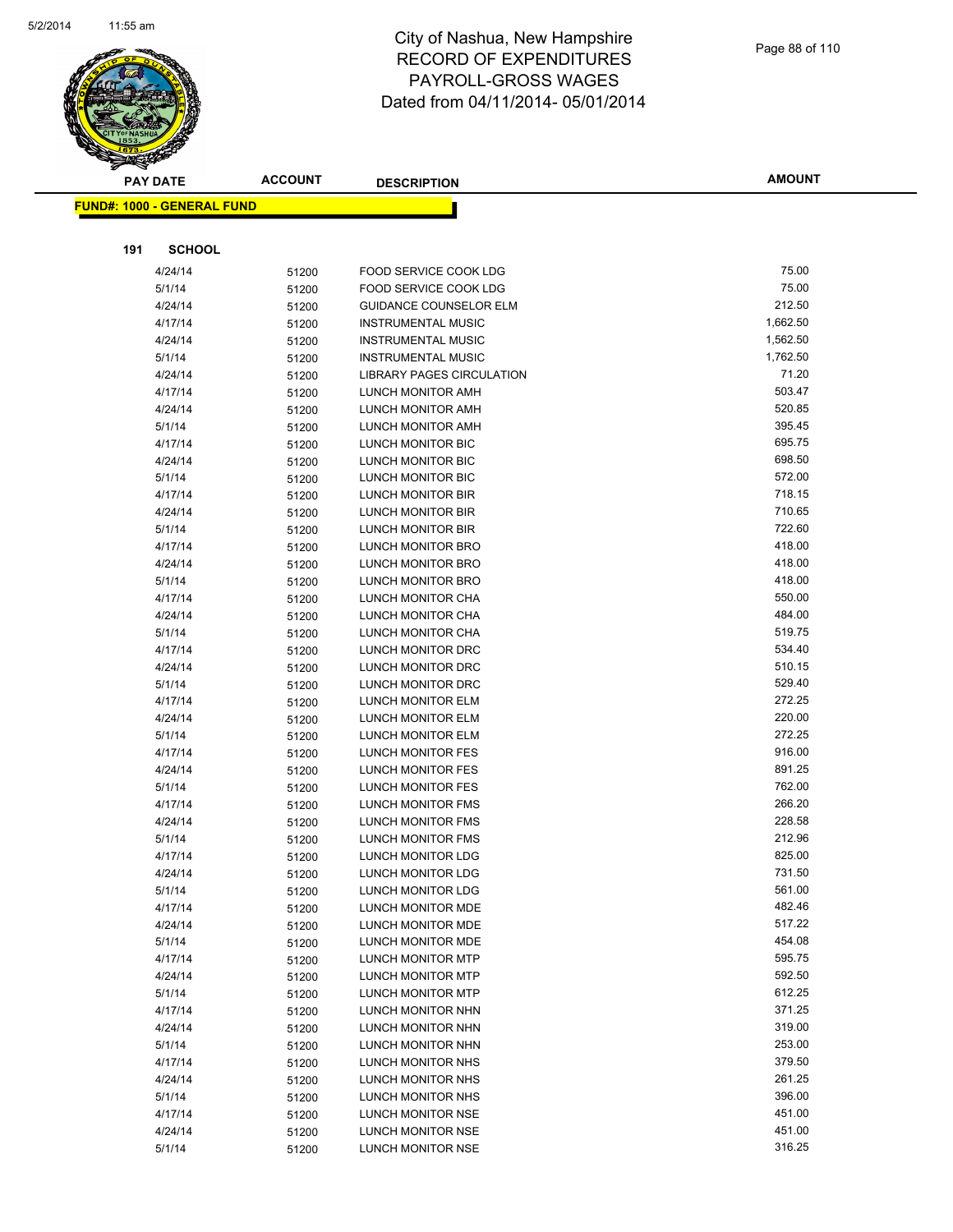# City of Nashua, New Hampshire
## RECORD OF EXPENDITURES
## PAYROLL-GROSS WAGES
## Dated from 04/11/2014- 05/01/2014

**FUND#: 1000 - GENERAL FUND**

**191 SCHOOL**

| PAY DATE | ACCOUNT | DESCRIPTION | AMOUNT |
|---|---|---|---|
| 4/24/14 | 51200 | FOOD SERVICE COOK LDG | 75.00 |
| 5/1/14 | 51200 | FOOD SERVICE COOK LDG | 75.00 |
| 4/24/14 | 51200 | GUIDANCE COUNSELOR ELM | 212.50 |
| 4/17/14 | 51200 | INSTRUMENTAL MUSIC | 1,662.50 |
| 4/24/14 | 51200 | INSTRUMENTAL MUSIC | 1,562.50 |
| 5/1/14 | 51200 | INSTRUMENTAL MUSIC | 1,762.50 |
| 4/24/14 | 51200 | LIBRARY PAGES CIRCULATION | 71.20 |
| 4/17/14 | 51200 | LUNCH MONITOR AMH | 503.47 |
| 4/24/14 | 51200 | LUNCH MONITOR AMH | 520.85 |
| 5/1/14 | 51200 | LUNCH MONITOR AMH | 395.45 |
| 4/17/14 | 51200 | LUNCH MONITOR BIC | 695.75 |
| 4/24/14 | 51200 | LUNCH MONITOR BIC | 698.50 |
| 5/1/14 | 51200 | LUNCH MONITOR BIC | 572.00 |
| 4/17/14 | 51200 | LUNCH MONITOR BIR | 718.15 |
| 4/24/14 | 51200 | LUNCH MONITOR BIR | 710.65 |
| 5/1/14 | 51200 | LUNCH MONITOR BIR | 722.60 |
| 4/17/14 | 51200 | LUNCH MONITOR BRO | 418.00 |
| 4/24/14 | 51200 | LUNCH MONITOR BRO | 418.00 |
| 5/1/14 | 51200 | LUNCH MONITOR BRO | 418.00 |
| 4/17/14 | 51200 | LUNCH MONITOR CHA | 550.00 |
| 4/24/14 | 51200 | LUNCH MONITOR CHA | 484.00 |
| 5/1/14 | 51200 | LUNCH MONITOR CHA | 519.75 |
| 4/17/14 | 51200 | LUNCH MONITOR DRC | 534.40 |
| 4/24/14 | 51200 | LUNCH MONITOR DRC | 510.15 |
| 5/1/14 | 51200 | LUNCH MONITOR DRC | 529.40 |
| 4/17/14 | 51200 | LUNCH MONITOR ELM | 272.25 |
| 4/24/14 | 51200 | LUNCH MONITOR ELM | 220.00 |
| 5/1/14 | 51200 | LUNCH MONITOR ELM | 272.25 |
| 4/17/14 | 51200 | LUNCH MONITOR FES | 916.00 |
| 4/24/14 | 51200 | LUNCH MONITOR FES | 891.25 |
| 5/1/14 | 51200 | LUNCH MONITOR FES | 762.00 |
| 4/17/14 | 51200 | LUNCH MONITOR FMS | 266.20 |
| 4/24/14 | 51200 | LUNCH MONITOR FMS | 228.58 |
| 5/1/14 | 51200 | LUNCH MONITOR FMS | 212.96 |
| 4/17/14 | 51200 | LUNCH MONITOR LDG | 825.00 |
| 4/24/14 | 51200 | LUNCH MONITOR LDG | 731.50 |
| 5/1/14 | 51200 | LUNCH MONITOR LDG | 561.00 |
| 4/17/14 | 51200 | LUNCH MONITOR MDE | 482.46 |
| 4/24/14 | 51200 | LUNCH MONITOR MDE | 517.22 |
| 5/1/14 | 51200 | LUNCH MONITOR MDE | 454.08 |
| 4/17/14 | 51200 | LUNCH MONITOR MTP | 595.75 |
| 4/24/14 | 51200 | LUNCH MONITOR MTP | 592.50 |
| 5/1/14 | 51200 | LUNCH MONITOR MTP | 612.25 |
| 4/17/14 | 51200 | LUNCH MONITOR NHN | 371.25 |
| 4/24/14 | 51200 | LUNCH MONITOR NHN | 319.00 |
| 5/1/14 | 51200 | LUNCH MONITOR NHN | 253.00 |
| 4/17/14 | 51200 | LUNCH MONITOR NHS | 379.50 |
| 4/24/14 | 51200 | LUNCH MONITOR NHS | 261.25 |
| 5/1/14 | 51200 | LUNCH MONITOR NHS | 396.00 |
| 4/17/14 | 51200 | LUNCH MONITOR NSE | 451.00 |
| 4/24/14 | 51200 | LUNCH MONITOR NSE | 451.00 |
| 5/1/14 | 51200 | LUNCH MONITOR NSE | 316.25 |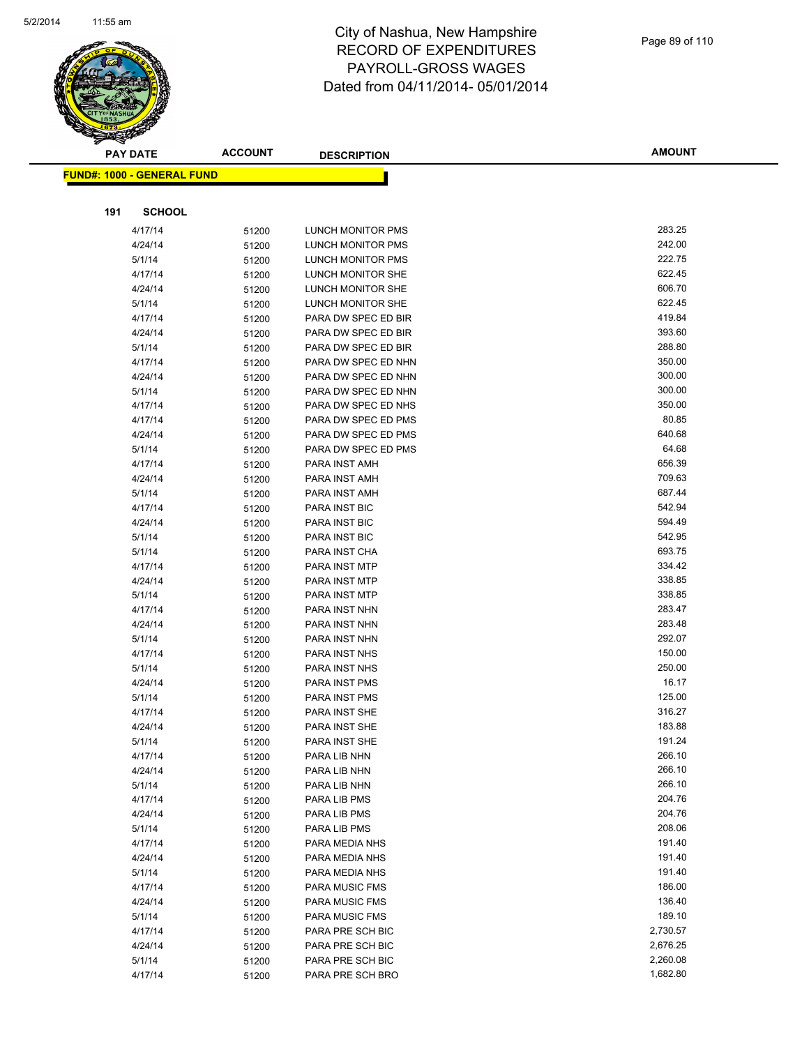# City of Nashua, New Hampshire
# RECORD OF EXPENDITURES
# PAYROLL-GROSS WAGES
# Dated from 04/11/2014- 05/01/2014

**FUND#: 1000 - GENERAL FUND**

**191 SCHOOL**

| PAY DATE | ACCOUNT | DESCRIPTION | AMOUNT |
|---|---|---|---|
| 4/17/14 | 51200 | LUNCH MONITOR PMS | 283.25 |
| 4/24/14 | 51200 | LUNCH MONITOR PMS | 242.00 |
| 5/1/14 | 51200 | LUNCH MONITOR PMS | 222.75 |
| 4/17/14 | 51200 | LUNCH MONITOR SHE | 622.45 |
| 4/24/14 | 51200 | LUNCH MONITOR SHE | 606.70 |
| 5/1/14 | 51200 | LUNCH MONITOR SHE | 622.45 |
| 4/17/14 | 51200 | PARA DW SPEC ED BIR | 419.84 |
| 4/24/14 | 51200 | PARA DW SPEC ED BIR | 393.60 |
| 5/1/14 | 51200 | PARA DW SPEC ED BIR | 288.80 |
| 4/17/14 | 51200 | PARA DW SPEC ED NHN | 350.00 |
| 4/24/14 | 51200 | PARA DW SPEC ED NHN | 300.00 |
| 5/1/14 | 51200 | PARA DW SPEC ED NHN | 300.00 |
| 4/17/14 | 51200 | PARA DW SPEC ED NHS | 350.00 |
| 4/17/14 | 51200 | PARA DW SPEC ED PMS | 80.85 |
| 4/24/14 | 51200 | PARA DW SPEC ED PMS | 640.68 |
| 5/1/14 | 51200 | PARA DW SPEC ED PMS | 64.68 |
| 4/17/14 | 51200 | PARA INST AMH | 656.39 |
| 4/24/14 | 51200 | PARA INST AMH | 709.63 |
| 5/1/14 | 51200 | PARA INST AMH | 687.44 |
| 4/17/14 | 51200 | PARA INST BIC | 542.94 |
| 4/24/14 | 51200 | PARA INST BIC | 594.49 |
| 5/1/14 | 51200 | PARA INST BIC | 542.95 |
| 5/1/14 | 51200 | PARA INST CHA | 693.75 |
| 4/17/14 | 51200 | PARA INST MTP | 334.42 |
| 4/24/14 | 51200 | PARA INST MTP | 338.85 |
| 5/1/14 | 51200 | PARA INST MTP | 338.85 |
| 4/17/14 | 51200 | PARA INST NHN | 283.47 |
| 4/24/14 | 51200 | PARA INST NHN | 283.48 |
| 5/1/14 | 51200 | PARA INST NHN | 292.07 |
| 4/17/14 | 51200 | PARA INST NHS | 150.00 |
| 5/1/14 | 51200 | PARA INST NHS | 250.00 |
| 4/24/14 | 51200 | PARA INST PMS | 16.17 |
| 5/1/14 | 51200 | PARA INST PMS | 125.00 |
| 4/17/14 | 51200 | PARA INST SHE | 316.27 |
| 4/24/14 | 51200 | PARA INST SHE | 183.88 |
| 5/1/14 | 51200 | PARA INST SHE | 191.24 |
| 4/17/14 | 51200 | PARA LIB NHN | 266.10 |
| 4/24/14 | 51200 | PARA LIB NHN | 266.10 |
| 5/1/14 | 51200 | PARA LIB NHN | 266.10 |
| 4/17/14 | 51200 | PARA LIB PMS | 204.76 |
| 4/24/14 | 51200 | PARA LIB PMS | 204.76 |
| 5/1/14 | 51200 | PARA LIB PMS | 208.06 |
| 4/17/14 | 51200 | PARA MEDIA NHS | 191.40 |
| 4/24/14 | 51200 | PARA MEDIA NHS | 191.40 |
| 5/1/14 | 51200 | PARA MEDIA NHS | 191.40 |
| 4/17/14 | 51200 | PARA MUSIC FMS | 186.00 |
| 4/24/14 | 51200 | PARA MUSIC FMS | 136.40 |
| 5/1/14 | 51200 | PARA MUSIC FMS | 189.10 |
| 4/17/14 | 51200 | PARA PRE SCH BIC | 2,730.57 |
| 4/24/14 | 51200 | PARA PRE SCH BIC | 2,676.25 |
| 5/1/14 | 51200 | PARA PRE SCH BIC | 2,260.08 |
| 4/17/14 | 51200 | PARA PRE SCH BRO | 1,682.80 |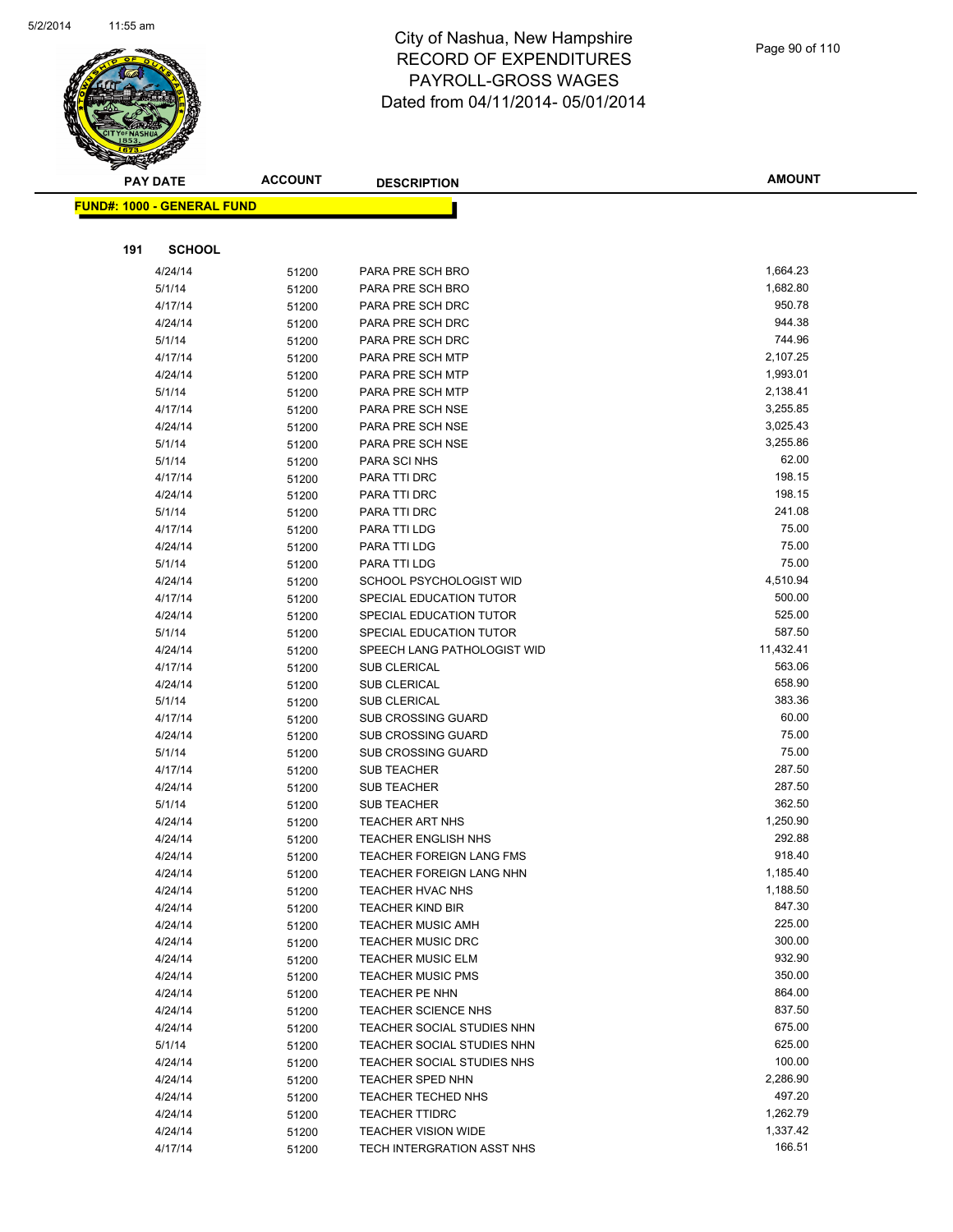# City of Nashua, New Hampshire
## RECORD OF EXPENDITURES
## PAYROLL-GROSS WAGES
## Dated from 04/11/2014- 05/01/2014

**FUND#: 1000 - GENERAL FUND**

**191 SCHOOL**

| PAY DATE | ACCOUNT | DESCRIPTION | AMOUNT |
|---|---|---|---|
| 4/24/14 | 51200 | PARA PRE SCH BRO | 1,664.23 |
| 5/1/14 | 51200 | PARA PRE SCH BRO | 1,682.80 |
| 4/17/14 | 51200 | PARA PRE SCH DRC | 950.78 |
| 4/24/14 | 51200 | PARA PRE SCH DRC | 944.38 |
| 5/1/14 | 51200 | PARA PRE SCH DRC | 744.96 |
| 4/17/14 | 51200 | PARA PRE SCH MTP | 2,107.25 |
| 4/24/14 | 51200 | PARA PRE SCH MTP | 1,993.01 |
| 5/1/14 | 51200 | PARA PRE SCH MTP | 2,138.41 |
| 4/17/14 | 51200 | PARA PRE SCH NSE | 3,255.85 |
| 4/24/14 | 51200 | PARA PRE SCH NSE | 3,025.43 |
| 5/1/14 | 51200 | PARA PRE SCH NSE | 3,255.86 |
| 5/1/14 | 51200 | PARA SCI NHS | 62.00 |
| 4/17/14 | 51200 | PARA TTI DRC | 198.15 |
| 4/24/14 | 51200 | PARA TTI DRC | 198.15 |
| 5/1/14 | 51200 | PARA TTI DRC | 241.08 |
| 4/17/14 | 51200 | PARA TTI LDG | 75.00 |
| 4/24/14 | 51200 | PARA TTI LDG | 75.00 |
| 5/1/14 | 51200 | PARA TTI LDG | 75.00 |
| 4/24/14 | 51200 | SCHOOL PSYCHOLOGIST WID | 4,510.94 |
| 4/17/14 | 51200 | SPECIAL EDUCATION TUTOR | 500.00 |
| 4/24/14 | 51200 | SPECIAL EDUCATION TUTOR | 525.00 |
| 5/1/14 | 51200 | SPECIAL EDUCATION TUTOR | 587.50 |
| 4/24/14 | 51200 | SPEECH LANG PATHOLOGIST WID | 11,432.41 |
| 4/17/14 | 51200 | SUB CLERICAL | 563.06 |
| 4/24/14 | 51200 | SUB CLERICAL | 658.90 |
| 5/1/14 | 51200 | SUB CLERICAL | 383.36 |
| 4/17/14 | 51200 | SUB CROSSING GUARD | 60.00 |
| 4/24/14 | 51200 | SUB CROSSING GUARD | 75.00 |
| 5/1/14 | 51200 | SUB CROSSING GUARD | 75.00 |
| 4/17/14 | 51200 | SUB TEACHER | 287.50 |
| 4/24/14 | 51200 | SUB TEACHER | 287.50 |
| 5/1/14 | 51200 | SUB TEACHER | 362.50 |
| 4/24/14 | 51200 | TEACHER ART NHS | 1,250.90 |
| 4/24/14 | 51200 | TEACHER ENGLISH NHS | 292.88 |
| 4/24/14 | 51200 | TEACHER FOREIGN LANG FMS | 918.40 |
| 4/24/14 | 51200 | TEACHER FOREIGN LANG NHN | 1,185.40 |
| 4/24/14 | 51200 | TEACHER HVAC NHS | 1,188.50 |
| 4/24/14 | 51200 | TEACHER KIND BIR | 847.30 |
| 4/24/14 | 51200 | TEACHER MUSIC AMH | 225.00 |
| 4/24/14 | 51200 | TEACHER MUSIC DRC | 300.00 |
| 4/24/14 | 51200 | TEACHER MUSIC ELM | 932.90 |
| 4/24/14 | 51200 | TEACHER MUSIC PMS | 350.00 |
| 4/24/14 | 51200 | TEACHER PE NHN | 864.00 |
| 4/24/14 | 51200 | TEACHER SCIENCE NHS | 837.50 |
| 4/24/14 | 51200 | TEACHER SOCIAL STUDIES NHN | 675.00 |
| 5/1/14 | 51200 | TEACHER SOCIAL STUDIES NHN | 625.00 |
| 4/24/14 | 51200 | TEACHER SOCIAL STUDIES NHS | 100.00 |
| 4/24/14 | 51200 | TEACHER SPED NHN | 2,286.90 |
| 4/24/14 | 51200 | TEACHER TECHED NHS | 497.20 |
| 4/24/14 | 51200 | TEACHER TTIDRC | 1,262.79 |
| 4/24/14 | 51200 | TEACHER VISION WIDE | 1,337.42 |
| 4/17/14 | 51200 | TECH INTERGRATION ASST NHS | 166.51 |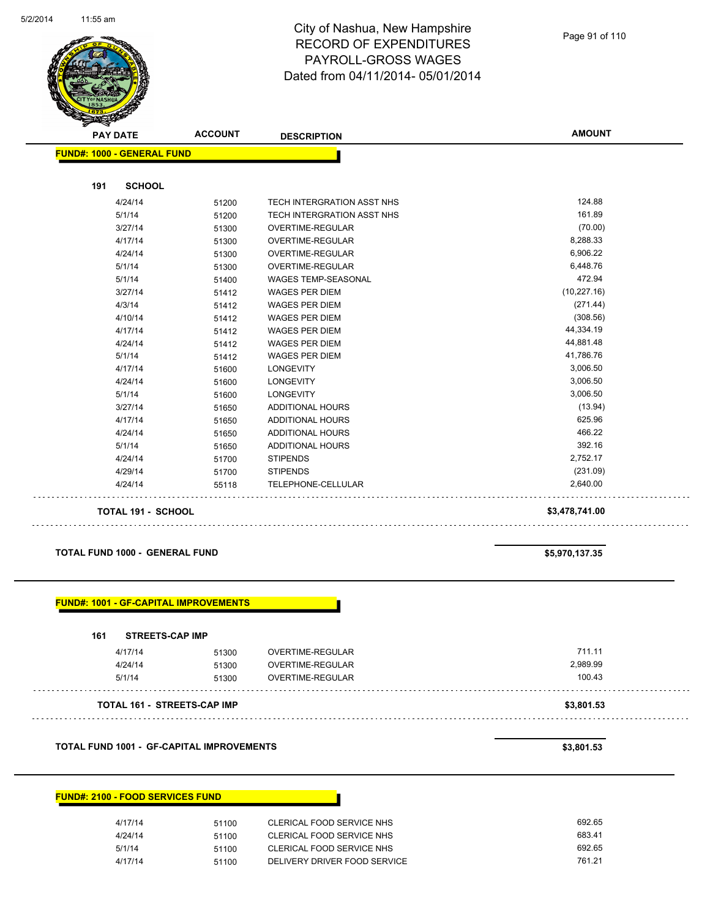City of Nashua, New Hampshire
RECORD OF EXPENDITURES
PAYROLL-GROSS WAGES
Dated from 04/11/2014- 05/01/2014

| PAY DATE | ACCOUNT | DESCRIPTION | AMOUNT |
|---|---|---|---|

**FUND#: 1000 - GENERAL FUND**

**191 SCHOOL**

| PAY DATE | ACCOUNT | DESCRIPTION | AMOUNT |
|---|---|---|---|
| 4/24/14 | 51200 | TECH INTERGRATION ASST NHS | 124.88 |
| 5/1/14 | 51200 | TECH INTERGRATION ASST NHS | 161.89 |
| 3/27/14 | 51300 | OVERTIME-REGULAR | (70.00) |
| 4/17/14 | 51300 | OVERTIME-REGULAR | 8,288.33 |
| 4/24/14 | 51300 | OVERTIME-REGULAR | 6,906.22 |
| 5/1/14 | 51300 | OVERTIME-REGULAR | 6,448.76 |
| 5/1/14 | 51400 | WAGES TEMP-SEASONAL | 472.94 |
| 3/27/14 | 51412 | WAGES PER DIEM | (10,227.16) |
| 4/3/14 | 51412 | WAGES PER DIEM | (271.44) |
| 4/10/14 | 51412 | WAGES PER DIEM | (308.56) |
| 4/17/14 | 51412 | WAGES PER DIEM | 44,334.19 |
| 4/24/14 | 51412 | WAGES PER DIEM | 44,881.48 |
| 5/1/14 | 51412 | WAGES PER DIEM | 41,786.76 |
| 4/17/14 | 51600 | LONGEVITY | 3,006.50 |
| 4/24/14 | 51600 | LONGEVITY | 3,006.50 |
| 5/1/14 | 51600 | LONGEVITY | 3,006.50 |
| 3/27/14 | 51650 | ADDITIONAL HOURS | (13.94) |
| 4/17/14 | 51650 | ADDITIONAL HOURS | 625.96 |
| 4/24/14 | 51650 | ADDITIONAL HOURS | 466.22 |
| 5/1/14 | 51650 | ADDITIONAL HOURS | 392.16 |
| 4/24/14 | 51700 | STIPENDS | 2,752.17 |
| 4/29/14 | 51700 | STIPENDS | (231.09) |
| 4/24/14 | 55118 | TELEPHONE-CELLULAR | 2,640.00 |

**TOTAL 191 - SCHOOL** **$3,478,741.00**

**TOTAL FUND 1000 - GENERAL FUND** **$5,970,137.35**

**FUND#: 1001 - GF-CAPITAL IMPROVEMENTS**

**161 STREETS-CAP IMP**

| PAY DATE | ACCOUNT | DESCRIPTION | AMOUNT |
|---|---|---|---|
| 4/17/14 | 51300 | OVERTIME-REGULAR | 711.11 |
| 4/24/14 | 51300 | OVERTIME-REGULAR | 2,989.99 |
| 5/1/14 | 51300 | OVERTIME-REGULAR | 100.43 |

**TOTAL 161 - STREETS-CAP IMP** **$3,801.53**

**TOTAL FUND 1001 - GF-CAPITAL IMPROVEMENTS** **$3,801.53**

**FUND#: 2100 - FOOD SERVICES FUND**

| PAY DATE | ACCOUNT | DESCRIPTION | AMOUNT |
|---|---|---|---|
| 4/17/14 | 51100 | CLERICAL FOOD SERVICE NHS | 692.65 |
| 4/24/14 | 51100 | CLERICAL FOOD SERVICE NHS | 683.41 |
| 5/1/14 | 51100 | CLERICAL FOOD SERVICE NHS | 692.65 |
| 4/17/14 | 51100 | DELIVERY DRIVER FOOD SERVICE | 761.21 |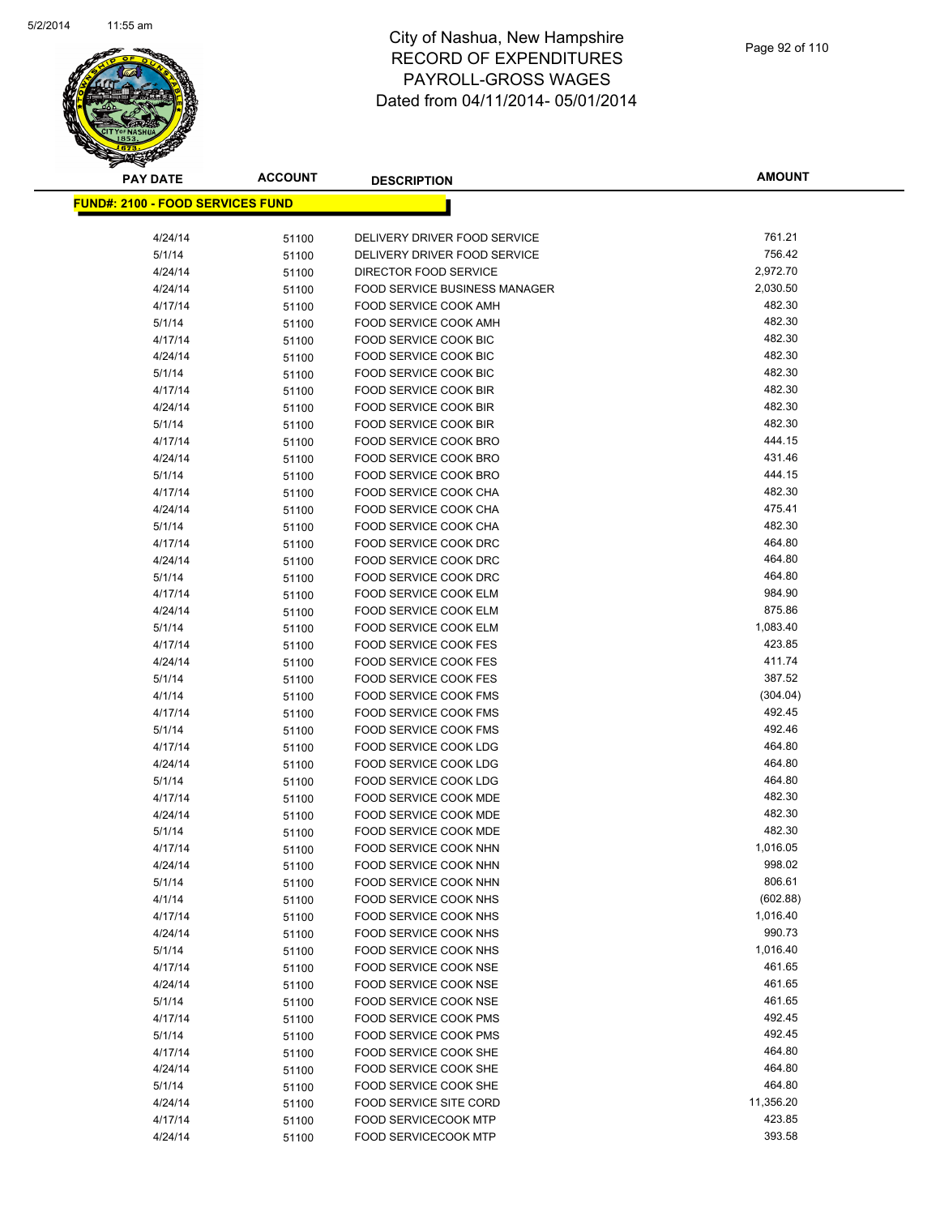# City of Nashua, New Hampshire
# RECORD OF EXPENDITURES
# PAYROLL-GROSS WAGES
# Dated from 04/11/2014- 05/01/2014

**FUND#: 2100 - FOOD SERVICES FUND**

| PAY DATE | ACCOUNT | DESCRIPTION | AMOUNT |
|---|---|---|---|
| 4/24/14 | 51100 | DELIVERY DRIVER FOOD SERVICE | 761.21 |
| 5/1/14 | 51100 | DELIVERY DRIVER FOOD SERVICE | 756.42 |
| 4/24/14 | 51100 | DIRECTOR FOOD SERVICE | 2,972.70 |
| 4/24/14 | 51100 | FOOD SERVICE BUSINESS MANAGER | 2,030.50 |
| 4/17/14 | 51100 | FOOD SERVICE COOK AMH | 482.30 |
| 5/1/14 | 51100 | FOOD SERVICE COOK AMH | 482.30 |
| 4/17/14 | 51100 | FOOD SERVICE COOK BIC | 482.30 |
| 4/24/14 | 51100 | FOOD SERVICE COOK BIC | 482.30 |
| 5/1/14 | 51100 | FOOD SERVICE COOK BIC | 482.30 |
| 4/17/14 | 51100 | FOOD SERVICE COOK BIR | 482.30 |
| 4/24/14 | 51100 | FOOD SERVICE COOK BIR | 482.30 |
| 5/1/14 | 51100 | FOOD SERVICE COOK BIR | 482.30 |
| 4/17/14 | 51100 | FOOD SERVICE COOK BRO | 444.15 |
| 4/24/14 | 51100 | FOOD SERVICE COOK BRO | 431.46 |
| 5/1/14 | 51100 | FOOD SERVICE COOK BRO | 444.15 |
| 4/17/14 | 51100 | FOOD SERVICE COOK CHA | 482.30 |
| 4/24/14 | 51100 | FOOD SERVICE COOK CHA | 475.41 |
| 5/1/14 | 51100 | FOOD SERVICE COOK CHA | 482.30 |
| 4/17/14 | 51100 | FOOD SERVICE COOK DRC | 464.80 |
| 4/24/14 | 51100 | FOOD SERVICE COOK DRC | 464.80 |
| 5/1/14 | 51100 | FOOD SERVICE COOK DRC | 464.80 |
| 4/17/14 | 51100 | FOOD SERVICE COOK ELM | 984.90 |
| 4/24/14 | 51100 | FOOD SERVICE COOK ELM | 875.86 |
| 5/1/14 | 51100 | FOOD SERVICE COOK ELM | 1,083.40 |
| 4/17/14 | 51100 | FOOD SERVICE COOK FES | 423.85 |
| 4/24/14 | 51100 | FOOD SERVICE COOK FES | 411.74 |
| 5/1/14 | 51100 | FOOD SERVICE COOK FES | 387.52 |
| 4/1/14 | 51100 | FOOD SERVICE COOK FMS | (304.04) |
| 4/17/14 | 51100 | FOOD SERVICE COOK FMS | 492.45 |
| 5/1/14 | 51100 | FOOD SERVICE COOK FMS | 492.46 |
| 4/17/14 | 51100 | FOOD SERVICE COOK LDG | 464.80 |
| 4/24/14 | 51100 | FOOD SERVICE COOK LDG | 464.80 |
| 5/1/14 | 51100 | FOOD SERVICE COOK LDG | 464.80 |
| 4/17/14 | 51100 | FOOD SERVICE COOK MDE | 482.30 |
| 4/24/14 | 51100 | FOOD SERVICE COOK MDE | 482.30 |
| 5/1/14 | 51100 | FOOD SERVICE COOK MDE | 482.30 |
| 4/17/14 | 51100 | FOOD SERVICE COOK NHN | 1,016.05 |
| 4/24/14 | 51100 | FOOD SERVICE COOK NHN | 998.02 |
| 5/1/14 | 51100 | FOOD SERVICE COOK NHN | 806.61 |
| 4/1/14 | 51100 | FOOD SERVICE COOK NHS | (602.88) |
| 4/17/14 | 51100 | FOOD SERVICE COOK NHS | 1,016.40 |
| 4/24/14 | 51100 | FOOD SERVICE COOK NHS | 990.73 |
| 5/1/14 | 51100 | FOOD SERVICE COOK NHS | 1,016.40 |
| 4/17/14 | 51100 | FOOD SERVICE COOK NSE | 461.65 |
| 4/24/14 | 51100 | FOOD SERVICE COOK NSE | 461.65 |
| 5/1/14 | 51100 | FOOD SERVICE COOK NSE | 461.65 |
| 4/17/14 | 51100 | FOOD SERVICE COOK PMS | 492.45 |
| 5/1/14 | 51100 | FOOD SERVICE COOK PMS | 492.45 |
| 4/17/14 | 51100 | FOOD SERVICE COOK SHE | 464.80 |
| 4/24/14 | 51100 | FOOD SERVICE COOK SHE | 464.80 |
| 5/1/14 | 51100 | FOOD SERVICE COOK SHE | 464.80 |
| 4/24/14 | 51100 | FOOD SERVICE SITE CORD | 11,356.20 |
| 4/17/14 | 51100 | FOOD SERVICECOOK MTP | 423.85 |
| 4/24/14 | 51100 | FOOD SERVICECOOK MTP | 393.58 |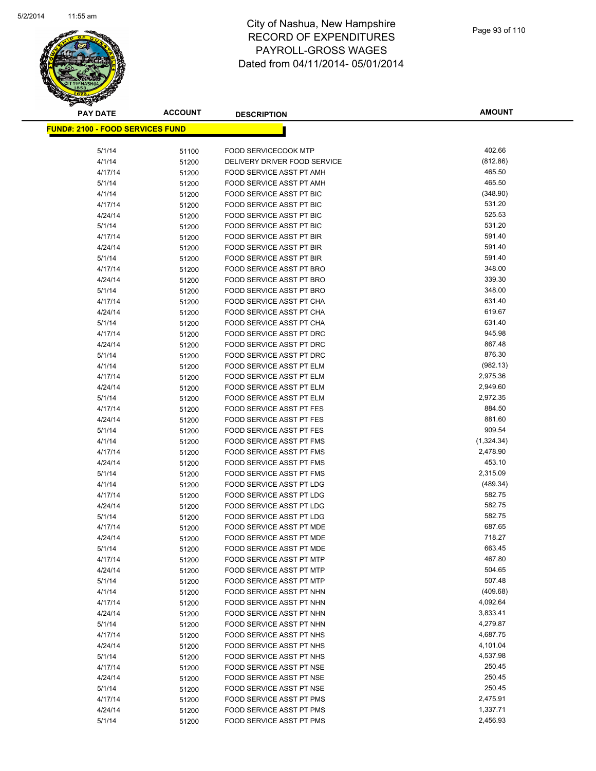# City of Nashua, New Hampshire
# RECORD OF EXPENDITURES
# PAYROLL-GROSS WAGES
# Dated from 04/11/2014- 05/01/2014

**FUND#: 2100 - FOOD SERVICES FUND**

| PAY DATE | ACCOUNT | DESCRIPTION | AMOUNT |
|---|---|---|---|
| 5/1/14 | 51100 | FOOD SERVICECOOK MTP | 402.66 |
| 4/1/14 | 51200 | DELIVERY DRIVER FOOD SERVICE | (812.86) |
| 4/17/14 | 51200 | FOOD SERVICE ASST PT AMH | 465.50 |
| 5/1/14 | 51200 | FOOD SERVICE ASST PT AMH | 465.50 |
| 4/1/14 | 51200 | FOOD SERVICE ASST PT BIC | (348.90) |
| 4/17/14 | 51200 | FOOD SERVICE ASST PT BIC | 531.20 |
| 4/24/14 | 51200 | FOOD SERVICE ASST PT BIC | 525.53 |
| 5/1/14 | 51200 | FOOD SERVICE ASST PT BIC | 531.20 |
| 4/17/14 | 51200 | FOOD SERVICE ASST PT BIR | 591.40 |
| 4/24/14 | 51200 | FOOD SERVICE ASST PT BIR | 591.40 |
| 5/1/14 | 51200 | FOOD SERVICE ASST PT BIR | 591.40 |
| 4/17/14 | 51200 | FOOD SERVICE ASST PT BRO | 348.00 |
| 4/24/14 | 51200 | FOOD SERVICE ASST PT BRO | 339.30 |
| 5/1/14 | 51200 | FOOD SERVICE ASST PT BRO | 348.00 |
| 4/17/14 | 51200 | FOOD SERVICE ASST PT CHA | 631.40 |
| 4/24/14 | 51200 | FOOD SERVICE ASST PT CHA | 619.67 |
| 5/1/14 | 51200 | FOOD SERVICE ASST PT CHA | 631.40 |
| 4/17/14 | 51200 | FOOD SERVICE ASST PT DRC | 945.98 |
| 4/24/14 | 51200 | FOOD SERVICE ASST PT DRC | 867.48 |
| 5/1/14 | 51200 | FOOD SERVICE ASST PT DRC | 876.30 |
| 4/1/14 | 51200 | FOOD SERVICE ASST PT ELM | (982.13) |
| 4/17/14 | 51200 | FOOD SERVICE ASST PT ELM | 2,975.36 |
| 4/24/14 | 51200 | FOOD SERVICE ASST PT ELM | 2,949.60 |
| 5/1/14 | 51200 | FOOD SERVICE ASST PT ELM | 2,972.35 |
| 4/17/14 | 51200 | FOOD SERVICE ASST PT FES | 884.50 |
| 4/24/14 | 51200 | FOOD SERVICE ASST PT FES | 881.60 |
| 5/1/14 | 51200 | FOOD SERVICE ASST PT FES | 909.54 |
| 4/1/14 | 51200 | FOOD SERVICE ASST PT FMS | (1,324.34) |
| 4/17/14 | 51200 | FOOD SERVICE ASST PT FMS | 2,478.90 |
| 4/24/14 | 51200 | FOOD SERVICE ASST PT FMS | 453.10 |
| 5/1/14 | 51200 | FOOD SERVICE ASST PT FMS | 2,315.09 |
| 4/1/14 | 51200 | FOOD SERVICE ASST PT LDG | (489.34) |
| 4/17/14 | 51200 | FOOD SERVICE ASST PT LDG | 582.75 |
| 4/24/14 | 51200 | FOOD SERVICE ASST PT LDG | 582.75 |
| 5/1/14 | 51200 | FOOD SERVICE ASST PT LDG | 582.75 |
| 4/17/14 | 51200 | FOOD SERVICE ASST PT MDE | 687.65 |
| 4/24/14 | 51200 | FOOD SERVICE ASST PT MDE | 718.27 |
| 5/1/14 | 51200 | FOOD SERVICE ASST PT MDE | 663.45 |
| 4/17/14 | 51200 | FOOD SERVICE ASST PT MTP | 467.80 |
| 4/24/14 | 51200 | FOOD SERVICE ASST PT MTP | 504.65 |
| 5/1/14 | 51200 | FOOD SERVICE ASST PT MTP | 507.48 |
| 4/1/14 | 51200 | FOOD SERVICE ASST PT NHN | (409.68) |
| 4/17/14 | 51200 | FOOD SERVICE ASST PT NHN | 4,092.64 |
| 4/24/14 | 51200 | FOOD SERVICE ASST PT NHN | 3,833.41 |
| 5/1/14 | 51200 | FOOD SERVICE ASST PT NHN | 4,279.87 |
| 4/17/14 | 51200 | FOOD SERVICE ASST PT NHS | 4,687.75 |
| 4/24/14 | 51200 | FOOD SERVICE ASST PT NHS | 4,101.04 |
| 5/1/14 | 51200 | FOOD SERVICE ASST PT NHS | 4,537.98 |
| 4/17/14 | 51200 | FOOD SERVICE ASST PT NSE | 250.45 |
| 4/24/14 | 51200 | FOOD SERVICE ASST PT NSE | 250.45 |
| 5/1/14 | 51200 | FOOD SERVICE ASST PT NSE | 250.45 |
| 4/17/14 | 51200 | FOOD SERVICE ASST PT PMS | 2,475.91 |
| 4/24/14 | 51200 | FOOD SERVICE ASST PT PMS | 1,337.71 |
| 5/1/14 | 51200 | FOOD SERVICE ASST PT PMS | 2,456.93 |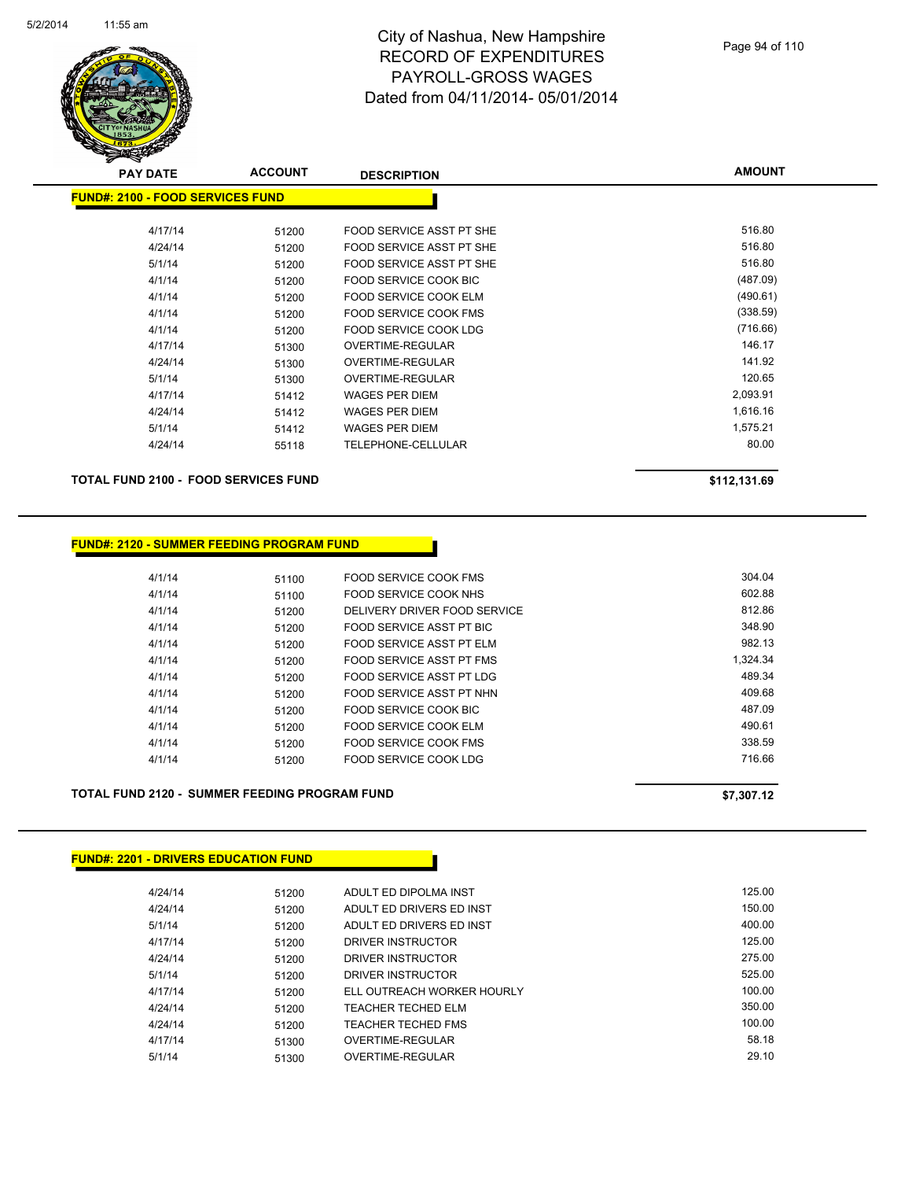# City of Nashua, New Hampshire
# RECORD OF EXPENDITURES
# PAYROLL-GROSS WAGES
# Dated from 04/11/2014- 05/01/2014

| PAY DATE | ACCOUNT | DESCRIPTION | AMOUNT |
|---|---|---|---|
| **FUND#: 2100 - FOOD SERVICES FUND** | | | |
| 4/17/14 | 51200 | FOOD SERVICE ASST PT SHE | 516.80 |
| 4/24/14 | 51200 | FOOD SERVICE ASST PT SHE | 516.80 |
| 5/1/14 | 51200 | FOOD SERVICE ASST PT SHE | 516.80 |
| 4/1/14 | 51200 | FOOD SERVICE COOK BIC | (487.09) |
| 4/1/14 | 51200 | FOOD SERVICE COOK ELM | (490.61) |
| 4/1/14 | 51200 | FOOD SERVICE COOK FMS | (338.59) |
| 4/1/14 | 51200 | FOOD SERVICE COOK LDG | (716.66) |
| 4/17/14 | 51300 | OVERTIME-REGULAR | 146.17 |
| 4/24/14 | 51300 | OVERTIME-REGULAR | 141.92 |
| 5/1/14 | 51300 | OVERTIME-REGULAR | 120.65 |
| 4/17/14 | 51412 | WAGES PER DIEM | 2,093.91 |
| 4/24/14 | 51412 | WAGES PER DIEM | 1,616.16 |
| 5/1/14 | 51412 | WAGES PER DIEM | 1,575.21 |
| 4/24/14 | 55118 | TELEPHONE-CELLULAR | 80.00 |
| **TOTAL FUND 2100 - FOOD SERVICES FUND** | | | **$112,131.69** |

| PAY DATE | ACCOUNT | DESCRIPTION | AMOUNT |
|---|---|---|---|
| **FUND#: 2120 - SUMMER FEEDING PROGRAM FUND** | | | |
| 4/1/14 | 51100 | FOOD SERVICE COOK FMS | 304.04 |
| 4/1/14 | 51100 | FOOD SERVICE COOK NHS | 602.88 |
| 4/1/14 | 51200 | DELIVERY DRIVER FOOD SERVICE | 812.86 |
| 4/1/14 | 51200 | FOOD SERVICE ASST PT BIC | 348.90 |
| 4/1/14 | 51200 | FOOD SERVICE ASST PT ELM | 982.13 |
| 4/1/14 | 51200 | FOOD SERVICE ASST PT FMS | 1,324.34 |
| 4/1/14 | 51200 | FOOD SERVICE ASST PT LDG | 489.34 |
| 4/1/14 | 51200 | FOOD SERVICE ASST PT NHN | 409.68 |
| 4/1/14 | 51200 | FOOD SERVICE COOK BIC | 487.09 |
| 4/1/14 | 51200 | FOOD SERVICE COOK ELM | 490.61 |
| 4/1/14 | 51200 | FOOD SERVICE COOK FMS | 338.59 |
| 4/1/14 | 51200 | FOOD SERVICE COOK LDG | 716.66 |
| **TOTAL FUND 2120 - SUMMER FEEDING PROGRAM FUND** | | | **$7,307.12** |

| PAY DATE | ACCOUNT | DESCRIPTION | AMOUNT |
|---|---|---|---|
| **FUND#: 2201 - DRIVERS EDUCATION FUND** | | | |
| 4/24/14 | 51200 | ADULT ED DIPOLMA INST | 125.00 |
| 4/24/14 | 51200 | ADULT ED DRIVERS ED INST | 150.00 |
| 5/1/14 | 51200 | ADULT ED DRIVERS ED INST | 400.00 |
| 4/17/14 | 51200 | DRIVER INSTRUCTOR | 125.00 |
| 4/24/14 | 51200 | DRIVER INSTRUCTOR | 275.00 |
| 5/1/14 | 51200 | DRIVER INSTRUCTOR | 525.00 |
| 4/17/14 | 51200 | ELL OUTREACH WORKER HOURLY | 100.00 |
| 4/24/14 | 51200 | TEACHER TECHED ELM | 350.00 |
| 4/24/14 | 51200 | TEACHER TECHED FMS | 100.00 |
| 4/17/14 | 51300 | OVERTIME-REGULAR | 58.18 |
| 5/1/14 | 51300 | OVERTIME-REGULAR | 29.10 |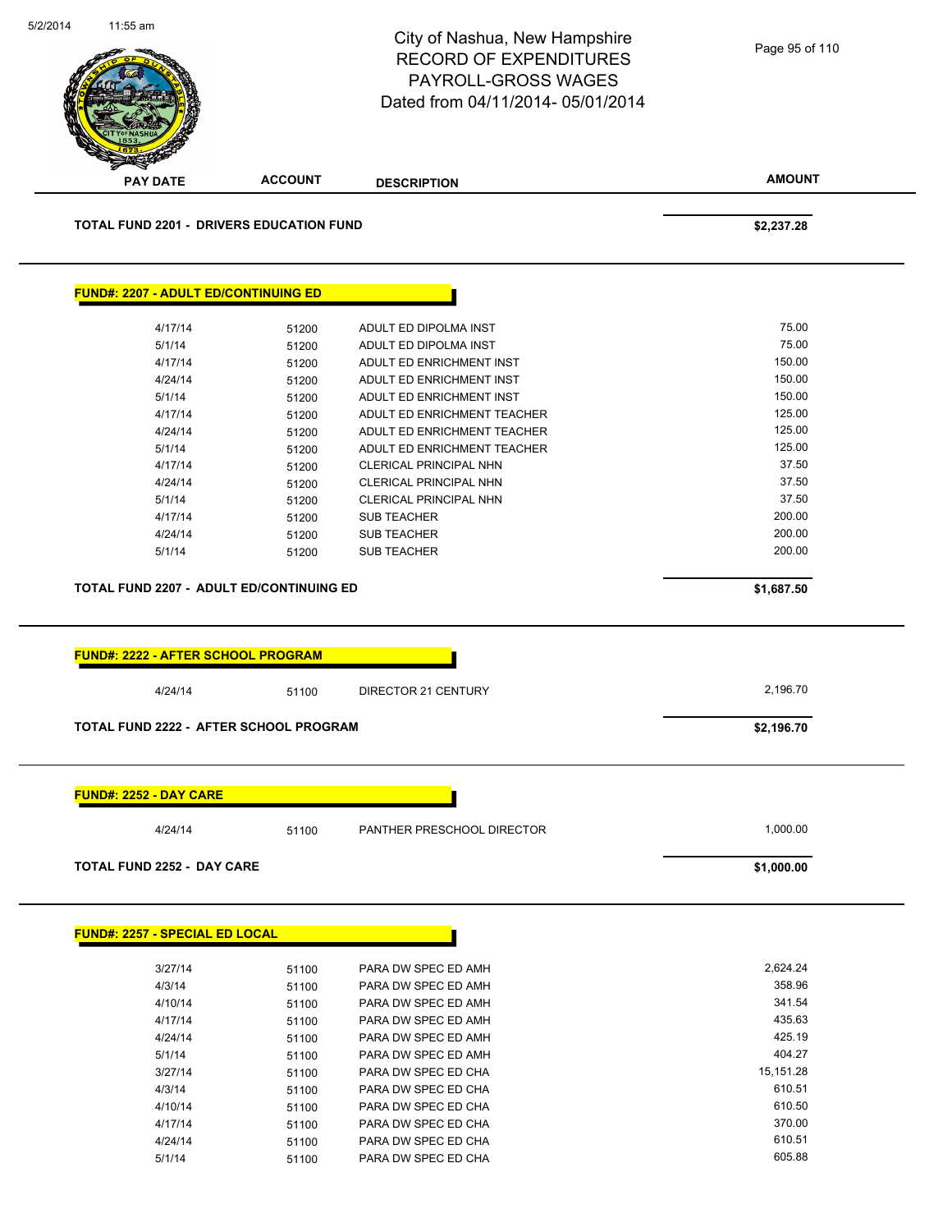City of Nashua, New Hampshire
RECORD OF EXPENDITURES
PAYROLL-GROSS WAGES
Dated from 04/11/2014- 05/01/2014

| PAY DATE | ACCOUNT | DESCRIPTION | AMOUNT |
|---|---|---|---|
| **TOTAL FUND 2201 - DRIVERS EDUCATION FUND** | | | **$2,237.28** |

**FUND#: 2207 - ADULT ED/CONTINUING ED**

| PAY DATE | ACCOUNT | DESCRIPTION | AMOUNT |
|---|---|---|---|
| 4/17/14 | 51200 | ADULT ED DIPOLMA INST | 75.00 |
| 5/1/14 | 51200 | ADULT ED DIPOLMA INST | 75.00 |
| 4/17/14 | 51200 | ADULT ED ENRICHMENT INST | 150.00 |
| 4/24/14 | 51200 | ADULT ED ENRICHMENT INST | 150.00 |
| 5/1/14 | 51200 | ADULT ED ENRICHMENT INST | 150.00 |
| 4/17/14 | 51200 | ADULT ED ENRICHMENT TEACHER | 125.00 |
| 4/24/14 | 51200 | ADULT ED ENRICHMENT TEACHER | 125.00 |
| 5/1/14 | 51200 | ADULT ED ENRICHMENT TEACHER | 125.00 |
| 4/17/14 | 51200 | CLERICAL PRINCIPAL NHN | 37.50 |
| 4/24/14 | 51200 | CLERICAL PRINCIPAL NHN | 37.50 |
| 5/1/14 | 51200 | CLERICAL PRINCIPAL NHN | 37.50 |
| 4/17/14 | 51200 | SUB TEACHER | 200.00 |
| 4/24/14 | 51200 | SUB TEACHER | 200.00 |
| 5/1/14 | 51200 | SUB TEACHER | 200.00 |
| **TOTAL FUND 2207 - ADULT ED/CONTINUING ED** | | | **$1,687.50** |

**FUND#: 2222 - AFTER SCHOOL PROGRAM**

| PAY DATE | ACCOUNT | DESCRIPTION | AMOUNT |
|---|---|---|---|
| 4/24/14 | 51100 | DIRECTOR 21 CENTURY | 2,196.70 |
| **TOTAL FUND 2222 - AFTER SCHOOL PROGRAM** | | | **$2,196.70** |

**FUND#: 2252 - DAY CARE**

| PAY DATE | ACCOUNT | DESCRIPTION | AMOUNT |
|---|---|---|---|
| 4/24/14 | 51100 | PANTHER PRESCHOOL DIRECTOR | 1,000.00 |
| **TOTAL FUND 2252 - DAY CARE** | | | **$1,000.00** |

**FUND#: 2257 - SPECIAL ED LOCAL**

| PAY DATE | ACCOUNT | DESCRIPTION | AMOUNT |
|---|---|---|---|
| 3/27/14 | 51100 | PARA DW SPEC ED AMH | 2,624.24 |
| 4/3/14 | 51100 | PARA DW SPEC ED AMH | 358.96 |
| 4/10/14 | 51100 | PARA DW SPEC ED AMH | 341.54 |
| 4/17/14 | 51100 | PARA DW SPEC ED AMH | 435.63 |
| 4/24/14 | 51100 | PARA DW SPEC ED AMH | 425.19 |
| 5/1/14 | 51100 | PARA DW SPEC ED AMH | 404.27 |
| 3/27/14 | 51100 | PARA DW SPEC ED CHA | 15,151.28 |
| 4/3/14 | 51100 | PARA DW SPEC ED CHA | 610.51 |
| 4/10/14 | 51100 | PARA DW SPEC ED CHA | 610.50 |
| 4/17/14 | 51100 | PARA DW SPEC ED CHA | 370.00 |
| 4/24/14 | 51100 | PARA DW SPEC ED CHA | 610.51 |
| 5/1/14 | 51100 | PARA DW SPEC ED CHA | 605.88 |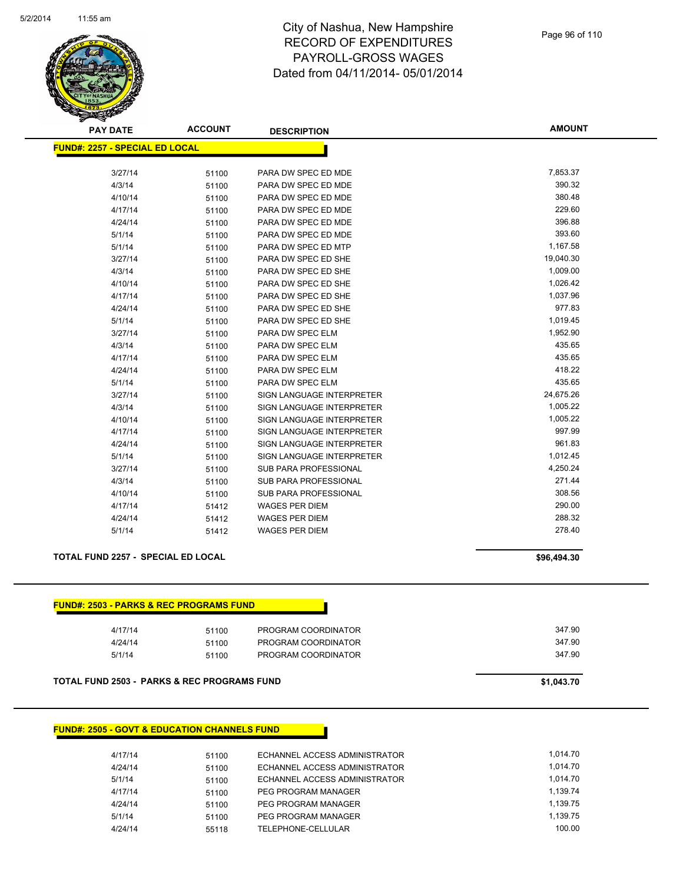# City of Nashua, New Hampshire
# RECORD OF EXPENDITURES
# PAYROLL-GROSS WAGES
# Dated from 04/11/2014- 05/01/2014

| PAY DATE | ACCOUNT | DESCRIPTION | AMOUNT |
|---|---|---|---|
| **FUND#: 2257 - SPECIAL ED LOCAL** | | | |
| 3/27/14 | 51100 | PARA DW SPEC ED MDE | 7,853.37 |
| 4/3/14 | 51100 | PARA DW SPEC ED MDE | 390.32 |
| 4/10/14 | 51100 | PARA DW SPEC ED MDE | 380.48 |
| 4/17/14 | 51100 | PARA DW SPEC ED MDE | 229.60 |
| 4/24/14 | 51100 | PARA DW SPEC ED MDE | 396.88 |
| 5/1/14 | 51100 | PARA DW SPEC ED MDE | 393.60 |
| 5/1/14 | 51100 | PARA DW SPEC ED MTP | 1,167.58 |
| 3/27/14 | 51100 | PARA DW SPEC ED SHE | 19,040.30 |
| 4/3/14 | 51100 | PARA DW SPEC ED SHE | 1,009.00 |
| 4/10/14 | 51100 | PARA DW SPEC ED SHE | 1,026.42 |
| 4/17/14 | 51100 | PARA DW SPEC ED SHE | 1,037.96 |
| 4/24/14 | 51100 | PARA DW SPEC ED SHE | 977.83 |
| 5/1/14 | 51100 | PARA DW SPEC ED SHE | 1,019.45 |
| 3/27/14 | 51100 | PARA DW SPEC ELM | 1,952.90 |
| 4/3/14 | 51100 | PARA DW SPEC ELM | 435.65 |
| 4/17/14 | 51100 | PARA DW SPEC ELM | 435.65 |
| 4/24/14 | 51100 | PARA DW SPEC ELM | 418.22 |
| 5/1/14 | 51100 | PARA DW SPEC ELM | 435.65 |
| 3/27/14 | 51100 | SIGN LANGUAGE INTERPRETER | 24,675.26 |
| 4/3/14 | 51100 | SIGN LANGUAGE INTERPRETER | 1,005.22 |
| 4/10/14 | 51100 | SIGN LANGUAGE INTERPRETER | 1,005.22 |
| 4/17/14 | 51100 | SIGN LANGUAGE INTERPRETER | 997.99 |
| 4/24/14 | 51100 | SIGN LANGUAGE INTERPRETER | 961.83 |
| 5/1/14 | 51100 | SIGN LANGUAGE INTERPRETER | 1,012.45 |
| 3/27/14 | 51100 | SUB PARA PROFESSIONAL | 4,250.24 |
| 4/3/14 | 51100 | SUB PARA PROFESSIONAL | 271.44 |
| 4/10/14 | 51100 | SUB PARA PROFESSIONAL | 308.56 |
| 4/17/14 | 51412 | WAGES PER DIEM | 290.00 |
| 4/24/14 | 51412 | WAGES PER DIEM | 288.32 |
| 5/1/14 | 51412 | WAGES PER DIEM | 278.40 |
| **TOTAL FUND 2257 - SPECIAL ED LOCAL** | | | **$96,494.30** |

| PAY DATE | ACCOUNT | DESCRIPTION | AMOUNT |
|---|---|---|---|
| **FUND#: 2503 - PARKS & REC PROGRAMS FUND** | | | |
| 4/17/14 | 51100 | PROGRAM COORDINATOR | 347.90 |
| 4/24/14 | 51100 | PROGRAM COORDINATOR | 347.90 |
| 5/1/14 | 51100 | PROGRAM COORDINATOR | 347.90 |
| **TOTAL FUND 2503 - PARKS & REC PROGRAMS FUND** | | | **$1,043.70** |

| PAY DATE | ACCOUNT | DESCRIPTION | AMOUNT |
|---|---|---|---|
| **FUND#: 2505 - GOVT & EDUCATION CHANNELS FUND** | | | |
| 4/17/14 | 51100 | ECHANNEL ACCESS ADMINISTRATOR | 1,014.70 |
| 4/24/14 | 51100 | ECHANNEL ACCESS ADMINISTRATOR | 1,014.70 |
| 5/1/14 | 51100 | ECHANNEL ACCESS ADMINISTRATOR | 1,014.70 |
| 4/17/14 | 51100 | PEG PROGRAM MANAGER | 1,139.74 |
| 4/24/14 | 51100 | PEG PROGRAM MANAGER | 1,139.75 |
| 5/1/14 | 51100 | PEG PROGRAM MANAGER | 1,139.75 |
| 4/24/14 | 55118 | TELEPHONE-CELLULAR | 100.00 |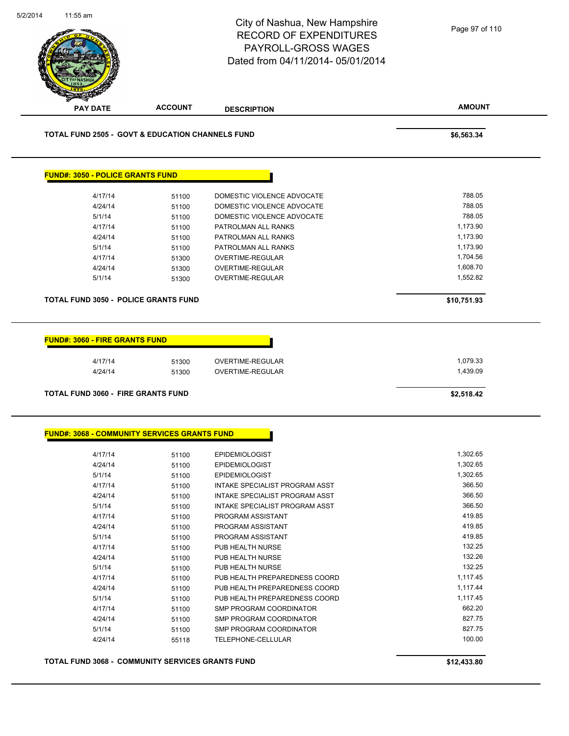# City of Nashua, New Hampshire
## RECORD OF EXPENDITURES
## PAYROLL-GROSS WAGES
## Dated from 04/11/2014- 05/01/2014

| PAY DATE | ACCOUNT | DESCRIPTION | AMOUNT |
|---|---|---|---|
| **TOTAL FUND 2505 - GOVT & EDUCATION CHANNELS FUND** | | | **$6,563.34** |

**FUND#: 3050 - POLICE GRANTS FUND**

| PAY DATE | ACCOUNT | DESCRIPTION | AMOUNT |
|---|---|---|---|
| 4/17/14 | 51100 | DOMESTIC VIOLENCE ADVOCATE | 788.05 |
| 4/24/14 | 51100 | DOMESTIC VIOLENCE ADVOCATE | 788.05 |
| 5/1/14 | 51100 | DOMESTIC VIOLENCE ADVOCATE | 788.05 |
| 4/17/14 | 51100 | PATROLMAN ALL RANKS | 1,173.90 |
| 4/24/14 | 51100 | PATROLMAN ALL RANKS | 1,173.90 |
| 5/1/14 | 51100 | PATROLMAN ALL RANKS | 1,173.90 |
| 4/17/14 | 51300 | OVERTIME-REGULAR | 1,704.56 |
| 4/24/14 | 51300 | OVERTIME-REGULAR | 1,608.70 |
| 5/1/14 | 51300 | OVERTIME-REGULAR | 1,552.82 |
| **TOTAL FUND 3050 - POLICE GRANTS FUND** | | | **$10,751.93** |

**FUND#: 3060 - FIRE GRANTS FUND**

| PAY DATE | ACCOUNT | DESCRIPTION | AMOUNT |
|---|---|---|---|
| 4/17/14 | 51300 | OVERTIME-REGULAR | 1,079.33 |
| 4/24/14 | 51300 | OVERTIME-REGULAR | 1,439.09 |
| **TOTAL FUND 3060 - FIRE GRANTS FUND** | | | **$2,518.42** |

**FUND#: 3068 - COMMUNITY SERVICES GRANTS FUND**

| PAY DATE | ACCOUNT | DESCRIPTION | AMOUNT |
|---|---|---|---|
| 4/17/14 | 51100 | EPIDEMIOLOGIST | 1,302.65 |
| 4/24/14 | 51100 | EPIDEMIOLOGIST | 1,302.65 |
| 5/1/14 | 51100 | EPIDEMIOLOGIST | 1,302.65 |
| 4/17/14 | 51100 | INTAKE SPECIALIST PROGRAM ASST | 366.50 |
| 4/24/14 | 51100 | INTAKE SPECIALIST PROGRAM ASST | 366.50 |
| 5/1/14 | 51100 | INTAKE SPECIALIST PROGRAM ASST | 366.50 |
| 4/17/14 | 51100 | PROGRAM ASSISTANT | 419.85 |
| 4/24/14 | 51100 | PROGRAM ASSISTANT | 419.85 |
| 5/1/14 | 51100 | PROGRAM ASSISTANT | 419.85 |
| 4/17/14 | 51100 | PUB HEALTH NURSE | 132.25 |
| 4/24/14 | 51100 | PUB HEALTH NURSE | 132.26 |
| 5/1/14 | 51100 | PUB HEALTH NURSE | 132.25 |
| 4/17/14 | 51100 | PUB HEALTH PREPAREDNESS COORD | 1,117.45 |
| 4/24/14 | 51100 | PUB HEALTH PREPAREDNESS COORD | 1,117.44 |
| 5/1/14 | 51100 | PUB HEALTH PREPAREDNESS COORD | 1,117.45 |
| 4/17/14 | 51100 | SMP PROGRAM COORDINATOR | 662.20 |
| 4/24/14 | 51100 | SMP PROGRAM COORDINATOR | 827.75 |
| 5/1/14 | 51100 | SMP PROGRAM COORDINATOR | 827.75 |
| 4/24/14 | 55118 | TELEPHONE-CELLULAR | 100.00 |
| **TOTAL FUND 3068 - COMMUNITY SERVICES GRANTS FUND** | | | **$12,433.80** |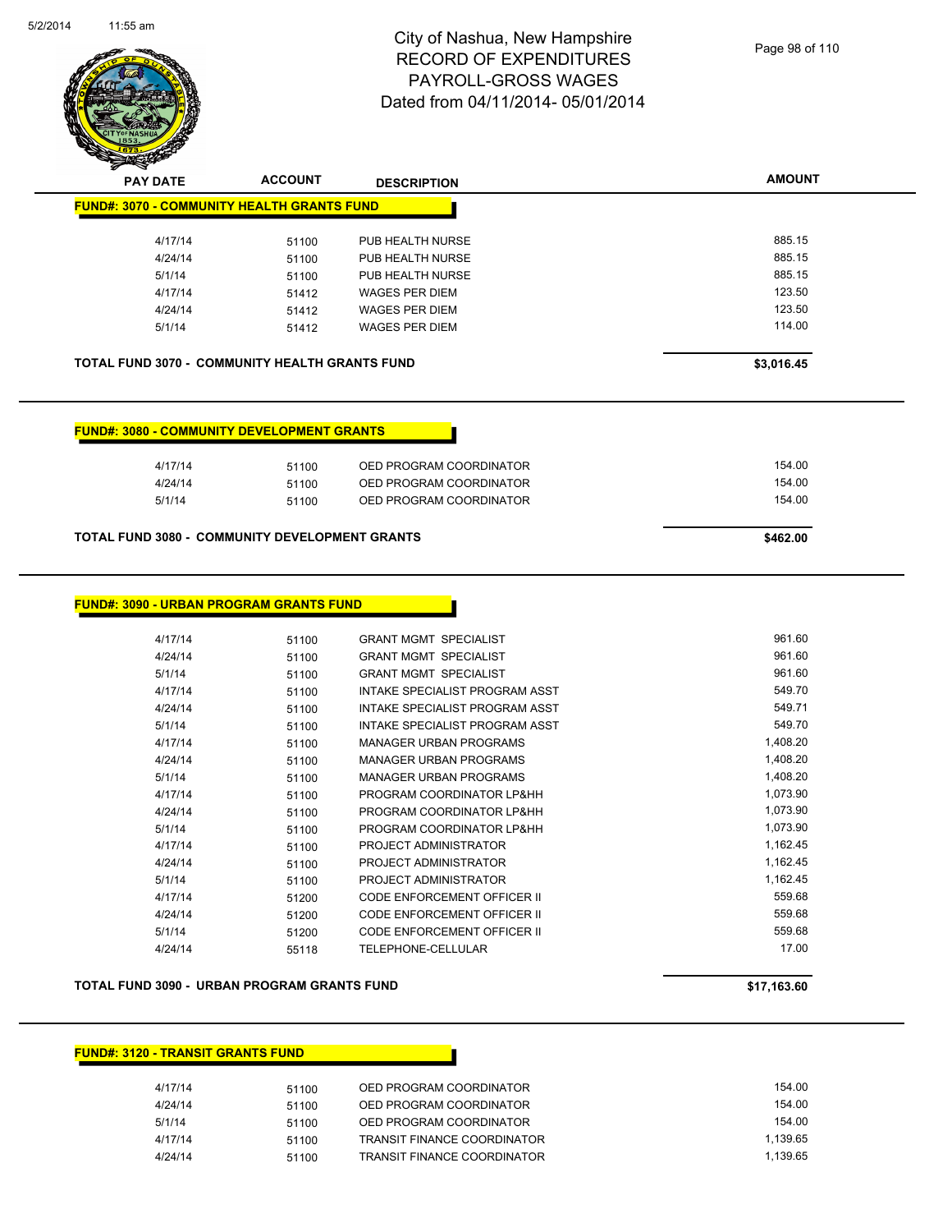City of Nashua, New Hampshire
RECORD OF EXPENDITURES
PAYROLL-GROSS WAGES
Dated from 04/11/2014- 05/01/2014

| PAY DATE | ACCOUNT | DESCRIPTION | AMOUNT |
|---|---|---|---|

**FUND#: 3070 - COMMUNITY HEALTH GRANTS FUND**

| PAY DATE | ACCOUNT | DESCRIPTION | AMOUNT |
|---|---|---|---|
| 4/17/14 | 51100 | PUB HEALTH NURSE | 885.15 |
| 4/24/14 | 51100 | PUB HEALTH NURSE | 885.15 |
| 5/1/14 | 51100 | PUB HEALTH NURSE | 885.15 |
| 4/17/14 | 51412 | WAGES PER DIEM | 123.50 |
| 4/24/14 | 51412 | WAGES PER DIEM | 123.50 |
| 5/1/14 | 51412 | WAGES PER DIEM | 114.00 |

**TOTAL FUND 3070 - COMMUNITY HEALTH GRANTS FUND** **$3,016.45**

**FUND#: 3080 - COMMUNITY DEVELOPMENT GRANTS**

| PAY DATE | ACCOUNT | DESCRIPTION | AMOUNT |
|---|---|---|---|
| 4/17/14 | 51100 | OED PROGRAM COORDINATOR | 154.00 |
| 4/24/14 | 51100 | OED PROGRAM COORDINATOR | 154.00 |
| 5/1/14 | 51100 | OED PROGRAM COORDINATOR | 154.00 |

**TOTAL FUND 3080 - COMMUNITY DEVELOPMENT GRANTS** **$462.00**

**FUND#: 3090 - URBAN PROGRAM GRANTS FUND**

| PAY DATE | ACCOUNT | DESCRIPTION | AMOUNT |
|---|---|---|---|
| 4/17/14 | 51100 | GRANT MGMT SPECIALIST | 961.60 |
| 4/24/14 | 51100 | GRANT MGMT SPECIALIST | 961.60 |
| 5/1/14 | 51100 | GRANT MGMT SPECIALIST | 961.60 |
| 4/17/14 | 51100 | INTAKE SPECIALIST PROGRAM ASST | 549.70 |
| 4/24/14 | 51100 | INTAKE SPECIALIST PROGRAM ASST | 549.71 |
| 5/1/14 | 51100 | INTAKE SPECIALIST PROGRAM ASST | 549.70 |
| 4/17/14 | 51100 | MANAGER URBAN PROGRAMS | 1,408.20 |
| 4/24/14 | 51100 | MANAGER URBAN PROGRAMS | 1,408.20 |
| 5/1/14 | 51100 | MANAGER URBAN PROGRAMS | 1,408.20 |
| 4/17/14 | 51100 | PROGRAM COORDINATOR LP&HH | 1,073.90 |
| 4/24/14 | 51100 | PROGRAM COORDINATOR LP&HH | 1,073.90 |
| 5/1/14 | 51100 | PROGRAM COORDINATOR LP&HH | 1,073.90 |
| 4/17/14 | 51100 | PROJECT ADMINISTRATOR | 1,162.45 |
| 4/24/14 | 51100 | PROJECT ADMINISTRATOR | 1,162.45 |
| 5/1/14 | 51100 | PROJECT ADMINISTRATOR | 1,162.45 |
| 4/17/14 | 51200 | CODE ENFORCEMENT OFFICER II | 559.68 |
| 4/24/14 | 51200 | CODE ENFORCEMENT OFFICER II | 559.68 |
| 5/1/14 | 51200 | CODE ENFORCEMENT OFFICER II | 559.68 |
| 4/24/14 | 55118 | TELEPHONE-CELLULAR | 17.00 |

**TOTAL FUND 3090 - URBAN PROGRAM GRANTS FUND** **$17,163.60**

**FUND#: 3120 - TRANSIT GRANTS FUND**

| PAY DATE | ACCOUNT | DESCRIPTION | AMOUNT |
|---|---|---|---|
| 4/17/14 | 51100 | OED PROGRAM COORDINATOR | 154.00 |
| 4/24/14 | 51100 | OED PROGRAM COORDINATOR | 154.00 |
| 5/1/14 | 51100 | OED PROGRAM COORDINATOR | 154.00 |
| 4/17/14 | 51100 | TRANSIT FINANCE COORDINATOR | 1,139.65 |
| 4/24/14 | 51100 | TRANSIT FINANCE COORDINATOR | 1,139.65 |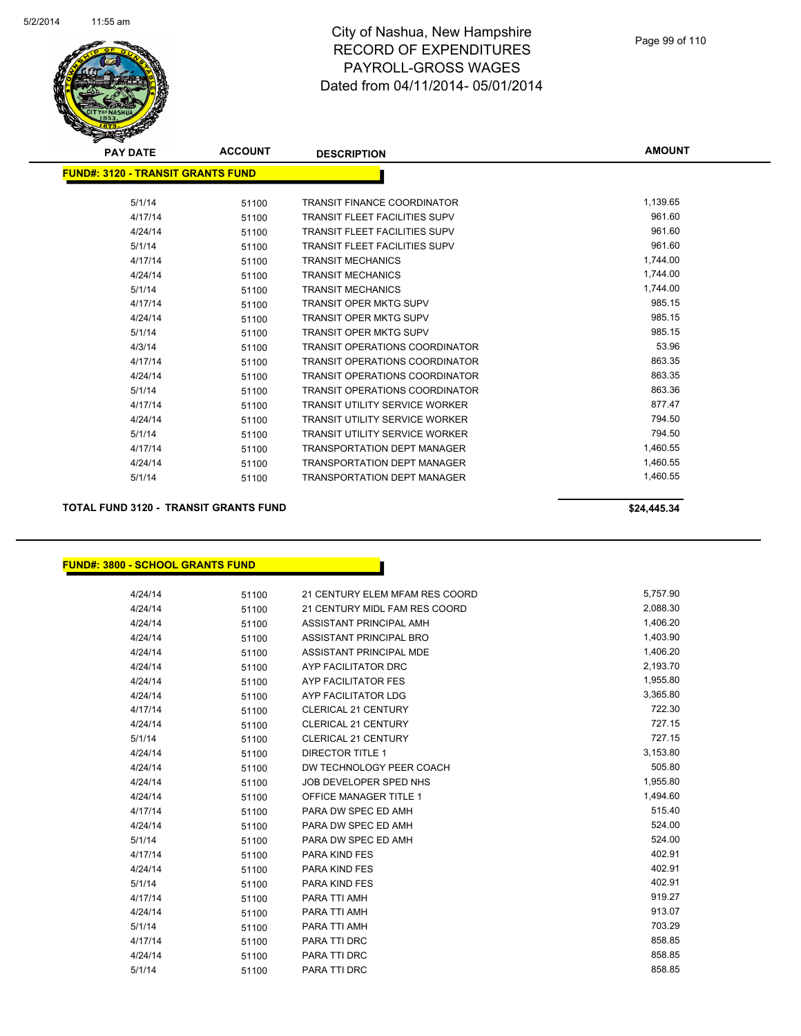# City of Nashua, New Hampshire
## RECORD OF EXPENDITURES
## PAYROLL-GROSS WAGES
## Dated from 04/11/2014- 05/01/2014

| PAY DATE | ACCOUNT | DESCRIPTION | AMOUNT |
|---|---|---|---|
| **FUND#: 3120 - TRANSIT GRANTS FUND** | | | |
| 5/1/14 | 51100 | TRANSIT FINANCE COORDINATOR | 1,139.65 |
| 4/17/14 | 51100 | TRANSIT FLEET FACILITIES SUPV | 961.60 |
| 4/24/14 | 51100 | TRANSIT FLEET FACILITIES SUPV | 961.60 |
| 5/1/14 | 51100 | TRANSIT FLEET FACILITIES SUPV | 961.60 |
| 4/17/14 | 51100 | TRANSIT MECHANICS | 1,744.00 |
| 4/24/14 | 51100 | TRANSIT MECHANICS | 1,744.00 |
| 5/1/14 | 51100 | TRANSIT MECHANICS | 1,744.00 |
| 4/17/14 | 51100 | TRANSIT OPER MKTG SUPV | 985.15 |
| 4/24/14 | 51100 | TRANSIT OPER MKTG SUPV | 985.15 |
| 5/1/14 | 51100 | TRANSIT OPER MKTG SUPV | 985.15 |
| 4/3/14 | 51100 | TRANSIT OPERATIONS COORDINATOR | 53.96 |
| 4/17/14 | 51100 | TRANSIT OPERATIONS COORDINATOR | 863.35 |
| 4/24/14 | 51100 | TRANSIT OPERATIONS COORDINATOR | 863.35 |
| 5/1/14 | 51100 | TRANSIT OPERATIONS COORDINATOR | 863.36 |
| 4/17/14 | 51100 | TRANSIT UTILITY SERVICE WORKER | 877.47 |
| 4/24/14 | 51100 | TRANSIT UTILITY SERVICE WORKER | 794.50 |
| 5/1/14 | 51100 | TRANSIT UTILITY SERVICE WORKER | 794.50 |
| 4/17/14 | 51100 | TRANSPORTATION DEPT MANAGER | 1,460.55 |
| 4/24/14 | 51100 | TRANSPORTATION DEPT MANAGER | 1,460.55 |
| 5/1/14 | 51100 | TRANSPORTATION DEPT MANAGER | 1,460.55 |
| **TOTAL FUND 3120 - TRANSIT GRANTS FUND** | | | **$24,445.34** |

| PAY DATE | ACCOUNT | DESCRIPTION | AMOUNT |
|---|---|---|---|
| **FUND#: 3800 - SCHOOL GRANTS FUND** | | | |
| 4/24/14 | 51100 | 21 CENTURY ELEM MFAM RES COORD | 5,757.90 |
| 4/24/14 | 51100 | 21 CENTURY MIDL FAM RES COORD | 2,088.30 |
| 4/24/14 | 51100 | ASSISTANT PRINCIPAL AMH | 1,406.20 |
| 4/24/14 | 51100 | ASSISTANT PRINCIPAL BRO | 1,403.90 |
| 4/24/14 | 51100 | ASSISTANT PRINCIPAL MDE | 1,406.20 |
| 4/24/14 | 51100 | AYP FACILITATOR DRC | 2,193.70 |
| 4/24/14 | 51100 | AYP FACILITATOR FES | 1,955.80 |
| 4/24/14 | 51100 | AYP FACILITATOR LDG | 3,365.80 |
| 4/17/14 | 51100 | CLERICAL 21 CENTURY | 722.30 |
| 4/24/14 | 51100 | CLERICAL 21 CENTURY | 727.15 |
| 5/1/14 | 51100 | CLERICAL 21 CENTURY | 727.15 |
| 4/24/14 | 51100 | DIRECTOR TITLE 1 | 3,153.80 |
| 4/24/14 | 51100 | DW TECHNOLOGY PEER COACH | 505.80 |
| 4/24/14 | 51100 | JOB DEVELOPER SPED NHS | 1,955.80 |
| 4/24/14 | 51100 | OFFICE MANAGER TITLE 1 | 1,494.60 |
| 4/17/14 | 51100 | PARA DW SPEC ED AMH | 515.40 |
| 4/24/14 | 51100 | PARA DW SPEC ED AMH | 524.00 |
| 5/1/14 | 51100 | PARA DW SPEC ED AMH | 524.00 |
| 4/17/14 | 51100 | PARA KIND FES | 402.91 |
| 4/24/14 | 51100 | PARA KIND FES | 402.91 |
| 5/1/14 | 51100 | PARA KIND FES | 402.91 |
| 4/17/14 | 51100 | PARA TTI AMH | 919.27 |
| 4/24/14 | 51100 | PARA TTI AMH | 913.07 |
| 5/1/14 | 51100 | PARA TTI AMH | 703.29 |
| 4/17/14 | 51100 | PARA TTI DRC | 858.85 |
| 4/24/14 | 51100 | PARA TTI DRC | 858.85 |
| 5/1/14 | 51100 | PARA TTI DRC | 858.85 |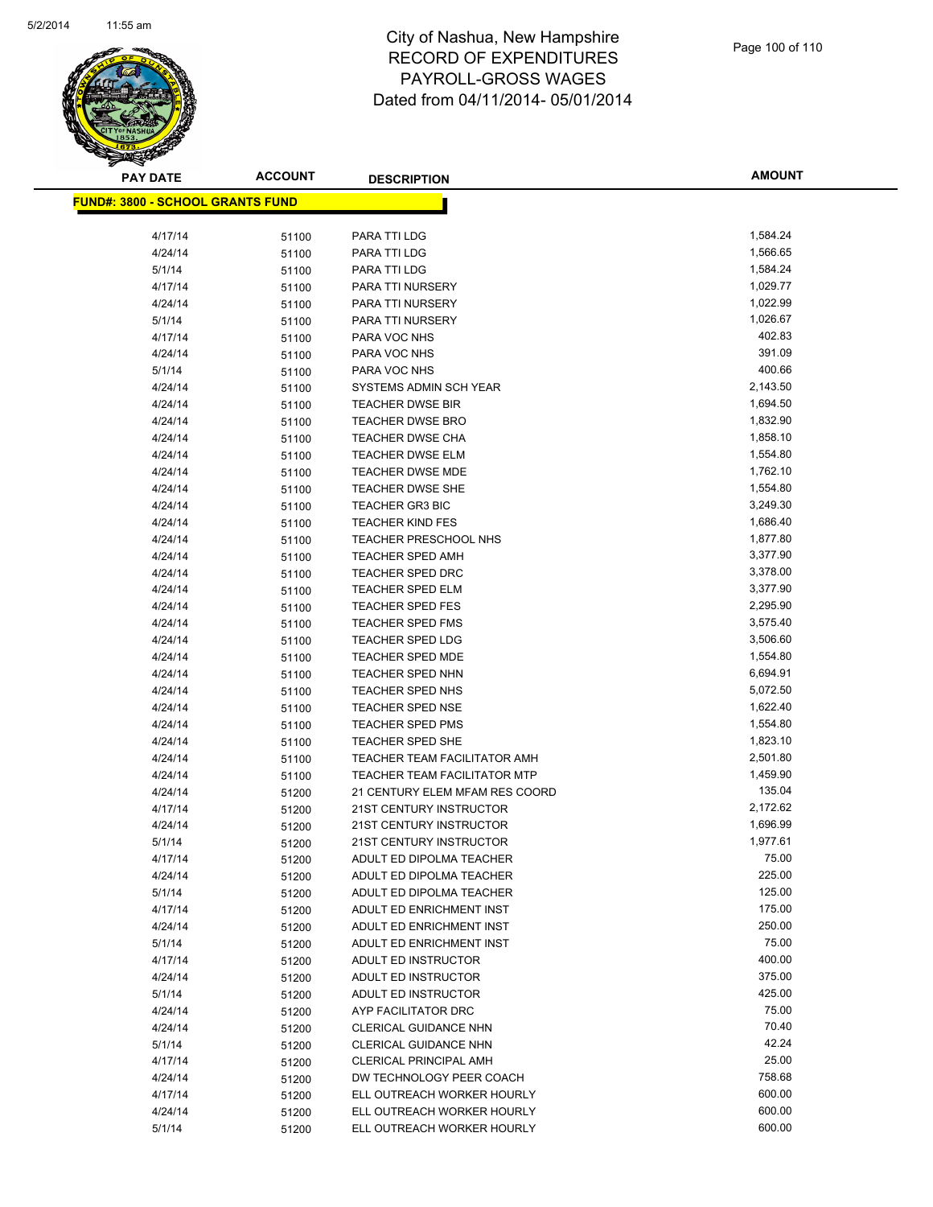# City of Nashua, New Hampshire
## RECORD OF EXPENDITURES
## PAYROLL-GROSS WAGES
## Dated from 04/11/2014- 05/01/2014

**FUND#: 3800 - SCHOOL GRANTS FUND**

| PAY DATE | ACCOUNT | DESCRIPTION | AMOUNT |
|---|---|---|---|
| 4/17/14 | 51100 | PARA TTI LDG | 1,584.24 |
| 4/24/14 | 51100 | PARA TTI LDG | 1,566.65 |
| 5/1/14 | 51100 | PARA TTI LDG | 1,584.24 |
| 4/17/14 | 51100 | PARA TTI NURSERY | 1,029.77 |
| 4/24/14 | 51100 | PARA TTI NURSERY | 1,022.99 |
| 5/1/14 | 51100 | PARA TTI NURSERY | 1,026.67 |
| 4/17/14 | 51100 | PARA VOC NHS | 402.83 |
| 4/24/14 | 51100 | PARA VOC NHS | 391.09 |
| 5/1/14 | 51100 | PARA VOC NHS | 400.66 |
| 4/24/14 | 51100 | SYSTEMS ADMIN SCH YEAR | 2,143.50 |
| 4/24/14 | 51100 | TEACHER DWSE BIR | 1,694.50 |
| 4/24/14 | 51100 | TEACHER DWSE BRO | 1,832.90 |
| 4/24/14 | 51100 | TEACHER DWSE CHA | 1,858.10 |
| 4/24/14 | 51100 | TEACHER DWSE ELM | 1,554.80 |
| 4/24/14 | 51100 | TEACHER DWSE MDE | 1,762.10 |
| 4/24/14 | 51100 | TEACHER DWSE SHE | 1,554.80 |
| 4/24/14 | 51100 | TEACHER GR3 BIC | 3,249.30 |
| 4/24/14 | 51100 | TEACHER KIND FES | 1,686.40 |
| 4/24/14 | 51100 | TEACHER PRESCHOOL NHS | 1,877.80 |
| 4/24/14 | 51100 | TEACHER SPED AMH | 3,377.90 |
| 4/24/14 | 51100 | TEACHER SPED DRC | 3,378.00 |
| 4/24/14 | 51100 | TEACHER SPED ELM | 3,377.90 |
| 4/24/14 | 51100 | TEACHER SPED FES | 2,295.90 |
| 4/24/14 | 51100 | TEACHER SPED FMS | 3,575.40 |
| 4/24/14 | 51100 | TEACHER SPED LDG | 3,506.60 |
| 4/24/14 | 51100 | TEACHER SPED MDE | 1,554.80 |
| 4/24/14 | 51100 | TEACHER SPED NHN | 6,694.91 |
| 4/24/14 | 51100 | TEACHER SPED NHS | 5,072.50 |
| 4/24/14 | 51100 | TEACHER SPED NSE | 1,622.40 |
| 4/24/14 | 51100 | TEACHER SPED PMS | 1,554.80 |
| 4/24/14 | 51100 | TEACHER SPED SHE | 1,823.10 |
| 4/24/14 | 51100 | TEACHER TEAM FACILITATOR AMH | 2,501.80 |
| 4/24/14 | 51100 | TEACHER TEAM FACILITATOR MTP | 1,459.90 |
| 4/24/14 | 51200 | 21 CENTURY ELEM MFAM RES COORD | 135.04 |
| 4/17/14 | 51200 | 21ST CENTURY INSTRUCTOR | 2,172.62 |
| 4/24/14 | 51200 | 21ST CENTURY INSTRUCTOR | 1,696.99 |
| 5/1/14 | 51200 | 21ST CENTURY INSTRUCTOR | 1,977.61 |
| 4/17/14 | 51200 | ADULT ED DIPOLMA TEACHER | 75.00 |
| 4/24/14 | 51200 | ADULT ED DIPOLMA TEACHER | 225.00 |
| 5/1/14 | 51200 | ADULT ED DIPOLMA TEACHER | 125.00 |
| 4/17/14 | 51200 | ADULT ED ENRICHMENT INST | 175.00 |
| 4/24/14 | 51200 | ADULT ED ENRICHMENT INST | 250.00 |
| 5/1/14 | 51200 | ADULT ED ENRICHMENT INST | 75.00 |
| 4/17/14 | 51200 | ADULT ED INSTRUCTOR | 400.00 |
| 4/24/14 | 51200 | ADULT ED INSTRUCTOR | 375.00 |
| 5/1/14 | 51200 | ADULT ED INSTRUCTOR | 425.00 |
| 4/24/14 | 51200 | AYP FACILITATOR DRC | 75.00 |
| 4/24/14 | 51200 | CLERICAL GUIDANCE NHN | 70.40 |
| 5/1/14 | 51200 | CLERICAL GUIDANCE NHN | 42.24 |
| 4/17/14 | 51200 | CLERICAL PRINCIPAL AMH | 25.00 |
| 4/24/14 | 51200 | DW TECHNOLOGY PEER COACH | 758.68 |
| 4/17/14 | 51200 | ELL OUTREACH WORKER HOURLY | 600.00 |
| 4/24/14 | 51200 | ELL OUTREACH WORKER HOURLY | 600.00 |
| 5/1/14 | 51200 | ELL OUTREACH WORKER HOURLY | 600.00 |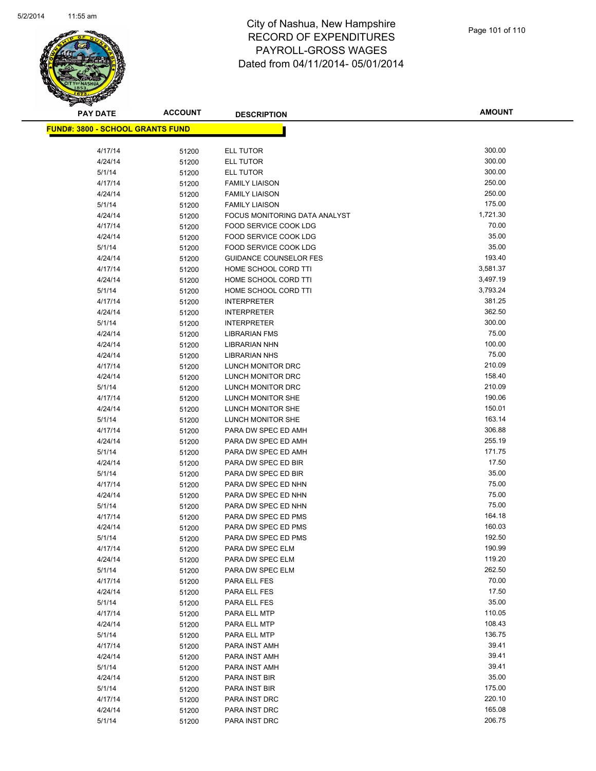# City of Nashua, New Hampshire
## RECORD OF EXPENDITURES
## PAYROLL-GROSS WAGES
## Dated from 04/11/2014- 05/01/2014

**FUND#: 3800 - SCHOOL GRANTS FUND**

| PAY DATE | ACCOUNT | DESCRIPTION | AMOUNT |
|---|---|---|---|
| 4/17/14 | 51200 | ELL TUTOR | 300.00 |
| 4/24/14 | 51200 | ELL TUTOR | 300.00 |
| 5/1/14 | 51200 | ELL TUTOR | 300.00 |
| 4/17/14 | 51200 | FAMILY LIAISON | 250.00 |
| 4/24/14 | 51200 | FAMILY LIAISON | 250.00 |
| 5/1/14 | 51200 | FAMILY LIAISON | 175.00 |
| 4/24/14 | 51200 | FOCUS MONITORING DATA ANALYST | 1,721.30 |
| 4/17/14 | 51200 | FOOD SERVICE COOK LDG | 70.00 |
| 4/24/14 | 51200 | FOOD SERVICE COOK LDG | 35.00 |
| 5/1/14 | 51200 | FOOD SERVICE COOK LDG | 35.00 |
| 4/24/14 | 51200 | GUIDANCE COUNSELOR FES | 193.40 |
| 4/17/14 | 51200 | HOME SCHOOL CORD TTI | 3,581.37 |
| 4/24/14 | 51200 | HOME SCHOOL CORD TTI | 3,497.19 |
| 5/1/14 | 51200 | HOME SCHOOL CORD TTI | 3,793.24 |
| 4/17/14 | 51200 | INTERPRETER | 381.25 |
| 4/24/14 | 51200 | INTERPRETER | 362.50 |
| 5/1/14 | 51200 | INTERPRETER | 300.00 |
| 4/24/14 | 51200 | LIBRARIAN FMS | 75.00 |
| 4/24/14 | 51200 | LIBRARIAN NHN | 100.00 |
| 4/24/14 | 51200 | LIBRARIAN NHS | 75.00 |
| 4/17/14 | 51200 | LUNCH MONITOR DRC | 210.09 |
| 4/24/14 | 51200 | LUNCH MONITOR DRC | 158.40 |
| 5/1/14 | 51200 | LUNCH MONITOR DRC | 210.09 |
| 4/17/14 | 51200 | LUNCH MONITOR SHE | 190.06 |
| 4/24/14 | 51200 | LUNCH MONITOR SHE | 150.01 |
| 5/1/14 | 51200 | LUNCH MONITOR SHE | 163.14 |
| 4/17/14 | 51200 | PARA DW SPEC ED AMH | 306.88 |
| 4/24/14 | 51200 | PARA DW SPEC ED AMH | 255.19 |
| 5/1/14 | 51200 | PARA DW SPEC ED AMH | 171.75 |
| 4/24/14 | 51200 | PARA DW SPEC ED BIR | 17.50 |
| 5/1/14 | 51200 | PARA DW SPEC ED BIR | 35.00 |
| 4/17/14 | 51200 | PARA DW SPEC ED NHN | 75.00 |
| 4/24/14 | 51200 | PARA DW SPEC ED NHN | 75.00 |
| 5/1/14 | 51200 | PARA DW SPEC ED NHN | 75.00 |
| 4/17/14 | 51200 | PARA DW SPEC ED PMS | 164.18 |
| 4/24/14 | 51200 | PARA DW SPEC ED PMS | 160.03 |
| 5/1/14 | 51200 | PARA DW SPEC ED PMS | 192.50 |
| 4/17/14 | 51200 | PARA DW SPEC ELM | 190.99 |
| 4/24/14 | 51200 | PARA DW SPEC ELM | 119.20 |
| 5/1/14 | 51200 | PARA DW SPEC ELM | 262.50 |
| 4/17/14 | 51200 | PARA ELL FES | 70.00 |
| 4/24/14 | 51200 | PARA ELL FES | 17.50 |
| 5/1/14 | 51200 | PARA ELL FES | 35.00 |
| 4/17/14 | 51200 | PARA ELL MTP | 110.05 |
| 4/24/14 | 51200 | PARA ELL MTP | 108.43 |
| 5/1/14 | 51200 | PARA ELL MTP | 136.75 |
| 4/17/14 | 51200 | PARA INST AMH | 39.41 |
| 4/24/14 | 51200 | PARA INST AMH | 39.41 |
| 5/1/14 | 51200 | PARA INST AMH | 39.41 |
| 4/24/14 | 51200 | PARA INST BIR | 35.00 |
| 5/1/14 | 51200 | PARA INST BIR | 175.00 |
| 4/17/14 | 51200 | PARA INST DRC | 220.10 |
| 4/24/14 | 51200 | PARA INST DRC | 165.08 |
| 5/1/14 | 51200 | PARA INST DRC | 206.75 |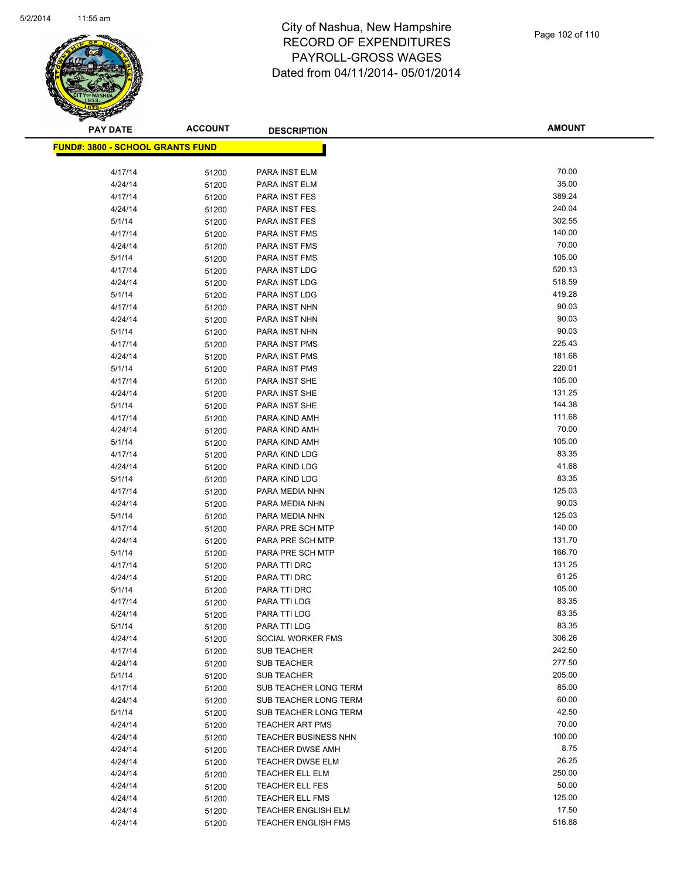# City of Nashua, New Hampshire
## RECORD OF EXPENDITURES
## PAYROLL-GROSS WAGES
## Dated from 04/11/2014- 05/01/2014

**FUND#: 3800 - SCHOOL GRANTS FUND**

| PAY DATE | ACCOUNT | DESCRIPTION | AMOUNT |
|---|---|---|---|
| 4/17/14 | 51200 | PARA INST ELM | 70.00 |
| 4/24/14 | 51200 | PARA INST ELM | 35.00 |
| 4/17/14 | 51200 | PARA INST FES | 389.24 |
| 4/24/14 | 51200 | PARA INST FES | 240.04 |
| 5/1/14 | 51200 | PARA INST FES | 302.55 |
| 4/17/14 | 51200 | PARA INST FMS | 140.00 |
| 4/24/14 | 51200 | PARA INST FMS | 70.00 |
| 5/1/14 | 51200 | PARA INST FMS | 105.00 |
| 4/17/14 | 51200 | PARA INST LDG | 520.13 |
| 4/24/14 | 51200 | PARA INST LDG | 518.59 |
| 5/1/14 | 51200 | PARA INST LDG | 419.28 |
| 4/17/14 | 51200 | PARA INST NHN | 90.03 |
| 4/24/14 | 51200 | PARA INST NHN | 90.03 |
| 5/1/14 | 51200 | PARA INST NHN | 90.03 |
| 4/17/14 | 51200 | PARA INST PMS | 225.43 |
| 4/24/14 | 51200 | PARA INST PMS | 181.68 |
| 5/1/14 | 51200 | PARA INST PMS | 220.01 |
| 4/17/14 | 51200 | PARA INST SHE | 105.00 |
| 4/24/14 | 51200 | PARA INST SHE | 131.25 |
| 5/1/14 | 51200 | PARA INST SHE | 144.38 |
| 4/17/14 | 51200 | PARA KIND AMH | 111.68 |
| 4/24/14 | 51200 | PARA KIND AMH | 70.00 |
| 5/1/14 | 51200 | PARA KIND AMH | 105.00 |
| 4/17/14 | 51200 | PARA KIND LDG | 83.35 |
| 4/24/14 | 51200 | PARA KIND LDG | 41.68 |
| 5/1/14 | 51200 | PARA KIND LDG | 83.35 |
| 4/17/14 | 51200 | PARA MEDIA NHN | 125.03 |
| 4/24/14 | 51200 | PARA MEDIA NHN | 90.03 |
| 5/1/14 | 51200 | PARA MEDIA NHN | 125.03 |
| 4/17/14 | 51200 | PARA PRE SCH MTP | 140.00 |
| 4/24/14 | 51200 | PARA PRE SCH MTP | 131.70 |
| 5/1/14 | 51200 | PARA PRE SCH MTP | 166.70 |
| 4/17/14 | 51200 | PARA TTI DRC | 131.25 |
| 4/24/14 | 51200 | PARA TTI DRC | 61.25 |
| 5/1/14 | 51200 | PARA TTI DRC | 105.00 |
| 4/17/14 | 51200 | PARA TTI LDG | 83.35 |
| 4/24/14 | 51200 | PARA TTI LDG | 83.35 |
| 5/1/14 | 51200 | PARA TTI LDG | 83.35 |
| 4/24/14 | 51200 | SOCIAL WORKER FMS | 306.26 |
| 4/17/14 | 51200 | SUB TEACHER | 242.50 |
| 4/24/14 | 51200 | SUB TEACHER | 277.50 |
| 5/1/14 | 51200 | SUB TEACHER | 205.00 |
| 4/17/14 | 51200 | SUB TEACHER LONG TERM | 85.00 |
| 4/24/14 | 51200 | SUB TEACHER LONG TERM | 60.00 |
| 5/1/14 | 51200 | SUB TEACHER LONG TERM | 42.50 |
| 4/24/14 | 51200 | TEACHER ART PMS | 70.00 |
| 4/24/14 | 51200 | TEACHER BUSINESS NHN | 100.00 |
| 4/24/14 | 51200 | TEACHER DWSE AMH | 8.75 |
| 4/24/14 | 51200 | TEACHER DWSE ELM | 26.25 |
| 4/24/14 | 51200 | TEACHER ELL ELM | 250.00 |
| 4/24/14 | 51200 | TEACHER ELL FES | 50.00 |
| 4/24/14 | 51200 | TEACHER ELL FMS | 125.00 |
| 4/24/14 | 51200 | TEACHER ENGLISH ELM | 17.50 |
| 4/24/14 | 51200 | TEACHER ENGLISH FMS | 516.88 |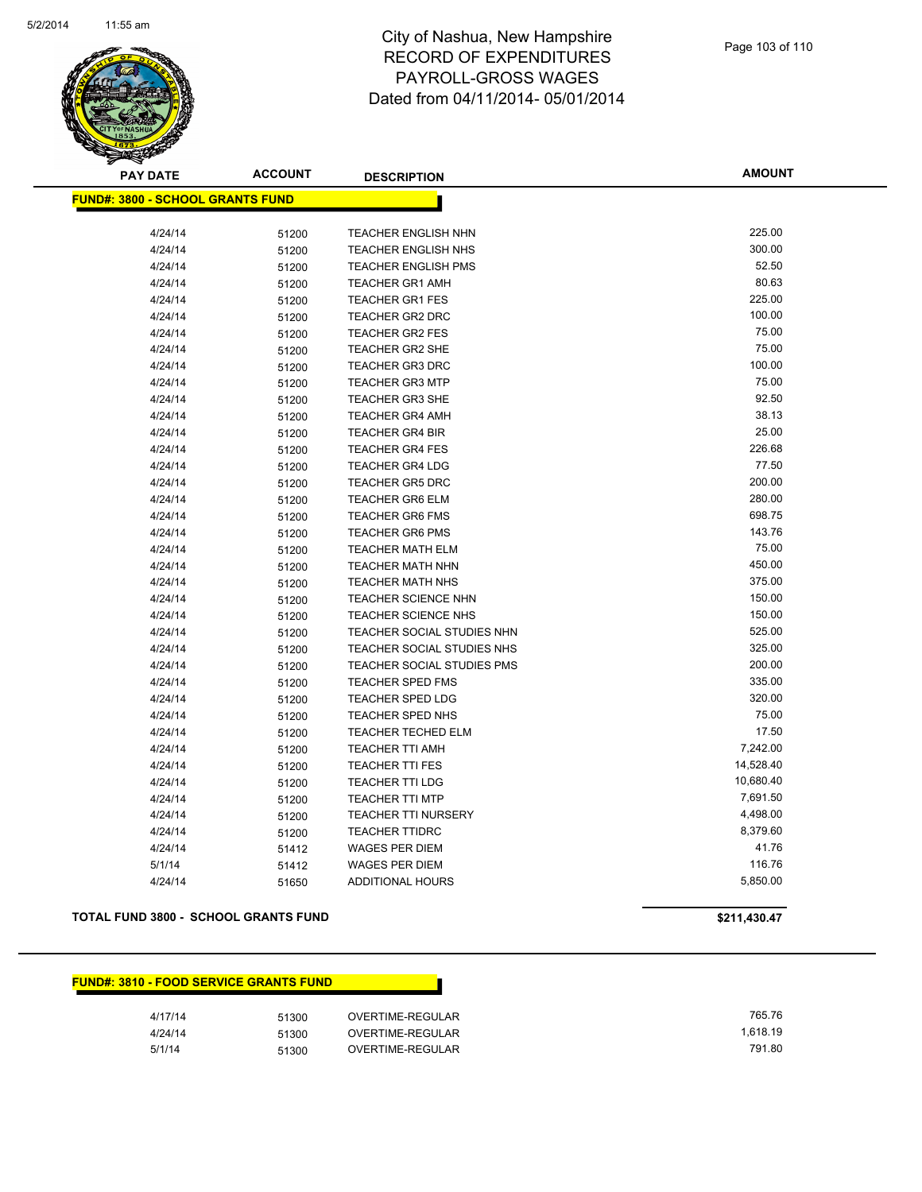# City of Nashua, New Hampshire
## RECORD OF EXPENDITURES
## PAYROLL-GROSS WAGES
## Dated from 04/11/2014- 05/01/2014

**FUND#: 3800 - SCHOOL GRANTS FUND**

| PAY DATE | ACCOUNT | DESCRIPTION | AMOUNT |
|---|---|---|---|
| 4/24/14 | 51200 | TEACHER ENGLISH NHN | 225.00 |
| 4/24/14 | 51200 | TEACHER ENGLISH NHS | 300.00 |
| 4/24/14 | 51200 | TEACHER ENGLISH PMS | 52.50 |
| 4/24/14 | 51200 | TEACHER GR1 AMH | 80.63 |
| 4/24/14 | 51200 | TEACHER GR1 FES | 225.00 |
| 4/24/14 | 51200 | TEACHER GR2 DRC | 100.00 |
| 4/24/14 | 51200 | TEACHER GR2 FES | 75.00 |
| 4/24/14 | 51200 | TEACHER GR2 SHE | 75.00 |
| 4/24/14 | 51200 | TEACHER GR3 DRC | 100.00 |
| 4/24/14 | 51200 | TEACHER GR3 MTP | 75.00 |
| 4/24/14 | 51200 | TEACHER GR3 SHE | 92.50 |
| 4/24/14 | 51200 | TEACHER GR4 AMH | 38.13 |
| 4/24/14 | 51200 | TEACHER GR4 BIR | 25.00 |
| 4/24/14 | 51200 | TEACHER GR4 FES | 226.68 |
| 4/24/14 | 51200 | TEACHER GR4 LDG | 77.50 |
| 4/24/14 | 51200 | TEACHER GR5 DRC | 200.00 |
| 4/24/14 | 51200 | TEACHER GR6 ELM | 280.00 |
| 4/24/14 | 51200 | TEACHER GR6 FMS | 698.75 |
| 4/24/14 | 51200 | TEACHER GR6 PMS | 143.76 |
| 4/24/14 | 51200 | TEACHER MATH ELM | 75.00 |
| 4/24/14 | 51200 | TEACHER MATH NHN | 450.00 |
| 4/24/14 | 51200 | TEACHER MATH NHS | 375.00 |
| 4/24/14 | 51200 | TEACHER SCIENCE NHN | 150.00 |
| 4/24/14 | 51200 | TEACHER SCIENCE NHS | 150.00 |
| 4/24/14 | 51200 | TEACHER SOCIAL STUDIES NHN | 525.00 |
| 4/24/14 | 51200 | TEACHER SOCIAL STUDIES NHS | 325.00 |
| 4/24/14 | 51200 | TEACHER SOCIAL STUDIES PMS | 200.00 |
| 4/24/14 | 51200 | TEACHER SPED FMS | 335.00 |
| 4/24/14 | 51200 | TEACHER SPED LDG | 320.00 |
| 4/24/14 | 51200 | TEACHER SPED NHS | 75.00 |
| 4/24/14 | 51200 | TEACHER TECHED ELM | 17.50 |
| 4/24/14 | 51200 | TEACHER TTI AMH | 7,242.00 |
| 4/24/14 | 51200 | TEACHER TTI FES | 14,528.40 |
| 4/24/14 | 51200 | TEACHER TTI LDG | 10,680.40 |
| 4/24/14 | 51200 | TEACHER TTI MTP | 7,691.50 |
| 4/24/14 | 51200 | TEACHER TTI NURSERY | 4,498.00 |
| 4/24/14 | 51200 | TEACHER TTIDRC | 8,379.60 |
| 4/24/14 | 51412 | WAGES PER DIEM | 41.76 |
| 5/1/14 | 51412 | WAGES PER DIEM | 116.76 |
| 4/24/14 | 51650 | ADDITIONAL HOURS | 5,850.00 |

**TOTAL FUND 3800 - SCHOOL GRANTS FUND** **$211,430.47**

**FUND#: 3810 - FOOD SERVICE GRANTS FUND**

| PAY DATE | ACCOUNT | DESCRIPTION | AMOUNT |
|---|---|---|---|
| 4/17/14 | 51300 | OVERTIME-REGULAR | 765.76 |
| 4/24/14 | 51300 | OVERTIME-REGULAR | 1,618.19 |
| 5/1/14 | 51300 | OVERTIME-REGULAR | 791.80 |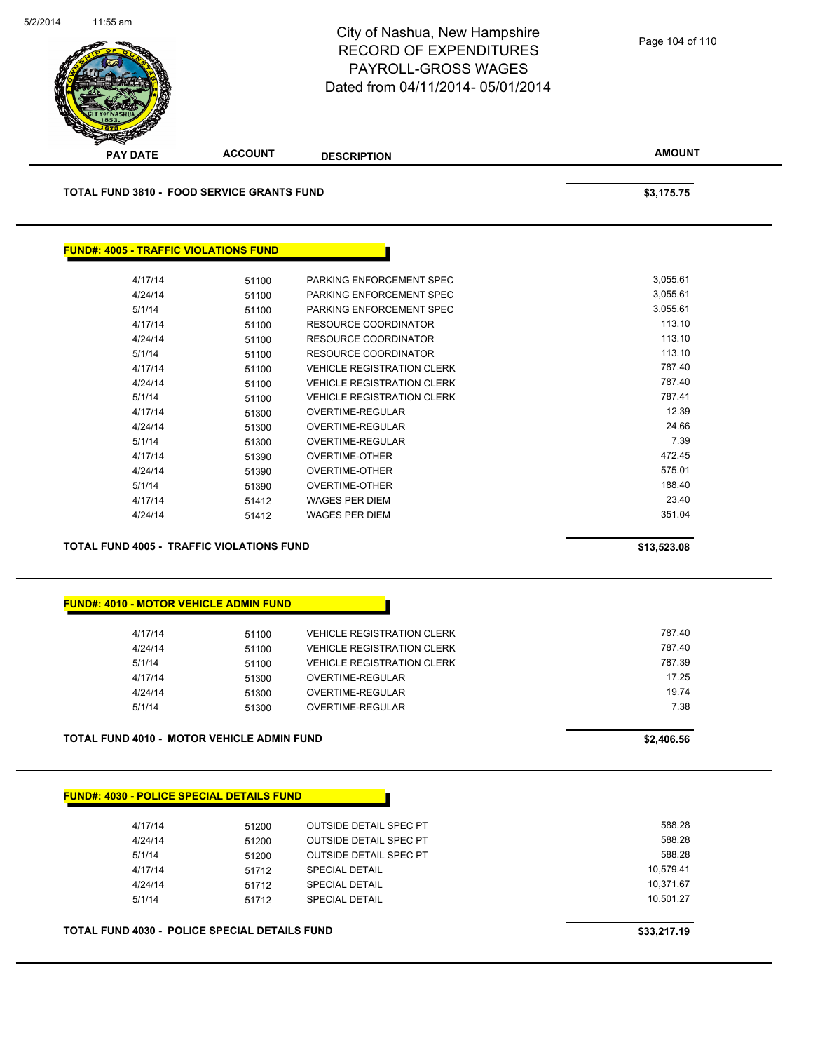# City of Nashua, New Hampshire
## RECORD OF EXPENDITURES
## PAYROLL-GROSS WAGES
## Dated from 04/11/2014- 05/01/2014

| PAY DATE | ACCOUNT | DESCRIPTION | AMOUNT |
|---|---|---|---|
| **TOTAL FUND 3810 - FOOD SERVICE GRANTS FUND** | | | **$3,175.75** |

**FUND#: 4005 - TRAFFIC VIOLATIONS FUND**

| PAY DATE | ACCOUNT | DESCRIPTION | AMOUNT |
|---|---|---|---|
| 4/17/14 | 51100 | PARKING ENFORCEMENT SPEC | 3,055.61 |
| 4/24/14 | 51100 | PARKING ENFORCEMENT SPEC | 3,055.61 |
| 5/1/14 | 51100 | PARKING ENFORCEMENT SPEC | 3,055.61 |
| 4/17/14 | 51100 | RESOURCE COORDINATOR | 113.10 |
| 4/24/14 | 51100 | RESOURCE COORDINATOR | 113.10 |
| 5/1/14 | 51100 | RESOURCE COORDINATOR | 113.10 |
| 4/17/14 | 51100 | VEHICLE REGISTRATION CLERK | 787.40 |
| 4/24/14 | 51100 | VEHICLE REGISTRATION CLERK | 787.40 |
| 5/1/14 | 51100 | VEHICLE REGISTRATION CLERK | 787.41 |
| 4/17/14 | 51300 | OVERTIME-REGULAR | 12.39 |
| 4/24/14 | 51300 | OVERTIME-REGULAR | 24.66 |
| 5/1/14 | 51300 | OVERTIME-REGULAR | 7.39 |
| 4/17/14 | 51390 | OVERTIME-OTHER | 472.45 |
| 4/24/14 | 51390 | OVERTIME-OTHER | 575.01 |
| 5/1/14 | 51390 | OVERTIME-OTHER | 188.40 |
| 4/17/14 | 51412 | WAGES PER DIEM | 23.40 |
| 4/24/14 | 51412 | WAGES PER DIEM | 351.04 |
| **TOTAL FUND 4005 - TRAFFIC VIOLATIONS FUND** | | | **$13,523.08** |

**FUND#: 4010 - MOTOR VEHICLE ADMIN FUND**

| PAY DATE | ACCOUNT | DESCRIPTION | AMOUNT |
|---|---|---|---|
| 4/17/14 | 51100 | VEHICLE REGISTRATION CLERK | 787.40 |
| 4/24/14 | 51100 | VEHICLE REGISTRATION CLERK | 787.40 |
| 5/1/14 | 51100 | VEHICLE REGISTRATION CLERK | 787.39 |
| 4/17/14 | 51300 | OVERTIME-REGULAR | 17.25 |
| 4/24/14 | 51300 | OVERTIME-REGULAR | 19.74 |
| 5/1/14 | 51300 | OVERTIME-REGULAR | 7.38 |
| **TOTAL FUND 4010 - MOTOR VEHICLE ADMIN FUND** | | | **$2,406.56** |

**FUND#: 4030 - POLICE SPECIAL DETAILS FUND**

| PAY DATE | ACCOUNT | DESCRIPTION | AMOUNT |
|---|---|---|---|
| 4/17/14 | 51200 | OUTSIDE DETAIL SPEC PT | 588.28 |
| 4/24/14 | 51200 | OUTSIDE DETAIL SPEC PT | 588.28 |
| 5/1/14 | 51200 | OUTSIDE DETAIL SPEC PT | 588.28 |
| 4/17/14 | 51712 | SPECIAL DETAIL | 10,579.41 |
| 4/24/14 | 51712 | SPECIAL DETAIL | 10,371.67 |
| 5/1/14 | 51712 | SPECIAL DETAIL | 10,501.27 |
| **TOTAL FUND 4030 - POLICE SPECIAL DETAILS FUND** | | | **$33,217.19** |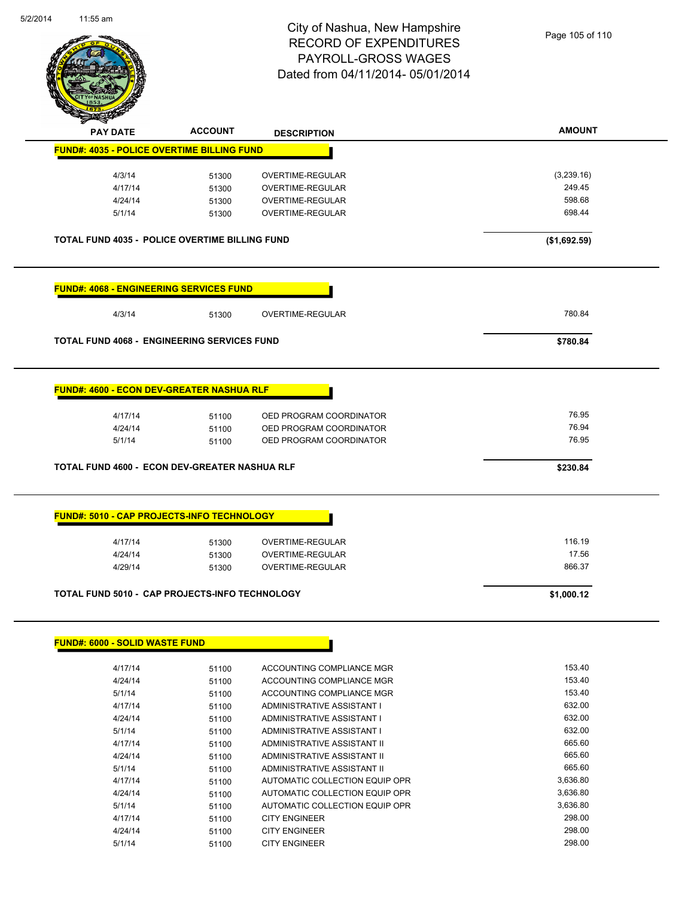# City of Nashua, New Hampshire
# RECORD OF EXPENDITURES
# PAYROLL-GROSS WAGES
# Dated from 04/11/2014- 05/01/2014

| PAY DATE | ACCOUNT | DESCRIPTION | AMOUNT |
|---|---|---|---|
| **FUND#: 4035 - POLICE OVERTIME BILLING FUND** | | | |
| 4/3/14 | 51300 | OVERTIME-REGULAR | (3,239.16) |
| 4/17/14 | 51300 | OVERTIME-REGULAR | 249.45 |
| 4/24/14 | 51300 | OVERTIME-REGULAR | 598.68 |
| 5/1/14 | 51300 | OVERTIME-REGULAR | 698.44 |
| **TOTAL FUND 4035 - POLICE OVERTIME BILLING FUND** | | | **($1,692.59)** |
| **FUND#: 4068 - ENGINEERING SERVICES FUND** | | | |
| 4/3/14 | 51300 | OVERTIME-REGULAR | 780.84 |
| **TOTAL FUND 4068 - ENGINEERING SERVICES FUND** | | | **$780.84** |
| **FUND#: 4600 - ECON DEV-GREATER NASHUA RLF** | | | |
| 4/17/14 | 51100 | OED PROGRAM COORDINATOR | 76.95 |
| 4/24/14 | 51100 | OED PROGRAM COORDINATOR | 76.94 |
| 5/1/14 | 51100 | OED PROGRAM COORDINATOR | 76.95 |
| **TOTAL FUND 4600 - ECON DEV-GREATER NASHUA RLF** | | | **$230.84** |
| **FUND#: 5010 - CAP PROJECTS-INFO TECHNOLOGY** | | | |
| 4/17/14 | 51300 | OVERTIME-REGULAR | 116.19 |
| 4/24/14 | 51300 | OVERTIME-REGULAR | 17.56 |
| 4/29/14 | 51300 | OVERTIME-REGULAR | 866.37 |
| **TOTAL FUND 5010 - CAP PROJECTS-INFO TECHNOLOGY** | | | **$1,000.12** |
| **FUND#: 6000 - SOLID WASTE FUND** | | | |
| 4/17/14 | 51100 | ACCOUNTING COMPLIANCE MGR | 153.40 |
| 4/24/14 | 51100 | ACCOUNTING COMPLIANCE MGR | 153.40 |
| 5/1/14 | 51100 | ACCOUNTING COMPLIANCE MGR | 153.40 |
| 4/17/14 | 51100 | ADMINISTRATIVE ASSISTANT I | 632.00 |
| 4/24/14 | 51100 | ADMINISTRATIVE ASSISTANT I | 632.00 |
| 5/1/14 | 51100 | ADMINISTRATIVE ASSISTANT I | 632.00 |
| 4/17/14 | 51100 | ADMINISTRATIVE ASSISTANT II | 665.60 |
| 4/24/14 | 51100 | ADMINISTRATIVE ASSISTANT II | 665.60 |
| 5/1/14 | 51100 | ADMINISTRATIVE ASSISTANT II | 665.60 |
| 4/17/14 | 51100 | AUTOMATIC COLLECTION EQUIP OPR | 3,636.80 |
| 4/24/14 | 51100 | AUTOMATIC COLLECTION EQUIP OPR | 3,636.80 |
| 5/1/14 | 51100 | AUTOMATIC COLLECTION EQUIP OPR | 3,636.80 |
| 4/17/14 | 51100 | CITY ENGINEER | 298.00 |
| 4/24/14 | 51100 | CITY ENGINEER | 298.00 |
| 5/1/14 | 51100 | CITY ENGINEER | 298.00 |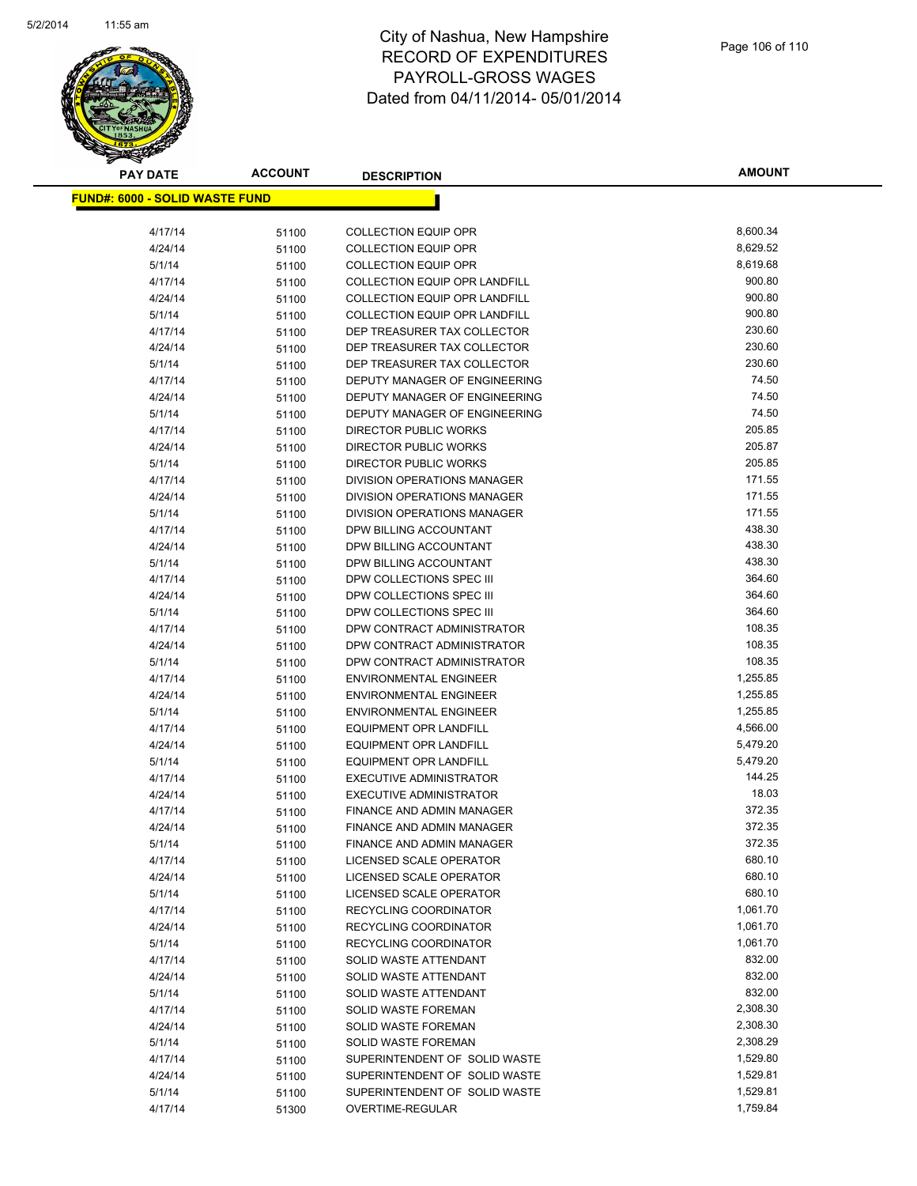# City of Nashua, New Hampshire
# RECORD OF EXPENDITURES
# PAYROLL-GROSS WAGES
# Dated from 04/11/2014- 05/01/2014

**FUND#: 6000 - SOLID WASTE FUND**

| PAY DATE | ACCOUNT | DESCRIPTION | AMOUNT |
|---|---|---|---|
| 4/17/14 | 51100 | COLLECTION EQUIP OPR | 8,600.34 |
| 4/24/14 | 51100 | COLLECTION EQUIP OPR | 8,629.52 |
| 5/1/14 | 51100 | COLLECTION EQUIP OPR | 8,619.68 |
| 4/17/14 | 51100 | COLLECTION EQUIP OPR LANDFILL | 900.80 |
| 4/24/14 | 51100 | COLLECTION EQUIP OPR LANDFILL | 900.80 |
| 5/1/14 | 51100 | COLLECTION EQUIP OPR LANDFILL | 900.80 |
| 4/17/14 | 51100 | DEP TREASURER TAX COLLECTOR | 230.60 |
| 4/24/14 | 51100 | DEP TREASURER TAX COLLECTOR | 230.60 |
| 5/1/14 | 51100 | DEP TREASURER TAX COLLECTOR | 230.60 |
| 4/17/14 | 51100 | DEPUTY MANAGER OF ENGINEERING | 74.50 |
| 4/24/14 | 51100 | DEPUTY MANAGER OF ENGINEERING | 74.50 |
| 5/1/14 | 51100 | DEPUTY MANAGER OF ENGINEERING | 74.50 |
| 4/17/14 | 51100 | DIRECTOR PUBLIC WORKS | 205.85 |
| 4/24/14 | 51100 | DIRECTOR PUBLIC WORKS | 205.87 |
| 5/1/14 | 51100 | DIRECTOR PUBLIC WORKS | 205.85 |
| 4/17/14 | 51100 | DIVISION OPERATIONS MANAGER | 171.55 |
| 4/24/14 | 51100 | DIVISION OPERATIONS MANAGER | 171.55 |
| 5/1/14 | 51100 | DIVISION OPERATIONS MANAGER | 171.55 |
| 4/17/14 | 51100 | DPW BILLING ACCOUNTANT | 438.30 |
| 4/24/14 | 51100 | DPW BILLING ACCOUNTANT | 438.30 |
| 5/1/14 | 51100 | DPW BILLING ACCOUNTANT | 438.30 |
| 4/17/14 | 51100 | DPW COLLECTIONS SPEC III | 364.60 |
| 4/24/14 | 51100 | DPW COLLECTIONS SPEC III | 364.60 |
| 5/1/14 | 51100 | DPW COLLECTIONS SPEC III | 364.60 |
| 4/17/14 | 51100 | DPW CONTRACT ADMINISTRATOR | 108.35 |
| 4/24/14 | 51100 | DPW CONTRACT ADMINISTRATOR | 108.35 |
| 5/1/14 | 51100 | DPW CONTRACT ADMINISTRATOR | 108.35 |
| 4/17/14 | 51100 | ENVIRONMENTAL ENGINEER | 1,255.85 |
| 4/24/14 | 51100 | ENVIRONMENTAL ENGINEER | 1,255.85 |
| 5/1/14 | 51100 | ENVIRONMENTAL ENGINEER | 1,255.85 |
| 4/17/14 | 51100 | EQUIPMENT OPR LANDFILL | 4,566.00 |
| 4/24/14 | 51100 | EQUIPMENT OPR LANDFILL | 5,479.20 |
| 5/1/14 | 51100 | EQUIPMENT OPR LANDFILL | 5,479.20 |
| 4/17/14 | 51100 | EXECUTIVE ADMINISTRATOR | 144.25 |
| 4/24/14 | 51100 | EXECUTIVE ADMINISTRATOR | 18.03 |
| 4/17/14 | 51100 | FINANCE AND ADMIN MANAGER | 372.35 |
| 4/24/14 | 51100 | FINANCE AND ADMIN MANAGER | 372.35 |
| 5/1/14 | 51100 | FINANCE AND ADMIN MANAGER | 372.35 |
| 4/17/14 | 51100 | LICENSED SCALE OPERATOR | 680.10 |
| 4/24/14 | 51100 | LICENSED SCALE OPERATOR | 680.10 |
| 5/1/14 | 51100 | LICENSED SCALE OPERATOR | 680.10 |
| 4/17/14 | 51100 | RECYCLING COORDINATOR | 1,061.70 |
| 4/24/14 | 51100 | RECYCLING COORDINATOR | 1,061.70 |
| 5/1/14 | 51100 | RECYCLING COORDINATOR | 1,061.70 |
| 4/17/14 | 51100 | SOLID WASTE ATTENDANT | 832.00 |
| 4/24/14 | 51100 | SOLID WASTE ATTENDANT | 832.00 |
| 5/1/14 | 51100 | SOLID WASTE ATTENDANT | 832.00 |
| 4/17/14 | 51100 | SOLID WASTE FOREMAN | 2,308.30 |
| 4/24/14 | 51100 | SOLID WASTE FOREMAN | 2,308.30 |
| 5/1/14 | 51100 | SOLID WASTE FOREMAN | 2,308.29 |
| 4/17/14 | 51100 | SUPERINTENDENT OF SOLID WASTE | 1,529.80 |
| 4/24/14 | 51100 | SUPERINTENDENT OF SOLID WASTE | 1,529.81 |
| 5/1/14 | 51100 | SUPERINTENDENT OF SOLID WASTE | 1,529.81 |
| 4/17/14 | 51300 | OVERTIME-REGULAR | 1,759.84 |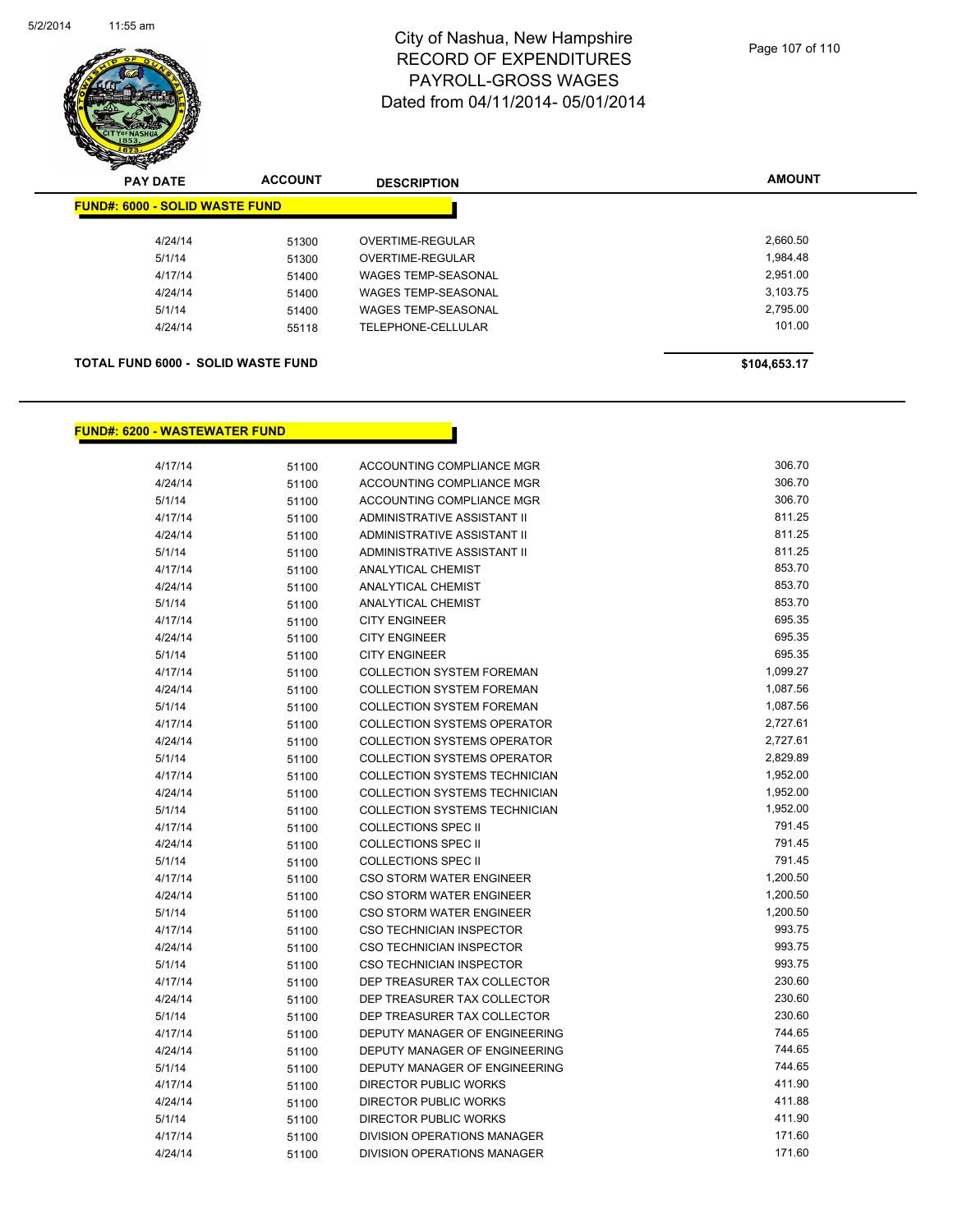# City of Nashua, New Hampshire
## RECORD OF EXPENDITURES
## PAYROLL-GROSS WAGES
## Dated from 04/11/2014- 05/01/2014

**FUND#: 6000 - SOLID WASTE FUND**

| PAY DATE | ACCOUNT | DESCRIPTION | AMOUNT |
|---|---|---|---|
| 4/24/14 | 51300 | OVERTIME-REGULAR | 2,660.50 |
| 5/1/14 | 51300 | OVERTIME-REGULAR | 1,984.48 |
| 4/17/14 | 51400 | WAGES TEMP-SEASONAL | 2,951.00 |
| 4/24/14 | 51400 | WAGES TEMP-SEASONAL | 3,103.75 |
| 5/1/14 | 51400 | WAGES TEMP-SEASONAL | 2,795.00 |
| 4/24/14 | 55118 | TELEPHONE-CELLULAR | 101.00 |

**TOTAL FUND 6000 - SOLID WASTE FUND** **$104,653.17**

**FUND#: 6200 - WASTEWATER FUND**

| PAY DATE | ACCOUNT | DESCRIPTION | AMOUNT |
|---|---|---|---|
| 4/17/14 | 51100 | ACCOUNTING COMPLIANCE MGR | 306.70 |
| 4/24/14 | 51100 | ACCOUNTING COMPLIANCE MGR | 306.70 |
| 5/1/14 | 51100 | ACCOUNTING COMPLIANCE MGR | 306.70 |
| 4/17/14 | 51100 | ADMINISTRATIVE ASSISTANT II | 811.25 |
| 4/24/14 | 51100 | ADMINISTRATIVE ASSISTANT II | 811.25 |
| 5/1/14 | 51100 | ADMINISTRATIVE ASSISTANT II | 811.25 |
| 4/17/14 | 51100 | ANALYTICAL CHEMIST | 853.70 |
| 4/24/14 | 51100 | ANALYTICAL CHEMIST | 853.70 |
| 5/1/14 | 51100 | ANALYTICAL CHEMIST | 853.70 |
| 4/17/14 | 51100 | CITY ENGINEER | 695.35 |
| 4/24/14 | 51100 | CITY ENGINEER | 695.35 |
| 5/1/14 | 51100 | CITY ENGINEER | 695.35 |
| 4/17/14 | 51100 | COLLECTION SYSTEM FOREMAN | 1,099.27 |
| 4/24/14 | 51100 | COLLECTION SYSTEM FOREMAN | 1,087.56 |
| 5/1/14 | 51100 | COLLECTION SYSTEM FOREMAN | 1,087.56 |
| 4/17/14 | 51100 | COLLECTION SYSTEMS OPERATOR | 2,727.61 |
| 4/24/14 | 51100 | COLLECTION SYSTEMS OPERATOR | 2,727.61 |
| 5/1/14 | 51100 | COLLECTION SYSTEMS OPERATOR | 2,829.89 |
| 4/17/14 | 51100 | COLLECTION SYSTEMS TECHNICIAN | 1,952.00 |
| 4/24/14 | 51100 | COLLECTION SYSTEMS TECHNICIAN | 1,952.00 |
| 5/1/14 | 51100 | COLLECTION SYSTEMS TECHNICIAN | 1,952.00 |
| 4/17/14 | 51100 | COLLECTIONS SPEC II | 791.45 |
| 4/24/14 | 51100 | COLLECTIONS SPEC II | 791.45 |
| 5/1/14 | 51100 | COLLECTIONS SPEC II | 791.45 |
| 4/17/14 | 51100 | CSO STORM WATER ENGINEER | 1,200.50 |
| 4/24/14 | 51100 | CSO STORM WATER ENGINEER | 1,200.50 |
| 5/1/14 | 51100 | CSO STORM WATER ENGINEER | 1,200.50 |
| 4/17/14 | 51100 | CSO TECHNICIAN INSPECTOR | 993.75 |
| 4/24/14 | 51100 | CSO TECHNICIAN INSPECTOR | 993.75 |
| 5/1/14 | 51100 | CSO TECHNICIAN INSPECTOR | 993.75 |
| 4/17/14 | 51100 | DEP TREASURER TAX COLLECTOR | 230.60 |
| 4/24/14 | 51100 | DEP TREASURER TAX COLLECTOR | 230.60 |
| 5/1/14 | 51100 | DEP TREASURER TAX COLLECTOR | 230.60 |
| 4/17/14 | 51100 | DEPUTY MANAGER OF ENGINEERING | 744.65 |
| 4/24/14 | 51100 | DEPUTY MANAGER OF ENGINEERING | 744.65 |
| 5/1/14 | 51100 | DEPUTY MANAGER OF ENGINEERING | 744.65 |
| 4/17/14 | 51100 | DIRECTOR PUBLIC WORKS | 411.90 |
| 4/24/14 | 51100 | DIRECTOR PUBLIC WORKS | 411.88 |
| 5/1/14 | 51100 | DIRECTOR PUBLIC WORKS | 411.90 |
| 4/17/14 | 51100 | DIVISION OPERATIONS MANAGER | 171.60 |
| 4/24/14 | 51100 | DIVISION OPERATIONS MANAGER | 171.60 |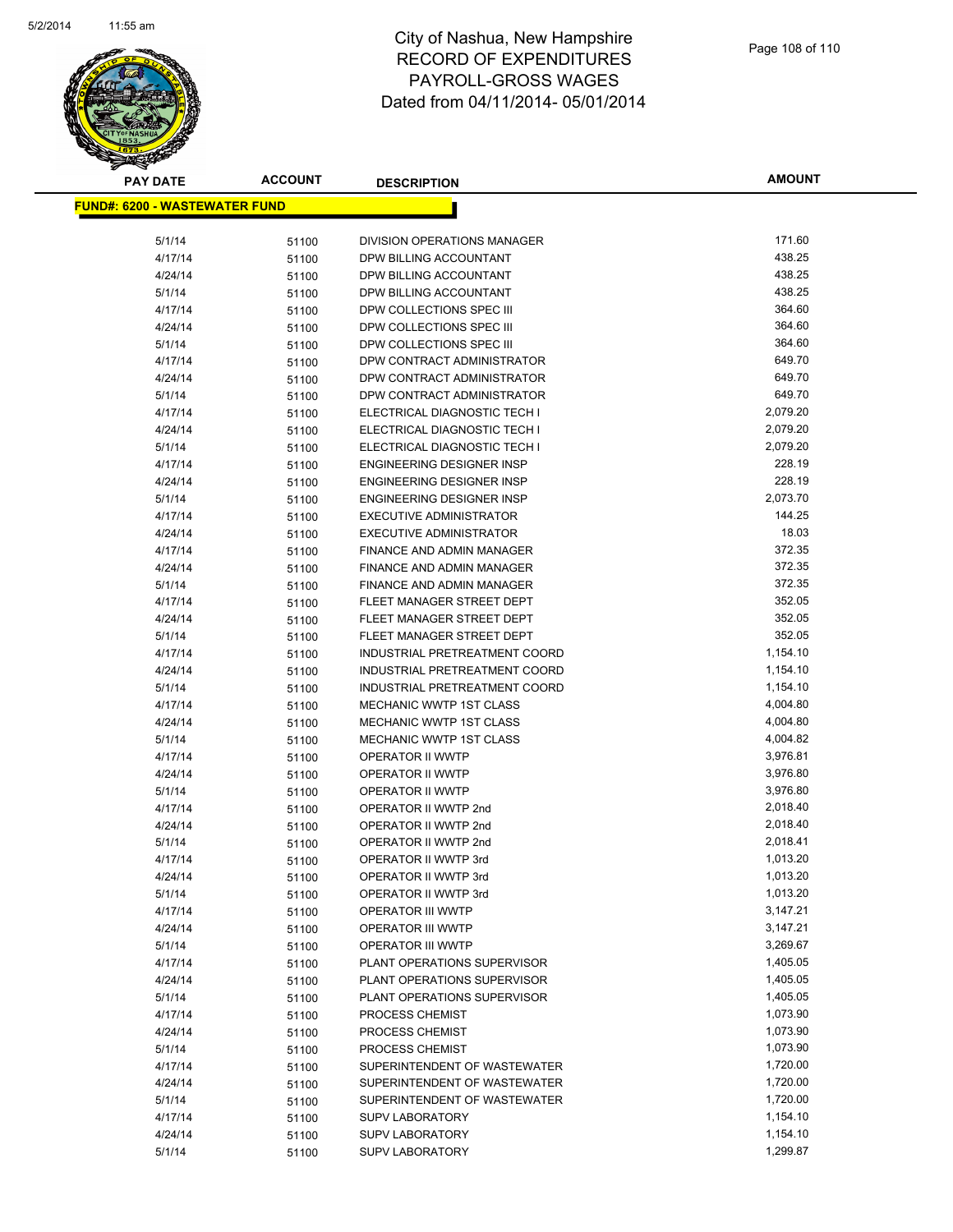City of Nashua, New Hampshire
RECORD OF EXPENDITURES
PAYROLL-GROSS WAGES
Dated from 04/11/2014- 05/01/2014

| PAY DATE | ACCOUNT | DESCRIPTION | AMOUNT |
|---|---|---|---|
| **FUND#: 6200 - WASTEWATER FUND** | | | |
| 5/1/14 | 51100 | DIVISION OPERATIONS MANAGER | 171.60 |
| 4/17/14 | 51100 | DPW BILLING ACCOUNTANT | 438.25 |
| 4/24/14 | 51100 | DPW BILLING ACCOUNTANT | 438.25 |
| 5/1/14 | 51100 | DPW BILLING ACCOUNTANT | 438.25 |
| 4/17/14 | 51100 | DPW COLLECTIONS SPEC III | 364.60 |
| 4/24/14 | 51100 | DPW COLLECTIONS SPEC III | 364.60 |
| 5/1/14 | 51100 | DPW COLLECTIONS SPEC III | 364.60 |
| 4/17/14 | 51100 | DPW CONTRACT ADMINISTRATOR | 649.70 |
| 4/24/14 | 51100 | DPW CONTRACT ADMINISTRATOR | 649.70 |
| 5/1/14 | 51100 | DPW CONTRACT ADMINISTRATOR | 649.70 |
| 4/17/14 | 51100 | ELECTRICAL DIAGNOSTIC TECH I | 2,079.20 |
| 4/24/14 | 51100 | ELECTRICAL DIAGNOSTIC TECH I | 2,079.20 |
| 5/1/14 | 51100 | ELECTRICAL DIAGNOSTIC TECH I | 2,079.20 |
| 4/17/14 | 51100 | ENGINEERING DESIGNER INSP | 228.19 |
| 4/24/14 | 51100 | ENGINEERING DESIGNER INSP | 228.19 |
| 5/1/14 | 51100 | ENGINEERING DESIGNER INSP | 2,073.70 |
| 4/17/14 | 51100 | EXECUTIVE ADMINISTRATOR | 144.25 |
| 4/24/14 | 51100 | EXECUTIVE ADMINISTRATOR | 18.03 |
| 4/17/14 | 51100 | FINANCE AND ADMIN MANAGER | 372.35 |
| 4/24/14 | 51100 | FINANCE AND ADMIN MANAGER | 372.35 |
| 5/1/14 | 51100 | FINANCE AND ADMIN MANAGER | 372.35 |
| 4/17/14 | 51100 | FLEET MANAGER STREET DEPT | 352.05 |
| 4/24/14 | 51100 | FLEET MANAGER STREET DEPT | 352.05 |
| 5/1/14 | 51100 | FLEET MANAGER STREET DEPT | 352.05 |
| 4/17/14 | 51100 | INDUSTRIAL PRETREATMENT COORD | 1,154.10 |
| 4/24/14 | 51100 | INDUSTRIAL PRETREATMENT COORD | 1,154.10 |
| 5/1/14 | 51100 | INDUSTRIAL PRETREATMENT COORD | 1,154.10 |
| 4/17/14 | 51100 | MECHANIC WWTP 1ST CLASS | 4,004.80 |
| 4/24/14 | 51100 | MECHANIC WWTP 1ST CLASS | 4,004.80 |
| 5/1/14 | 51100 | MECHANIC WWTP 1ST CLASS | 4,004.82 |
| 4/17/14 | 51100 | OPERATOR II WWTP | 3,976.81 |
| 4/24/14 | 51100 | OPERATOR II WWTP | 3,976.80 |
| 5/1/14 | 51100 | OPERATOR II WWTP | 3,976.80 |
| 4/17/14 | 51100 | OPERATOR II WWTP 2nd | 2,018.40 |
| 4/24/14 | 51100 | OPERATOR II WWTP 2nd | 2,018.40 |
| 5/1/14 | 51100 | OPERATOR II WWTP 2nd | 2,018.41 |
| 4/17/14 | 51100 | OPERATOR II WWTP 3rd | 1,013.20 |
| 4/24/14 | 51100 | OPERATOR II WWTP 3rd | 1,013.20 |
| 5/1/14 | 51100 | OPERATOR II WWTP 3rd | 1,013.20 |
| 4/17/14 | 51100 | OPERATOR III WWTP | 3,147.21 |
| 4/24/14 | 51100 | OPERATOR III WWTP | 3,147.21 |
| 5/1/14 | 51100 | OPERATOR III WWTP | 3,269.67 |
| 4/17/14 | 51100 | PLANT OPERATIONS SUPERVISOR | 1,405.05 |
| 4/24/14 | 51100 | PLANT OPERATIONS SUPERVISOR | 1,405.05 |
| 5/1/14 | 51100 | PLANT OPERATIONS SUPERVISOR | 1,405.05 |
| 4/17/14 | 51100 | PROCESS CHEMIST | 1,073.90 |
| 4/24/14 | 51100 | PROCESS CHEMIST | 1,073.90 |
| 5/1/14 | 51100 | PROCESS CHEMIST | 1,073.90 |
| 4/17/14 | 51100 | SUPERINTENDENT OF WASTEWATER | 1,720.00 |
| 4/24/14 | 51100 | SUPERINTENDENT OF WASTEWATER | 1,720.00 |
| 5/1/14 | 51100 | SUPERINTENDENT OF WASTEWATER | 1,720.00 |
| 4/17/14 | 51100 | SUPV LABORATORY | 1,154.10 |
| 4/24/14 | 51100 | SUPV LABORATORY | 1,154.10 |
| 5/1/14 | 51100 | SUPV LABORATORY | 1,299.87 |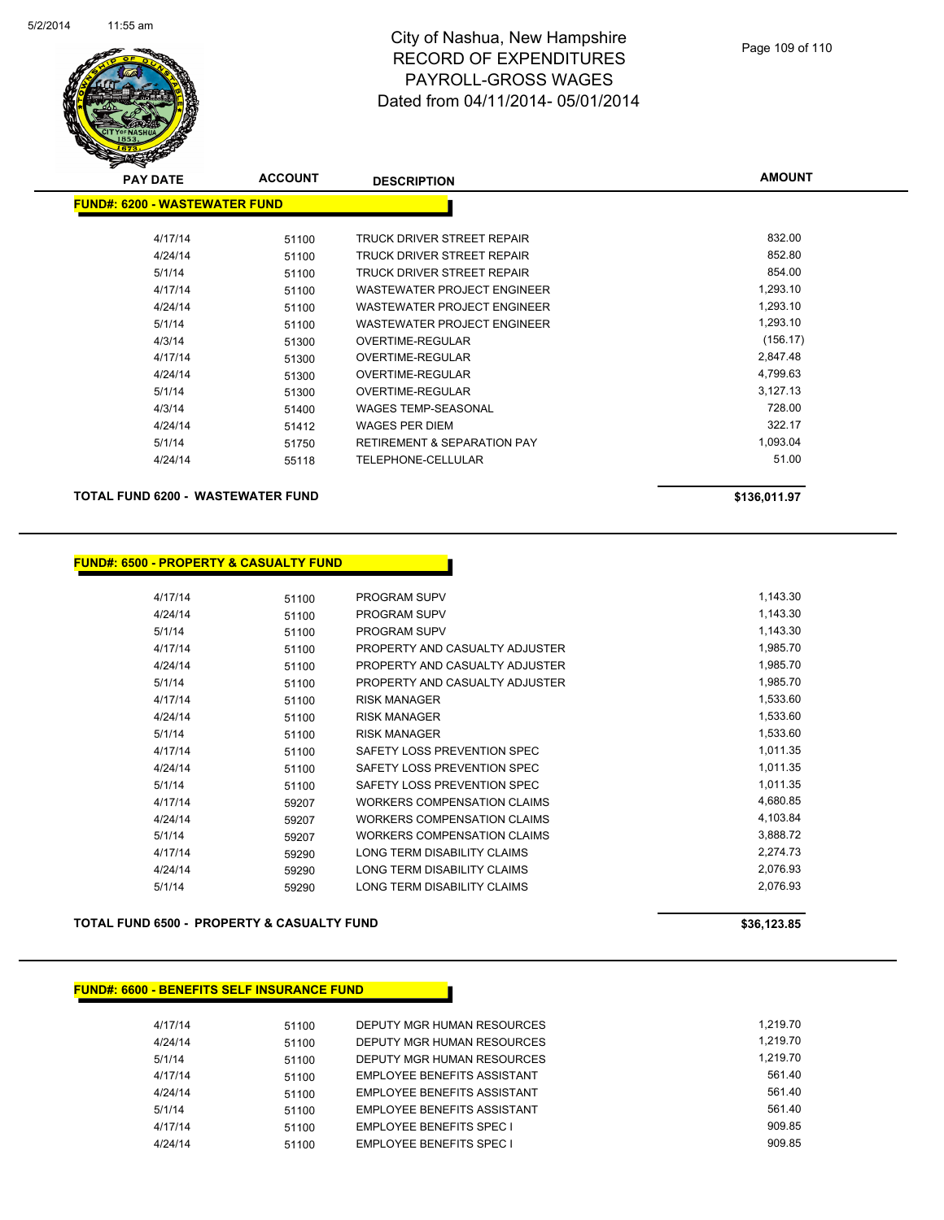# City of Nashua, New Hampshire
# RECORD OF EXPENDITURES
# PAYROLL-GROSS WAGES
# Dated from 04/11/2014- 05/01/2014

| PAY DATE | ACCOUNT | DESCRIPTION | AMOUNT |
|---|---|---|---|
| **FUND#: 6200 - WASTEWATER FUND** | | | |
| 4/17/14 | 51100 | TRUCK DRIVER STREET REPAIR | 832.00 |
| 4/24/14 | 51100 | TRUCK DRIVER STREET REPAIR | 852.80 |
| 5/1/14 | 51100 | TRUCK DRIVER STREET REPAIR | 854.00 |
| 4/17/14 | 51100 | WASTEWATER PROJECT ENGINEER | 1,293.10 |
| 4/24/14 | 51100 | WASTEWATER PROJECT ENGINEER | 1,293.10 |
| 5/1/14 | 51100 | WASTEWATER PROJECT ENGINEER | 1,293.10 |
| 4/3/14 | 51300 | OVERTIME-REGULAR | (156.17) |
| 4/17/14 | 51300 | OVERTIME-REGULAR | 2,847.48 |
| 4/24/14 | 51300 | OVERTIME-REGULAR | 4,799.63 |
| 5/1/14 | 51300 | OVERTIME-REGULAR | 3,127.13 |
| 4/3/14 | 51400 | WAGES TEMP-SEASONAL | 728.00 |
| 4/24/14 | 51412 | WAGES PER DIEM | 322.17 |
| 5/1/14 | 51750 | RETIREMENT & SEPARATION PAY | 1,093.04 |
| 4/24/14 | 55118 | TELEPHONE-CELLULAR | 51.00 |
| **TOTAL FUND 6200 - WASTEWATER FUND** | | | **$136,011.97** |

| PAY DATE | ACCOUNT | DESCRIPTION | AMOUNT |
|---|---|---|---|
| **FUND#: 6500 - PROPERTY & CASUALTY FUND** | | | |
| 4/17/14 | 51100 | PROGRAM SUPV | 1,143.30 |
| 4/24/14 | 51100 | PROGRAM SUPV | 1,143.30 |
| 5/1/14 | 51100 | PROGRAM SUPV | 1,143.30 |
| 4/17/14 | 51100 | PROPERTY AND CASUALTY ADJUSTER | 1,985.70 |
| 4/24/14 | 51100 | PROPERTY AND CASUALTY ADJUSTER | 1,985.70 |
| 5/1/14 | 51100 | PROPERTY AND CASUALTY ADJUSTER | 1,985.70 |
| 4/17/14 | 51100 | RISK MANAGER | 1,533.60 |
| 4/24/14 | 51100 | RISK MANAGER | 1,533.60 |
| 5/1/14 | 51100 | RISK MANAGER | 1,533.60 |
| 4/17/14 | 51100 | SAFETY LOSS PREVENTION SPEC | 1,011.35 |
| 4/24/14 | 51100 | SAFETY LOSS PREVENTION SPEC | 1,011.35 |
| 5/1/14 | 51100 | SAFETY LOSS PREVENTION SPEC | 1,011.35 |
| 4/17/14 | 59207 | WORKERS COMPENSATION CLAIMS | 4,680.85 |
| 4/24/14 | 59207 | WORKERS COMPENSATION CLAIMS | 4,103.84 |
| 5/1/14 | 59207 | WORKERS COMPENSATION CLAIMS | 3,888.72 |
| 4/17/14 | 59290 | LONG TERM DISABILITY CLAIMS | 2,274.73 |
| 4/24/14 | 59290 | LONG TERM DISABILITY CLAIMS | 2,076.93 |
| 5/1/14 | 59290 | LONG TERM DISABILITY CLAIMS | 2,076.93 |
| **TOTAL FUND 6500 - PROPERTY & CASUALTY FUND** | | | **$36,123.85** |

| PAY DATE | ACCOUNT | DESCRIPTION | AMOUNT |
|---|---|---|---|
| **FUND#: 6600 - BENEFITS SELF INSURANCE FUND** | | | |
| 4/17/14 | 51100 | DEPUTY MGR HUMAN RESOURCES | 1,219.70 |
| 4/24/14 | 51100 | DEPUTY MGR HUMAN RESOURCES | 1,219.70 |
| 5/1/14 | 51100 | DEPUTY MGR HUMAN RESOURCES | 1,219.70 |
| 4/17/14 | 51100 | EMPLOYEE BENEFITS ASSISTANT | 561.40 |
| 4/24/14 | 51100 | EMPLOYEE BENEFITS ASSISTANT | 561.40 |
| 5/1/14 | 51100 | EMPLOYEE BENEFITS ASSISTANT | 561.40 |
| 4/17/14 | 51100 | EMPLOYEE BENEFITS SPEC I | 909.85 |
| 4/24/14 | 51100 | EMPLOYEE BENEFITS SPEC I | 909.85 |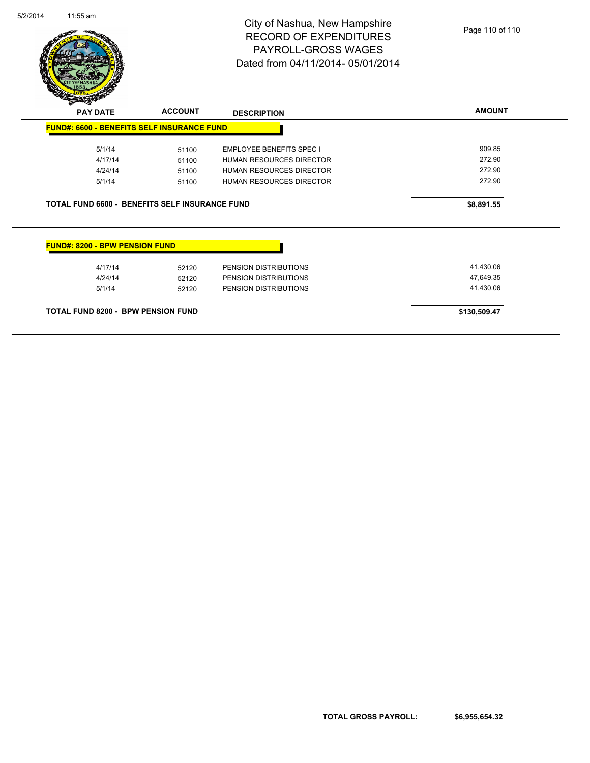# City of Nashua, New Hampshire
## RECORD OF EXPENDITURES
## PAYROLL-GROSS WAGES
## Dated from 04/11/2014- 05/01/2014

| PAY DATE | ACCOUNT | DESCRIPTION | AMOUNT |
|---|---|---|---|
| **FUND#: 6600 - BENEFITS SELF INSURANCE FUND** | | | |
| 5/1/14 | 51100 | EMPLOYEE BENEFITS SPEC I | 909.85 |
| 4/17/14 | 51100 | HUMAN RESOURCES DIRECTOR | 272.90 |
| 4/24/14 | 51100 | HUMAN RESOURCES DIRECTOR | 272.90 |
| 5/1/14 | 51100 | HUMAN RESOURCES DIRECTOR | 272.90 |
| **TOTAL FUND 6600 - BENEFITS SELF INSURANCE FUND** | | | **$8,891.55** |

| PAY DATE | ACCOUNT | DESCRIPTION | AMOUNT |
|---|---|---|---|
| **FUND#: 8200 - BPW PENSION FUND** | | | |
| 4/17/14 | 52120 | PENSION DISTRIBUTIONS | 41,430.06 |
| 4/24/14 | 52120 | PENSION DISTRIBUTIONS | 47,649.35 |
| 5/1/14 | 52120 | PENSION DISTRIBUTIONS | 41,430.06 |
| **TOTAL FUND 8200 - BPW PENSION FUND** | | | **$130,509.47** |

**TOTAL GROSS PAYROLL: $6,955,654.32**